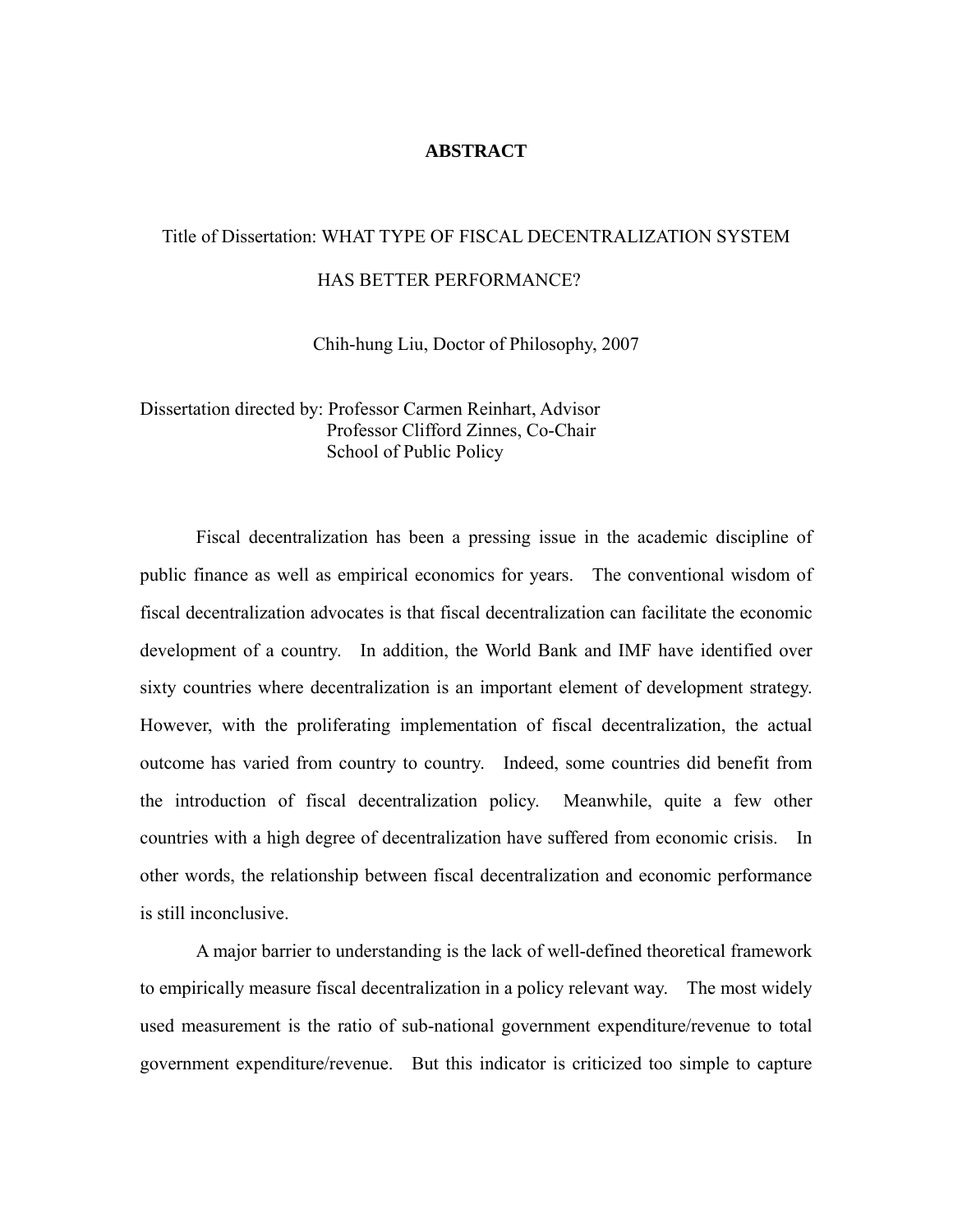# ABSTRACT

Title of Dissertation: WHAT TYPE OF FISCAL DECENTRALIZATION SYSTEM HAS BETTER PERFORMANCE?

Chih-hung Liu, Doctor of Philosophy, 2007

Dissertation directed by: Professor Carmen Reinhart, Advisor
Professor Clifford Zinnes, Co-Chair
School of Public Policy

Fiscal decentralization has been a pressing issue in the academic discipline of public finance as well as empirical economics for years. The conventional wisdom of fiscal decentralization advocates is that fiscal decentralization can facilitate the economic development of a country. In addition, the World Bank and IMF have identified over sixty countries where decentralization is an important element of development strategy. However, with the proliferating implementation of fiscal decentralization, the actual outcome has varied from country to country. Indeed, some countries did benefit from the introduction of fiscal decentralization policy. Meanwhile, quite a few other countries with a high degree of decentralization have suffered from economic crisis. In other words, the relationship between fiscal decentralization and economic performance is still inconclusive.

A major barrier to understanding is the lack of well-defined theoretical framework to empirically measure fiscal decentralization in a policy relevant way. The most widely used measurement is the ratio of sub-national government expenditure/revenue to total government expenditure/revenue. But this indicator is criticized too simple to capture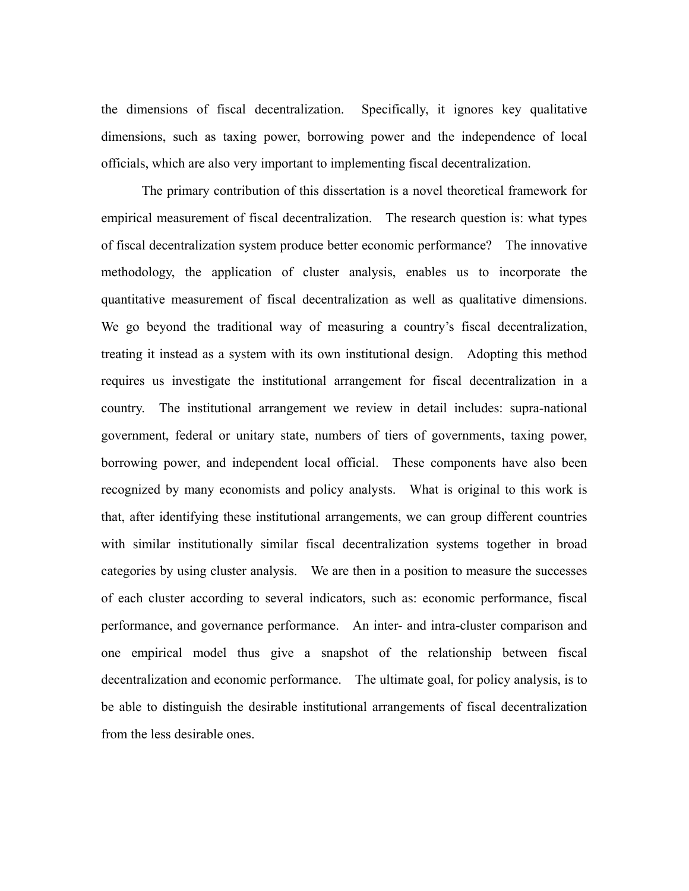the dimensions of fiscal decentralization. Specifically, it ignores key qualitative dimensions, such as taxing power, borrowing power and the independence of local officials, which are also very important to implementing fiscal decentralization.

The primary contribution of this dissertation is a novel theoretical framework for empirical measurement of fiscal decentralization. The research question is: what types of fiscal decentralization system produce better economic performance? The innovative methodology, the application of cluster analysis, enables us to incorporate the quantitative measurement of fiscal decentralization as well as qualitative dimensions. We go beyond the traditional way of measuring a country's fiscal decentralization, treating it instead as a system with its own institutional design. Adopting this method requires us investigate the institutional arrangement for fiscal decentralization in a country. The institutional arrangement we review in detail includes: supra-national government, federal or unitary state, numbers of tiers of governments, taxing power, borrowing power, and independent local official. These components have also been recognized by many economists and policy analysts. What is original to this work is that, after identifying these institutional arrangements, we can group different countries with similar institutionally similar fiscal decentralization systems together in broad categories by using cluster analysis. We are then in a position to measure the successes of each cluster according to several indicators, such as: economic performance, fiscal performance, and governance performance. An inter- and intra-cluster comparison and one empirical model thus give a snapshot of the relationship between fiscal decentralization and economic performance. The ultimate goal, for policy analysis, is to be able to distinguish the desirable institutional arrangements of fiscal decentralization from the less desirable ones.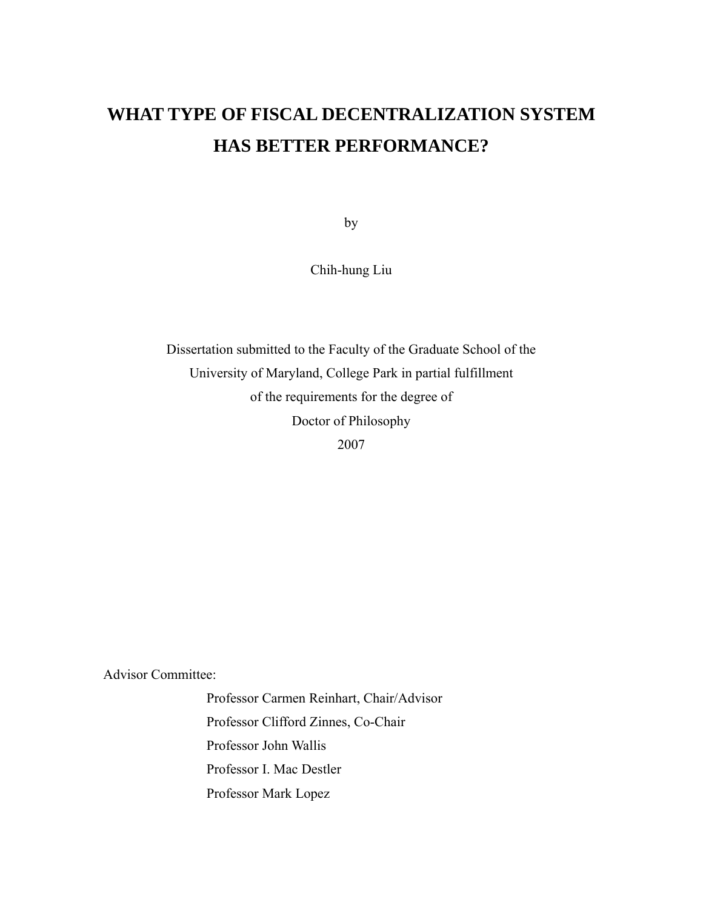# WHAT TYPE OF FISCAL DECENTRALIZATION SYSTEM HAS BETTER PERFORMANCE?

by

Chih-hung Liu

Dissertation submitted to the Faculty of the Graduate School of the
University of Maryland, College Park in partial fulfillment
of the requirements for the degree of
Doctor of Philosophy
2007

Advisor Committee:

Professor Carmen Reinhart, Chair/Advisor
Professor Clifford Zinnes, Co-Chair
Professor John Wallis
Professor I. Mac Destler
Professor Mark Lopez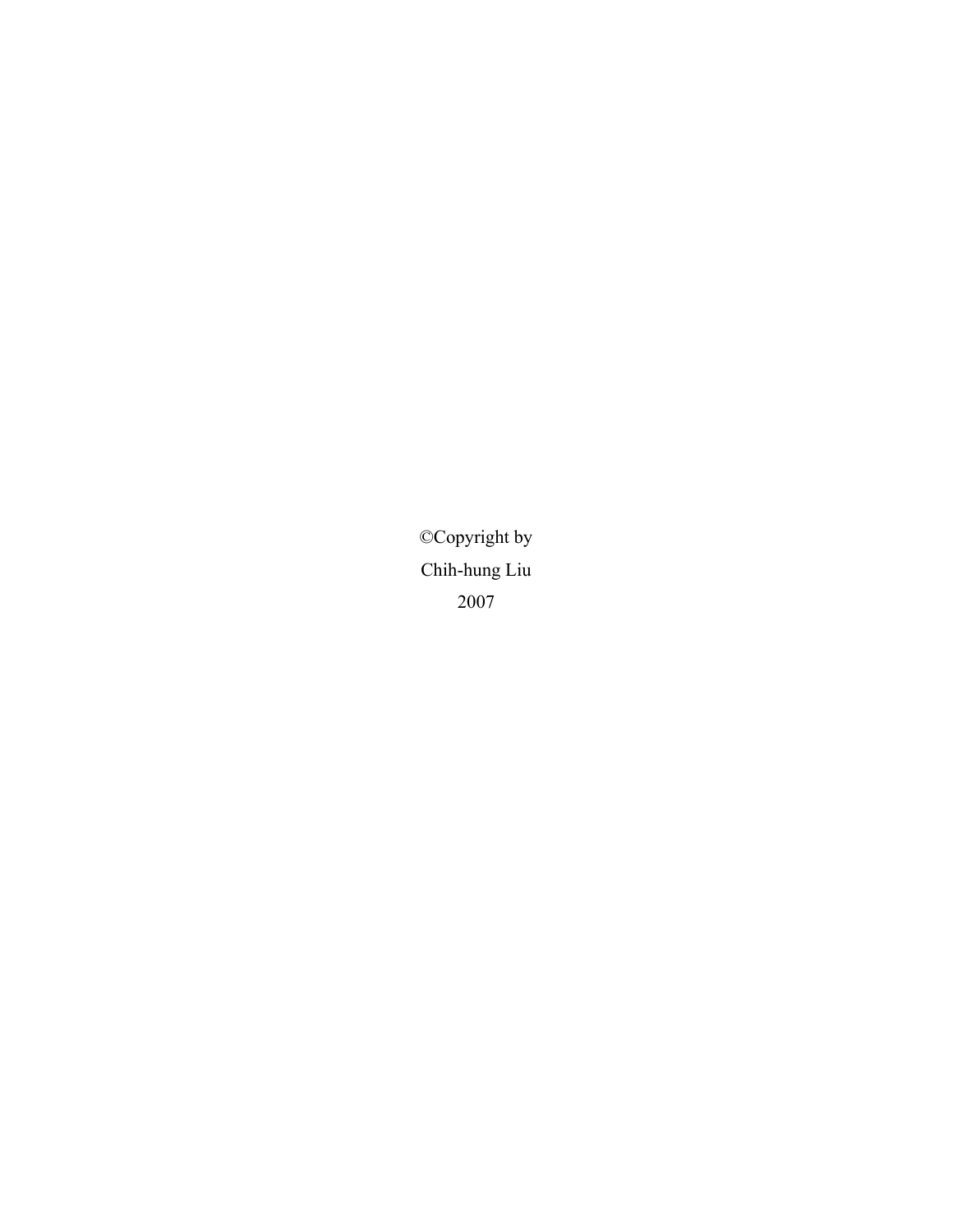©Copyright by

Chih-hung Liu

2007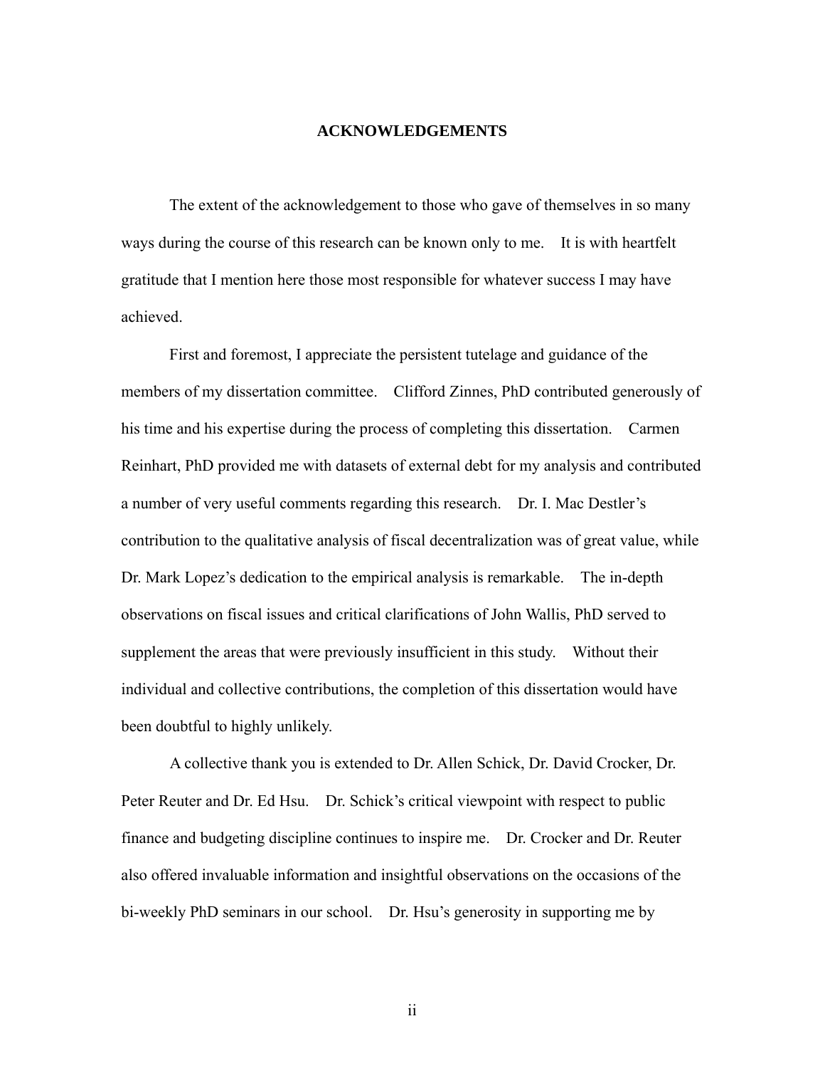# ACKNOWLEDGEMENTS

The extent of the acknowledgement to those who gave of themselves in so many ways during the course of this research can be known only to me. It is with heartfelt gratitude that I mention here those most responsible for whatever success I may have achieved.

First and foremost, I appreciate the persistent tutelage and guidance of the members of my dissertation committee. Clifford Zinnes, PhD contributed generously of his time and his expertise during the process of completing this dissertation. Carmen Reinhart, PhD provided me with datasets of external debt for my analysis and contributed a number of very useful comments regarding this research. Dr. I. Mac Destler's contribution to the qualitative analysis of fiscal decentralization was of great value, while Dr. Mark Lopez's dedication to the empirical analysis is remarkable. The in-depth observations on fiscal issues and critical clarifications of John Wallis, PhD served to supplement the areas that were previously insufficient in this study. Without their individual and collective contributions, the completion of this dissertation would have been doubtful to highly unlikely.

A collective thank you is extended to Dr. Allen Schick, Dr. David Crocker, Dr. Peter Reuter and Dr. Ed Hsu. Dr. Schick's critical viewpoint with respect to public finance and budgeting discipline continues to inspire me. Dr. Crocker and Dr. Reuter also offered invaluable information and insightful observations on the occasions of the bi-weekly PhD seminars in our school. Dr. Hsu's generosity in supporting me by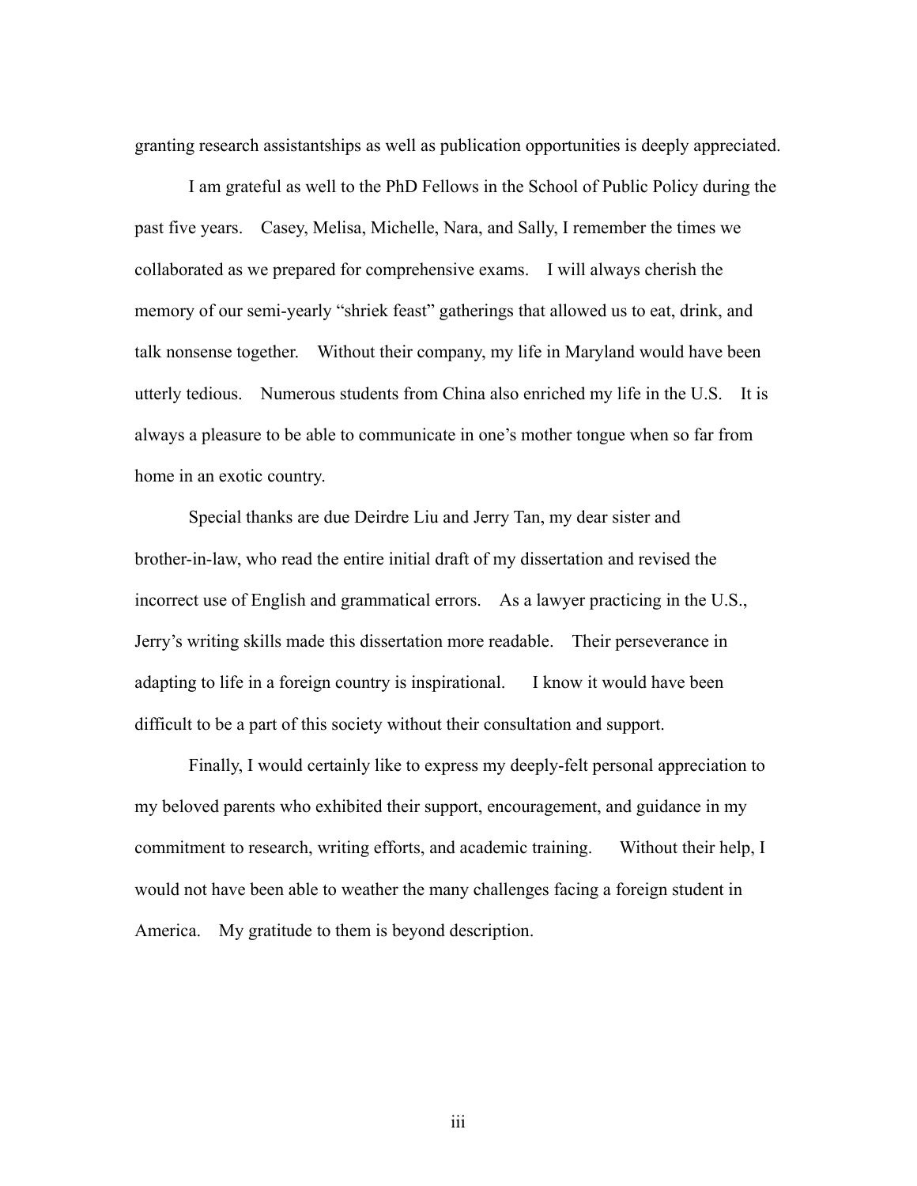granting research assistantships as well as publication opportunities is deeply appreciated.

I am grateful as well to the PhD Fellows in the School of Public Policy during the past five years. Casey, Melisa, Michelle, Nara, and Sally, I remember the times we collaborated as we prepared for comprehensive exams. I will always cherish the memory of our semi-yearly "shriek feast" gatherings that allowed us to eat, drink, and talk nonsense together. Without their company, my life in Maryland would have been utterly tedious. Numerous students from China also enriched my life in the U.S. It is always a pleasure to be able to communicate in one's mother tongue when so far from home in an exotic country.

Special thanks are due Deirdre Liu and Jerry Tan, my dear sister and brother-in-law, who read the entire initial draft of my dissertation and revised the incorrect use of English and grammatical errors. As a lawyer practicing in the U.S., Jerry's writing skills made this dissertation more readable. Their perseverance in adapting to life in a foreign country is inspirational. I know it would have been difficult to be a part of this society without their consultation and support.

Finally, I would certainly like to express my deeply-felt personal appreciation to my beloved parents who exhibited their support, encouragement, and guidance in my commitment to research, writing efforts, and academic training. Without their help, I would not have been able to weather the many challenges facing a foreign student in America. My gratitude to them is beyond description.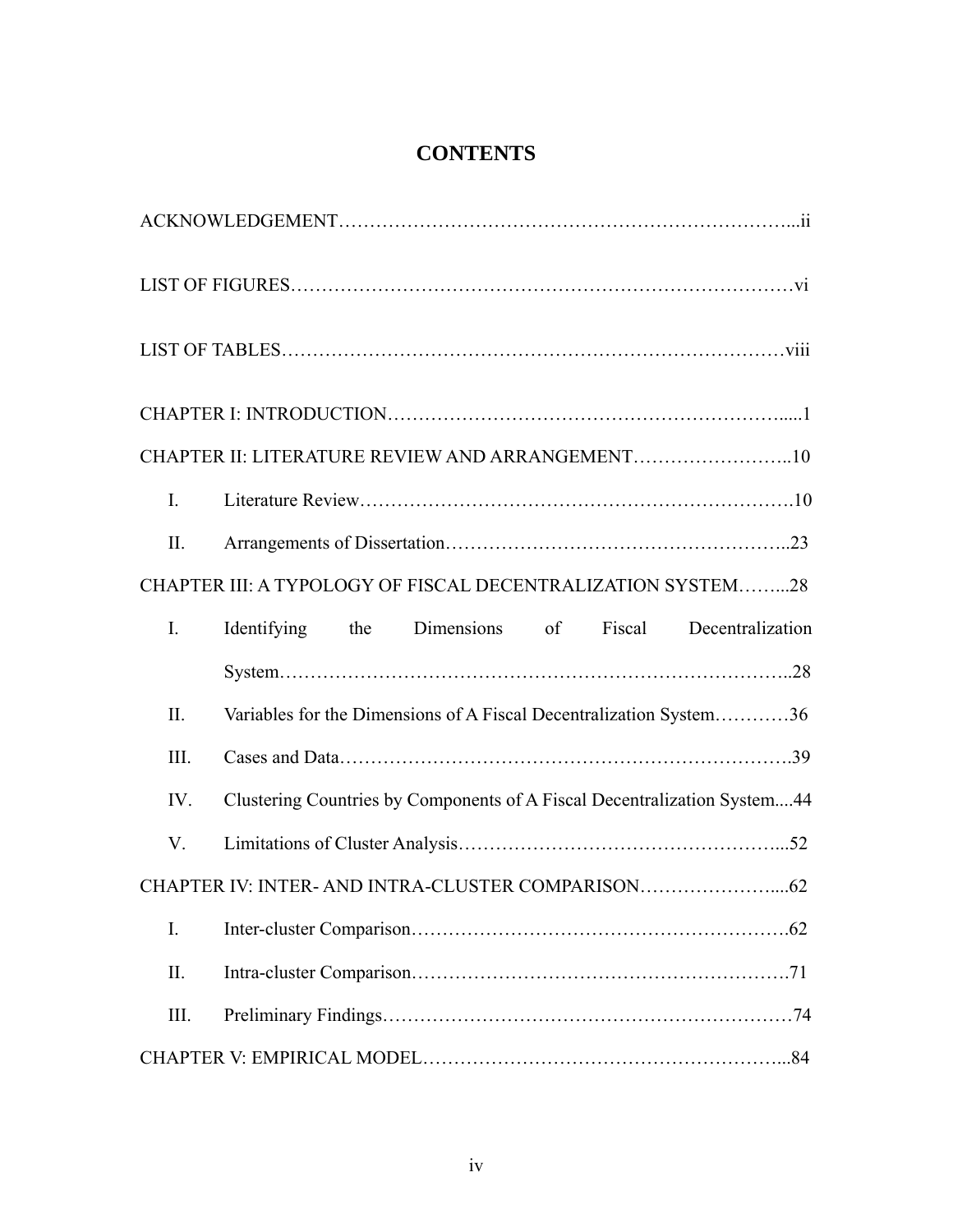# CONTENTS

ACKNOWLEDGEMENT……………………………………………………………...ii

LIST OF FIGURES………………………………………………………………………vi

LIST OF TABLES……………………………………………………………………viii

CHAPTER I: INTRODUCTION……………………………………………………......1

CHAPTER II: LITERATURE REVIEW AND ARRANGEMENT……………………..10

- I. Literature Review……………………………………………………………….10
- II. Arrangements of Dissertation………………………………………………..23

CHAPTER III: A TYPOLOGY OF FISCAL DECENTRALIZATION SYSTEM……...28

- I. Identifying the Dimensions of Fiscal Decentralization System……………………………………………………………………..28
- II. Variables for the Dimensions of A Fiscal Decentralization System…………36
- III. Cases and Data……………………………………………………………….39
- IV. Clustering Countries by Components of A Fiscal Decentralization System....44
- V. Limitations of Cluster Analysis……………………………………………...52

CHAPTER IV: INTER- AND INTRA-CLUSTER COMPARISON…………………....62

- I. Inter-cluster Comparison…………………………………………………….62
- II. Intra-cluster Comparison…………………………………………………….71
- III. Preliminary Findings…………………………………………………………74

CHAPTER V: EMPIRICAL MODEL…………………………………………………...84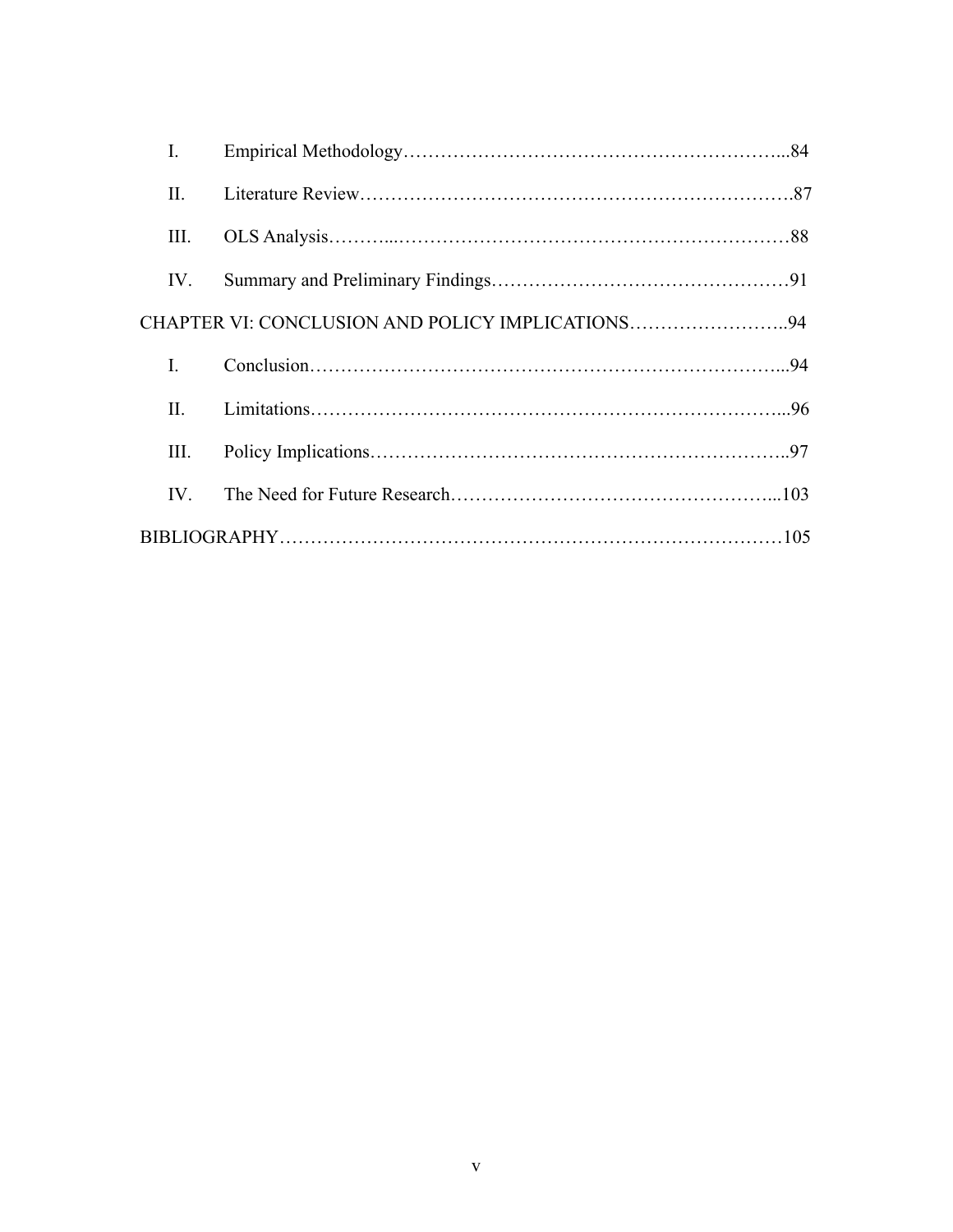I. Empirical Methodology……………………………………………………...84

II. Literature Review…………………………………………………………….87

III. OLS Analysis………...…………………………………………………………88

IV. Summary and Preliminary Findings…………………………………………91

CHAPTER VI: CONCLUSION AND POLICY IMPLICATIONS……………………..94

I. Conclusion…………………………………………………………………...94

II. Limitations…………………………………………………………………...96

III. Policy Implications…………………………………………………………..97

IV. The Need for Future Research……………………………………………...103

BIBLIOGRAPHY………………………………………………………………………105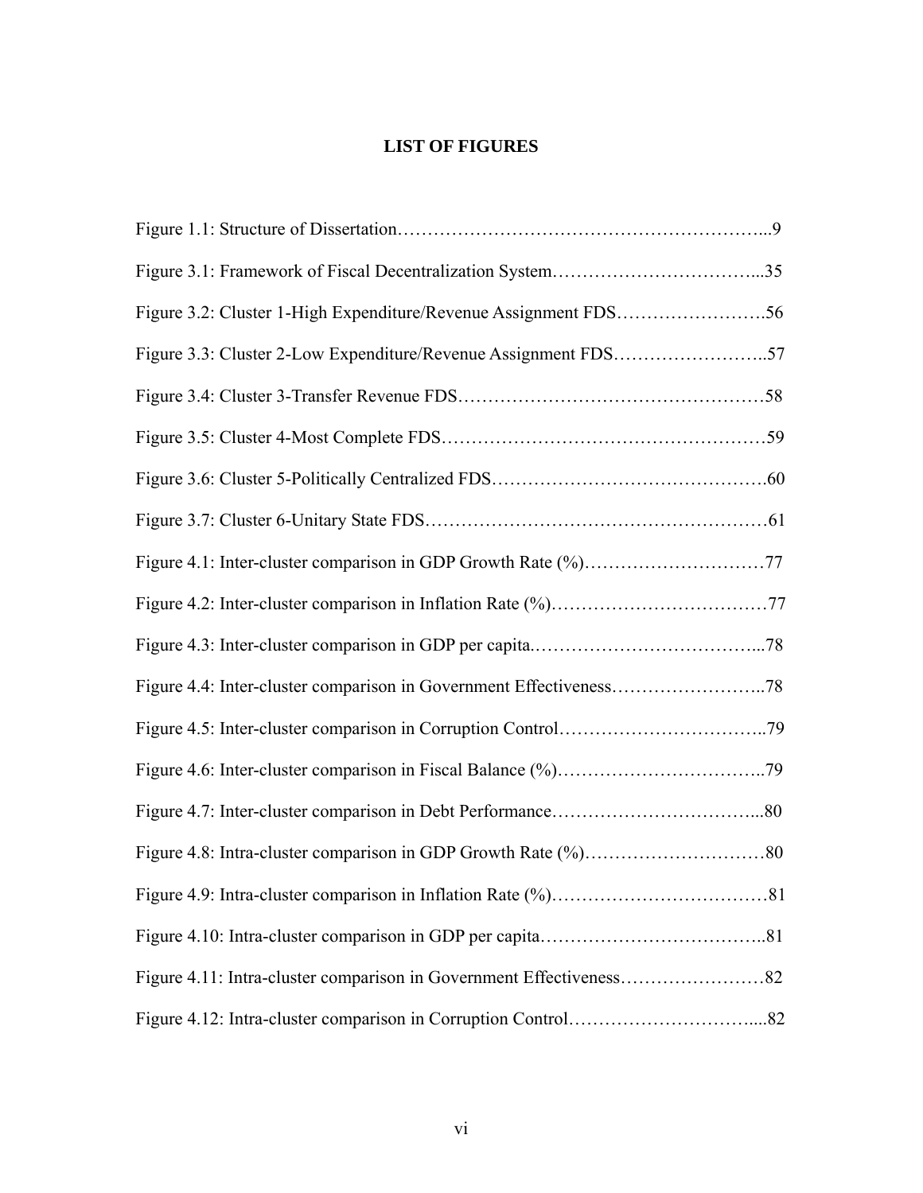# LIST OF FIGURES

Figure 1.1: Structure of Dissertation…………………………………………………...9

Figure 3.1: Framework of Fiscal Decentralization System……………………………...35

Figure 3.2: Cluster 1-High Expenditure/Revenue Assignment FDS…………………….56

Figure 3.3: Cluster 2-Low Expenditure/Revenue Assignment FDS……………………..57

Figure 3.4: Cluster 3-Transfer Revenue FDS……………………………………………58

Figure 3.5: Cluster 4-Most Complete FDS………………………………………………59

Figure 3.6: Cluster 5-Politically Centralized FDS……………………………………….60

Figure 3.7: Cluster 6-Unitary State FDS…………………………………………………61

Figure 4.1: Inter-cluster comparison in GDP Growth Rate (%)…………………………77

Figure 4.2: Inter-cluster comparison in Inflation Rate (%)………………………………77

Figure 4.3: Inter-cluster comparison in GDP per capita.………………………………...78

Figure 4.4: Inter-cluster comparison in Government Effectiveness……………………..78

Figure 4.5: Inter-cluster comparison in Corruption Control……………………………..79

Figure 4.6: Inter-cluster comparison in Fiscal Balance (%)……………………………..79

Figure 4.7: Inter-cluster comparison in Debt Performance……………………………...80

Figure 4.8: Intra-cluster comparison in GDP Growth Rate (%)…………………………80

Figure 4.9: Intra-cluster comparison in Inflation Rate (%)………………………………81

Figure 4.10: Intra-cluster comparison in GDP per capita………………………………..81

Figure 4.11: Intra-cluster comparison in Government Effectiveness……………………82

Figure 4.12: Intra-cluster comparison in Corruption Control…………………………....82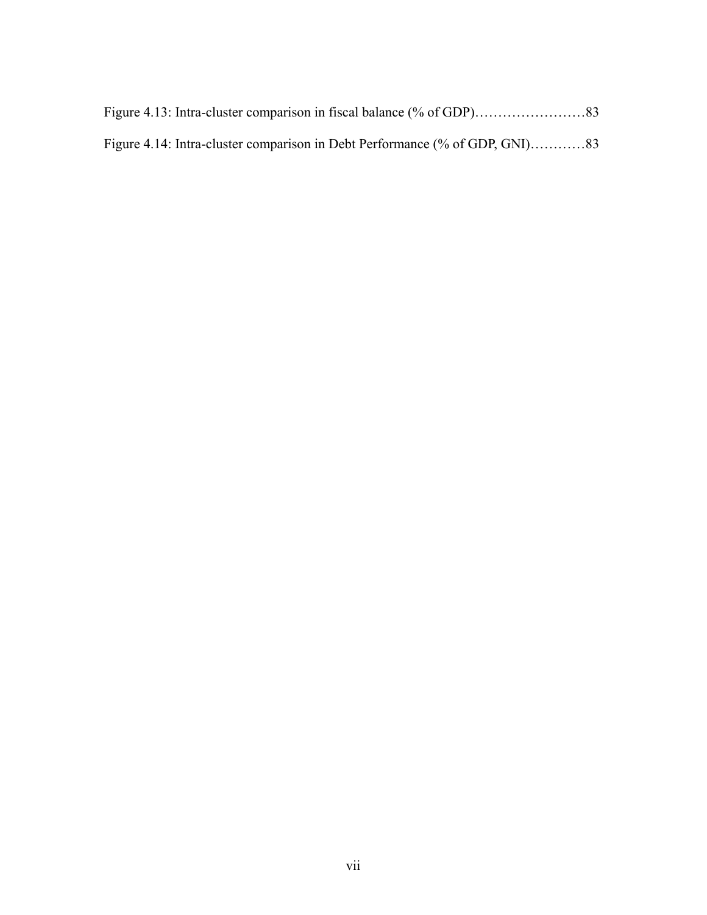Figure 4.13: Intra-cluster comparison in fiscal balance (% of GDP)……………………83

Figure 4.14: Intra-cluster comparison in Debt Performance (% of GDP, GNI)…………83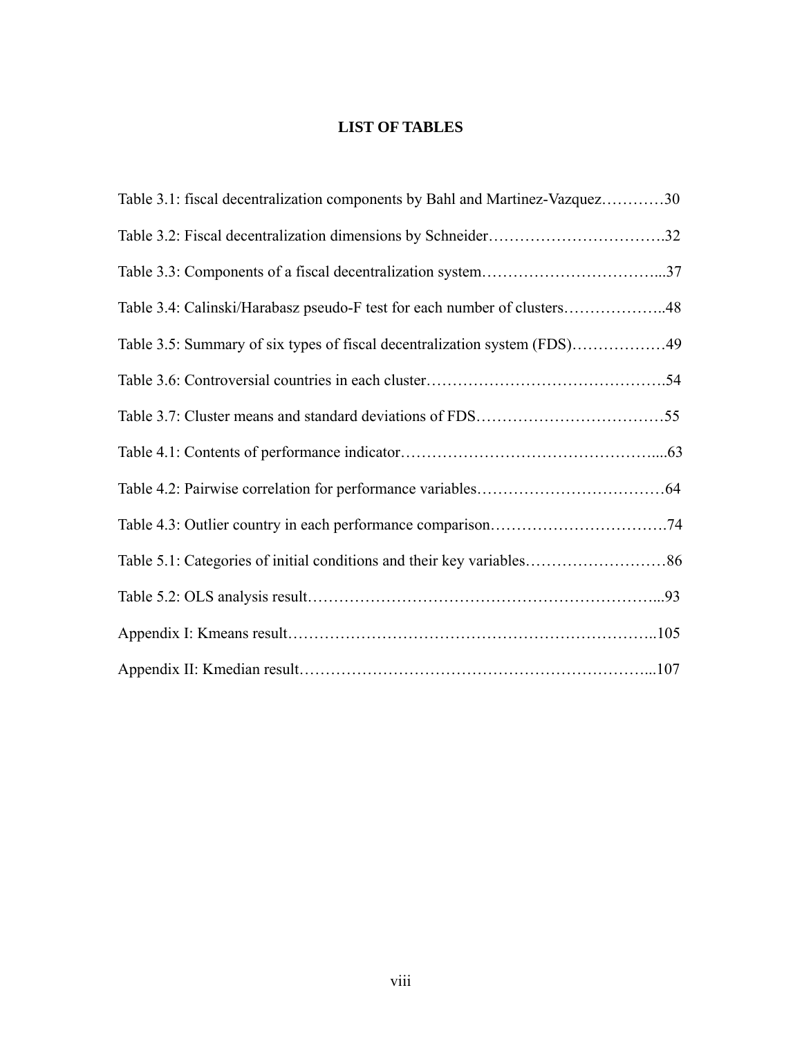# LIST OF TABLES

Table 3.1: fiscal decentralization components by Bahl and Martinez-Vazquez…………30

Table 3.2: Fiscal decentralization dimensions by Schneider…………………………….32

Table 3.3: Components of a fiscal decentralization system……………………………...37

Table 3.4: Calinski/Harabasz pseudo-F test for each number of clusters………………..48

Table 3.5: Summary of six types of fiscal decentralization system (FDS)………………49

Table 3.6: Controversial countries in each cluster……………………………………….54

Table 3.7: Cluster means and standard deviations of FDS………………………………55

Table 4.1: Contents of performance indicator…………………………………………....63

Table 4.2: Pairwise correlation for performance variables………………………………64

Table 4.3: Outlier country in each performance comparison…………………………….74

Table 5.1: Categories of initial conditions and their key variables………………………86

Table 5.2: OLS analysis result…………………………………………………………...93

Appendix I: Kmeans result……………………………………………………………..105

Appendix II: Kmedian result…………………………………………………………...107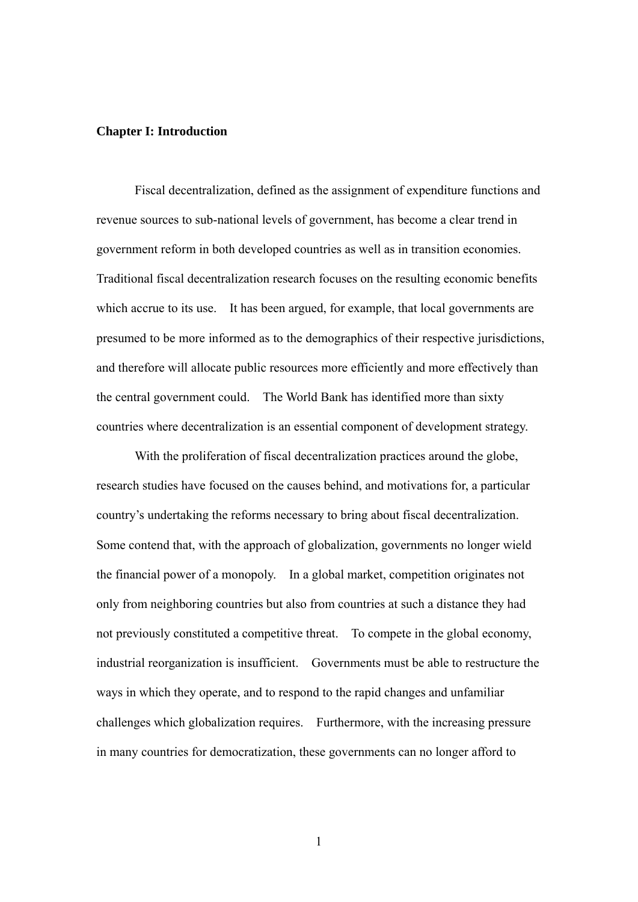## Chapter I: Introduction

Fiscal decentralization, defined as the assignment of expenditure functions and revenue sources to sub-national levels of government, has become a clear trend in government reform in both developed countries as well as in transition economies. Traditional fiscal decentralization research focuses on the resulting economic benefits which accrue to its use. It has been argued, for example, that local governments are presumed to be more informed as to the demographics of their respective jurisdictions, and therefore will allocate public resources more efficiently and more effectively than the central government could. The World Bank has identified more than sixty countries where decentralization is an essential component of development strategy.

With the proliferation of fiscal decentralization practices around the globe, research studies have focused on the causes behind, and motivations for, a particular country's undertaking the reforms necessary to bring about fiscal decentralization. Some contend that, with the approach of globalization, governments no longer wield the financial power of a monopoly. In a global market, competition originates not only from neighboring countries but also from countries at such a distance they had not previously constituted a competitive threat. To compete in the global economy, industrial reorganization is insufficient. Governments must be able to restructure the ways in which they operate, and to respond to the rapid changes and unfamiliar challenges which globalization requires. Furthermore, with the increasing pressure in many countries for democratization, these governments can no longer afford to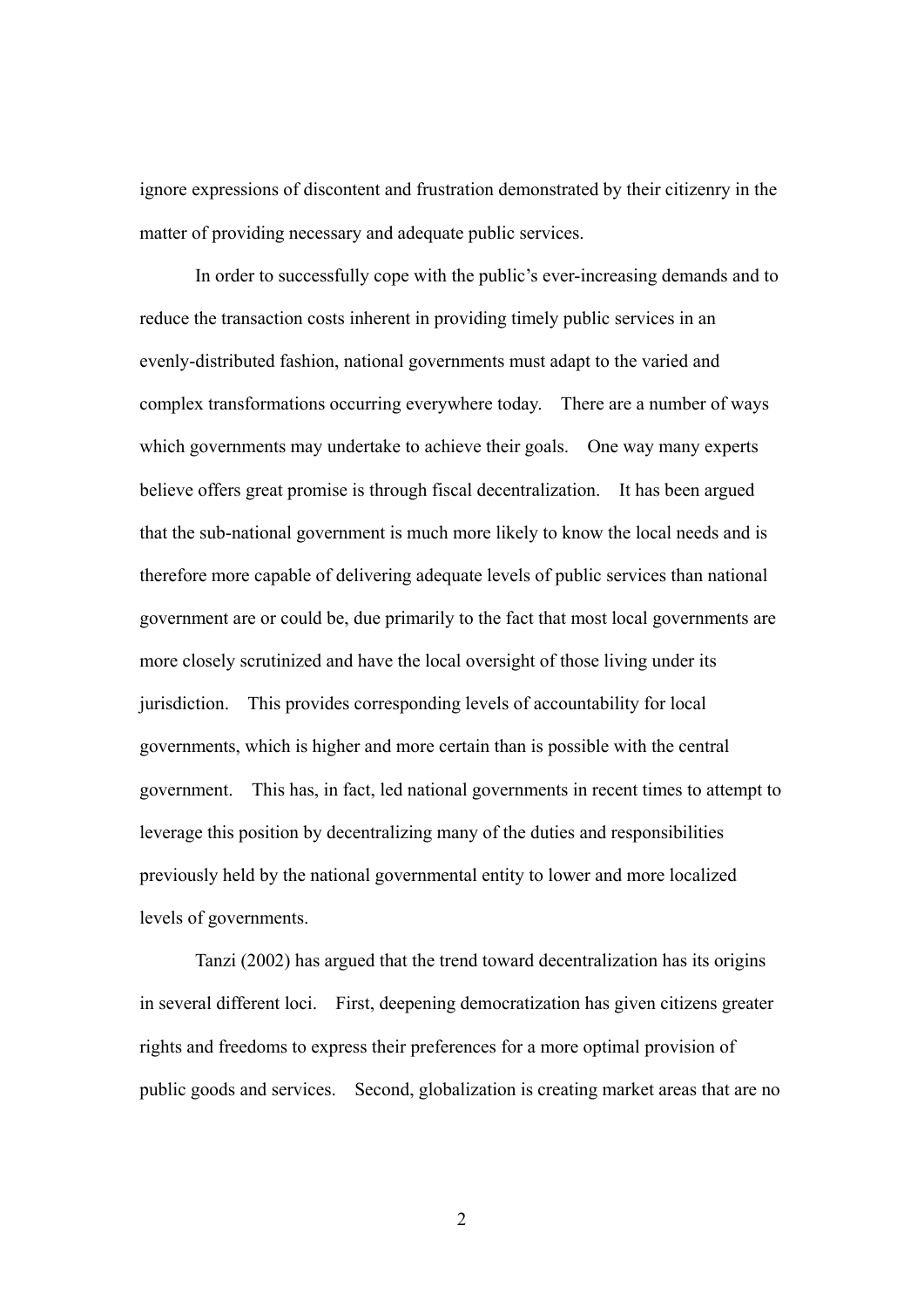ignore expressions of discontent and frustration demonstrated by their citizenry in the matter of providing necessary and adequate public services.

In order to successfully cope with the public's ever-increasing demands and to reduce the transaction costs inherent in providing timely public services in an evenly-distributed fashion, national governments must adapt to the varied and complex transformations occurring everywhere today. There are a number of ways which governments may undertake to achieve their goals. One way many experts believe offers great promise is through fiscal decentralization. It has been argued that the sub-national government is much more likely to know the local needs and is therefore more capable of delivering adequate levels of public services than national government are or could be, due primarily to the fact that most local governments are more closely scrutinized and have the local oversight of those living under its jurisdiction. This provides corresponding levels of accountability for local governments, which is higher and more certain than is possible with the central government. This has, in fact, led national governments in recent times to attempt to leverage this position by decentralizing many of the duties and responsibilities previously held by the national governmental entity to lower and more localized levels of governments.

Tanzi (2002) has argued that the trend toward decentralization has its origins in several different loci. First, deepening democratization has given citizens greater rights and freedoms to express their preferences for a more optimal provision of public goods and services. Second, globalization is creating market areas that are no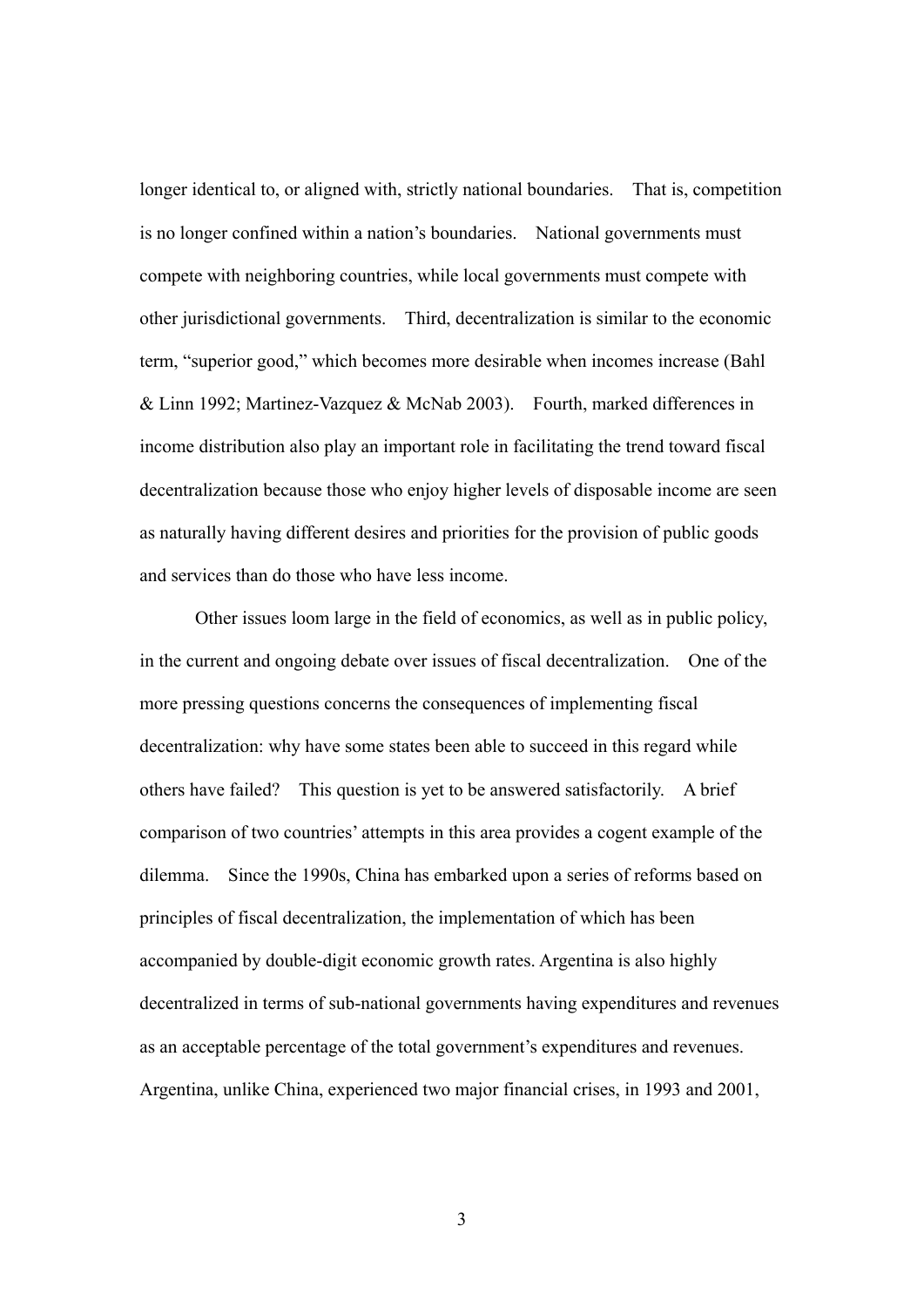longer identical to, or aligned with, strictly national boundaries. That is, competition is no longer confined within a nation's boundaries. National governments must compete with neighboring countries, while local governments must compete with other jurisdictional governments. Third, decentralization is similar to the economic term, "superior good," which becomes more desirable when incomes increase (Bahl & Linn 1992; Martinez-Vazquez & McNab 2003). Fourth, marked differences in income distribution also play an important role in facilitating the trend toward fiscal decentralization because those who enjoy higher levels of disposable income are seen as naturally having different desires and priorities for the provision of public goods and services than do those who have less income.

Other issues loom large in the field of economics, as well as in public policy, in the current and ongoing debate over issues of fiscal decentralization. One of the more pressing questions concerns the consequences of implementing fiscal decentralization: why have some states been able to succeed in this regard while others have failed? This question is yet to be answered satisfactorily. A brief comparison of two countries' attempts in this area provides a cogent example of the dilemma. Since the 1990s, China has embarked upon a series of reforms based on principles of fiscal decentralization, the implementation of which has been accompanied by double-digit economic growth rates. Argentina is also highly decentralized in terms of sub-national governments having expenditures and revenues as an acceptable percentage of the total government's expenditures and revenues. Argentina, unlike China, experienced two major financial crises, in 1993 and 2001,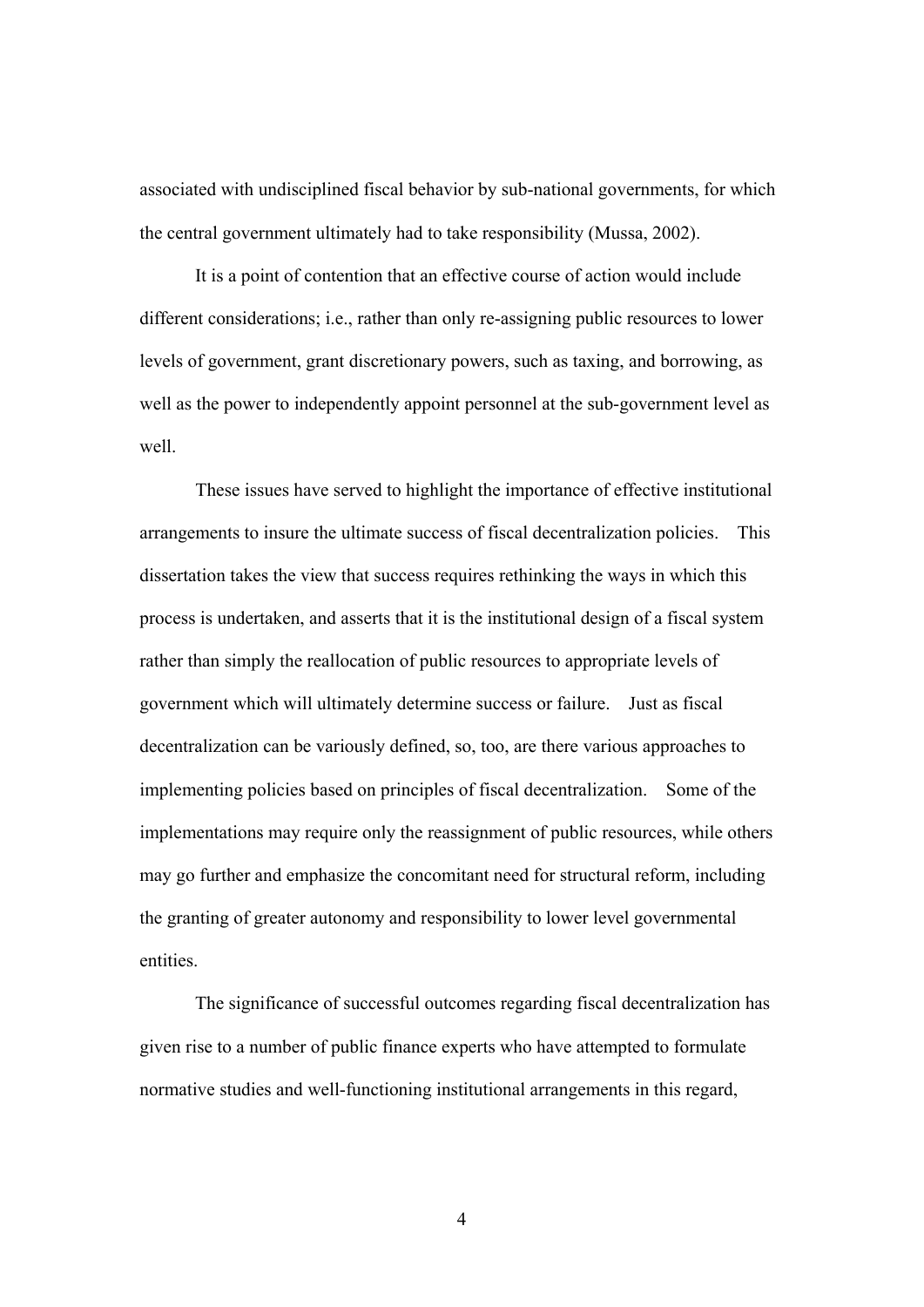associated with undisciplined fiscal behavior by sub-national governments, for which the central government ultimately had to take responsibility (Mussa, 2002).

It is a point of contention that an effective course of action would include different considerations; i.e., rather than only re-assigning public resources to lower levels of government, grant discretionary powers, such as taxing, and borrowing, as well as the power to independently appoint personnel at the sub-government level as well.

These issues have served to highlight the importance of effective institutional arrangements to insure the ultimate success of fiscal decentralization policies. This dissertation takes the view that success requires rethinking the ways in which this process is undertaken, and asserts that it is the institutional design of a fiscal system rather than simply the reallocation of public resources to appropriate levels of government which will ultimately determine success or failure. Just as fiscal decentralization can be variously defined, so, too, are there various approaches to implementing policies based on principles of fiscal decentralization. Some of the implementations may require only the reassignment of public resources, while others may go further and emphasize the concomitant need for structural reform, including the granting of greater autonomy and responsibility to lower level governmental entities.

The significance of successful outcomes regarding fiscal decentralization has given rise to a number of public finance experts who have attempted to formulate normative studies and well-functioning institutional arrangements in this regard,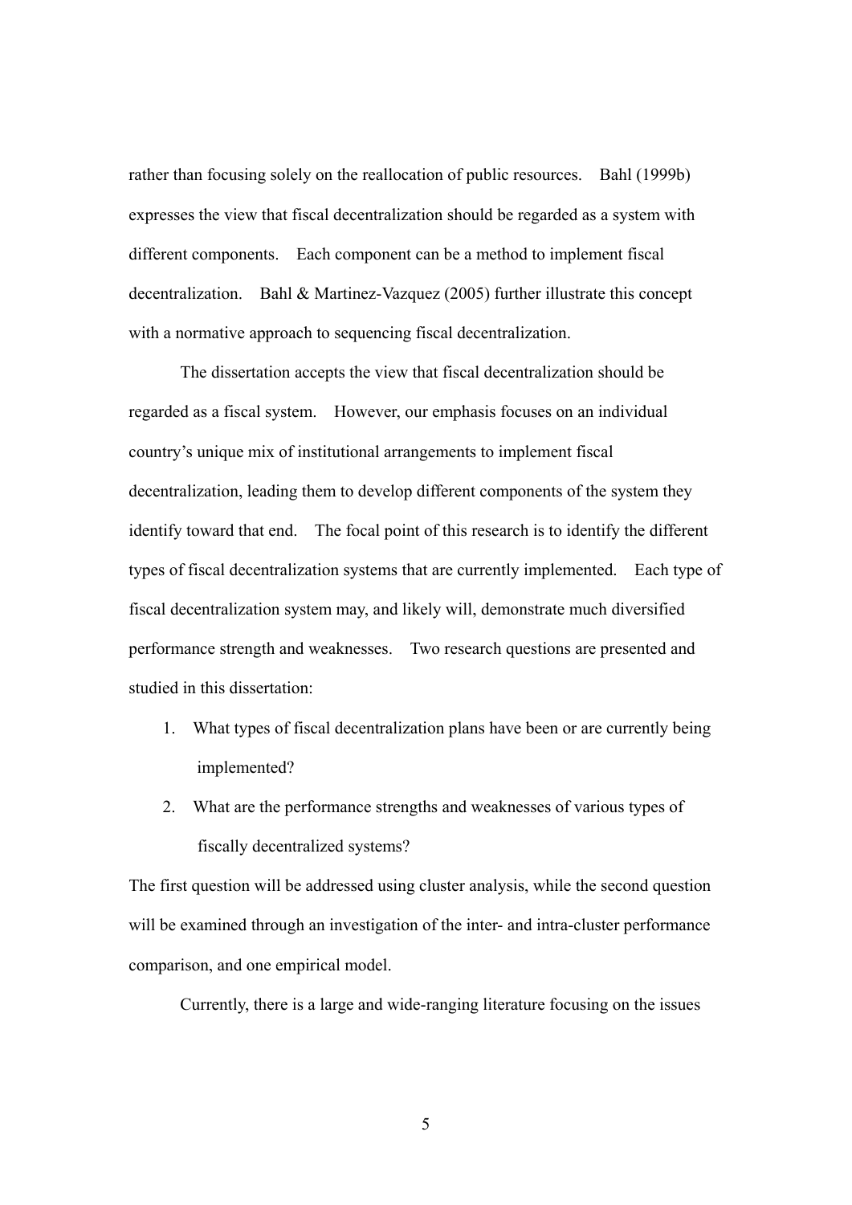rather than focusing solely on the reallocation of public resources. Bahl (1999b) expresses the view that fiscal decentralization should be regarded as a system with different components. Each component can be a method to implement fiscal decentralization. Bahl & Martinez-Vazquez (2005) further illustrate this concept with a normative approach to sequencing fiscal decentralization.

The dissertation accepts the view that fiscal decentralization should be regarded as a fiscal system. However, our emphasis focuses on an individual country's unique mix of institutional arrangements to implement fiscal decentralization, leading them to develop different components of the system they identify toward that end. The focal point of this research is to identify the different types of fiscal decentralization systems that are currently implemented. Each type of fiscal decentralization system may, and likely will, demonstrate much diversified performance strength and weaknesses. Two research questions are presented and studied in this dissertation:

1. What types of fiscal decentralization plans have been or are currently being implemented?
2. What are the performance strengths and weaknesses of various types of fiscally decentralized systems?

The first question will be addressed using cluster analysis, while the second question will be examined through an investigation of the inter- and intra-cluster performance comparison, and one empirical model.

Currently, there is a large and wide-ranging literature focusing on the issues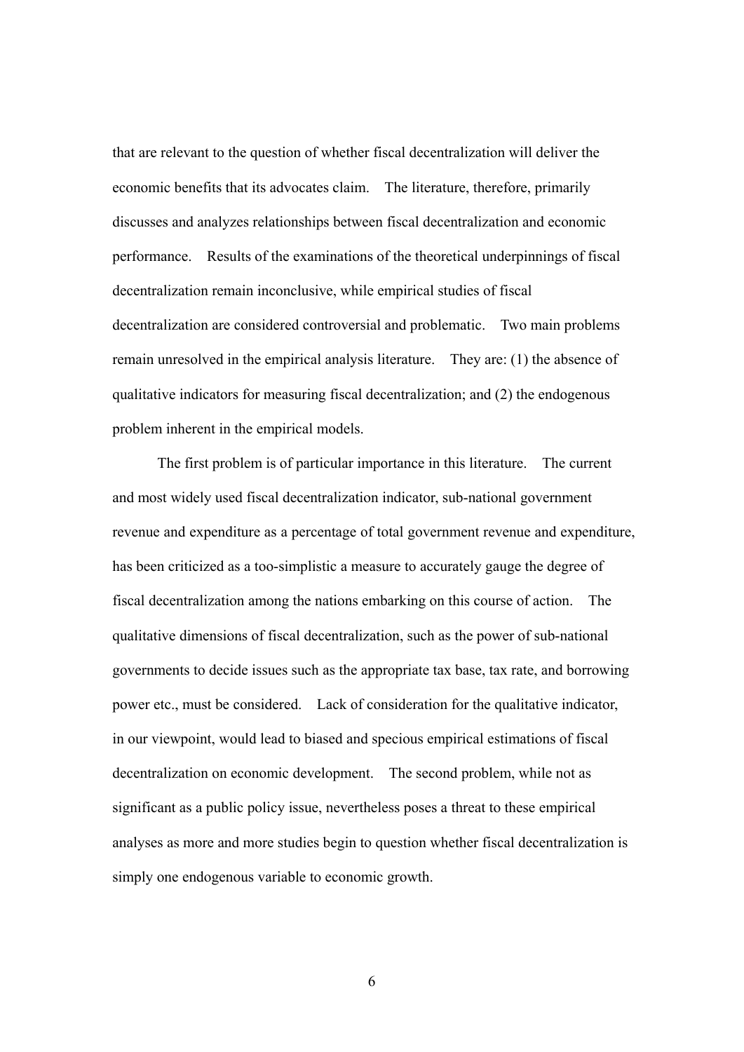that are relevant to the question of whether fiscal decentralization will deliver the economic benefits that its advocates claim. The literature, therefore, primarily discusses and analyzes relationships between fiscal decentralization and economic performance. Results of the examinations of the theoretical underpinnings of fiscal decentralization remain inconclusive, while empirical studies of fiscal decentralization are considered controversial and problematic. Two main problems remain unresolved in the empirical analysis literature. They are: (1) the absence of qualitative indicators for measuring fiscal decentralization; and (2) the endogenous problem inherent in the empirical models.

The first problem is of particular importance in this literature. The current and most widely used fiscal decentralization indicator, sub-national government revenue and expenditure as a percentage of total government revenue and expenditure, has been criticized as a too-simplistic a measure to accurately gauge the degree of fiscal decentralization among the nations embarking on this course of action. The qualitative dimensions of fiscal decentralization, such as the power of sub-national governments to decide issues such as the appropriate tax base, tax rate, and borrowing power etc., must be considered. Lack of consideration for the qualitative indicator, in our viewpoint, would lead to biased and specious empirical estimations of fiscal decentralization on economic development. The second problem, while not as significant as a public policy issue, nevertheless poses a threat to these empirical analyses as more and more studies begin to question whether fiscal decentralization is simply one endogenous variable to economic growth.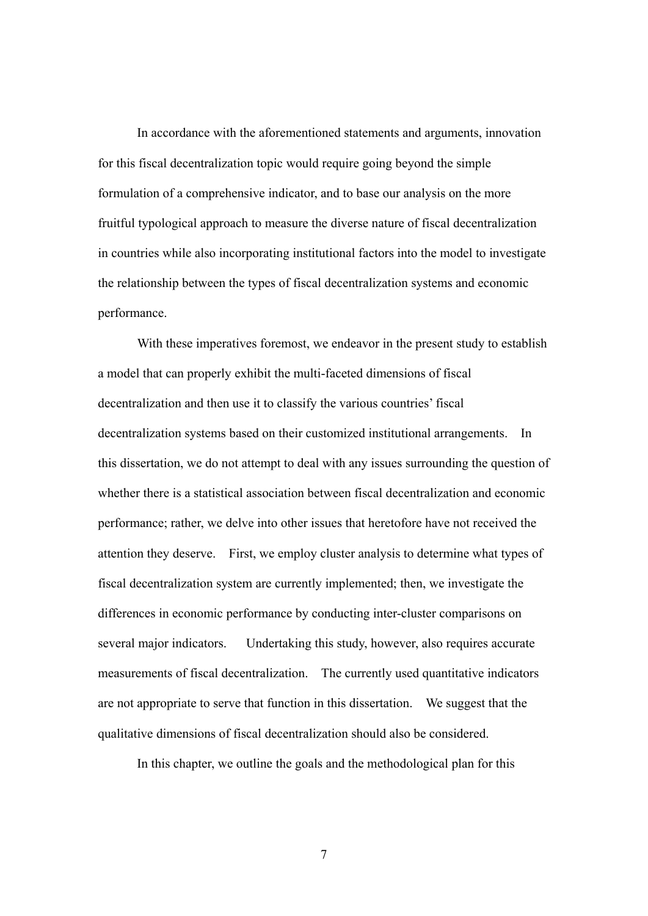In accordance with the aforementioned statements and arguments, innovation for this fiscal decentralization topic would require going beyond the simple formulation of a comprehensive indicator, and to base our analysis on the more fruitful typological approach to measure the diverse nature of fiscal decentralization in countries while also incorporating institutional factors into the model to investigate the relationship between the types of fiscal decentralization systems and economic performance.

With these imperatives foremost, we endeavor in the present study to establish a model that can properly exhibit the multi-faceted dimensions of fiscal decentralization and then use it to classify the various countries' fiscal decentralization systems based on their customized institutional arrangements. In this dissertation, we do not attempt to deal with any issues surrounding the question of whether there is a statistical association between fiscal decentralization and economic performance; rather, we delve into other issues that heretofore have not received the attention they deserve. First, we employ cluster analysis to determine what types of fiscal decentralization system are currently implemented; then, we investigate the differences in economic performance by conducting inter-cluster comparisons on several major indicators. Undertaking this study, however, also requires accurate measurements of fiscal decentralization. The currently used quantitative indicators are not appropriate to serve that function in this dissertation. We suggest that the qualitative dimensions of fiscal decentralization should also be considered.

In this chapter, we outline the goals and the methodological plan for this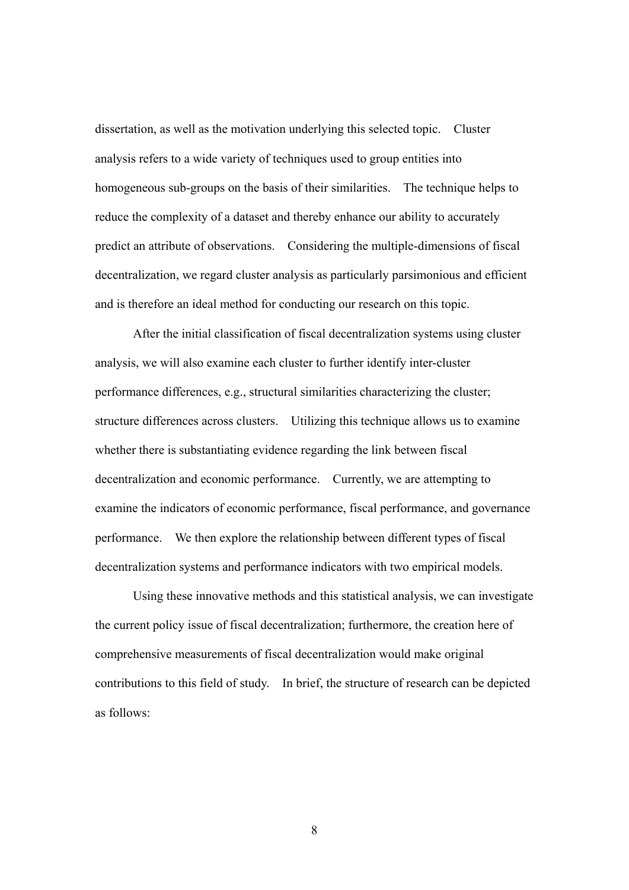dissertation, as well as the motivation underlying this selected topic. Cluster analysis refers to a wide variety of techniques used to group entities into homogeneous sub-groups on the basis of their similarities. The technique helps to reduce the complexity of a dataset and thereby enhance our ability to accurately predict an attribute of observations. Considering the multiple-dimensions of fiscal decentralization, we regard cluster analysis as particularly parsimonious and efficient and is therefore an ideal method for conducting our research on this topic.

After the initial classification of fiscal decentralization systems using cluster analysis, we will also examine each cluster to further identify inter-cluster performance differences, e.g., structural similarities characterizing the cluster; structure differences across clusters. Utilizing this technique allows us to examine whether there is substantiating evidence regarding the link between fiscal decentralization and economic performance. Currently, we are attempting to examine the indicators of economic performance, fiscal performance, and governance performance. We then explore the relationship between different types of fiscal decentralization systems and performance indicators with two empirical models.

Using these innovative methods and this statistical analysis, we can investigate the current policy issue of fiscal decentralization; furthermore, the creation here of comprehensive measurements of fiscal decentralization would make original contributions to this field of study. In brief, the structure of research can be depicted as follows: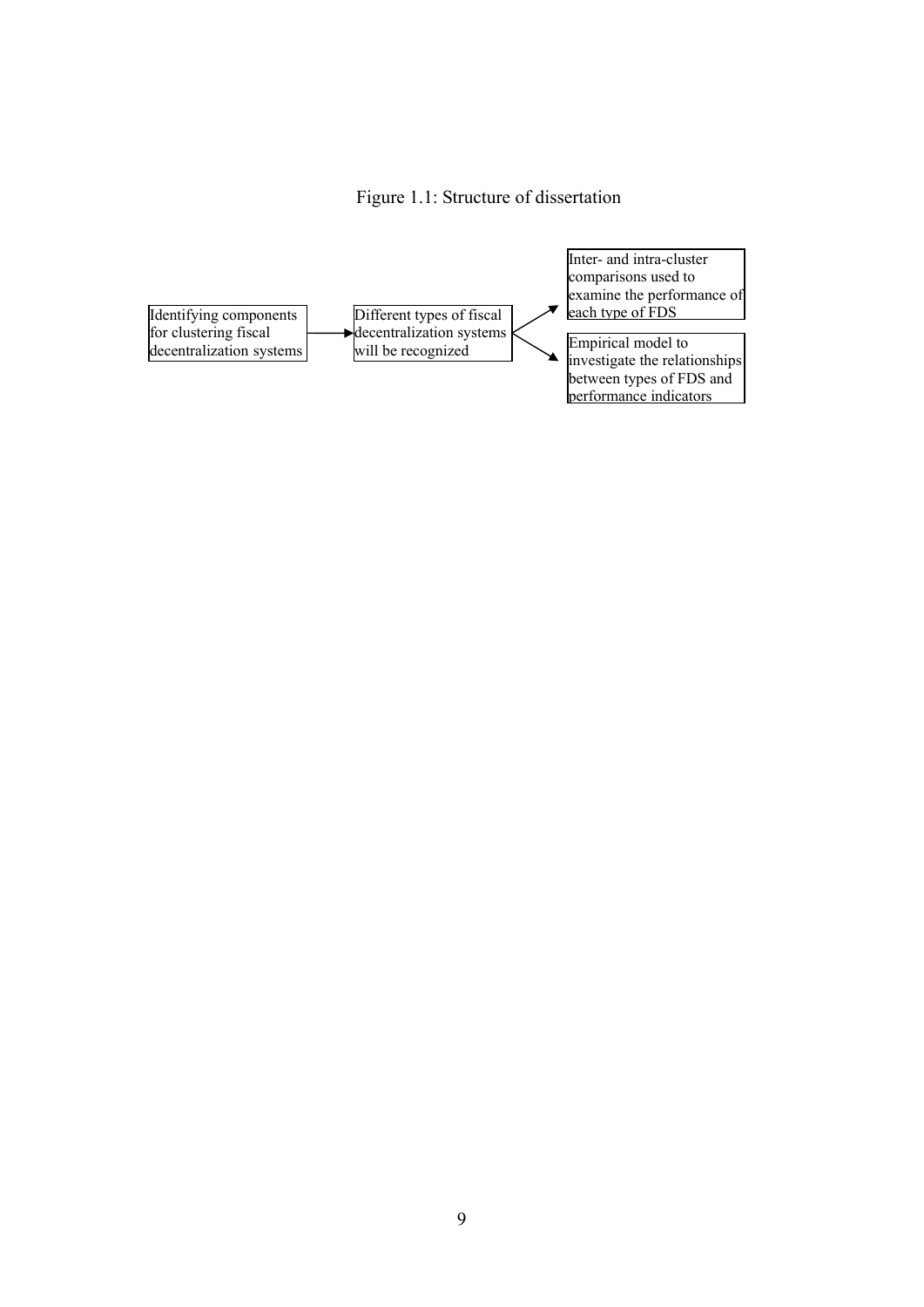Figure 1.1: Structure of dissertation

Identifying components for clustering fiscal decentralization systems → Different types of fiscal decentralization systems will be recognized → Inter- and intra-cluster comparisons used to examine the performance of each type of FDS

Different types of fiscal decentralization systems will be recognized → Empirical model to investigate the relationships between types of FDS and performance indicators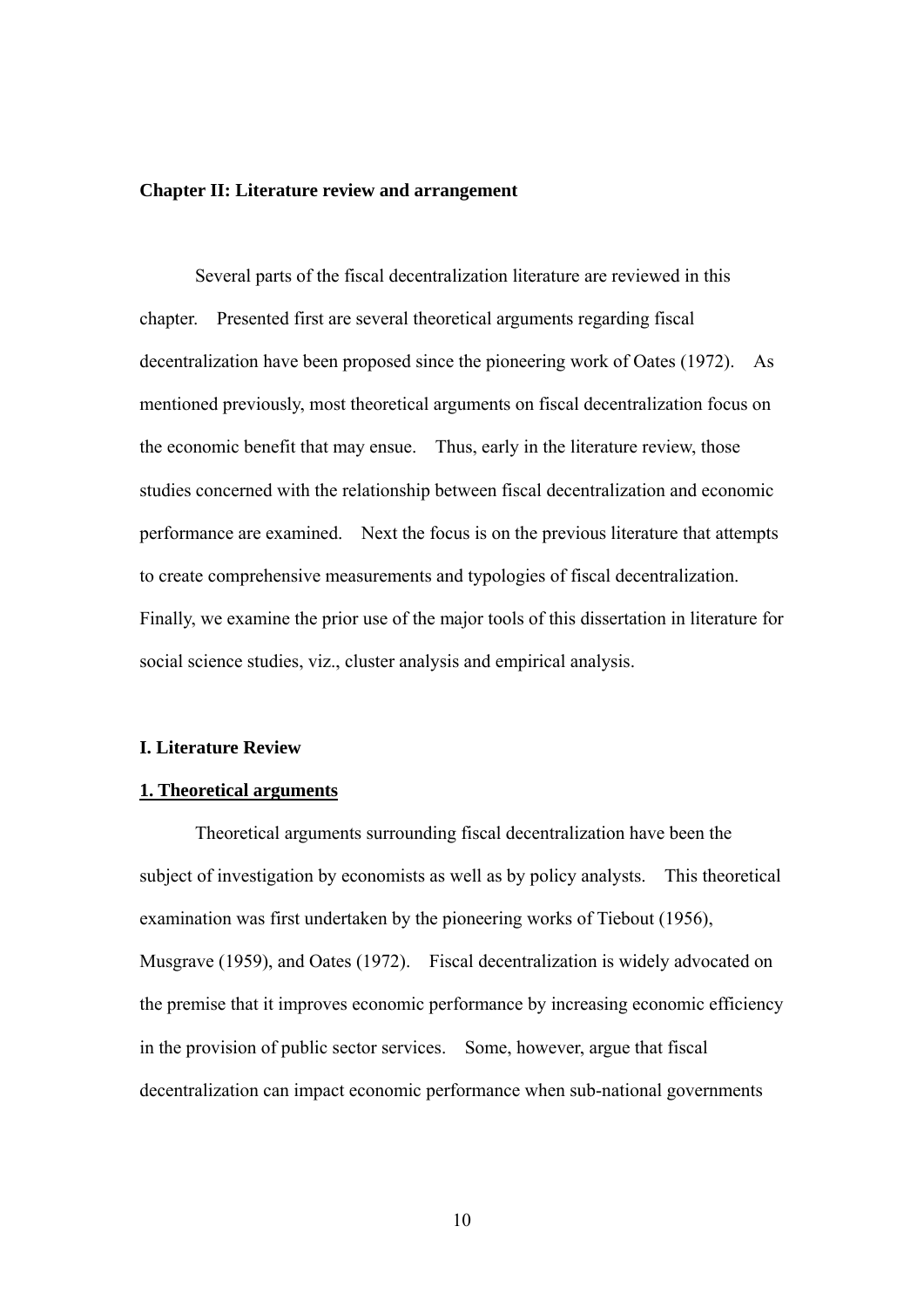**Chapter II: Literature review and arrangement**

Several parts of the fiscal decentralization literature are reviewed in this chapter. Presented first are several theoretical arguments regarding fiscal decentralization have been proposed since the pioneering work of Oates (1972). As mentioned previously, most theoretical arguments on fiscal decentralization focus on the economic benefit that may ensue. Thus, early in the literature review, those studies concerned with the relationship between fiscal decentralization and economic performance are examined. Next the focus is on the previous literature that attempts to create comprehensive measurements and typologies of fiscal decentralization. Finally, we examine the prior use of the major tools of this dissertation in literature for social science studies, viz., cluster analysis and empirical analysis.

**I. Literature Review**

**<u>1. Theoretical arguments</u>**

Theoretical arguments surrounding fiscal decentralization have been the subject of investigation by economists as well as by policy analysts. This theoretical examination was first undertaken by the pioneering works of Tiebout (1956), Musgrave (1959), and Oates (1972). Fiscal decentralization is widely advocated on the premise that it improves economic performance by increasing economic efficiency in the provision of public sector services. Some, however, argue that fiscal decentralization can impact economic performance when sub-national governments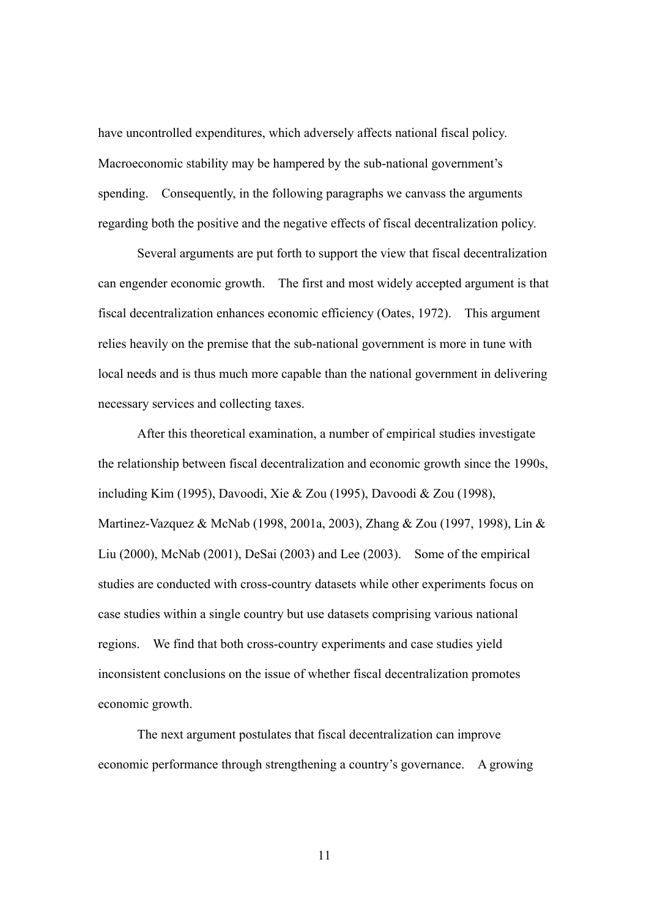have uncontrolled expenditures, which adversely affects national fiscal policy. Macroeconomic stability may be hampered by the sub-national government's spending. Consequently, in the following paragraphs we canvass the arguments regarding both the positive and the negative effects of fiscal decentralization policy.

Several arguments are put forth to support the view that fiscal decentralization can engender economic growth. The first and most widely accepted argument is that fiscal decentralization enhances economic efficiency (Oates, 1972). This argument relies heavily on the premise that the sub-national government is more in tune with local needs and is thus much more capable than the national government in delivering necessary services and collecting taxes.

After this theoretical examination, a number of empirical studies investigate the relationship between fiscal decentralization and economic growth since the 1990s, including Kim (1995), Davoodi, Xie & Zou (1995), Davoodi & Zou (1998), Martinez-Vazquez & McNab (1998, 2001a, 2003), Zhang & Zou (1997, 1998), Lin & Liu (2000), McNab (2001), DeSai (2003) and Lee (2003). Some of the empirical studies are conducted with cross-country datasets while other experiments focus on case studies within a single country but use datasets comprising various national regions. We find that both cross-country experiments and case studies yield inconsistent conclusions on the issue of whether fiscal decentralization promotes economic growth.

The next argument postulates that fiscal decentralization can improve economic performance through strengthening a country's governance. A growing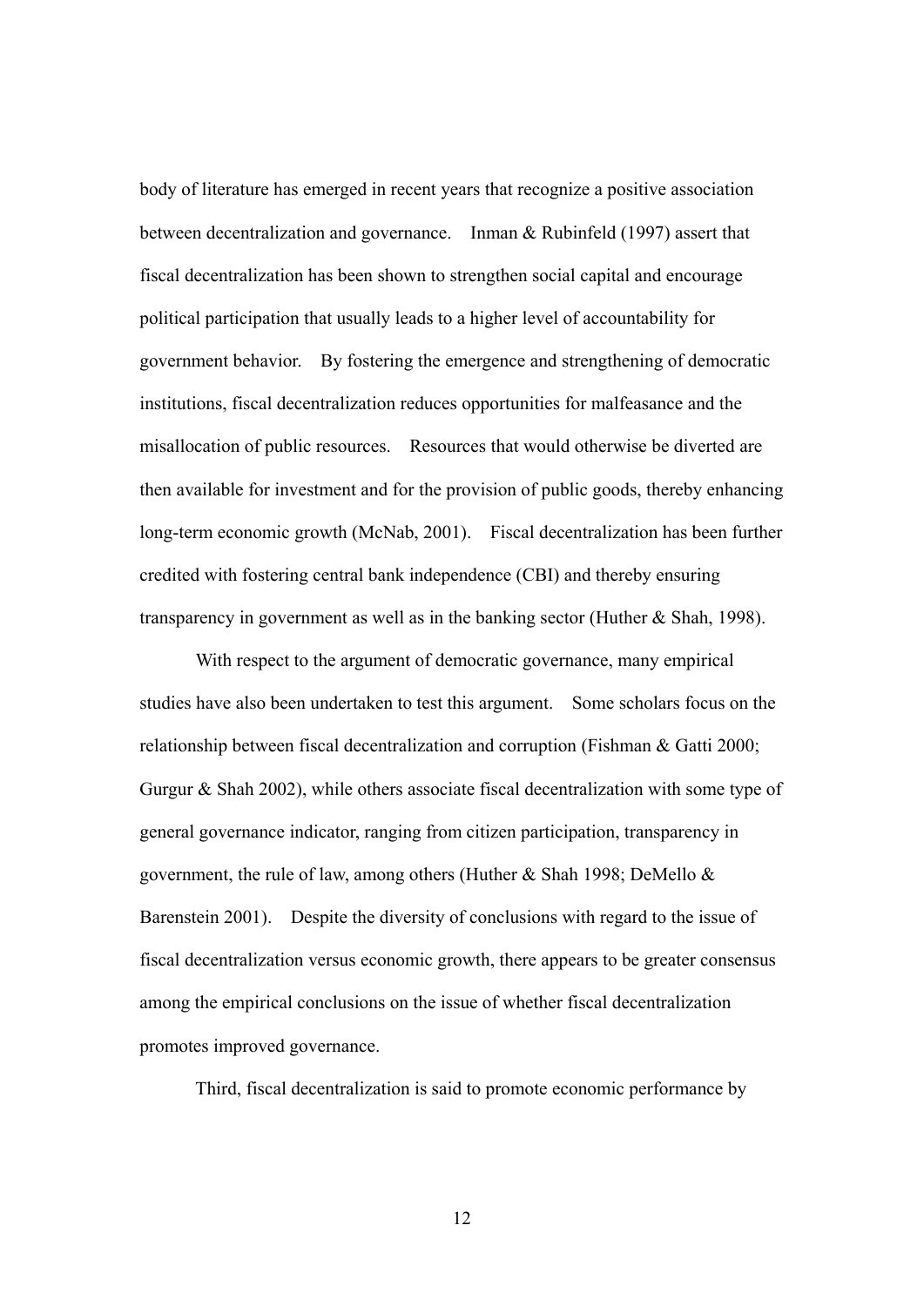body of literature has emerged in recent years that recognize a positive association between decentralization and governance. Inman & Rubinfeld (1997) assert that fiscal decentralization has been shown to strengthen social capital and encourage political participation that usually leads to a higher level of accountability for government behavior. By fostering the emergence and strengthening of democratic institutions, fiscal decentralization reduces opportunities for malfeasance and the misallocation of public resources. Resources that would otherwise be diverted are then available for investment and for the provision of public goods, thereby enhancing long-term economic growth (McNab, 2001). Fiscal decentralization has been further credited with fostering central bank independence (CBI) and thereby ensuring transparency in government as well as in the banking sector (Huther & Shah, 1998).

With respect to the argument of democratic governance, many empirical studies have also been undertaken to test this argument. Some scholars focus on the relationship between fiscal decentralization and corruption (Fishman & Gatti 2000; Gurgur & Shah 2002), while others associate fiscal decentralization with some type of general governance indicator, ranging from citizen participation, transparency in government, the rule of law, among others (Huther & Shah 1998; DeMello & Barenstein 2001). Despite the diversity of conclusions with regard to the issue of fiscal decentralization versus economic growth, there appears to be greater consensus among the empirical conclusions on the issue of whether fiscal decentralization promotes improved governance.

Third, fiscal decentralization is said to promote economic performance by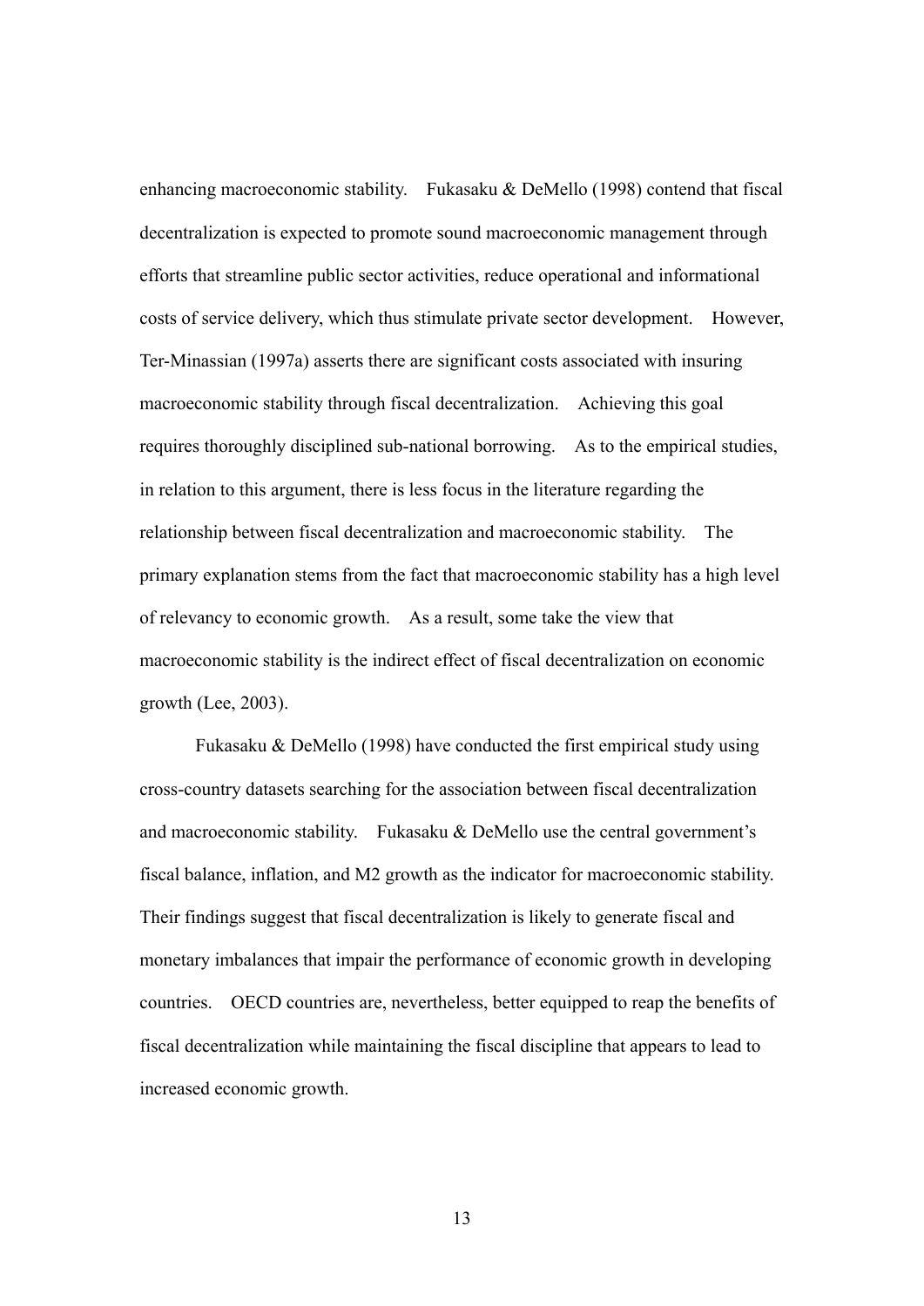enhancing macroeconomic stability. Fukasaku & DeMello (1998) contend that fiscal decentralization is expected to promote sound macroeconomic management through efforts that streamline public sector activities, reduce operational and informational costs of service delivery, which thus stimulate private sector development. However, Ter-Minassian (1997a) asserts there are significant costs associated with insuring macroeconomic stability through fiscal decentralization. Achieving this goal requires thoroughly disciplined sub-national borrowing. As to the empirical studies, in relation to this argument, there is less focus in the literature regarding the relationship between fiscal decentralization and macroeconomic stability. The primary explanation stems from the fact that macroeconomic stability has a high level of relevancy to economic growth. As a result, some take the view that macroeconomic stability is the indirect effect of fiscal decentralization on economic growth (Lee, 2003).

Fukasaku & DeMello (1998) have conducted the first empirical study using cross-country datasets searching for the association between fiscal decentralization and macroeconomic stability. Fukasaku & DeMello use the central government's fiscal balance, inflation, and M2 growth as the indicator for macroeconomic stability. Their findings suggest that fiscal decentralization is likely to generate fiscal and monetary imbalances that impair the performance of economic growth in developing countries. OECD countries are, nevertheless, better equipped to reap the benefits of fiscal decentralization while maintaining the fiscal discipline that appears to lead to increased economic growth.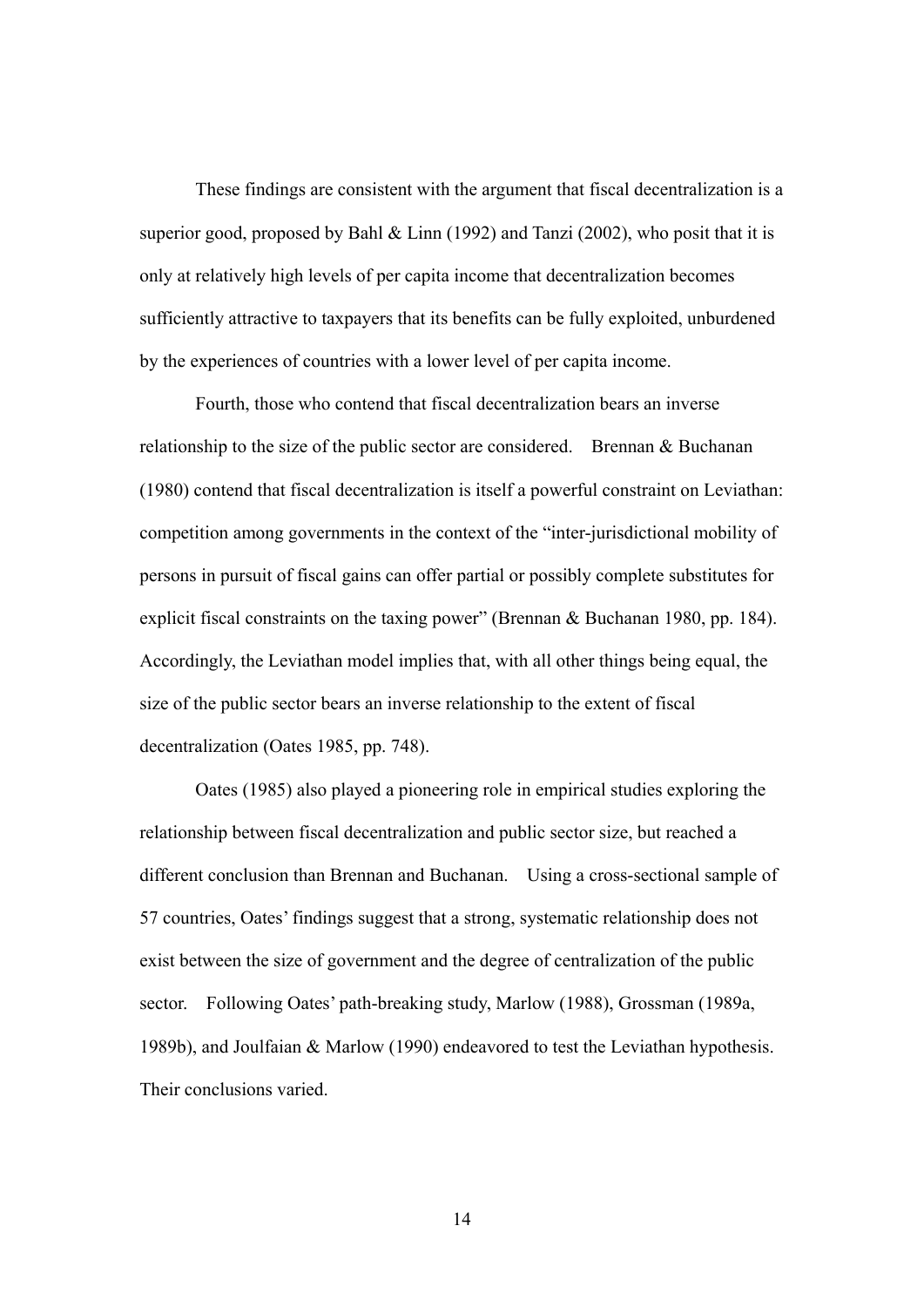These findings are consistent with the argument that fiscal decentralization is a superior good, proposed by Bahl & Linn (1992) and Tanzi (2002), who posit that it is only at relatively high levels of per capita income that decentralization becomes sufficiently attractive to taxpayers that its benefits can be fully exploited, unburdened by the experiences of countries with a lower level of per capita income.

Fourth, those who contend that fiscal decentralization bears an inverse relationship to the size of the public sector are considered. Brennan & Buchanan (1980) contend that fiscal decentralization is itself a powerful constraint on Leviathan: competition among governments in the context of the "inter-jurisdictional mobility of persons in pursuit of fiscal gains can offer partial or possibly complete substitutes for explicit fiscal constraints on the taxing power" (Brennan & Buchanan 1980, pp. 184). Accordingly, the Leviathan model implies that, with all other things being equal, the size of the public sector bears an inverse relationship to the extent of fiscal decentralization (Oates 1985, pp. 748).

Oates (1985) also played a pioneering role in empirical studies exploring the relationship between fiscal decentralization and public sector size, but reached a different conclusion than Brennan and Buchanan. Using a cross-sectional sample of 57 countries, Oates' findings suggest that a strong, systematic relationship does not exist between the size of government and the degree of centralization of the public sector. Following Oates' path-breaking study, Marlow (1988), Grossman (1989a, 1989b), and Joulfaian & Marlow (1990) endeavored to test the Leviathan hypothesis. Their conclusions varied.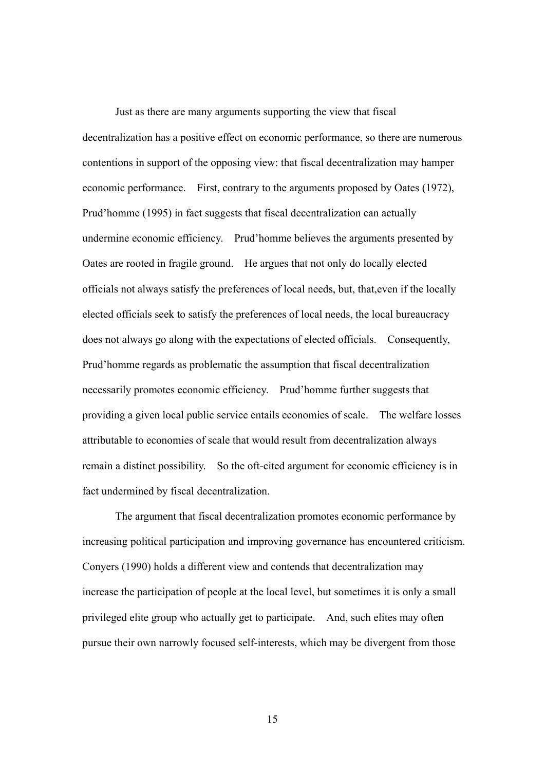Just as there are many arguments supporting the view that fiscal decentralization has a positive effect on economic performance, so there are numerous contentions in support of the opposing view: that fiscal decentralization may hamper economic performance. First, contrary to the arguments proposed by Oates (1972), Prud'homme (1995) in fact suggests that fiscal decentralization can actually undermine economic efficiency. Prud'homme believes the arguments presented by Oates are rooted in fragile ground. He argues that not only do locally elected officials not always satisfy the preferences of local needs, but, that,even if the locally elected officials seek to satisfy the preferences of local needs, the local bureaucracy does not always go along with the expectations of elected officials. Consequently, Prud'homme regards as problematic the assumption that fiscal decentralization necessarily promotes economic efficiency. Prud'homme further suggests that providing a given local public service entails economies of scale. The welfare losses attributable to economies of scale that would result from decentralization always remain a distinct possibility. So the oft-cited argument for economic efficiency is in fact undermined by fiscal decentralization.

The argument that fiscal decentralization promotes economic performance by increasing political participation and improving governance has encountered criticism. Conyers (1990) holds a different view and contends that decentralization may increase the participation of people at the local level, but sometimes it is only a small privileged elite group who actually get to participate. And, such elites may often pursue their own narrowly focused self-interests, which may be divergent from those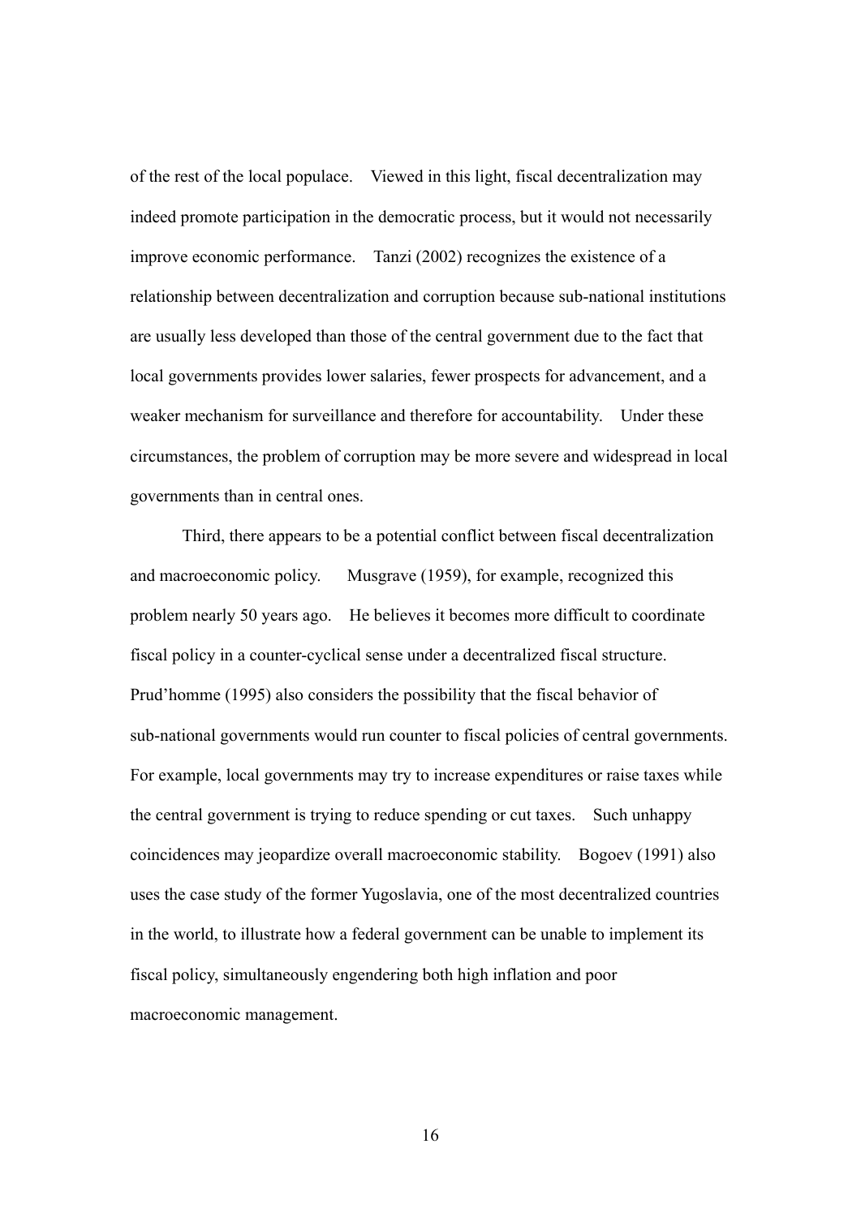of the rest of the local populace. Viewed in this light, fiscal decentralization may indeed promote participation in the democratic process, but it would not necessarily improve economic performance. Tanzi (2002) recognizes the existence of a relationship between decentralization and corruption because sub-national institutions are usually less developed than those of the central government due to the fact that local governments provides lower salaries, fewer prospects for advancement, and a weaker mechanism for surveillance and therefore for accountability. Under these circumstances, the problem of corruption may be more severe and widespread in local governments than in central ones.

Third, there appears to be a potential conflict between fiscal decentralization and macroeconomic policy. Musgrave (1959), for example, recognized this problem nearly 50 years ago. He believes it becomes more difficult to coordinate fiscal policy in a counter-cyclical sense under a decentralized fiscal structure. Prud'homme (1995) also considers the possibility that the fiscal behavior of sub-national governments would run counter to fiscal policies of central governments. For example, local governments may try to increase expenditures or raise taxes while the central government is trying to reduce spending or cut taxes. Such unhappy coincidences may jeopardize overall macroeconomic stability. Bogoev (1991) also uses the case study of the former Yugoslavia, one of the most decentralized countries in the world, to illustrate how a federal government can be unable to implement its fiscal policy, simultaneously engendering both high inflation and poor macroeconomic management.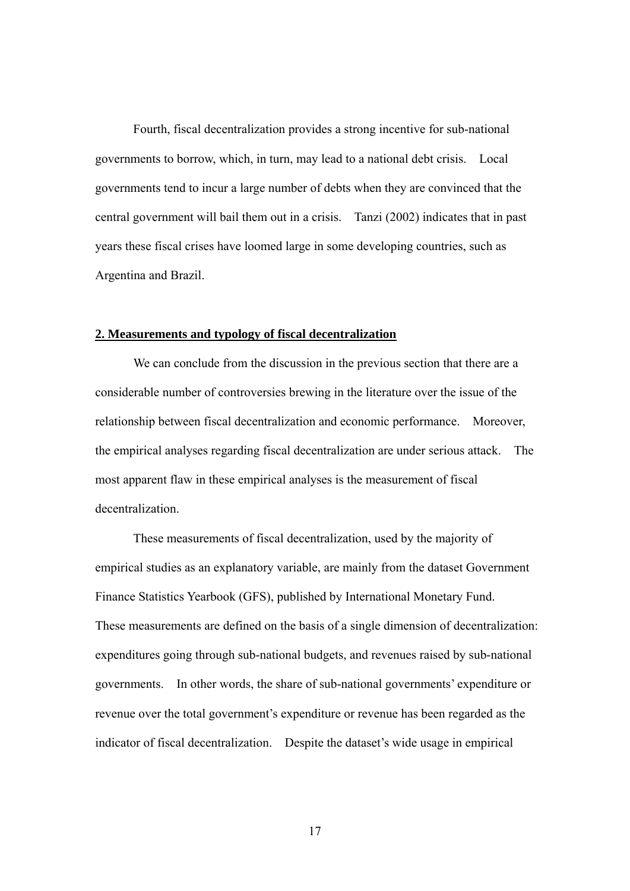Fourth, fiscal decentralization provides a strong incentive for sub-national governments to borrow, which, in turn, may lead to a national debt crisis. Local governments tend to incur a large number of debts when they are convinced that the central government will bail them out in a crisis. Tanzi (2002) indicates that in past years these fiscal crises have loomed large in some developing countries, such as Argentina and Brazil.

## 2. Measurements and typology of fiscal decentralization

We can conclude from the discussion in the previous section that there are a considerable number of controversies brewing in the literature over the issue of the relationship between fiscal decentralization and economic performance. Moreover, the empirical analyses regarding fiscal decentralization are under serious attack. The most apparent flaw in these empirical analyses is the measurement of fiscal decentralization.

These measurements of fiscal decentralization, used by the majority of empirical studies as an explanatory variable, are mainly from the dataset Government Finance Statistics Yearbook (GFS), published by International Monetary Fund. These measurements are defined on the basis of a single dimension of decentralization: expenditures going through sub-national budgets, and revenues raised by sub-national governments. In other words, the share of sub-national governments' expenditure or revenue over the total government's expenditure or revenue has been regarded as the indicator of fiscal decentralization. Despite the dataset's wide usage in empirical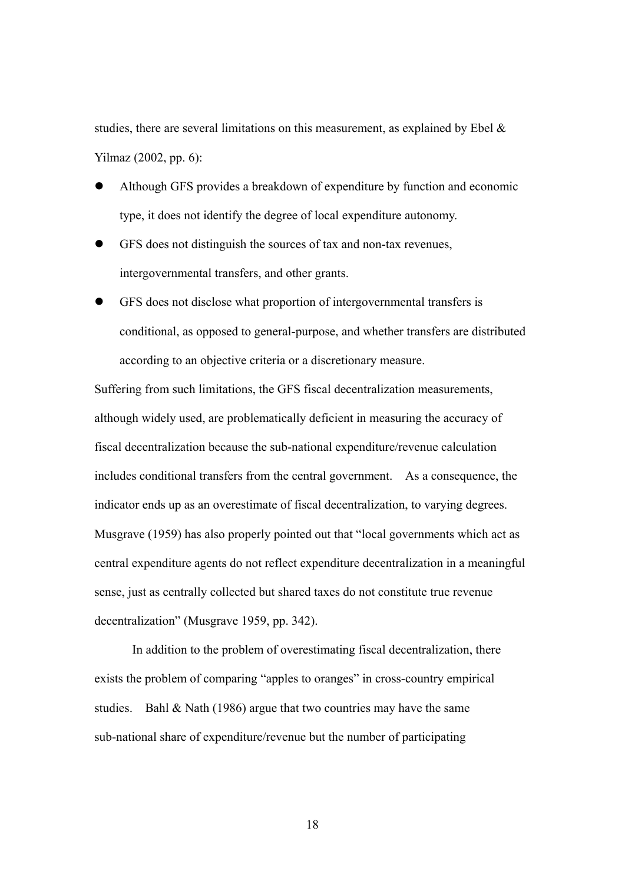studies, there are several limitations on this measurement, as explained by Ebel & Yilmaz (2002, pp. 6):

- Although GFS provides a breakdown of expenditure by function and economic type, it does not identify the degree of local expenditure autonomy.
- GFS does not distinguish the sources of tax and non-tax revenues, intergovernmental transfers, and other grants.
- GFS does not disclose what proportion of intergovernmental transfers is conditional, as opposed to general-purpose, and whether transfers are distributed according to an objective criteria or a discretionary measure.

Suffering from such limitations, the GFS fiscal decentralization measurements, although widely used, are problematically deficient in measuring the accuracy of fiscal decentralization because the sub-national expenditure/revenue calculation includes conditional transfers from the central government. As a consequence, the indicator ends up as an overestimate of fiscal decentralization, to varying degrees. Musgrave (1959) has also properly pointed out that "local governments which act as central expenditure agents do not reflect expenditure decentralization in a meaningful sense, just as centrally collected but shared taxes do not constitute true revenue decentralization" (Musgrave 1959, pp. 342).

In addition to the problem of overestimating fiscal decentralization, there exists the problem of comparing "apples to oranges" in cross-country empirical studies. Bahl & Nath (1986) argue that two countries may have the same sub-national share of expenditure/revenue but the number of participating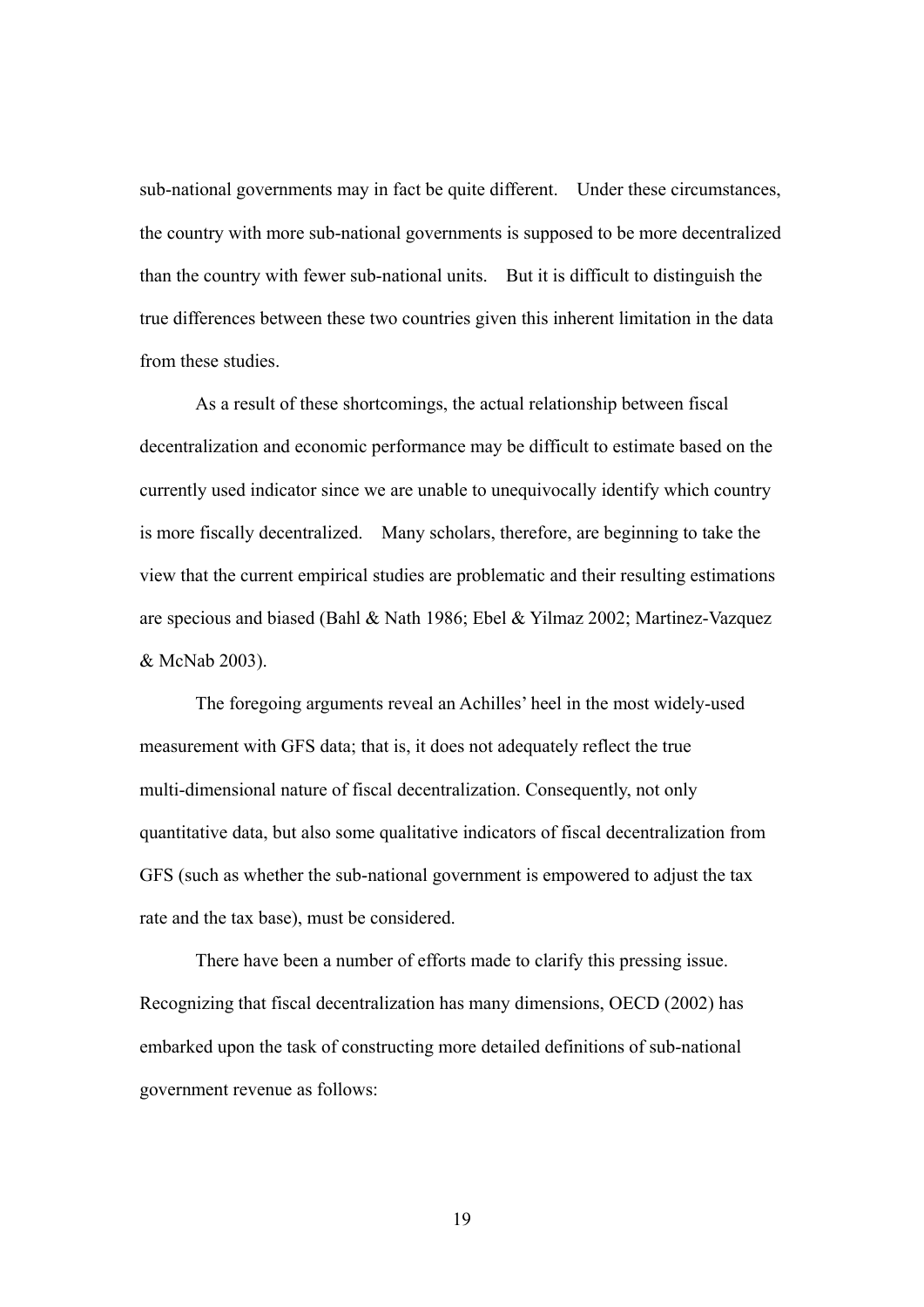sub-national governments may in fact be quite different. Under these circumstances, the country with more sub-national governments is supposed to be more decentralized than the country with fewer sub-national units. But it is difficult to distinguish the true differences between these two countries given this inherent limitation in the data from these studies.

As a result of these shortcomings, the actual relationship between fiscal decentralization and economic performance may be difficult to estimate based on the currently used indicator since we are unable to unequivocally identify which country is more fiscally decentralized. Many scholars, therefore, are beginning to take the view that the current empirical studies are problematic and their resulting estimations are specious and biased (Bahl & Nath 1986; Ebel & Yilmaz 2002; Martinez-Vazquez & McNab 2003).

The foregoing arguments reveal an Achilles' heel in the most widely-used measurement with GFS data; that is, it does not adequately reflect the true multi-dimensional nature of fiscal decentralization. Consequently, not only quantitative data, but also some qualitative indicators of fiscal decentralization from GFS (such as whether the sub-national government is empowered to adjust the tax rate and the tax base), must be considered.

There have been a number of efforts made to clarify this pressing issue. Recognizing that fiscal decentralization has many dimensions, OECD (2002) has embarked upon the task of constructing more detailed definitions of sub-national government revenue as follows: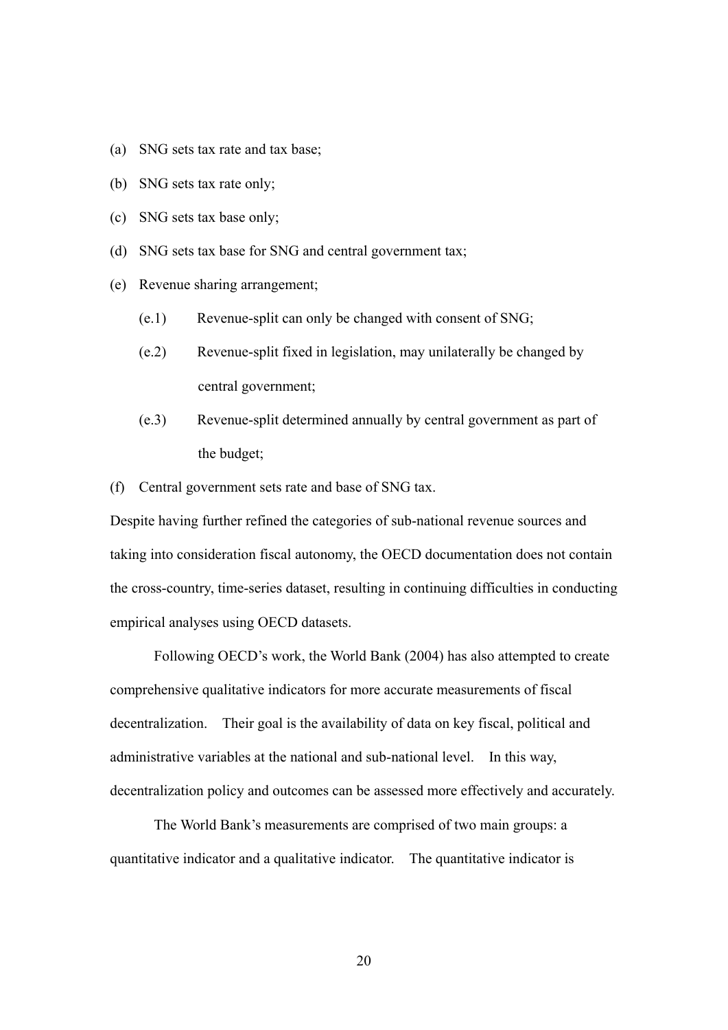(a) SNG sets tax rate and tax base;

(b) SNG sets tax rate only;

(c) SNG sets tax base only;

(d) SNG sets tax base for SNG and central government tax;

(e) Revenue sharing arrangement;

  (e.1) Revenue-split can only be changed with consent of SNG;

  (e.2) Revenue-split fixed in legislation, may unilaterally be changed by central government;

  (e.3) Revenue-split determined annually by central government as part of the budget;

(f) Central government sets rate and base of SNG tax.

Despite having further refined the categories of sub-national revenue sources and taking into consideration fiscal autonomy, the OECD documentation does not contain the cross-country, time-series dataset, resulting in continuing difficulties in conducting empirical analyses using OECD datasets.

Following OECD's work, the World Bank (2004) has also attempted to create comprehensive qualitative indicators for more accurate measurements of fiscal decentralization. Their goal is the availability of data on key fiscal, political and administrative variables at the national and sub-national level. In this way, decentralization policy and outcomes can be assessed more effectively and accurately.

The World Bank's measurements are comprised of two main groups: a quantitative indicator and a qualitative indicator. The quantitative indicator is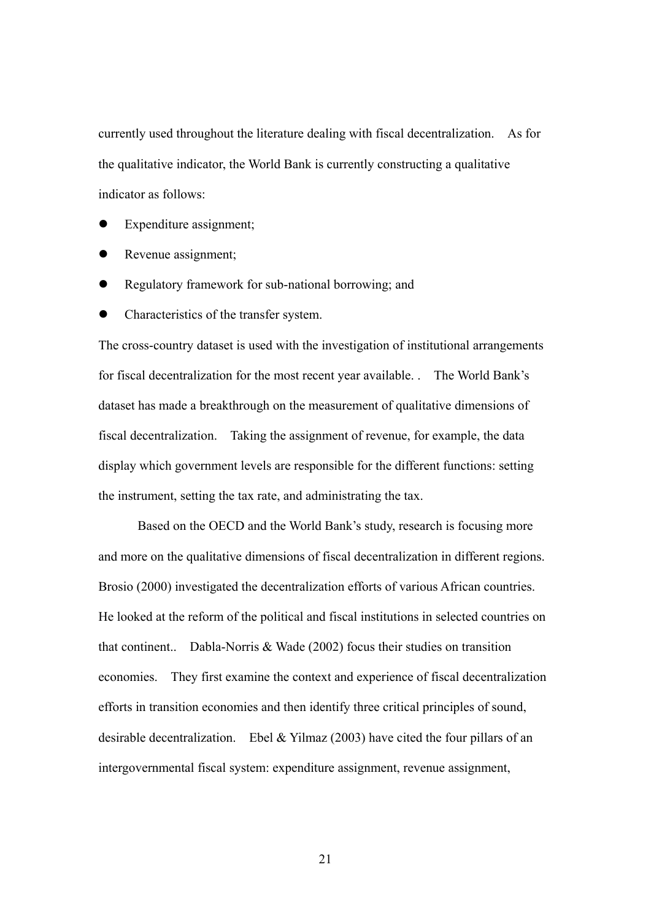currently used throughout the literature dealing with fiscal decentralization. As for the qualitative indicator, the World Bank is currently constructing a qualitative indicator as follows:

- Expenditure assignment;
- Revenue assignment;
- Regulatory framework for sub-national borrowing; and
- Characteristics of the transfer system.

The cross-country dataset is used with the investigation of institutional arrangements for fiscal decentralization for the most recent year available. . The World Bank's dataset has made a breakthrough on the measurement of qualitative dimensions of fiscal decentralization. Taking the assignment of revenue, for example, the data display which government levels are responsible for the different functions: setting the instrument, setting the tax rate, and administrating the tax.

Based on the OECD and the World Bank's study, research is focusing more and more on the qualitative dimensions of fiscal decentralization in different regions. Brosio (2000) investigated the decentralization efforts of various African countries. He looked at the reform of the political and fiscal institutions in selected countries on that continent.. Dabla-Norris & Wade (2002) focus their studies on transition economies. They first examine the context and experience of fiscal decentralization efforts in transition economies and then identify three critical principles of sound, desirable decentralization. Ebel & Yilmaz (2003) have cited the four pillars of an intergovernmental fiscal system: expenditure assignment, revenue assignment,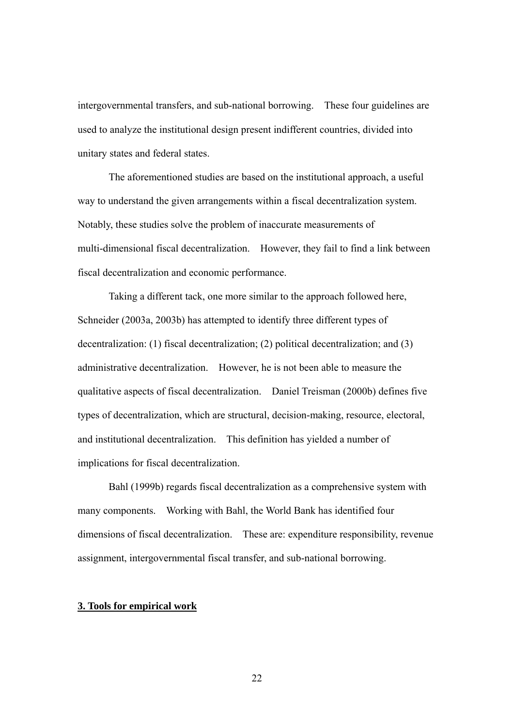intergovernmental transfers, and sub-national borrowing. These four guidelines are used to analyze the institutional design present indifferent countries, divided into unitary states and federal states.

The aforementioned studies are based on the institutional approach, a useful way to understand the given arrangements within a fiscal decentralization system. Notably, these studies solve the problem of inaccurate measurements of multi-dimensional fiscal decentralization. However, they fail to find a link between fiscal decentralization and economic performance.

Taking a different tack, one more similar to the approach followed here, Schneider (2003a, 2003b) has attempted to identify three different types of decentralization: (1) fiscal decentralization; (2) political decentralization; and (3) administrative decentralization. However, he is not been able to measure the qualitative aspects of fiscal decentralization. Daniel Treisman (2000b) defines five types of decentralization, which are structural, decision-making, resource, electoral, and institutional decentralization. This definition has yielded a number of implications for fiscal decentralization.

Bahl (1999b) regards fiscal decentralization as a comprehensive system with many components. Working with Bahl, the World Bank has identified four dimensions of fiscal decentralization. These are: expenditure responsibility, revenue assignment, intergovernmental fiscal transfer, and sub-national borrowing.

## 3. Tools for empirical work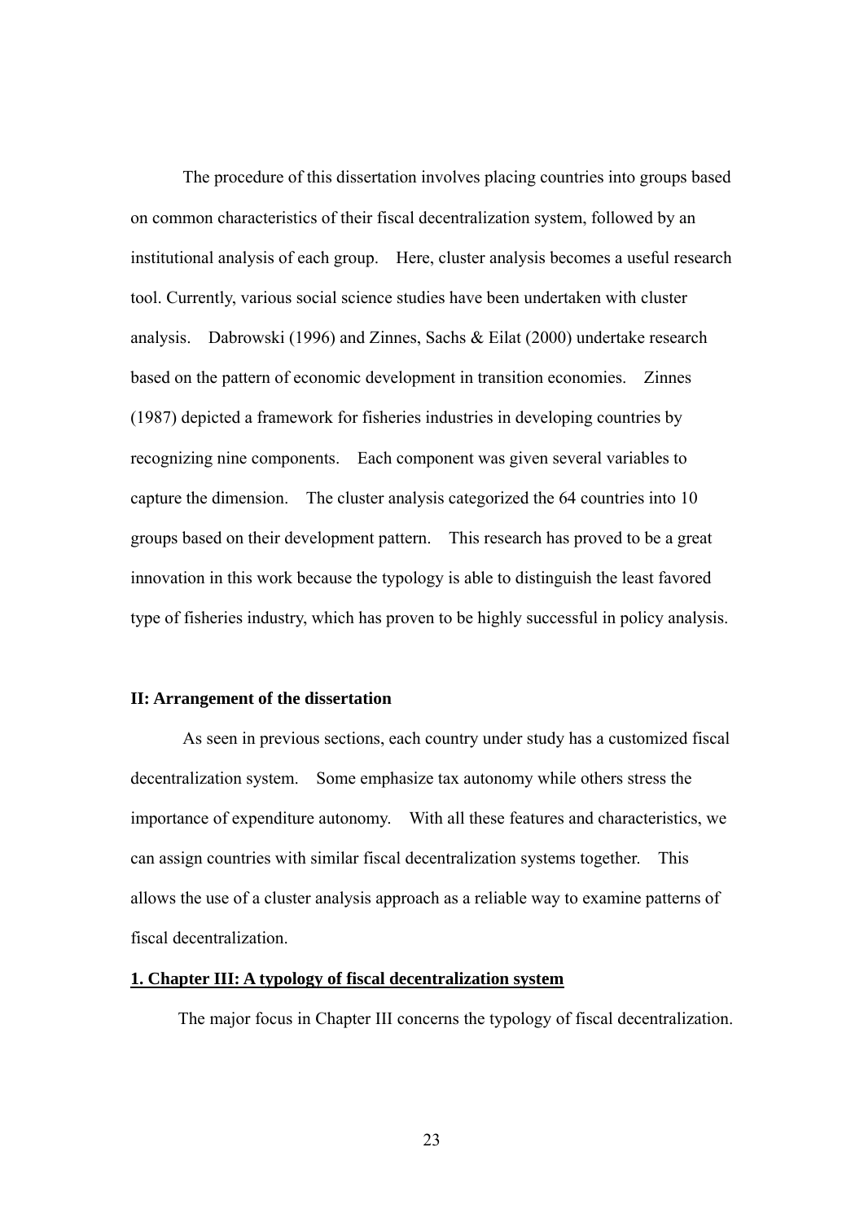The procedure of this dissertation involves placing countries into groups based on common characteristics of their fiscal decentralization system, followed by an institutional analysis of each group. Here, cluster analysis becomes a useful research tool. Currently, various social science studies have been undertaken with cluster analysis. Dabrowski (1996) and Zinnes, Sachs & Eilat (2000) undertake research based on the pattern of economic development in transition economies. Zinnes (1987) depicted a framework for fisheries industries in developing countries by recognizing nine components. Each component was given several variables to capture the dimension. The cluster analysis categorized the 64 countries into 10 groups based on their development pattern. This research has proved to be a great innovation in this work because the typology is able to distinguish the least favored type of fisheries industry, which has proven to be highly successful in policy analysis.

### II: Arrangement of the dissertation

As seen in previous sections, each country under study has a customized fiscal decentralization system. Some emphasize tax autonomy while others stress the importance of expenditure autonomy. With all these features and characteristics, we can assign countries with similar fiscal decentralization systems together. This allows the use of a cluster analysis approach as a reliable way to examine patterns of fiscal decentralization.

#### 1. Chapter III: A typology of fiscal decentralization system

The major focus in Chapter III concerns the typology of fiscal decentralization.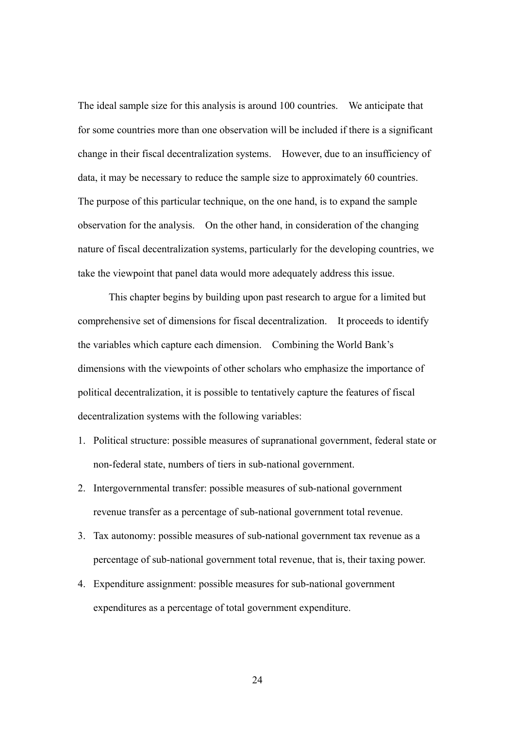The ideal sample size for this analysis is around 100 countries. We anticipate that for some countries more than one observation will be included if there is a significant change in their fiscal decentralization systems. However, due to an insufficiency of data, it may be necessary to reduce the sample size to approximately 60 countries. The purpose of this particular technique, on the one hand, is to expand the sample observation for the analysis. On the other hand, in consideration of the changing nature of fiscal decentralization systems, particularly for the developing countries, we take the viewpoint that panel data would more adequately address this issue.

This chapter begins by building upon past research to argue for a limited but comprehensive set of dimensions for fiscal decentralization. It proceeds to identify the variables which capture each dimension. Combining the World Bank's dimensions with the viewpoints of other scholars who emphasize the importance of political decentralization, it is possible to tentatively capture the features of fiscal decentralization systems with the following variables:

1. Political structure: possible measures of supranational government, federal state or non-federal state, numbers of tiers in sub-national government.
2. Intergovernmental transfer: possible measures of sub-national government revenue transfer as a percentage of sub-national government total revenue.
3. Tax autonomy: possible measures of sub-national government tax revenue as a percentage of sub-national government total revenue, that is, their taxing power.
4. Expenditure assignment: possible measures for sub-national government expenditures as a percentage of total government expenditure.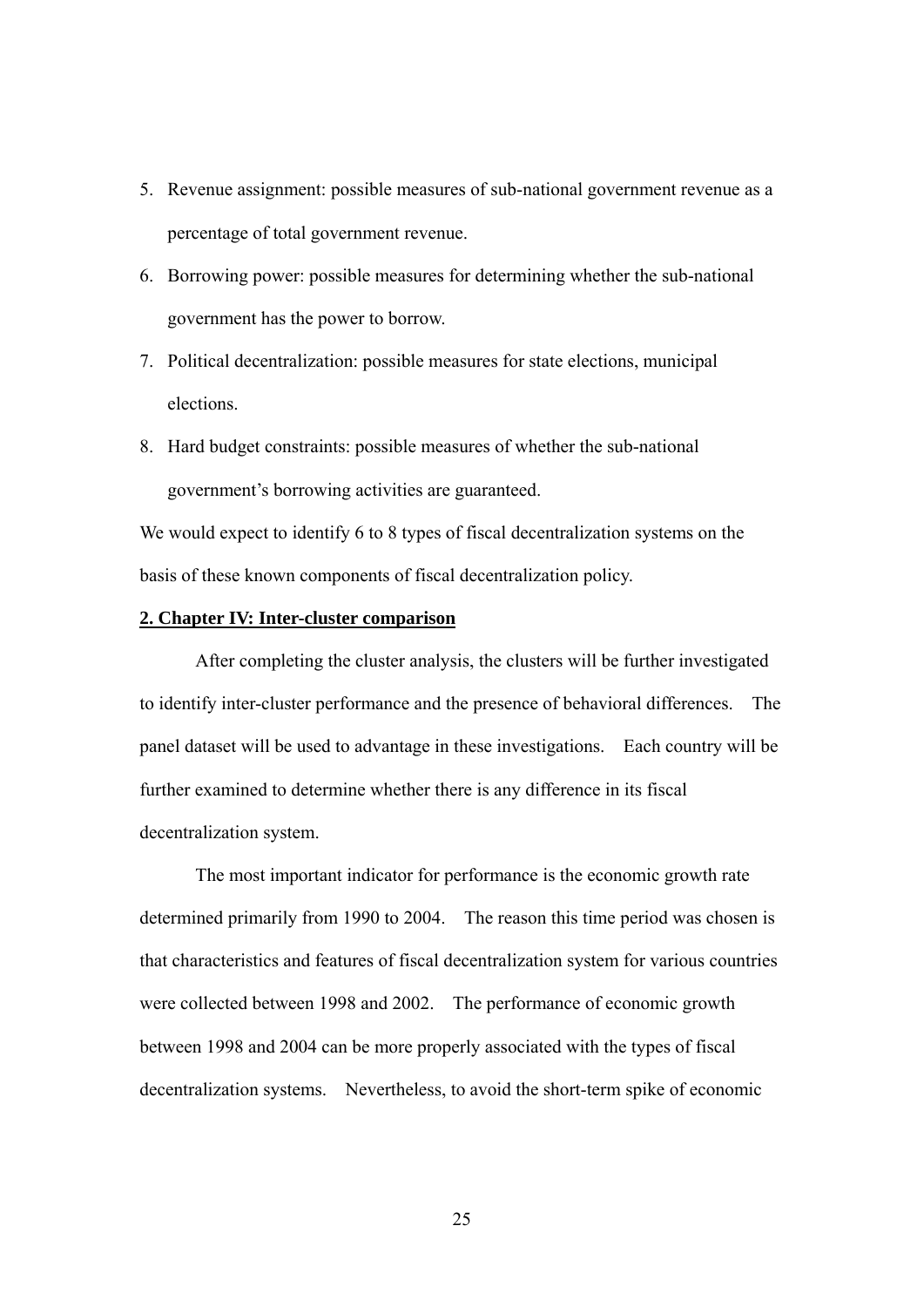5. Revenue assignment: possible measures of sub-national government revenue as a percentage of total government revenue.
6. Borrowing power: possible measures for determining whether the sub-national government has the power to borrow.
7. Political decentralization: possible measures for state elections, municipal elections.
8. Hard budget constraints: possible measures of whether the sub-national government's borrowing activities are guaranteed.

We would expect to identify 6 to 8 types of fiscal decentralization systems on the basis of these known components of fiscal decentralization policy.

**2. Chapter IV: Inter-cluster comparison**

After completing the cluster analysis, the clusters will be further investigated to identify inter-cluster performance and the presence of behavioral differences. The panel dataset will be used to advantage in these investigations. Each country will be further examined to determine whether there is any difference in its fiscal decentralization system.

The most important indicator for performance is the economic growth rate determined primarily from 1990 to 2004. The reason this time period was chosen is that characteristics and features of fiscal decentralization system for various countries were collected between 1998 and 2002. The performance of economic growth between 1998 and 2004 can be more properly associated with the types of fiscal decentralization systems. Nevertheless, to avoid the short-term spike of economic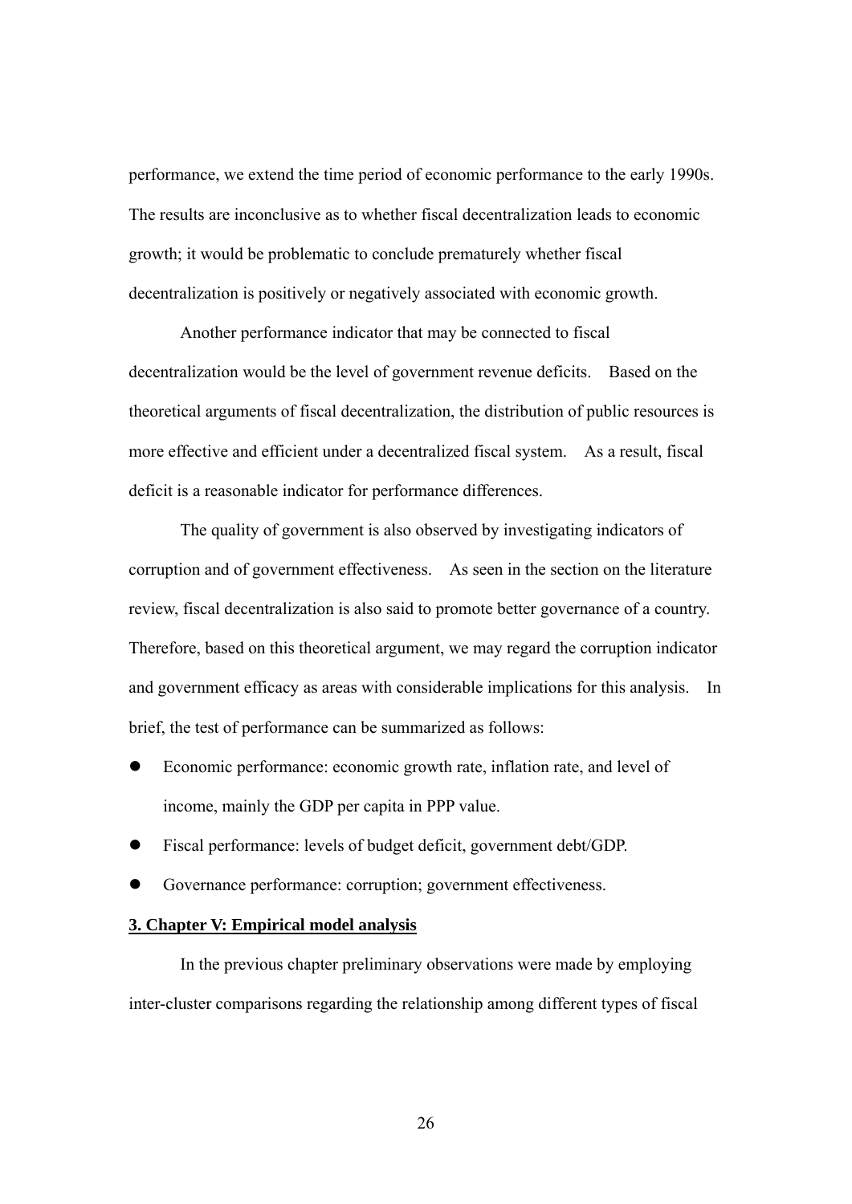performance, we extend the time period of economic performance to the early 1990s. The results are inconclusive as to whether fiscal decentralization leads to economic growth; it would be problematic to conclude prematurely whether fiscal decentralization is positively or negatively associated with economic growth.

Another performance indicator that may be connected to fiscal decentralization would be the level of government revenue deficits. Based on the theoretical arguments of fiscal decentralization, the distribution of public resources is more effective and efficient under a decentralized fiscal system. As a result, fiscal deficit is a reasonable indicator for performance differences.

The quality of government is also observed by investigating indicators of corruption and of government effectiveness. As seen in the section on the literature review, fiscal decentralization is also said to promote better governance of a country. Therefore, based on this theoretical argument, we may regard the corruption indicator and government efficacy as areas with considerable implications for this analysis. In brief, the test of performance can be summarized as follows:

- Economic performance: economic growth rate, inflation rate, and level of income, mainly the GDP per capita in PPP value.
- Fiscal performance: levels of budget deficit, government debt/GDP.
- Governance performance: corruption; government effectiveness.

**3. Chapter V: Empirical model analysis**

In the previous chapter preliminary observations were made by employing inter-cluster comparisons regarding the relationship among different types of fiscal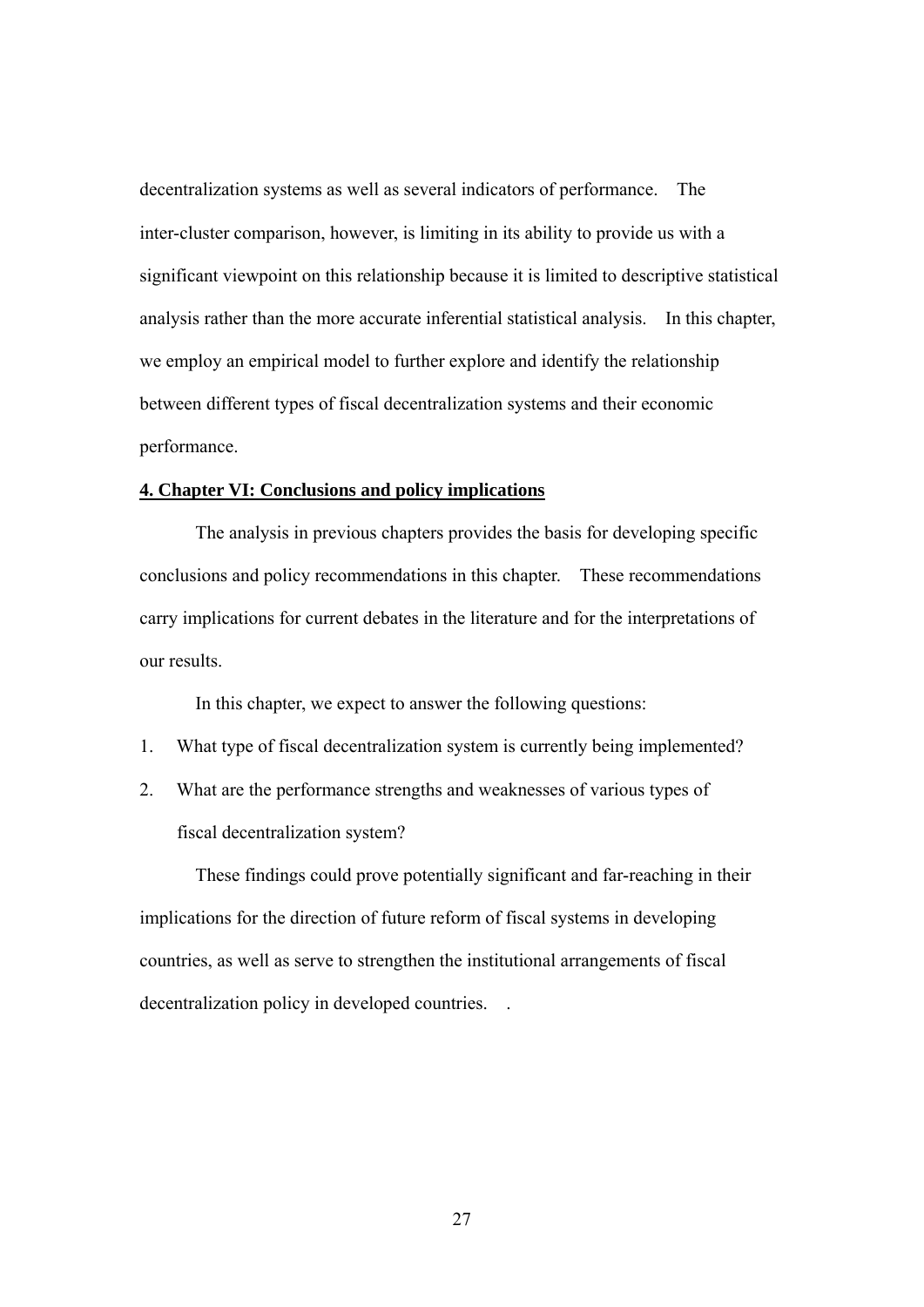decentralization systems as well as several indicators of performance. The inter-cluster comparison, however, is limiting in its ability to provide us with a significant viewpoint on this relationship because it is limited to descriptive statistical analysis rather than the more accurate inferential statistical analysis. In this chapter, we employ an empirical model to further explore and identify the relationship between different types of fiscal decentralization systems and their economic performance.

**4. Chapter VI: Conclusions and policy implications**

The analysis in previous chapters provides the basis for developing specific conclusions and policy recommendations in this chapter. These recommendations carry implications for current debates in the literature and for the interpretations of our results.

In this chapter, we expect to answer the following questions:

1. What type of fiscal decentralization system is currently being implemented?
2. What are the performance strengths and weaknesses of various types of fiscal decentralization system?

These findings could prove potentially significant and far-reaching in their implications for the direction of future reform of fiscal systems in developing countries, as well as serve to strengthen the institutional arrangements of fiscal decentralization policy in developed countries. .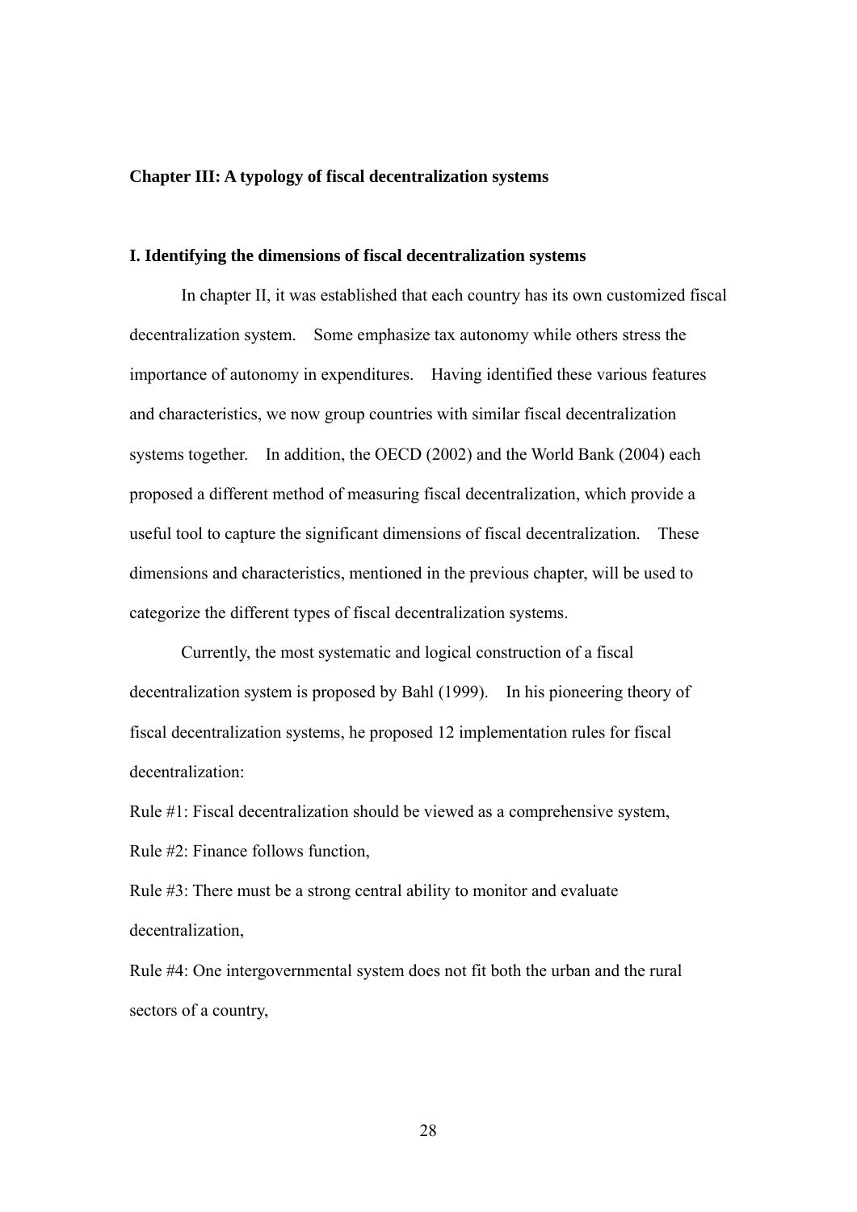## Chapter III: A typology of fiscal decentralization systems

### I. Identifying the dimensions of fiscal decentralization systems

In chapter II, it was established that each country has its own customized fiscal decentralization system. Some emphasize tax autonomy while others stress the importance of autonomy in expenditures. Having identified these various features and characteristics, we now group countries with similar fiscal decentralization systems together. In addition, the OECD (2002) and the World Bank (2004) each proposed a different method of measuring fiscal decentralization, which provide a useful tool to capture the significant dimensions of fiscal decentralization. These dimensions and characteristics, mentioned in the previous chapter, will be used to categorize the different types of fiscal decentralization systems.

Currently, the most systematic and logical construction of a fiscal decentralization system is proposed by Bahl (1999). In his pioneering theory of fiscal decentralization systems, he proposed 12 implementation rules for fiscal decentralization:

Rule #1: Fiscal decentralization should be viewed as a comprehensive system,

Rule #2: Finance follows function,

Rule #3: There must be a strong central ability to monitor and evaluate decentralization,

Rule #4: One intergovernmental system does not fit both the urban and the rural sectors of a country,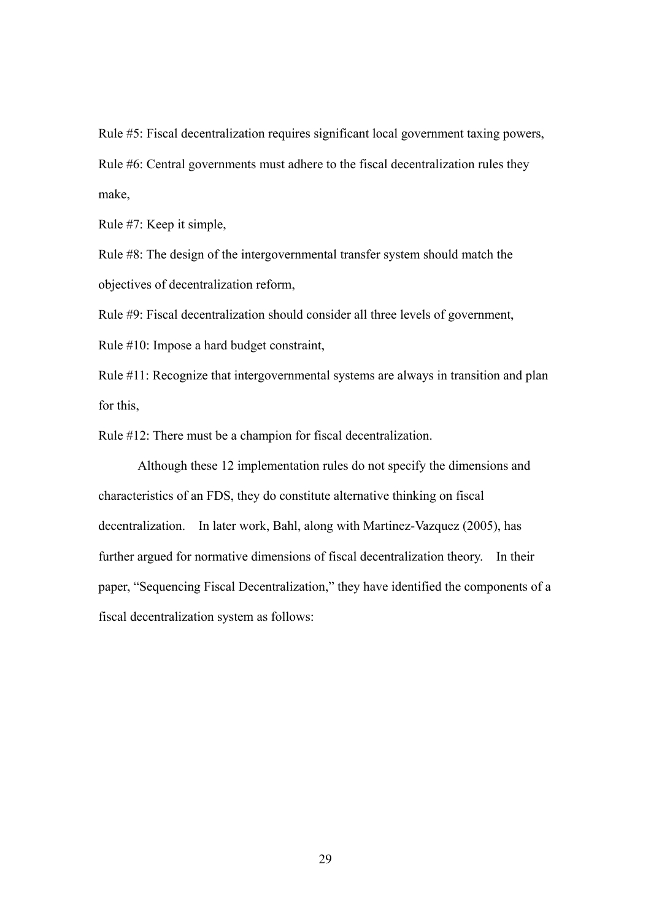Rule #5: Fiscal decentralization requires significant local government taxing powers,

Rule #6: Central governments must adhere to the fiscal decentralization rules they make,

Rule #7: Keep it simple,

Rule #8: The design of the intergovernmental transfer system should match the objectives of decentralization reform,

Rule #9: Fiscal decentralization should consider all three levels of government,

Rule #10: Impose a hard budget constraint,

Rule #11: Recognize that intergovernmental systems are always in transition and plan for this,

Rule #12: There must be a champion for fiscal decentralization.

Although these 12 implementation rules do not specify the dimensions and characteristics of an FDS, they do constitute alternative thinking on fiscal decentralization. In later work, Bahl, along with Martinez-Vazquez (2005), has further argued for normative dimensions of fiscal decentralization theory. In their paper, "Sequencing Fiscal Decentralization," they have identified the components of a fiscal decentralization system as follows: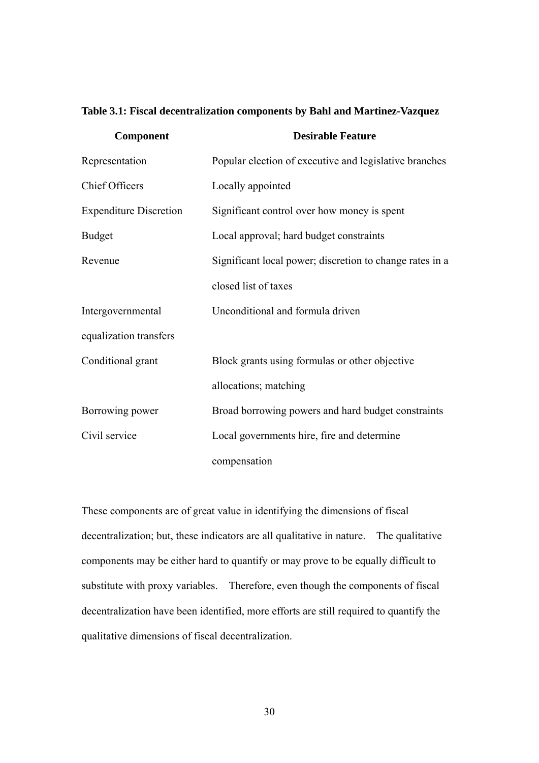**Table 3.1: Fiscal decentralization components by Bahl and Martinez-Vazquez**

| Component | Desirable Feature |
|---|---|
| Representation | Popular election of executive and legislative branches |
| Chief Officers | Locally appointed |
| Expenditure Discretion | Significant control over how money is spent |
| Budget | Local approval; hard budget constraints |
| Revenue | Significant local power; discretion to change rates in a closed list of taxes |
| Intergovernmental equalization transfers | Unconditional and formula driven |
| Conditional grant | Block grants using formulas or other objective allocations; matching |
| Borrowing power | Broad borrowing powers and hard budget constraints |
| Civil service | Local governments hire, fire and determine compensation |

These components are of great value in identifying the dimensions of fiscal decentralization; but, these indicators are all qualitative in nature. The qualitative components may be either hard to quantify or may prove to be equally difficult to substitute with proxy variables. Therefore, even though the components of fiscal decentralization have been identified, more efforts are still required to quantify the qualitative dimensions of fiscal decentralization.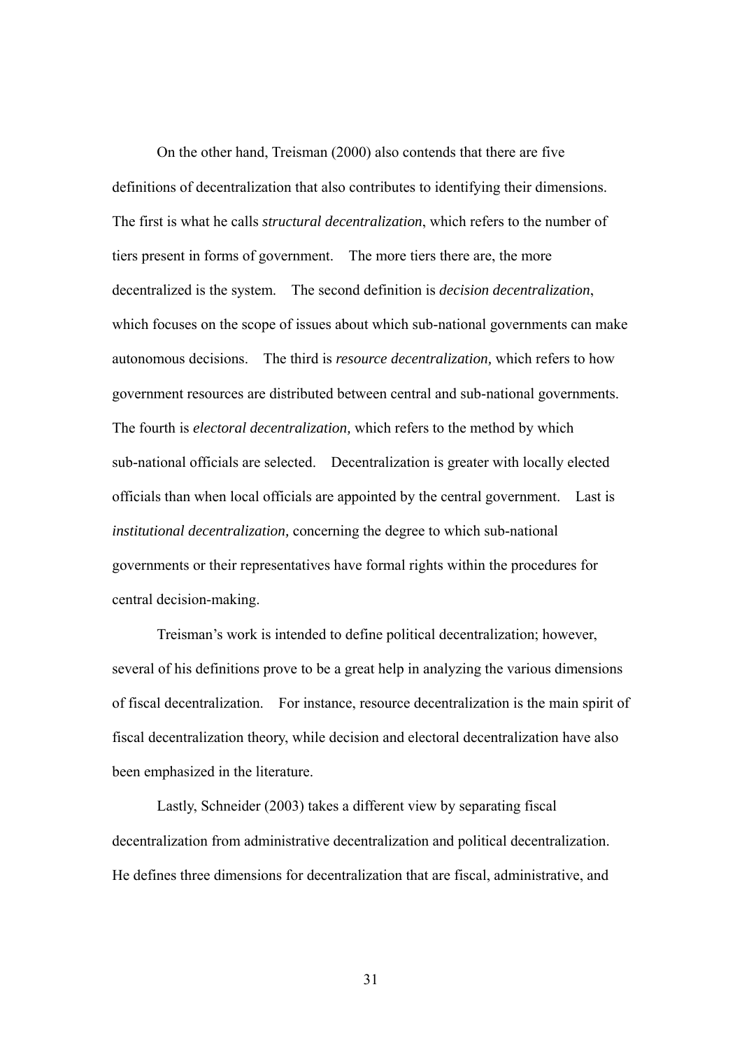On the other hand, Treisman (2000) also contends that there are five definitions of decentralization that also contributes to identifying their dimensions. The first is what he calls *structural decentralization*, which refers to the number of tiers present in forms of government. The more tiers there are, the more decentralized is the system. The second definition is *decision decentralization*, which focuses on the scope of issues about which sub-national governments can make autonomous decisions. The third is *resource decentralization,* which refers to how government resources are distributed between central and sub-national governments. The fourth is *electoral decentralization,* which refers to the method by which sub-national officials are selected. Decentralization is greater with locally elected officials than when local officials are appointed by the central government. Last is *institutional decentralization,* concerning the degree to which sub-national governments or their representatives have formal rights within the procedures for central decision-making.

Treisman's work is intended to define political decentralization; however, several of his definitions prove to be a great help in analyzing the various dimensions of fiscal decentralization. For instance, resource decentralization is the main spirit of fiscal decentralization theory, while decision and electoral decentralization have also been emphasized in the literature.

Lastly, Schneider (2003) takes a different view by separating fiscal decentralization from administrative decentralization and political decentralization. He defines three dimensions for decentralization that are fiscal, administrative, and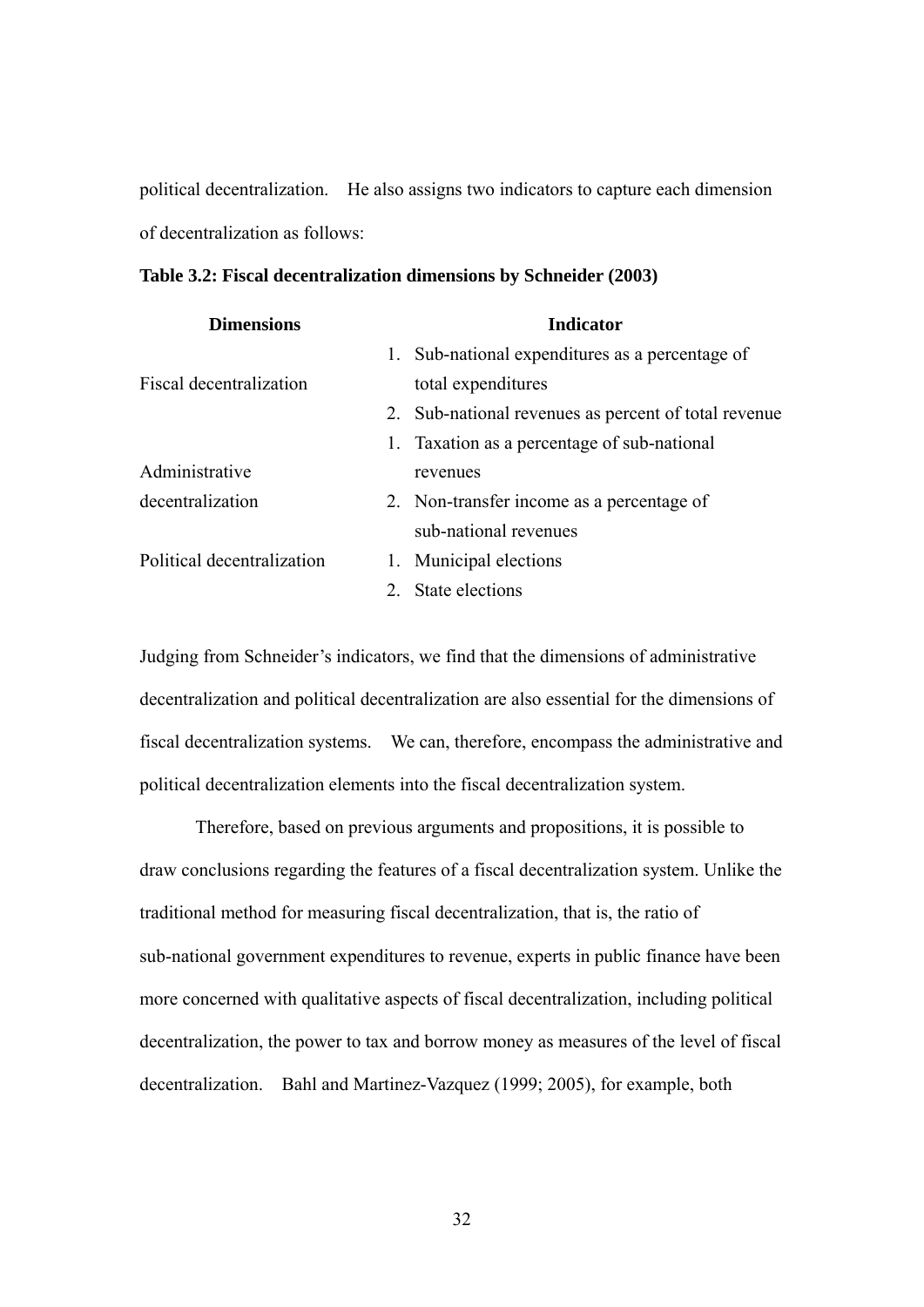political decentralization. He also assigns two indicators to capture each dimension of decentralization as follows:

**Table 3.2: Fiscal decentralization dimensions by Schneider (2003)**

| Dimensions | Indicator |
|---|---|
| Fiscal decentralization | 1. Sub-national expenditures as a percentage of total expenditures<br>2. Sub-national revenues as percent of total revenue |
| Administrative decentralization | 1. Taxation as a percentage of sub-national revenues<br>2. Non-transfer income as a percentage of sub-national revenues |
| Political decentralization | 1. Municipal elections<br>2. State elections |

Judging from Schneider's indicators, we find that the dimensions of administrative decentralization and political decentralization are also essential for the dimensions of fiscal decentralization systems. We can, therefore, encompass the administrative and political decentralization elements into the fiscal decentralization system.

Therefore, based on previous arguments and propositions, it is possible to draw conclusions regarding the features of a fiscal decentralization system. Unlike the traditional method for measuring fiscal decentralization, that is, the ratio of sub-national government expenditures to revenue, experts in public finance have been more concerned with qualitative aspects of fiscal decentralization, including political decentralization, the power to tax and borrow money as measures of the level of fiscal decentralization. Bahl and Martinez-Vazquez (1999; 2005), for example, both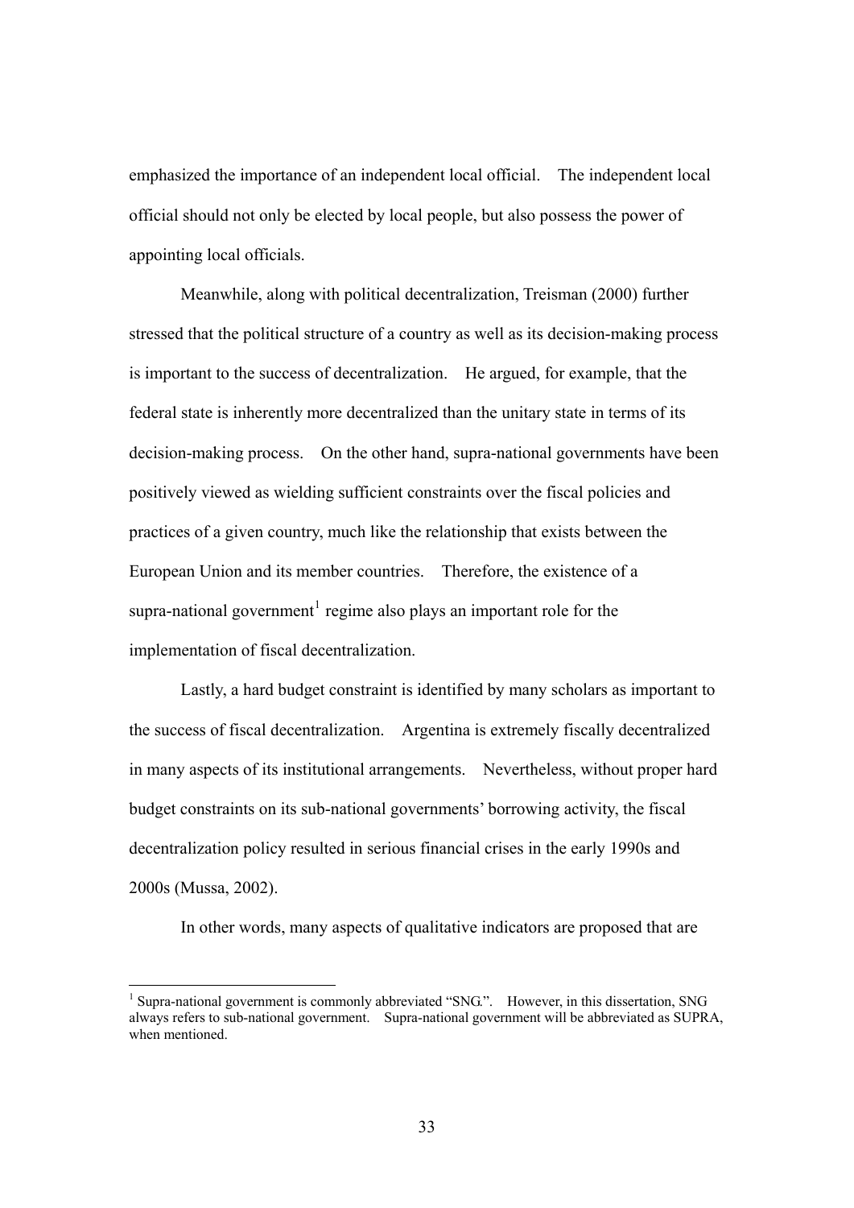emphasized the importance of an independent local official. The independent local official should not only be elected by local people, but also possess the power of appointing local officials.

Meanwhile, along with political decentralization, Treisman (2000) further stressed that the political structure of a country as well as its decision-making process is important to the success of decentralization. He argued, for example, that the federal state is inherently more decentralized than the unitary state in terms of its decision-making process. On the other hand, supra-national governments have been positively viewed as wielding sufficient constraints over the fiscal policies and practices of a given country, much like the relationship that exists between the European Union and its member countries. Therefore, the existence of a supra-national government[1] regime also plays an important role for the implementation of fiscal decentralization.

Lastly, a hard budget constraint is identified by many scholars as important to the success of fiscal decentralization. Argentina is extremely fiscally decentralized in many aspects of its institutional arrangements. Nevertheless, without proper hard budget constraints on its sub-national governments' borrowing activity, the fiscal decentralization policy resulted in serious financial crises in the early 1990s and 2000s (Mussa, 2002).

In other words, many aspects of qualitative indicators are proposed that are

---

[1] Supra-national government is commonly abbreviated "SNG.". However, in this dissertation, SNG always refers to sub-national government. Supra-national government will be abbreviated as SUPRA, when mentioned.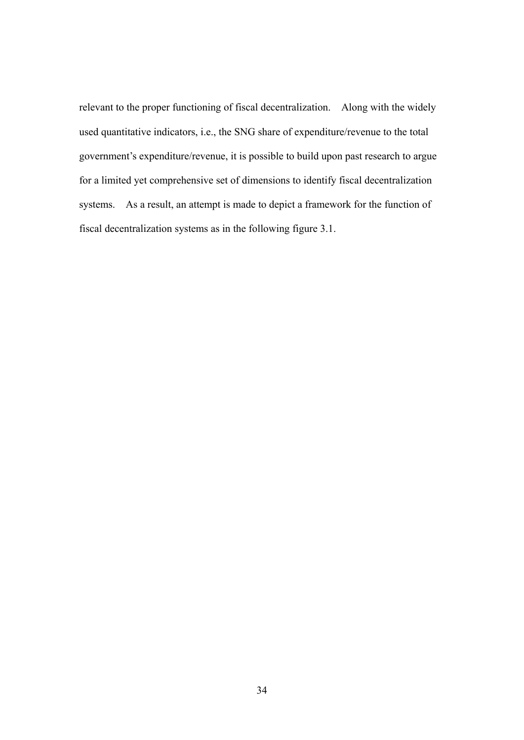relevant to the proper functioning of fiscal decentralization. Along with the widely used quantitative indicators, i.e., the SNG share of expenditure/revenue to the total government's expenditure/revenue, it is possible to build upon past research to argue for a limited yet comprehensive set of dimensions to identify fiscal decentralization systems. As a result, an attempt is made to depict a framework for the function of fiscal decentralization systems as in the following figure 3.1.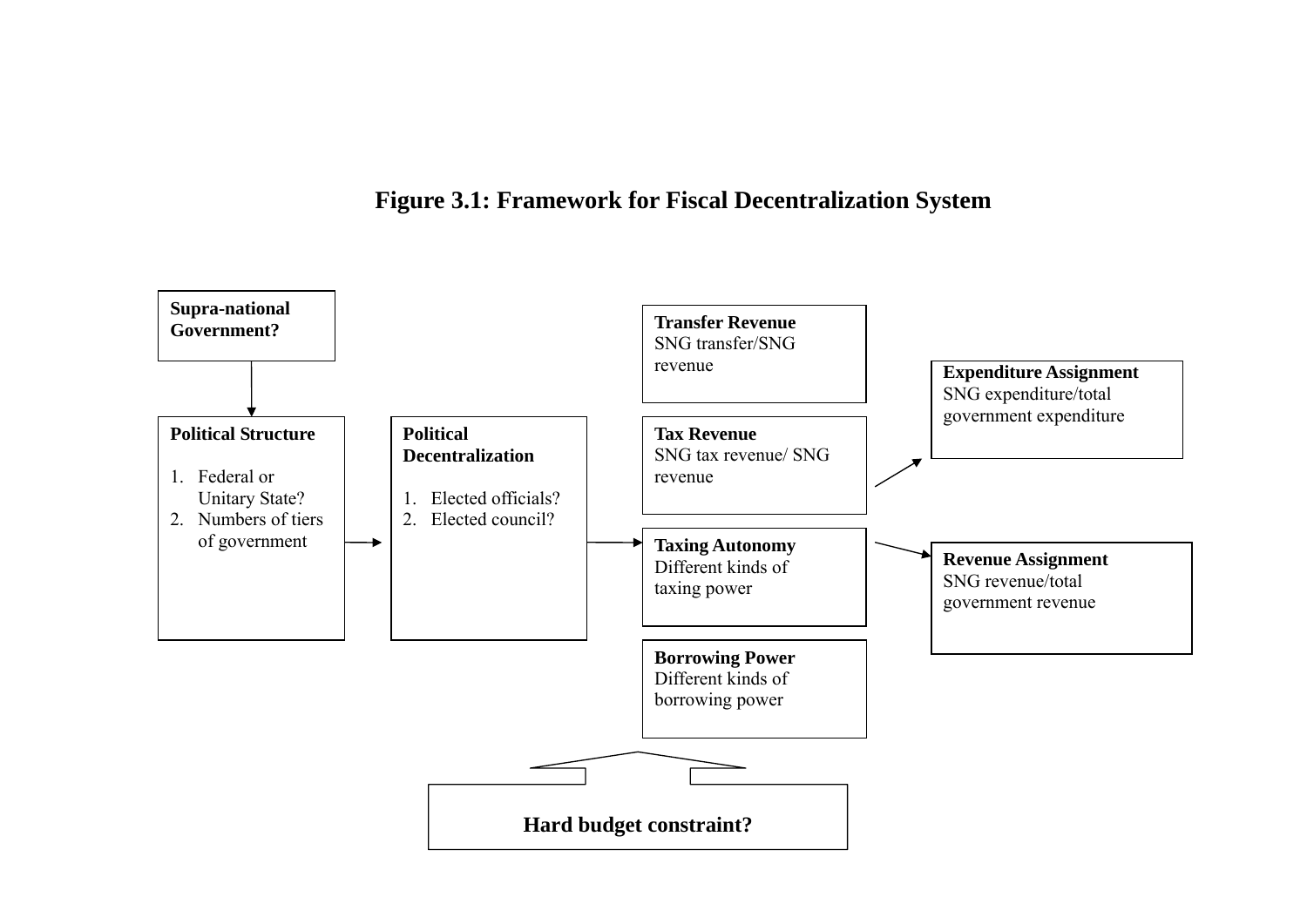**Figure 3.1: Framework for Fiscal Decentralization System**

**Supra-national Government?**

**Political Structure**

1. Federal or Unitary State?
2. Numbers of tiers of government

**Political Decentralization**

1. Elected officials?
2. Elected council?

**Transfer Revenue**
SNG transfer/SNG revenue

**Tax Revenue**
SNG tax revenue/ SNG revenue

**Taxing Autonomy**
Different kinds of taxing power

**Borrowing Power**
Different kinds of borrowing power

**Expenditure Assignment**
SNG expenditure/total government expenditure

**Revenue Assignment**
SNG revenue/total government revenue

**Hard budget constraint?**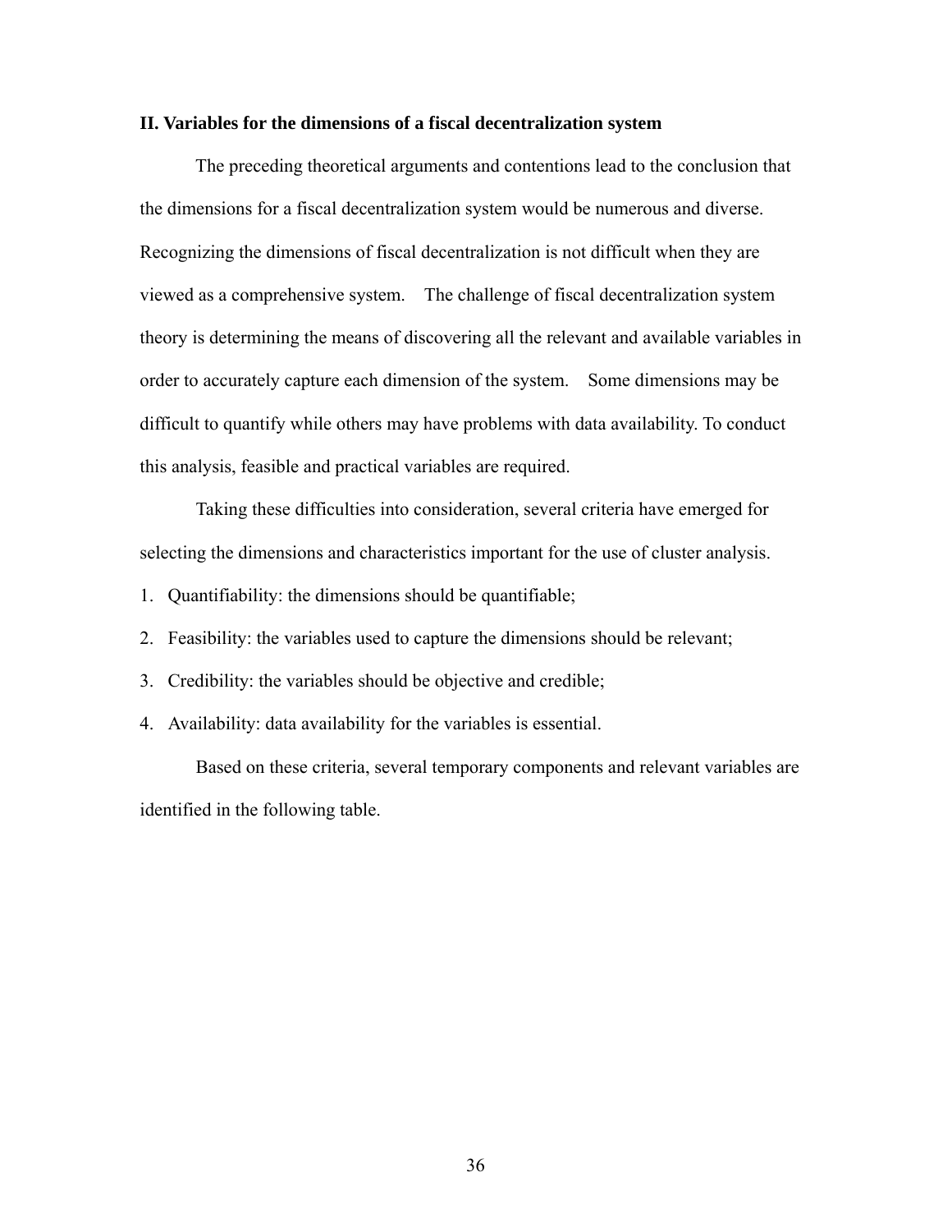## II. Variables for the dimensions of a fiscal decentralization system

The preceding theoretical arguments and contentions lead to the conclusion that the dimensions for a fiscal decentralization system would be numerous and diverse. Recognizing the dimensions of fiscal decentralization is not difficult when they are viewed as a comprehensive system. The challenge of fiscal decentralization system theory is determining the means of discovering all the relevant and available variables in order to accurately capture each dimension of the system. Some dimensions may be difficult to quantify while others may have problems with data availability. To conduct this analysis, feasible and practical variables are required.

Taking these difficulties into consideration, several criteria have emerged for selecting the dimensions and characteristics important for the use of cluster analysis.

1. Quantifiability: the dimensions should be quantifiable;
2. Feasibility: the variables used to capture the dimensions should be relevant;
3. Credibility: the variables should be objective and credible;
4. Availability: data availability for the variables is essential.

Based on these criteria, several temporary components and relevant variables are identified in the following table.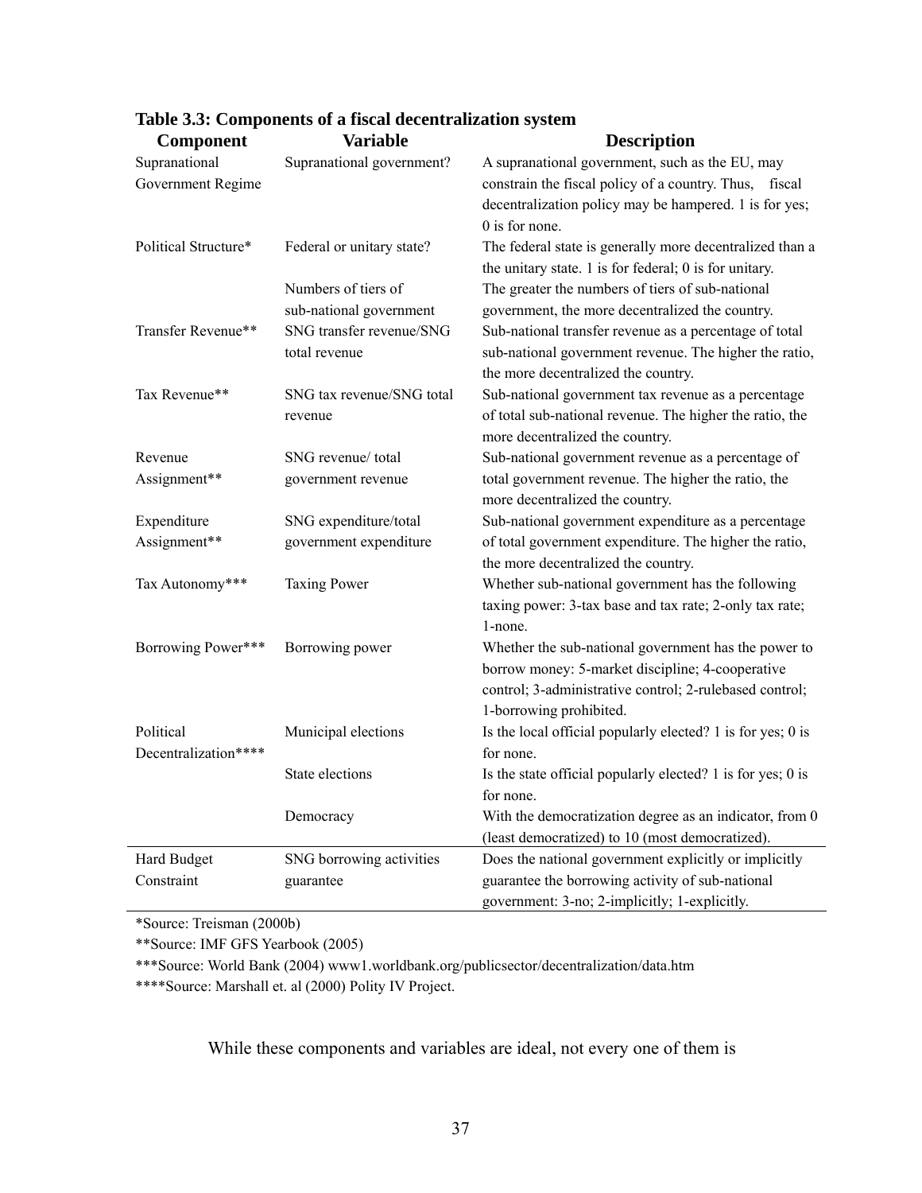**Table 3.3: Components of a fiscal decentralization system**

| Component | Variable | Description |
|---|---|---|
| Supranational Government Regime | Supranational government? | A supranational government, such as the EU, may constrain the fiscal policy of a country. Thus, fiscal decentralization policy may be hampered. 1 is for yes; 0 is for none. |
| Political Structure* | Federal or unitary state? | The federal state is generally more decentralized than a the unitary state. 1 is for federal; 0 is for unitary. |
| | Numbers of tiers of sub-national government | The greater the numbers of tiers of sub-national government, the more decentralized the country. |
| Transfer Revenue** | SNG transfer revenue/SNG total revenue | Sub-national transfer revenue as a percentage of total sub-national government revenue. The higher the ratio, the more decentralized the country. |
| Tax Revenue** | SNG tax revenue/SNG total revenue | Sub-national government tax revenue as a percentage of total sub-national revenue. The higher the ratio, the more decentralized the country. |
| Revenue Assignment** | SNG revenue/ total government revenue | Sub-national government revenue as a percentage of total government revenue. The higher the ratio, the more decentralized the country. |
| Expenditure Assignment** | SNG expenditure/total government expenditure | Sub-national government expenditure as a percentage of total government expenditure. The higher the ratio, the more decentralized the country. |
| Tax Autonomy*** | Taxing Power | Whether sub-national government has the following taxing power: 3-tax base and tax rate; 2-only tax rate; 1-none. |
| Borrowing Power*** | Borrowing power | Whether the sub-national government has the power to borrow money: 5-market discipline; 4-cooperative control; 3-administrative control; 2-rulebased control; 1-borrowing prohibited. |
| Political Decentralization**** | Municipal elections | Is the local official popularly elected? 1 is for yes; 0 is for none. |
| | State elections | Is the state official popularly elected? 1 is for yes; 0 is for none. |
| | Democracy | With the democratization degree as an indicator, from 0 (least democratized) to 10 (most democratized). |
| Hard Budget Constraint | SNG borrowing activities guarantee | Does the national government explicitly or implicitly guarantee the borrowing activity of sub-national government: 3-no; 2-implicitly; 1-explicitly. |

*Source: Treisman (2000b)

**Source: IMF GFS Yearbook (2005)

***Source: World Bank (2004) www1.worldbank.org/publicsector/decentralization/data.htm

****Source: Marshall et. al (2000) Polity IV Project.

While these components and variables are ideal, not every one of them is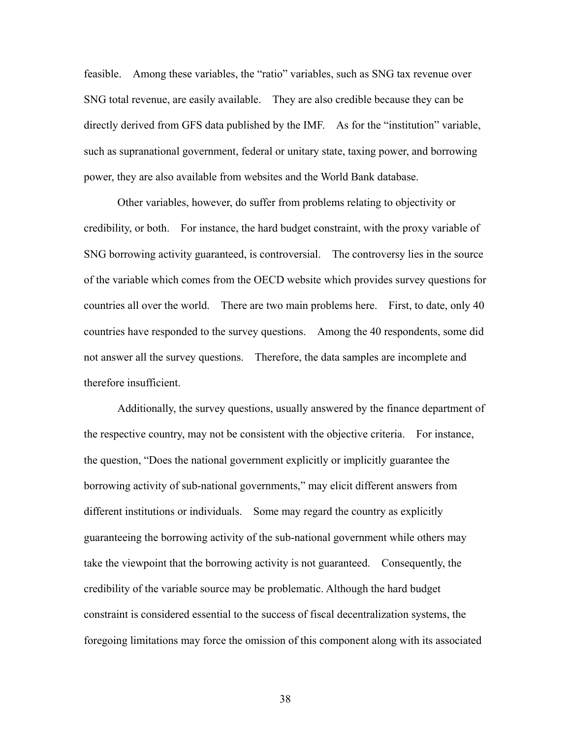feasible. Among these variables, the "ratio" variables, such as SNG tax revenue over SNG total revenue, are easily available. They are also credible because they can be directly derived from GFS data published by the IMF. As for the "institution" variable, such as supranational government, federal or unitary state, taxing power, and borrowing power, they are also available from websites and the World Bank database.

Other variables, however, do suffer from problems relating to objectivity or credibility, or both. For instance, the hard budget constraint, with the proxy variable of SNG borrowing activity guaranteed, is controversial. The controversy lies in the source of the variable which comes from the OECD website which provides survey questions for countries all over the world. There are two main problems here. First, to date, only 40 countries have responded to the survey questions. Among the 40 respondents, some did not answer all the survey questions. Therefore, the data samples are incomplete and therefore insufficient.

Additionally, the survey questions, usually answered by the finance department of the respective country, may not be consistent with the objective criteria. For instance, the question, "Does the national government explicitly or implicitly guarantee the borrowing activity of sub-national governments," may elicit different answers from different institutions or individuals. Some may regard the country as explicitly guaranteeing the borrowing activity of the sub-national government while others may take the viewpoint that the borrowing activity is not guaranteed. Consequently, the credibility of the variable source may be problematic. Although the hard budget constraint is considered essential to the success of fiscal decentralization systems, the foregoing limitations may force the omission of this component along with its associated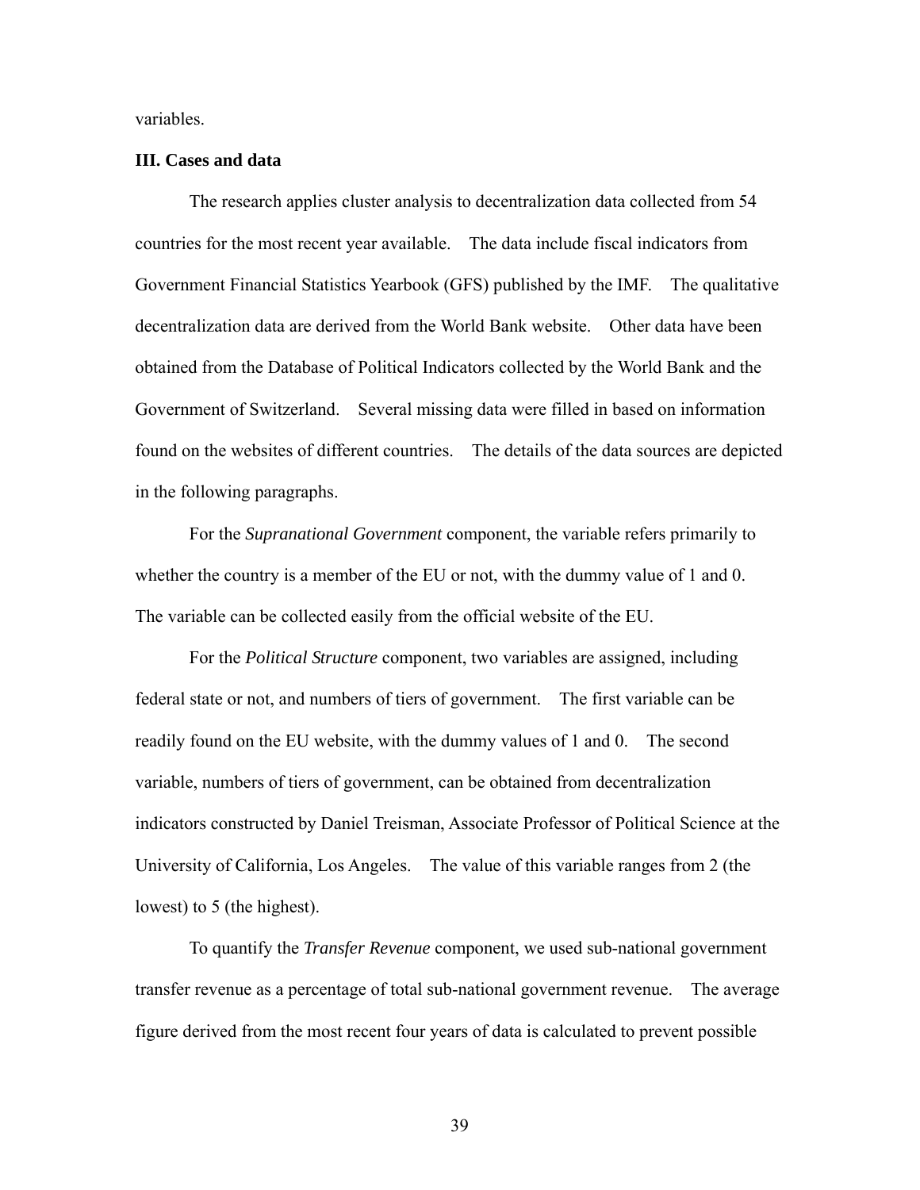variables.

### III. Cases and data

The research applies cluster analysis to decentralization data collected from 54 countries for the most recent year available. The data include fiscal indicators from Government Financial Statistics Yearbook (GFS) published by the IMF. The qualitative decentralization data are derived from the World Bank website. Other data have been obtained from the Database of Political Indicators collected by the World Bank and the Government of Switzerland. Several missing data were filled in based on information found on the websites of different countries. The details of the data sources are depicted in the following paragraphs.

For the *Supranational Government* component, the variable refers primarily to whether the country is a member of the EU or not, with the dummy value of 1 and 0. The variable can be collected easily from the official website of the EU.

For the *Political Structure* component, two variables are assigned, including federal state or not, and numbers of tiers of government. The first variable can be readily found on the EU website, with the dummy values of 1 and 0. The second variable, numbers of tiers of government, can be obtained from decentralization indicators constructed by Daniel Treisman, Associate Professor of Political Science at the University of California, Los Angeles. The value of this variable ranges from 2 (the lowest) to 5 (the highest).

To quantify the *Transfer Revenue* component, we used sub-national government transfer revenue as a percentage of total sub-national government revenue. The average figure derived from the most recent four years of data is calculated to prevent possible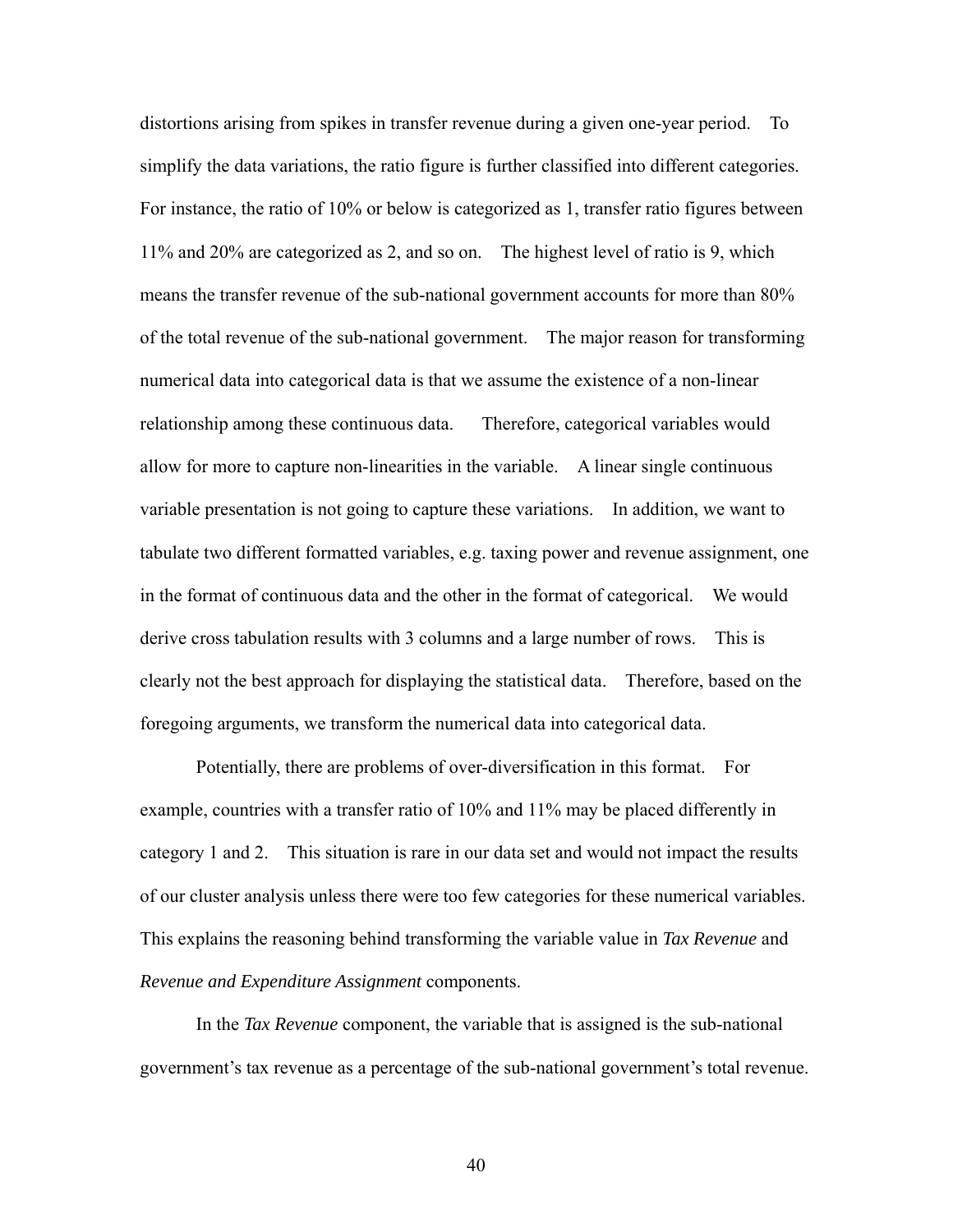distortions arising from spikes in transfer revenue during a given one-year period. To simplify the data variations, the ratio figure is further classified into different categories. For instance, the ratio of 10% or below is categorized as 1, transfer ratio figures between 11% and 20% are categorized as 2, and so on. The highest level of ratio is 9, which means the transfer revenue of the sub-national government accounts for more than 80% of the total revenue of the sub-national government. The major reason for transforming numerical data into categorical data is that we assume the existence of a non-linear relationship among these continuous data. Therefore, categorical variables would allow for more to capture non-linearities in the variable. A linear single continuous variable presentation is not going to capture these variations. In addition, we want to tabulate two different formatted variables, e.g. taxing power and revenue assignment, one in the format of continuous data and the other in the format of categorical. We would derive cross tabulation results with 3 columns and a large number of rows. This is clearly not the best approach for displaying the statistical data. Therefore, based on the foregoing arguments, we transform the numerical data into categorical data.

Potentially, there are problems of over-diversification in this format. For example, countries with a transfer ratio of 10% and 11% may be placed differently in category 1 and 2. This situation is rare in our data set and would not impact the results of our cluster analysis unless there were too few categories for these numerical variables. This explains the reasoning behind transforming the variable value in *Tax Revenue* and *Revenue and Expenditure Assignment* components.

In the *Tax Revenue* component, the variable that is assigned is the sub-national government's tax revenue as a percentage of the sub-national government's total revenue.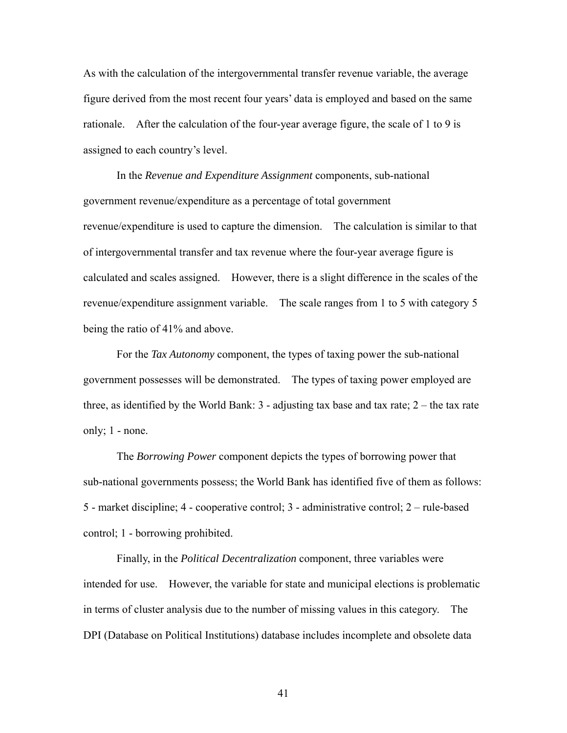As with the calculation of the intergovernmental transfer revenue variable, the average figure derived from the most recent four years' data is employed and based on the same rationale. After the calculation of the four-year average figure, the scale of 1 to 9 is assigned to each country's level.

In the *Revenue and Expenditure Assignment* components, sub-national government revenue/expenditure as a percentage of total government revenue/expenditure is used to capture the dimension. The calculation is similar to that of intergovernmental transfer and tax revenue where the four-year average figure is calculated and scales assigned. However, there is a slight difference in the scales of the revenue/expenditure assignment variable. The scale ranges from 1 to 5 with category 5 being the ratio of 41% and above.

For the *Tax Autonomy* component, the types of taxing power the sub-national government possesses will be demonstrated. The types of taxing power employed are three, as identified by the World Bank: 3 - adjusting tax base and tax rate; 2 – the tax rate only; 1 - none.

The *Borrowing Power* component depicts the types of borrowing power that sub-national governments possess; the World Bank has identified five of them as follows: 5 - market discipline; 4 - cooperative control; 3 - administrative control; 2 – rule-based control; 1 - borrowing prohibited.

Finally, in the *Political Decentralization* component, three variables were intended for use. However, the variable for state and municipal elections is problematic in terms of cluster analysis due to the number of missing values in this category. The DPI (Database on Political Institutions) database includes incomplete and obsolete data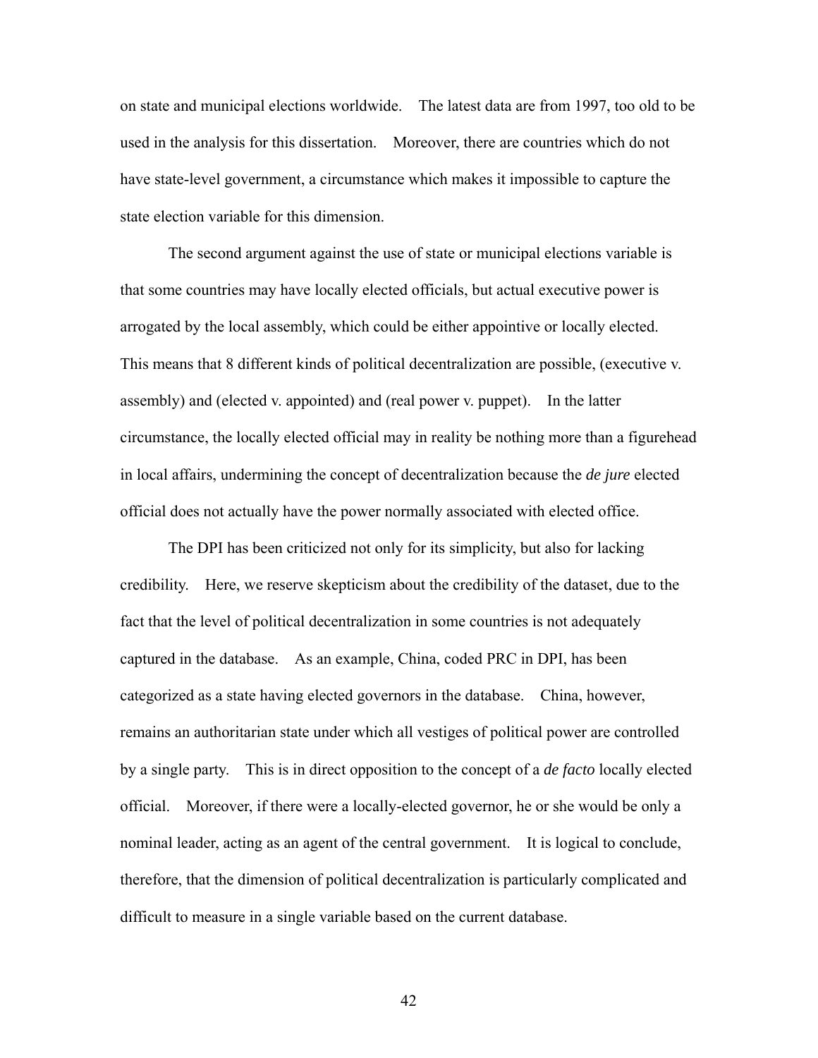on state and municipal elections worldwide. The latest data are from 1997, too old to be used in the analysis for this dissertation. Moreover, there are countries which do not have state-level government, a circumstance which makes it impossible to capture the state election variable for this dimension.

The second argument against the use of state or municipal elections variable is that some countries may have locally elected officials, but actual executive power is arrogated by the local assembly, which could be either appointive or locally elected. This means that 8 different kinds of political decentralization are possible, (executive v. assembly) and (elected v. appointed) and (real power v. puppet). In the latter circumstance, the locally elected official may in reality be nothing more than a figurehead in local affairs, undermining the concept of decentralization because the *de jure* elected official does not actually have the power normally associated with elected office.

The DPI has been criticized not only for its simplicity, but also for lacking credibility. Here, we reserve skepticism about the credibility of the dataset, due to the fact that the level of political decentralization in some countries is not adequately captured in the database. As an example, China, coded PRC in DPI, has been categorized as a state having elected governors in the database. China, however, remains an authoritarian state under which all vestiges of political power are controlled by a single party. This is in direct opposition to the concept of a *de facto* locally elected official. Moreover, if there were a locally-elected governor, he or she would be only a nominal leader, acting as an agent of the central government. It is logical to conclude, therefore, that the dimension of political decentralization is particularly complicated and difficult to measure in a single variable based on the current database.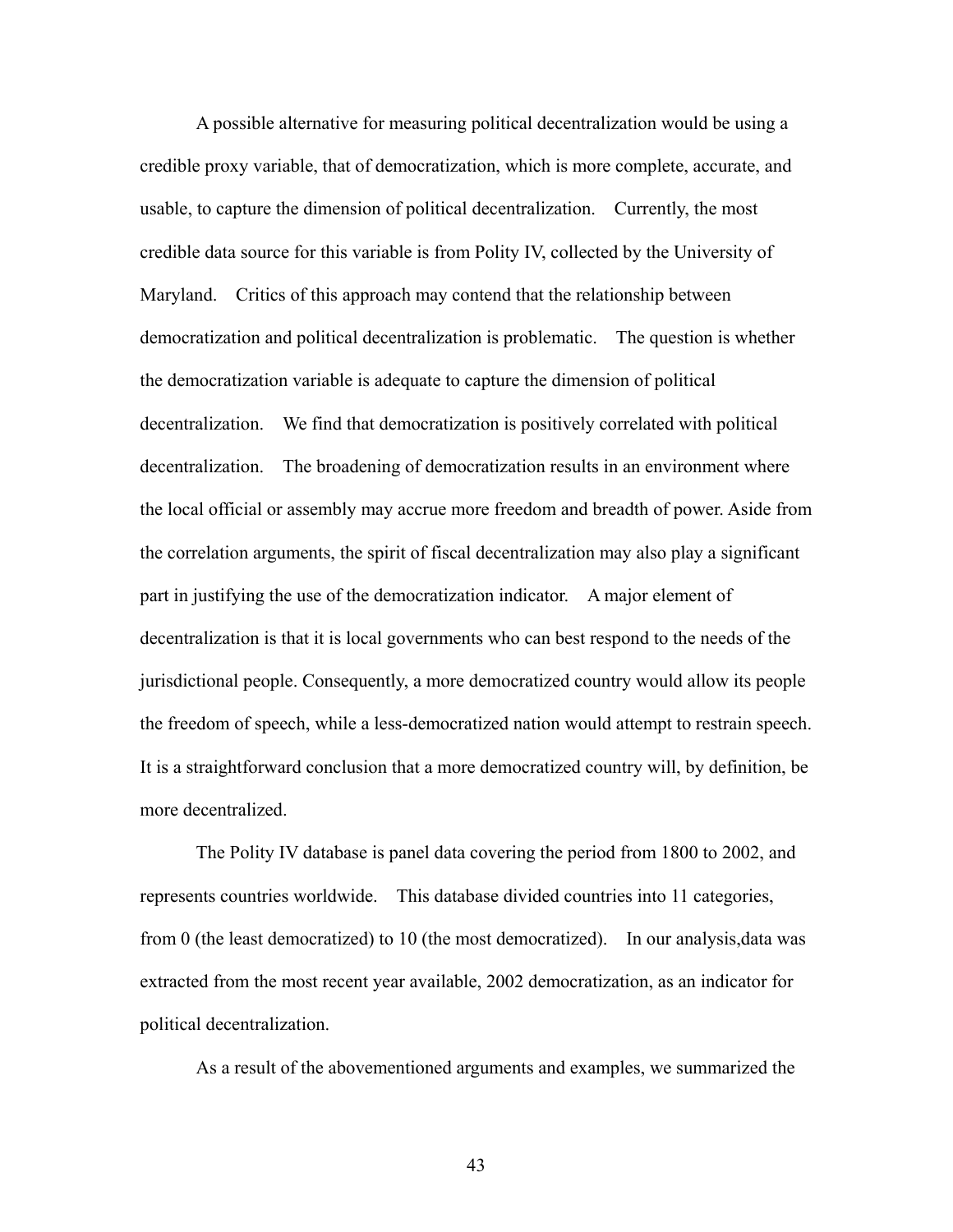A possible alternative for measuring political decentralization would be using a credible proxy variable, that of democratization, which is more complete, accurate, and usable, to capture the dimension of political decentralization. Currently, the most credible data source for this variable is from Polity IV, collected by the University of Maryland. Critics of this approach may contend that the relationship between democratization and political decentralization is problematic. The question is whether the democratization variable is adequate to capture the dimension of political decentralization. We find that democratization is positively correlated with political decentralization. The broadening of democratization results in an environment where the local official or assembly may accrue more freedom and breadth of power. Aside from the correlation arguments, the spirit of fiscal decentralization may also play a significant part in justifying the use of the democratization indicator. A major element of decentralization is that it is local governments who can best respond to the needs of the jurisdictional people. Consequently, a more democratized country would allow its people the freedom of speech, while a less-democratized nation would attempt to restrain speech. It is a straightforward conclusion that a more democratized country will, by definition, be more decentralized.

The Polity IV database is panel data covering the period from 1800 to 2002, and represents countries worldwide. This database divided countries into 11 categories, from 0 (the least democratized) to 10 (the most democratized). In our analysis,data was extracted from the most recent year available, 2002 democratization, as an indicator for political decentralization.

As a result of the abovementioned arguments and examples, we summarized the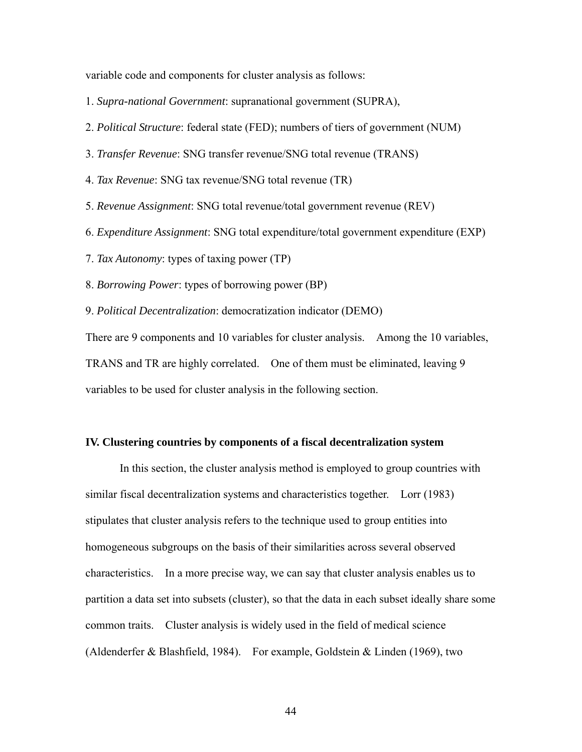variable code and components for cluster analysis as follows:

1. *Supra-national Government*: supranational government (SUPRA),
2. *Political Structure*: federal state (FED); numbers of tiers of government (NUM)
3. *Transfer Revenue*: SNG transfer revenue/SNG total revenue (TRANS)
4. *Tax Revenue*: SNG tax revenue/SNG total revenue (TR)
5. *Revenue Assignment*: SNG total revenue/total government revenue (REV)
6. *Expenditure Assignment*: SNG total expenditure/total government expenditure (EXP)
7. *Tax Autonomy*: types of taxing power (TP)
8. *Borrowing Power*: types of borrowing power (BP)
9. *Political Decentralization*: democratization indicator (DEMO)

There are 9 components and 10 variables for cluster analysis. Among the 10 variables, TRANS and TR are highly correlated. One of them must be eliminated, leaving 9 variables to be used for cluster analysis in the following section.

## IV. Clustering countries by components of a fiscal decentralization system

In this section, the cluster analysis method is employed to group countries with similar fiscal decentralization systems and characteristics together. Lorr (1983) stipulates that cluster analysis refers to the technique used to group entities into homogeneous subgroups on the basis of their similarities across several observed characteristics. In a more precise way, we can say that cluster analysis enables us to partition a data set into subsets (cluster), so that the data in each subset ideally share some common traits. Cluster analysis is widely used in the field of medical science (Aldenderfer & Blashfield, 1984). For example, Goldstein & Linden (1969), two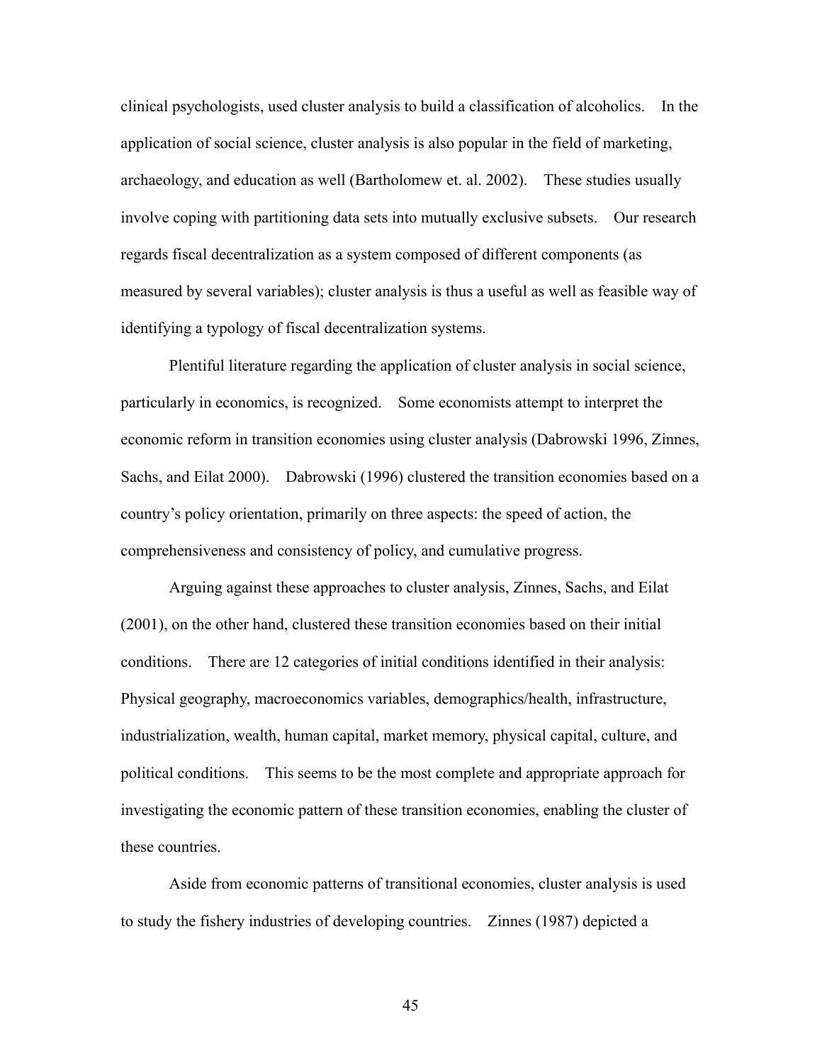clinical psychologists, used cluster analysis to build a classification of alcoholics. In the application of social science, cluster analysis is also popular in the field of marketing, archaeology, and education as well (Bartholomew et. al. 2002). These studies usually involve coping with partitioning data sets into mutually exclusive subsets. Our research regards fiscal decentralization as a system composed of different components (as measured by several variables); cluster analysis is thus a useful as well as feasible way of identifying a typology of fiscal decentralization systems.

Plentiful literature regarding the application of cluster analysis in social science, particularly in economics, is recognized. Some economists attempt to interpret the economic reform in transition economies using cluster analysis (Dabrowski 1996, Zinnes, Sachs, and Eilat 2000). Dabrowski (1996) clustered the transition economies based on a country's policy orientation, primarily on three aspects: the speed of action, the comprehensiveness and consistency of policy, and cumulative progress.

Arguing against these approaches to cluster analysis, Zinnes, Sachs, and Eilat (2001), on the other hand, clustered these transition economies based on their initial conditions. There are 12 categories of initial conditions identified in their analysis: Physical geography, macroeconomics variables, demographics/health, infrastructure, industrialization, wealth, human capital, market memory, physical capital, culture, and political conditions. This seems to be the most complete and appropriate approach for investigating the economic pattern of these transition economies, enabling the cluster of these countries.

Aside from economic patterns of transitional economies, cluster analysis is used to study the fishery industries of developing countries. Zinnes (1987) depicted a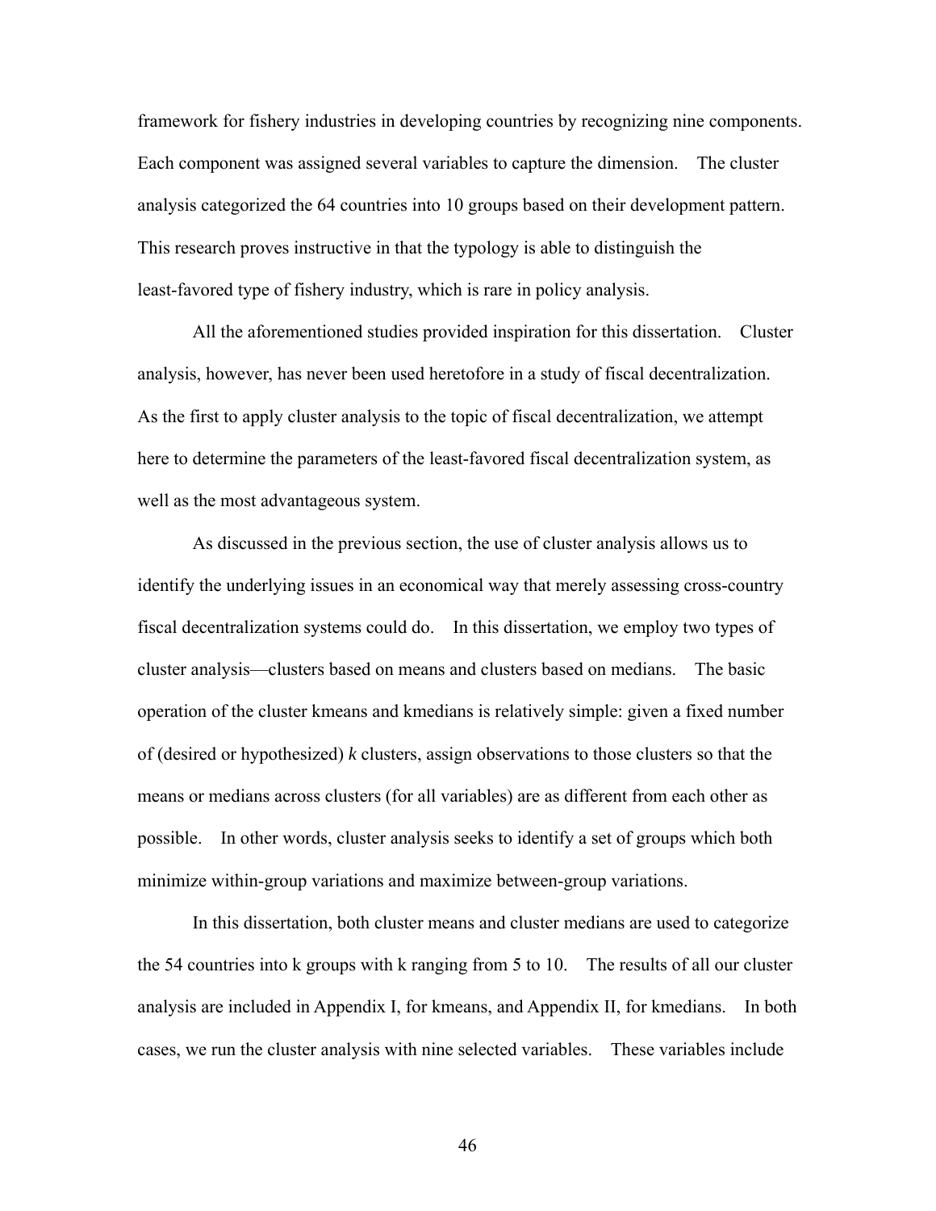framework for fishery industries in developing countries by recognizing nine components. Each component was assigned several variables to capture the dimension. The cluster analysis categorized the 64 countries into 10 groups based on their development pattern. This research proves instructive in that the typology is able to distinguish the least-favored type of fishery industry, which is rare in policy analysis.

All the aforementioned studies provided inspiration for this dissertation. Cluster analysis, however, has never been used heretofore in a study of fiscal decentralization. As the first to apply cluster analysis to the topic of fiscal decentralization, we attempt here to determine the parameters of the least-favored fiscal decentralization system, as well as the most advantageous system.

As discussed in the previous section, the use of cluster analysis allows us to identify the underlying issues in an economical way that merely assessing cross-country fiscal decentralization systems could do. In this dissertation, we employ two types of cluster analysis—clusters based on means and clusters based on medians. The basic operation of the cluster kmeans and kmedians is relatively simple: given a fixed number of (desired or hypothesized) *k* clusters, assign observations to those clusters so that the means or medians across clusters (for all variables) are as different from each other as possible. In other words, cluster analysis seeks to identify a set of groups which both minimize within-group variations and maximize between-group variations.

In this dissertation, both cluster means and cluster medians are used to categorize the 54 countries into k groups with k ranging from 5 to 10. The results of all our cluster analysis are included in Appendix I, for kmeans, and Appendix II, for kmedians. In both cases, we run the cluster analysis with nine selected variables. These variables include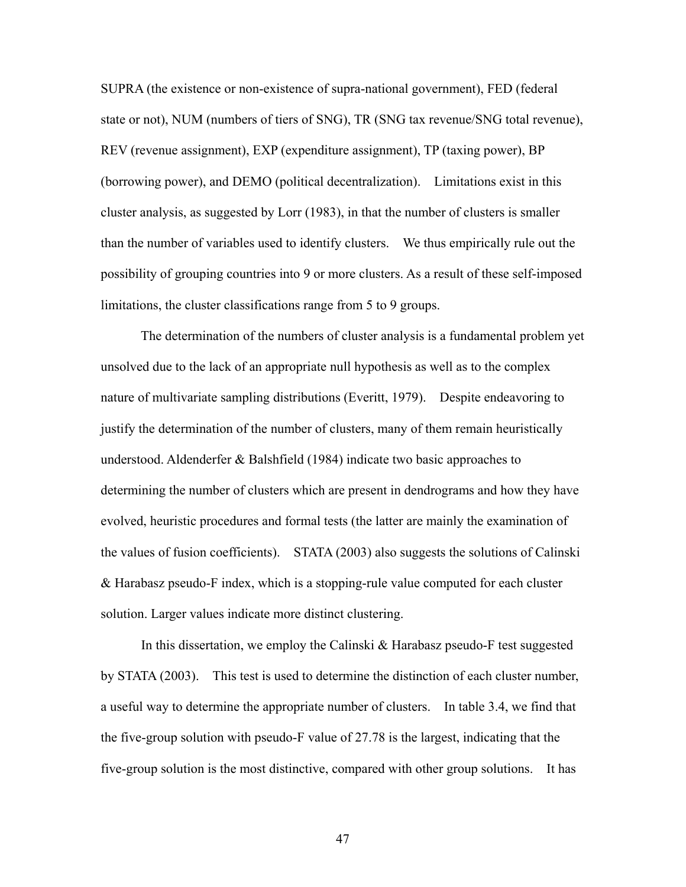SUPRA (the existence or non-existence of supra-national government), FED (federal state or not), NUM (numbers of tiers of SNG), TR (SNG tax revenue/SNG total revenue), REV (revenue assignment), EXP (expenditure assignment), TP (taxing power), BP (borrowing power), and DEMO (political decentralization). Limitations exist in this cluster analysis, as suggested by Lorr (1983), in that the number of clusters is smaller than the number of variables used to identify clusters. We thus empirically rule out the possibility of grouping countries into 9 or more clusters. As a result of these self-imposed limitations, the cluster classifications range from 5 to 9 groups.

The determination of the numbers of cluster analysis is a fundamental problem yet unsolved due to the lack of an appropriate null hypothesis as well as to the complex nature of multivariate sampling distributions (Everitt, 1979). Despite endeavoring to justify the determination of the number of clusters, many of them remain heuristically understood. Aldenderfer & Balshfield (1984) indicate two basic approaches to determining the number of clusters which are present in dendrograms and how they have evolved, heuristic procedures and formal tests (the latter are mainly the examination of the values of fusion coefficients). STATA (2003) also suggests the solutions of Calinski & Harabasz pseudo-F index, which is a stopping-rule value computed for each cluster solution. Larger values indicate more distinct clustering.

In this dissertation, we employ the Calinski & Harabasz pseudo-F test suggested by STATA (2003). This test is used to determine the distinction of each cluster number, a useful way to determine the appropriate number of clusters. In table 3.4, we find that the five-group solution with pseudo-F value of 27.78 is the largest, indicating that the five-group solution is the most distinctive, compared with other group solutions. It has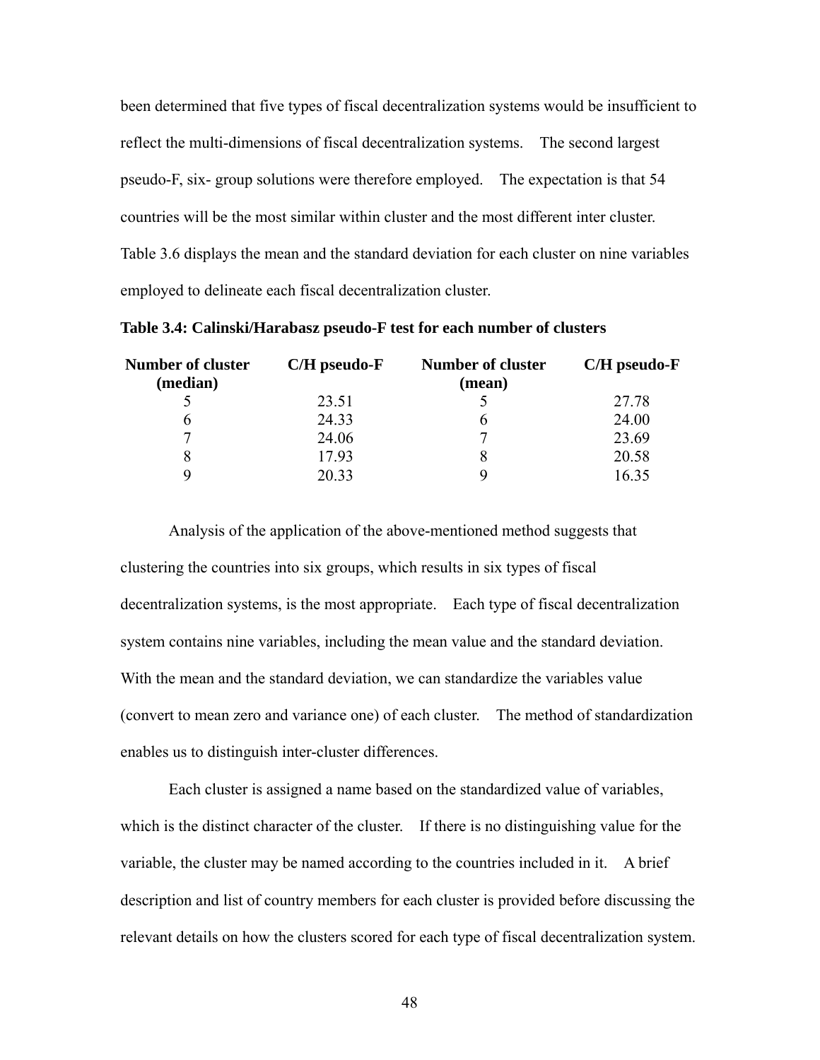been determined that five types of fiscal decentralization systems would be insufficient to reflect the multi-dimensions of fiscal decentralization systems. The second largest pseudo-F, six- group solutions were therefore employed. The expectation is that 54 countries will be the most similar within cluster and the most different inter cluster. Table 3.6 displays the mean and the standard deviation for each cluster on nine variables employed to delineate each fiscal decentralization cluster.

**Table 3.4: Calinski/Harabasz pseudo-F test for each number of clusters**

| Number of cluster (median) | C/H pseudo-F | Number of cluster (mean) | C/H pseudo-F |
|---|---|---|---|
| 5 | 23.51 | 5 | 27.78 |
| 6 | 24.33 | 6 | 24.00 |
| 7 | 24.06 | 7 | 23.69 |
| 8 | 17.93 | 8 | 20.58 |
| 9 | 20.33 | 9 | 16.35 |

Analysis of the application of the above-mentioned method suggests that clustering the countries into six groups, which results in six types of fiscal decentralization systems, is the most appropriate. Each type of fiscal decentralization system contains nine variables, including the mean value and the standard deviation. With the mean and the standard deviation, we can standardize the variables value (convert to mean zero and variance one) of each cluster. The method of standardization enables us to distinguish inter-cluster differences.

Each cluster is assigned a name based on the standardized value of variables, which is the distinct character of the cluster. If there is no distinguishing value for the variable, the cluster may be named according to the countries included in it. A brief description and list of country members for each cluster is provided before discussing the relevant details on how the clusters scored for each type of fiscal decentralization system.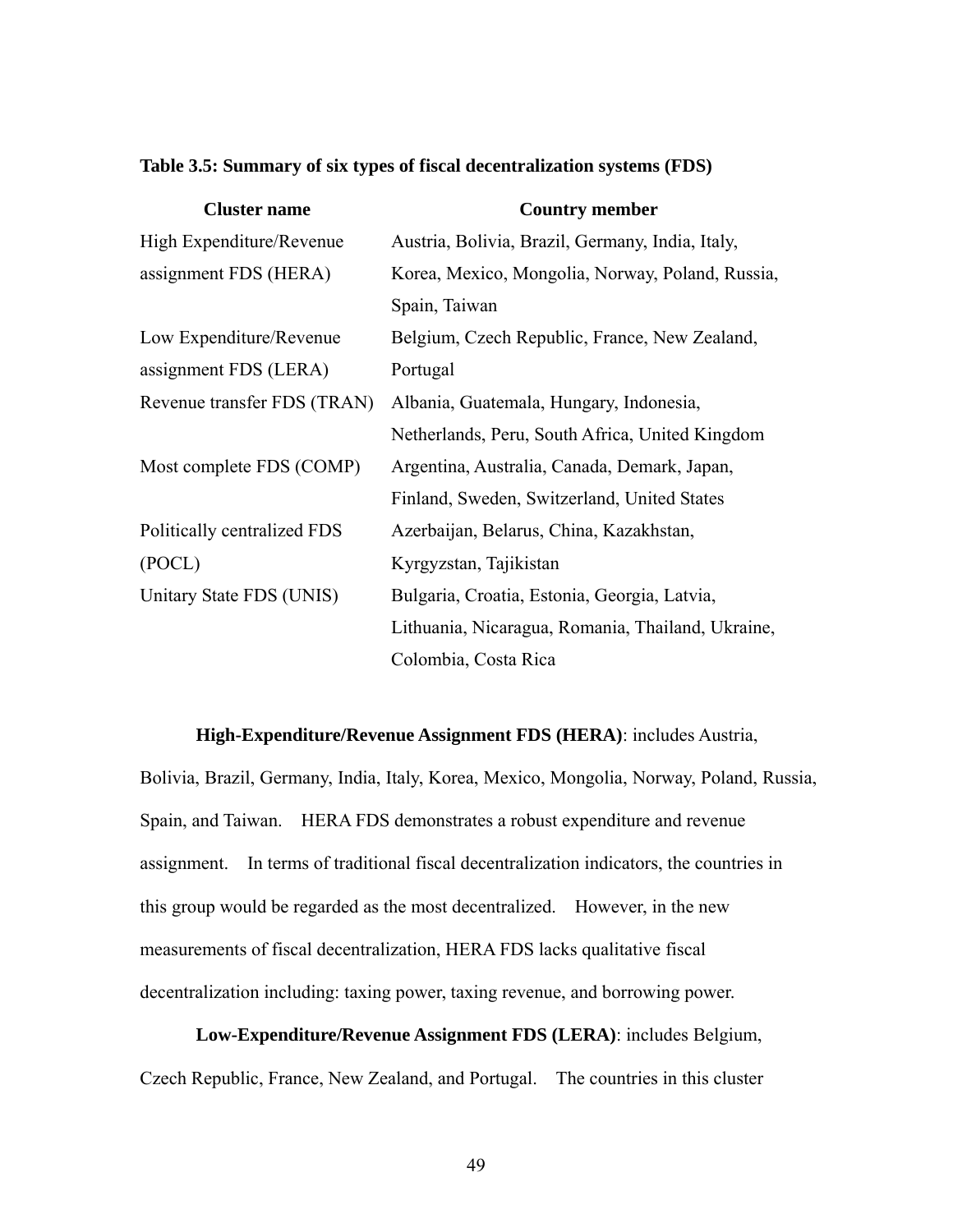**Table 3.5: Summary of six types of fiscal decentralization systems (FDS)**

| Cluster name | Country member |
|---|---|
| High Expenditure/Revenue assignment FDS (HERA) | Austria, Bolivia, Brazil, Germany, India, Italy, Korea, Mexico, Mongolia, Norway, Poland, Russia, Spain, Taiwan |
| Low Expenditure/Revenue assignment FDS (LERA) | Belgium, Czech Republic, France, New Zealand, Portugal |
| Revenue transfer FDS (TRAN) | Albania, Guatemala, Hungary, Indonesia, Netherlands, Peru, South Africa, United Kingdom |
| Most complete FDS (COMP) | Argentina, Australia, Canada, Demark, Japan, Finland, Sweden, Switzerland, United States |
| Politically centralized FDS (POCL) | Azerbaijan, Belarus, China, Kazakhstan, Kyrgyzstan, Tajikistan |
| Unitary State FDS (UNIS) | Bulgaria, Croatia, Estonia, Georgia, Latvia, Lithuania, Nicaragua, Romania, Thailand, Ukraine, Colombia, Costa Rica |

**High-Expenditure/Revenue Assignment FDS (HERA)**: includes Austria, Bolivia, Brazil, Germany, India, Italy, Korea, Mexico, Mongolia, Norway, Poland, Russia, Spain, and Taiwan. HERA FDS demonstrates a robust expenditure and revenue assignment. In terms of traditional fiscal decentralization indicators, the countries in this group would be regarded as the most decentralized. However, in the new measurements of fiscal decentralization, HERA FDS lacks qualitative fiscal decentralization including: taxing power, taxing revenue, and borrowing power.

**Low-Expenditure/Revenue Assignment FDS (LERA)**: includes Belgium, Czech Republic, France, New Zealand, and Portugal. The countries in this cluster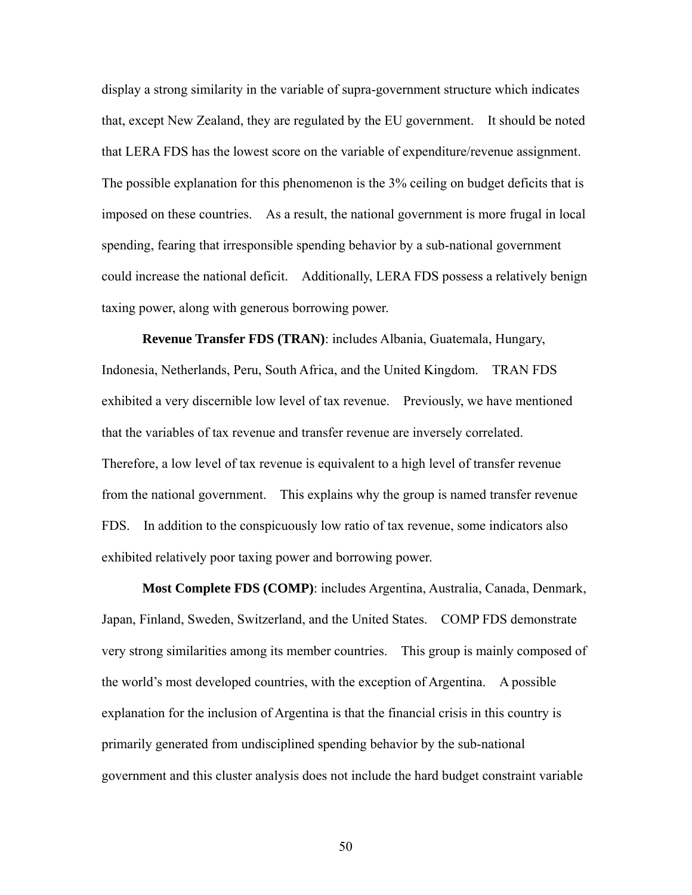display a strong similarity in the variable of supra-government structure which indicates that, except New Zealand, they are regulated by the EU government. It should be noted that LERA FDS has the lowest score on the variable of expenditure/revenue assignment. The possible explanation for this phenomenon is the 3% ceiling on budget deficits that is imposed on these countries. As a result, the national government is more frugal in local spending, fearing that irresponsible spending behavior by a sub-national government could increase the national deficit. Additionally, LERA FDS possess a relatively benign taxing power, along with generous borrowing power.

**Revenue Transfer FDS (TRAN)**: includes Albania, Guatemala, Hungary, Indonesia, Netherlands, Peru, South Africa, and the United Kingdom. TRAN FDS exhibited a very discernible low level of tax revenue. Previously, we have mentioned that the variables of tax revenue and transfer revenue are inversely correlated. Therefore, a low level of tax revenue is equivalent to a high level of transfer revenue from the national government. This explains why the group is named transfer revenue FDS. In addition to the conspicuously low ratio of tax revenue, some indicators also exhibited relatively poor taxing power and borrowing power.

**Most Complete FDS (COMP)**: includes Argentina, Australia, Canada, Denmark, Japan, Finland, Sweden, Switzerland, and the United States. COMP FDS demonstrate very strong similarities among its member countries. This group is mainly composed of the world's most developed countries, with the exception of Argentina. A possible explanation for the inclusion of Argentina is that the financial crisis in this country is primarily generated from undisciplined spending behavior by the sub-national government and this cluster analysis does not include the hard budget constraint variable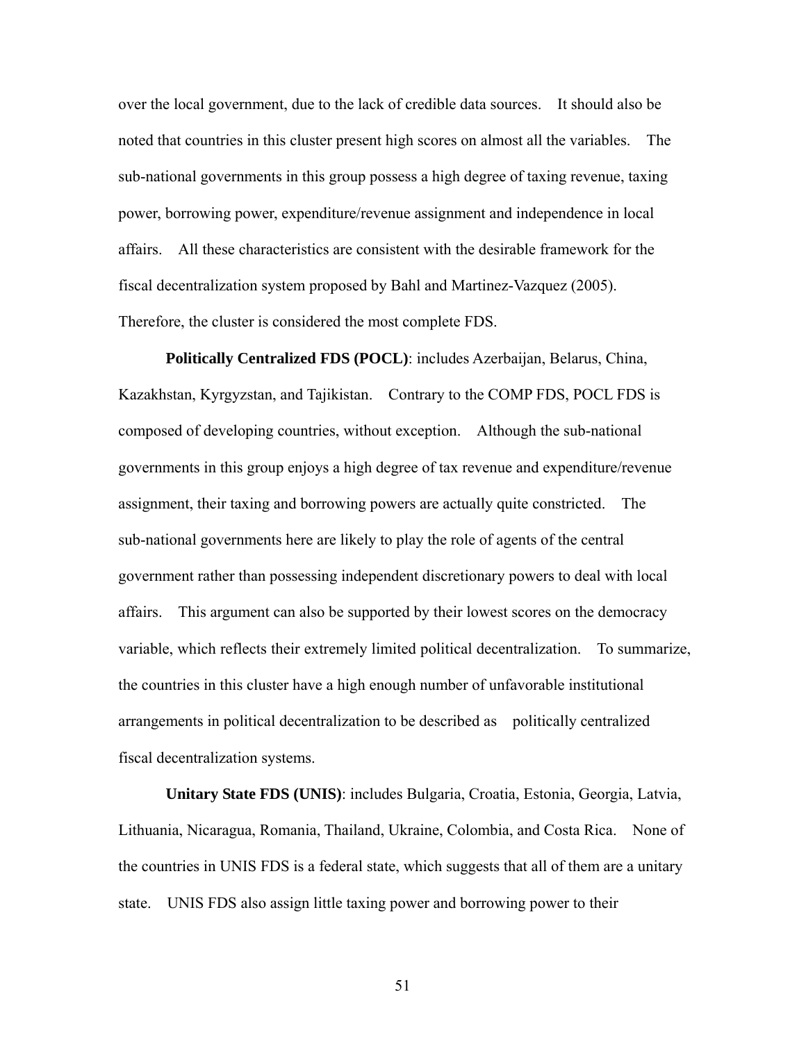over the local government, due to the lack of credible data sources. It should also be noted that countries in this cluster present high scores on almost all the variables. The sub-national governments in this group possess a high degree of taxing revenue, taxing power, borrowing power, expenditure/revenue assignment and independence in local affairs. All these characteristics are consistent with the desirable framework for the fiscal decentralization system proposed by Bahl and Martinez-Vazquez (2005). Therefore, the cluster is considered the most complete FDS.

**Politically Centralized FDS (POCL)**: includes Azerbaijan, Belarus, China, Kazakhstan, Kyrgyzstan, and Tajikistan. Contrary to the COMP FDS, POCL FDS is composed of developing countries, without exception. Although the sub-national governments in this group enjoys a high degree of tax revenue and expenditure/revenue assignment, their taxing and borrowing powers are actually quite constricted. The sub-national governments here are likely to play the role of agents of the central government rather than possessing independent discretionary powers to deal with local affairs. This argument can also be supported by their lowest scores on the democracy variable, which reflects their extremely limited political decentralization. To summarize, the countries in this cluster have a high enough number of unfavorable institutional arrangements in political decentralization to be described as politically centralized fiscal decentralization systems.

**Unitary State FDS (UNIS)**: includes Bulgaria, Croatia, Estonia, Georgia, Latvia, Lithuania, Nicaragua, Romania, Thailand, Ukraine, Colombia, and Costa Rica. None of the countries in UNIS FDS is a federal state, which suggests that all of them are a unitary state. UNIS FDS also assign little taxing power and borrowing power to their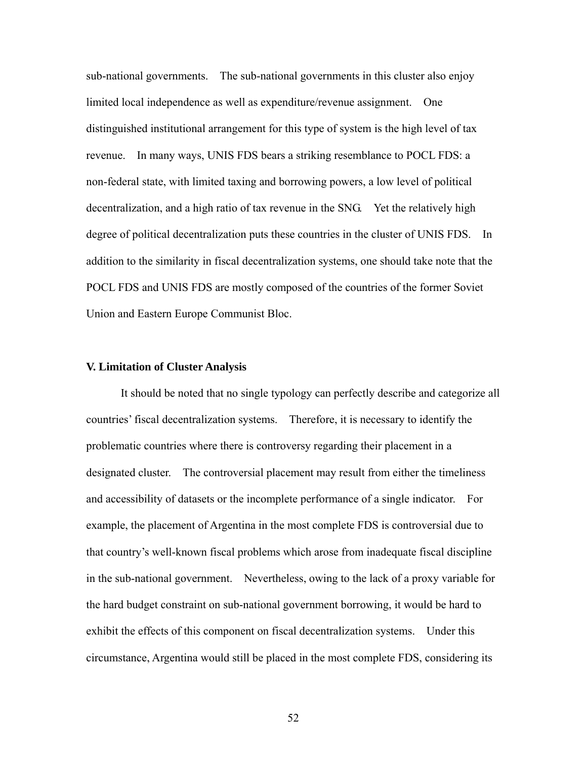sub-national governments. The sub-national governments in this cluster also enjoy limited local independence as well as expenditure/revenue assignment. One distinguished institutional arrangement for this type of system is the high level of tax revenue. In many ways, UNIS FDS bears a striking resemblance to POCL FDS: a non-federal state, with limited taxing and borrowing powers, a low level of political decentralization, and a high ratio of tax revenue in the SNG. Yet the relatively high degree of political decentralization puts these countries in the cluster of UNIS FDS. In addition to the similarity in fiscal decentralization systems, one should take note that the POCL FDS and UNIS FDS are mostly composed of the countries of the former Soviet Union and Eastern Europe Communist Bloc.

### V. Limitation of Cluster Analysis

It should be noted that no single typology can perfectly describe and categorize all countries' fiscal decentralization systems. Therefore, it is necessary to identify the problematic countries where there is controversy regarding their placement in a designated cluster. The controversial placement may result from either the timeliness and accessibility of datasets or the incomplete performance of a single indicator. For example, the placement of Argentina in the most complete FDS is controversial due to that country's well-known fiscal problems which arose from inadequate fiscal discipline in the sub-national government. Nevertheless, owing to the lack of a proxy variable for the hard budget constraint on sub-national government borrowing, it would be hard to exhibit the effects of this component on fiscal decentralization systems. Under this circumstance, Argentina would still be placed in the most complete FDS, considering its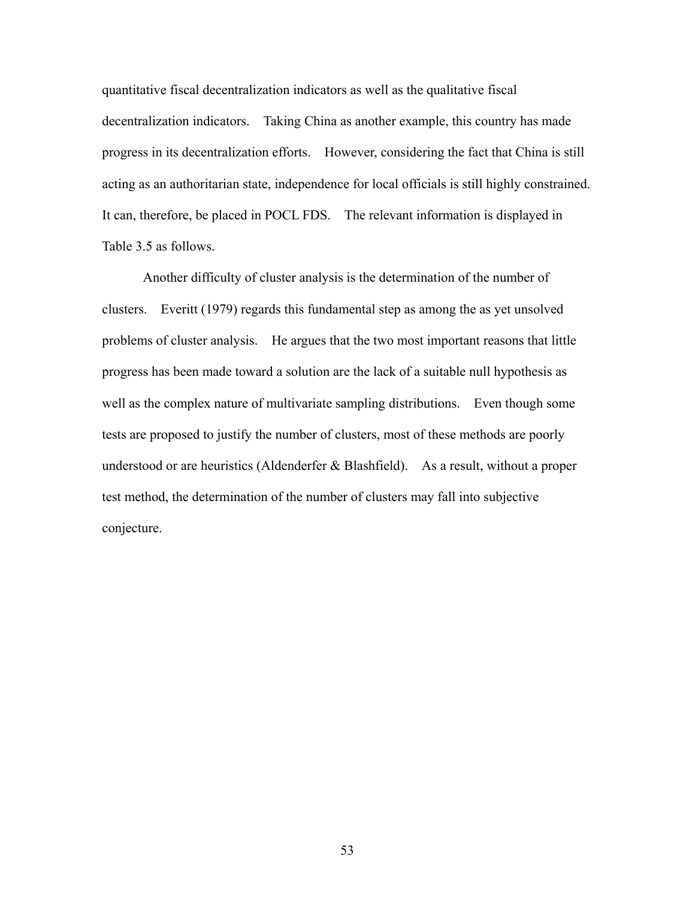quantitative fiscal decentralization indicators as well as the qualitative fiscal decentralization indicators. Taking China as another example, this country has made progress in its decentralization efforts. However, considering the fact that China is still acting as an authoritarian state, independence for local officials is still highly constrained. It can, therefore, be placed in POCL FDS. The relevant information is displayed in Table 3.5 as follows.

Another difficulty of cluster analysis is the determination of the number of clusters. Everitt (1979) regards this fundamental step as among the as yet unsolved problems of cluster analysis. He argues that the two most important reasons that little progress has been made toward a solution are the lack of a suitable null hypothesis as well as the complex nature of multivariate sampling distributions. Even though some tests are proposed to justify the number of clusters, most of these methods are poorly understood or are heuristics (Aldenderfer & Blashfield). As a result, without a proper test method, the determination of the number of clusters may fall into subjective conjecture.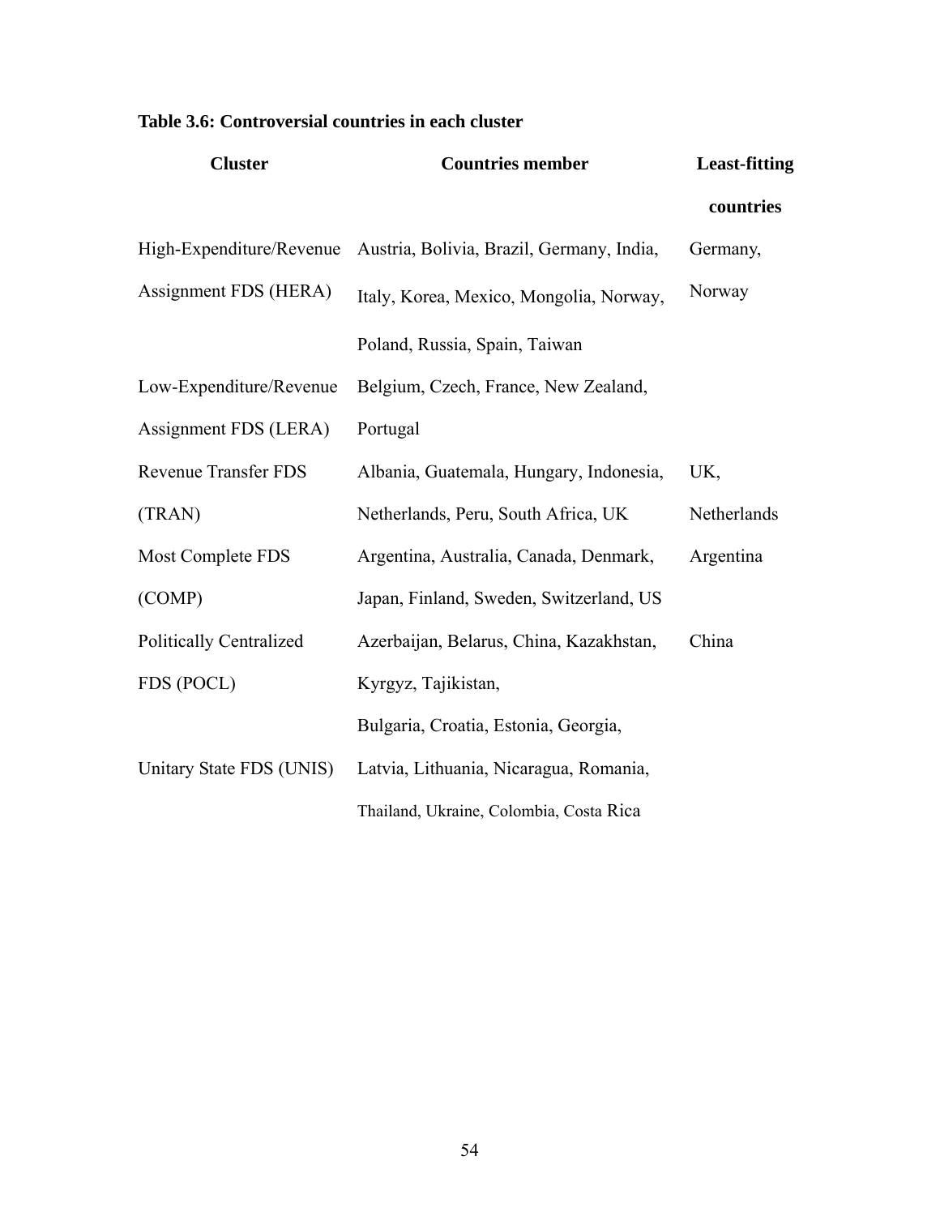**Table 3.6: Controversial countries in each cluster**

| Cluster | Countries member | Least-fitting countries |
|---|---|---|
| High-Expenditure/Revenue Assignment FDS (HERA) | Austria, Bolivia, Brazil, Germany, India, Italy, Korea, Mexico, Mongolia, Norway, Poland, Russia, Spain, Taiwan | Germany, Norway |
| Low-Expenditure/Revenue Assignment FDS (LERA) | Belgium, Czech, France, New Zealand, Portugal | |
| Revenue Transfer FDS (TRAN) | Albania, Guatemala, Hungary, Indonesia, Netherlands, Peru, South Africa, UK | UK, Netherlands |
| Most Complete FDS (COMP) | Argentina, Australia, Canada, Denmark, Japan, Finland, Sweden, Switzerland, US | Argentina |
| Politically Centralized FDS (POCL) | Azerbaijan, Belarus, China, Kazakhstan, Kyrgyz, Tajikistan, | China |
| Unitary State FDS (UNIS) | Bulgaria, Croatia, Estonia, Georgia, Latvia, Lithuania, Nicaragua, Romania, Thailand, Ukraine, Colombia, Costa Rica | |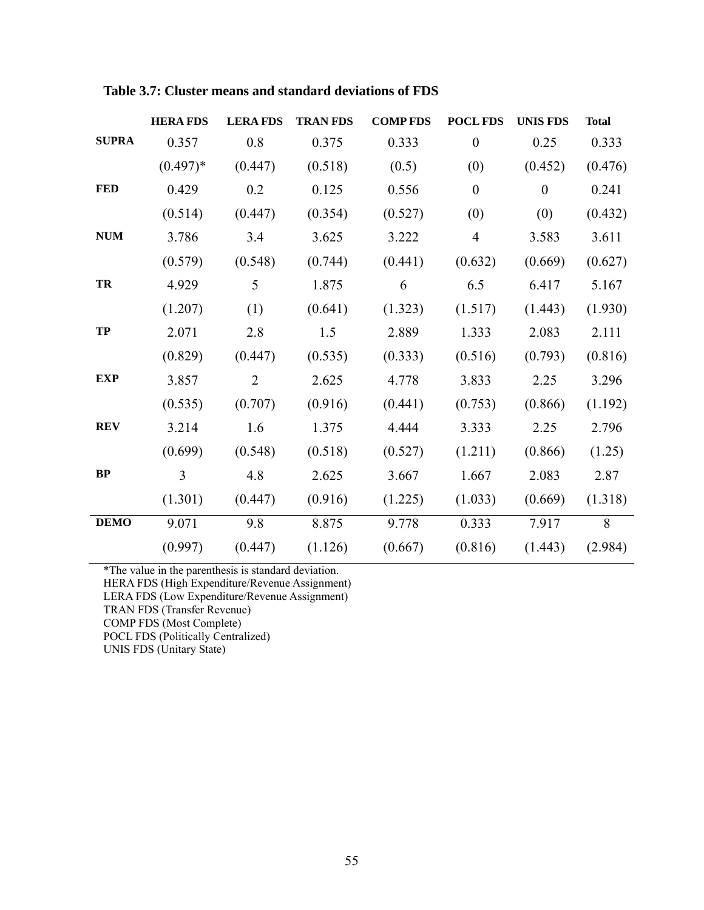**Table 3.7: Cluster means and standard deviations of FDS**

| | HERA FDS | LERA FDS | TRAN FDS | COMP FDS | POCL FDS | UNIS FDS | Total |
|---|---|---|---|---|---|---|---|
| **SUPRA** | 0.357 | 0.8 | 0.375 | 0.333 | 0 | 0.25 | 0.333 |
| | (0.497)* | (0.447) | (0.518) | (0.5) | (0) | (0.452) | (0.476) |
| **FED** | 0.429 | 0.2 | 0.125 | 0.556 | 0 | 0 | 0.241 |
| | (0.514) | (0.447) | (0.354) | (0.527) | (0) | (0) | (0.432) |
| **NUM** | 3.786 | 3.4 | 3.625 | 3.222 | 4 | 3.583 | 3.611 |
| | (0.579) | (0.548) | (0.744) | (0.441) | (0.632) | (0.669) | (0.627) |
| **TR** | 4.929 | 5 | 1.875 | 6 | 6.5 | 6.417 | 5.167 |
| | (1.207) | (1) | (0.641) | (1.323) | (1.517) | (1.443) | (1.930) |
| **TP** | 2.071 | 2.8 | 1.5 | 2.889 | 1.333 | 2.083 | 2.111 |
| | (0.829) | (0.447) | (0.535) | (0.333) | (0.516) | (0.793) | (0.816) |
| **EXP** | 3.857 | 2 | 2.625 | 4.778 | 3.833 | 2.25 | 3.296 |
| | (0.535) | (0.707) | (0.916) | (0.441) | (0.753) | (0.866) | (1.192) |
| **REV** | 3.214 | 1.6 | 1.375 | 4.444 | 3.333 | 2.25 | 2.796 |
| | (0.699) | (0.548) | (0.518) | (0.527) | (1.211) | (0.866) | (1.25) |
| **BP** | 3 | 4.8 | 2.625 | 3.667 | 1.667 | 2.083 | 2.87 |
| | (1.301) | (0.447) | (0.916) | (1.225) | (1.033) | (0.669) | (1.318) |
| **DEMO** | 9.071 | 9.8 | 8.875 | 9.778 | 0.333 | 7.917 | 8 |
| | (0.997) | (0.447) | (1.126) | (0.667) | (0.816) | (1.443) | (2.984) |

*The value in the parenthesis is standard deviation.
HERA FDS (High Expenditure/Revenue Assignment)
LERA FDS (Low Expenditure/Revenue Assignment)
TRAN FDS (Transfer Revenue)
COMP FDS (Most Complete)
POCL FDS (Politically Centralized)
UNIS FDS (Unitary State)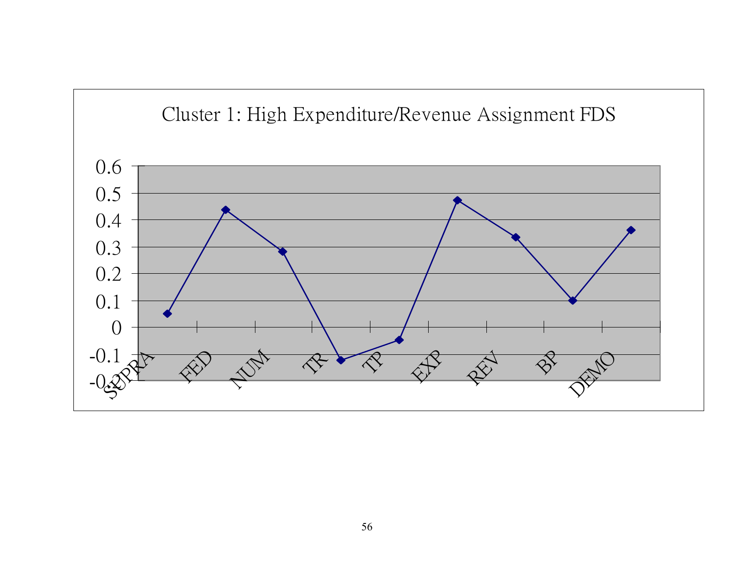Cluster 1: High Expenditure/Revenue Assignment FDS

| | SUPRA | FED | NUM | TR | TP | EXP | REV | BP | DEMO |
|---|---|---|---|---|---|---|---|---|---|
| Value | 0.05 | 0.44 | 0.28 | -0.12 | -0.05 | 0.47 | 0.34 | 0.10 | 0.36 |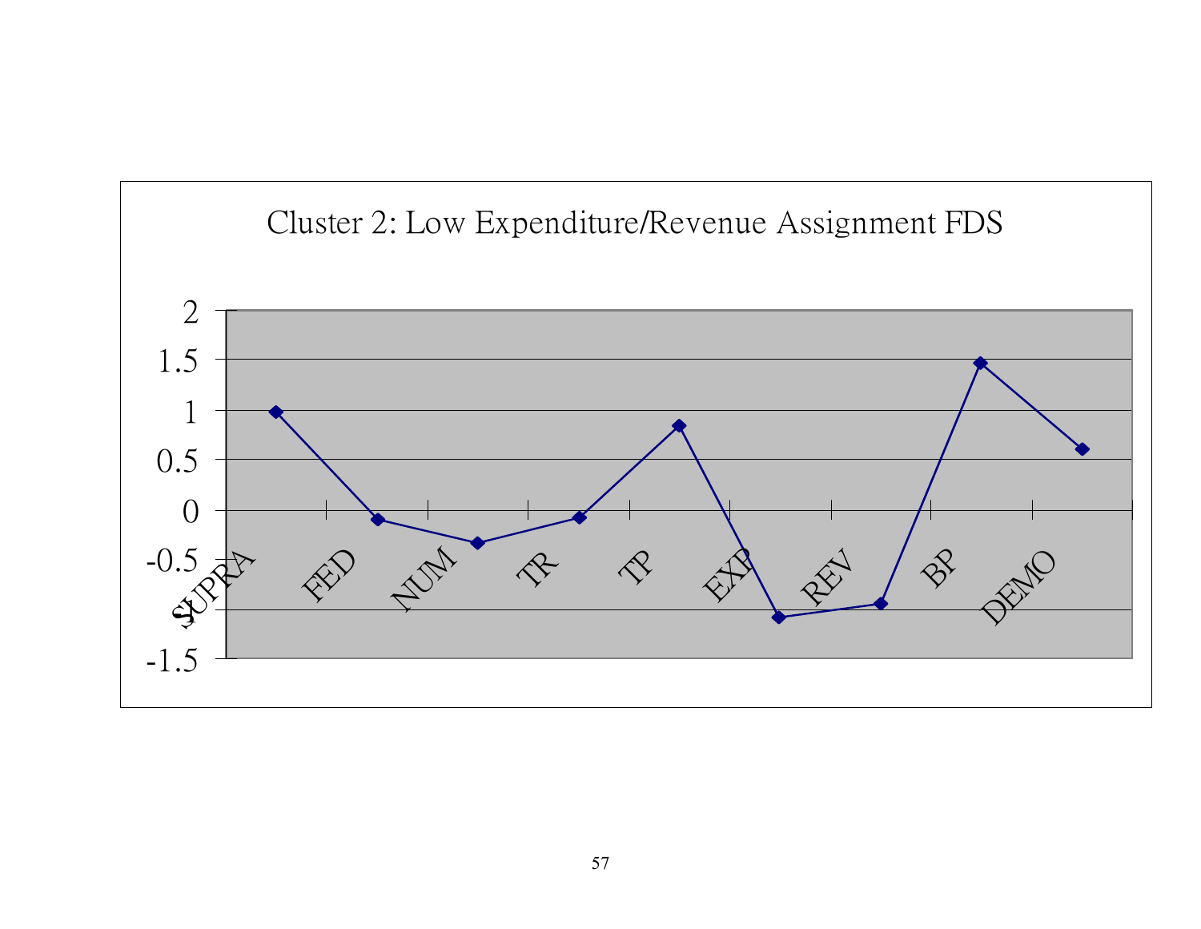Cluster 2: Low Expenditure/Revenue Assignment FDS

| | SUPRA | FED | NUM | TR | TP | EXP | REV | BP | DEMO |
|---|---|---|---|---|---|---|---|---|---|
| | 0.98 | -0.09 | -0.33 | -0.07 | 0.84 | -1.07 | -0.93 | 1.47 | 0.61 |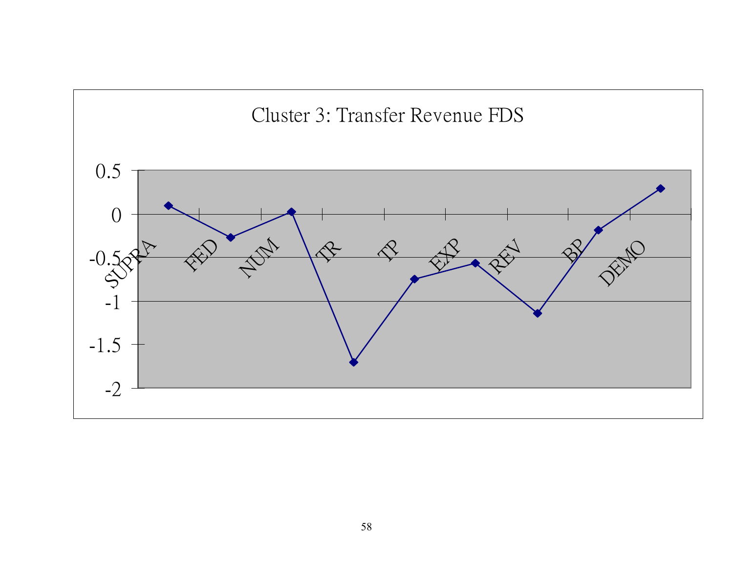Cluster 3: Transfer Revenue FDS

| | SUPRA | FED | NUM | TR | TP | EXP | REV | BP | DEMO |
|---|---|---|---|---|---|---|---|---|---|
| Value (approx.) | 0.1 | -0.27 | 0.03 | -1.71 | -0.75 | -0.56 | -1.14 | -0.18 | 0.29 |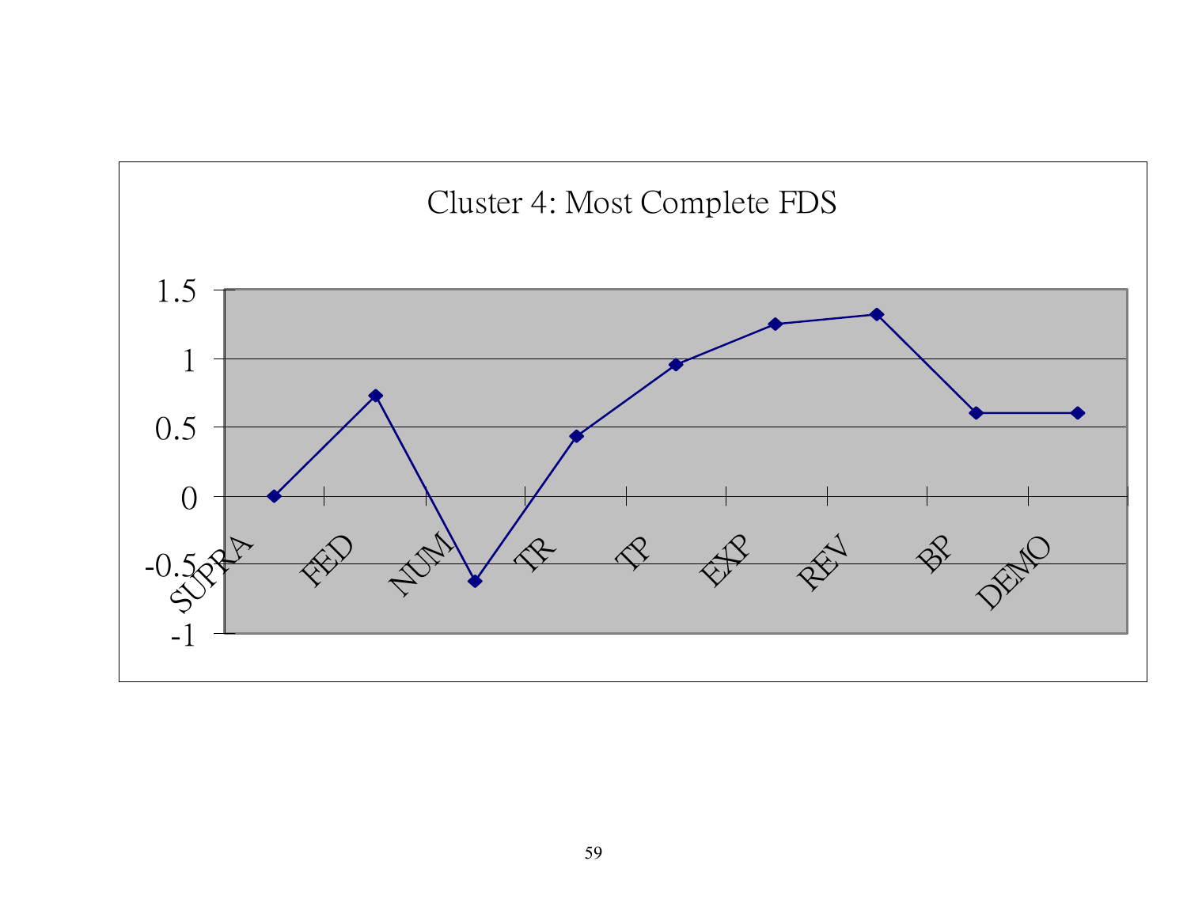Cluster 4: Most Complete FDS

| | SUPRA | FED | NUM | TR | TP | EXP | REV | BP | DEMO |
|---|---|---|---|---|---|---|---|---|---|
| Value | 0 | 0.73 | -0.62 | 0.43 | 0.96 | 1.25 | 1.32 | 0.6 | 0.6 |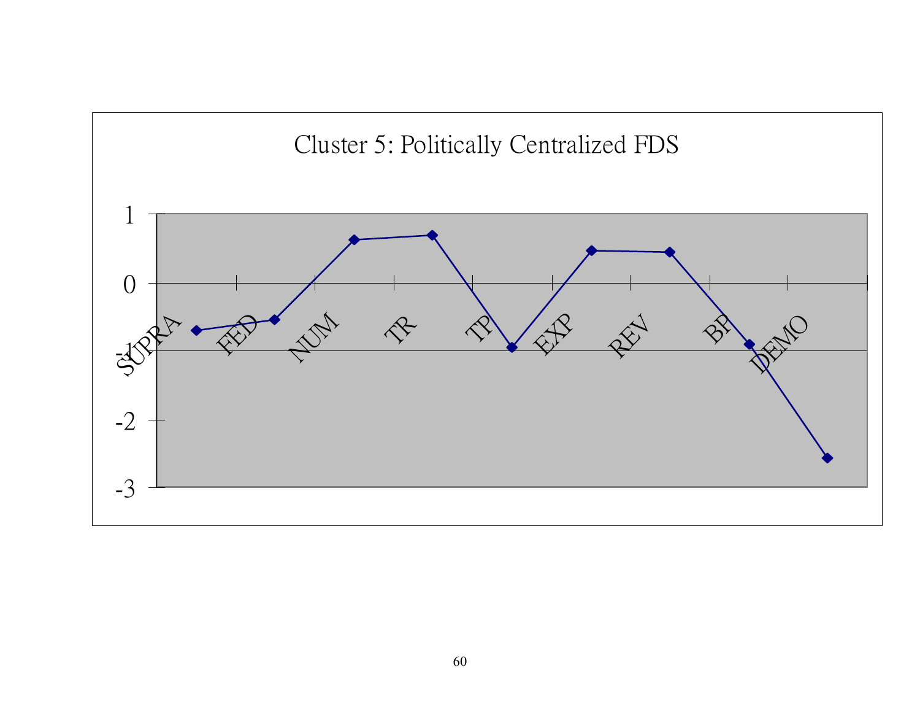Cluster 5: Politically Centralized FDS

| Variable | Value |
|---|---|
| SUPRA | -0.7 |
| FED | -0.54 |
| NUM | 0.63 |
| TR | 0.7 |
| TP | -0.95 |
| EXP | 0.48 |
| REV | 0.45 |
| BP | -0.9 |
| DEMO | -2.57 |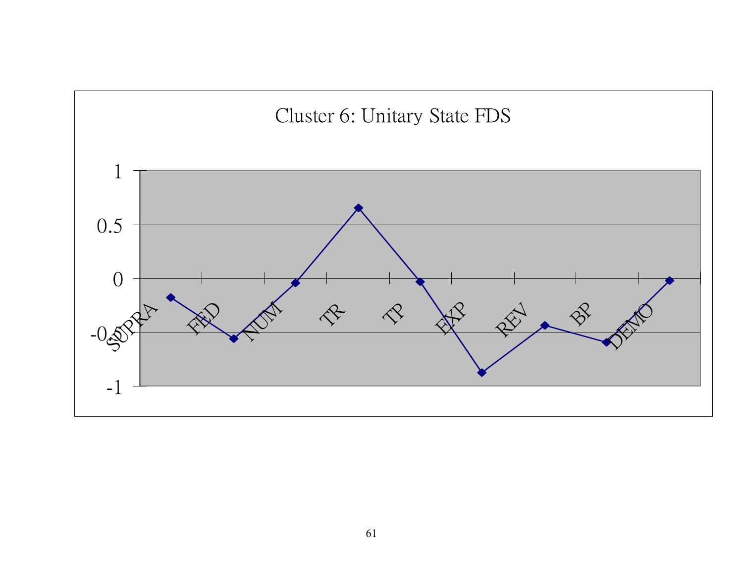Cluster 6: Unitary State FDS

| | SUPRA | FED | NUM | TR | TP | EXP | REV | BP | DEMO |
|---|---|---|---|---|---|---|---|---|---|
| Value (approx.) | -0.18 | -0.56 | -0.04 | 0.65 | -0.03 | -0.87 | -0.44 | -0.59 | -0.02 |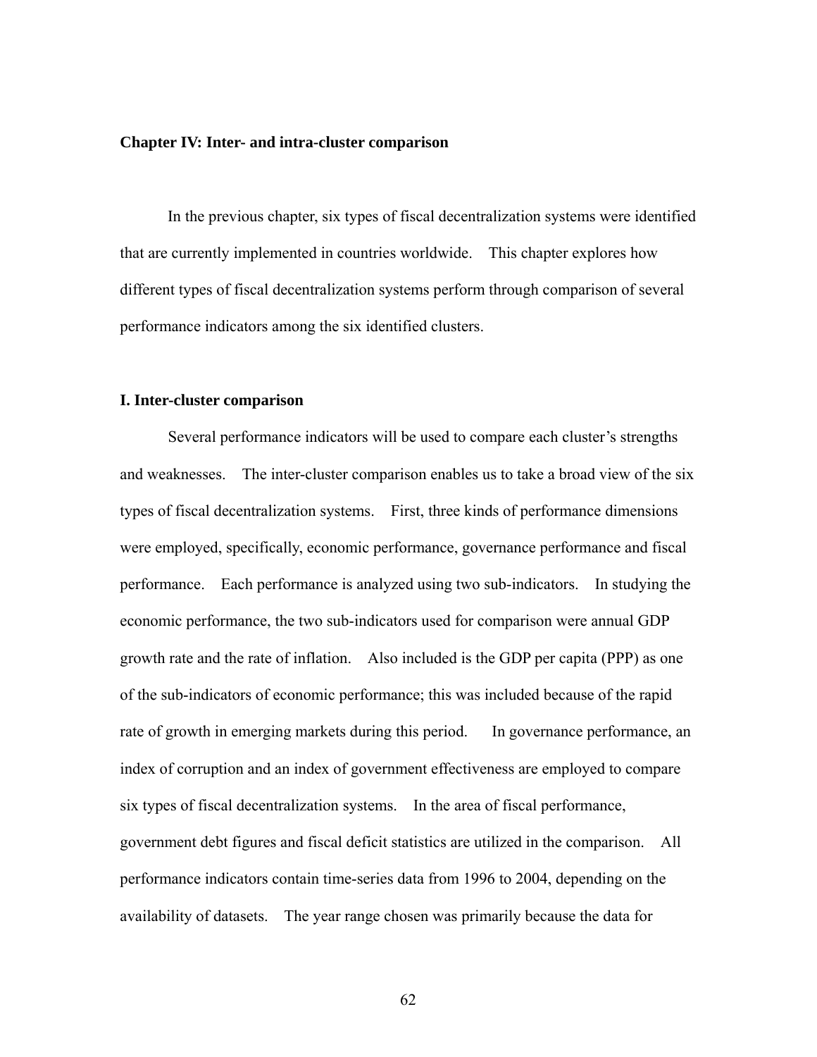## Chapter IV: Inter- and intra-cluster comparison

In the previous chapter, six types of fiscal decentralization systems were identified that are currently implemented in countries worldwide. This chapter explores how different types of fiscal decentralization systems perform through comparison of several performance indicators among the six identified clusters.

### I. Inter-cluster comparison

Several performance indicators will be used to compare each cluster's strengths and weaknesses. The inter-cluster comparison enables us to take a broad view of the six types of fiscal decentralization systems. First, three kinds of performance dimensions were employed, specifically, economic performance, governance performance and fiscal performance. Each performance is analyzed using two sub-indicators. In studying the economic performance, the two sub-indicators used for comparison were annual GDP growth rate and the rate of inflation. Also included is the GDP per capita (PPP) as one of the sub-indicators of economic performance; this was included because of the rapid rate of growth in emerging markets during this period. In governance performance, an index of corruption and an index of government effectiveness are employed to compare six types of fiscal decentralization systems. In the area of fiscal performance, government debt figures and fiscal deficit statistics are utilized in the comparison. All performance indicators contain time-series data from 1996 to 2004, depending on the availability of datasets. The year range chosen was primarily because the data for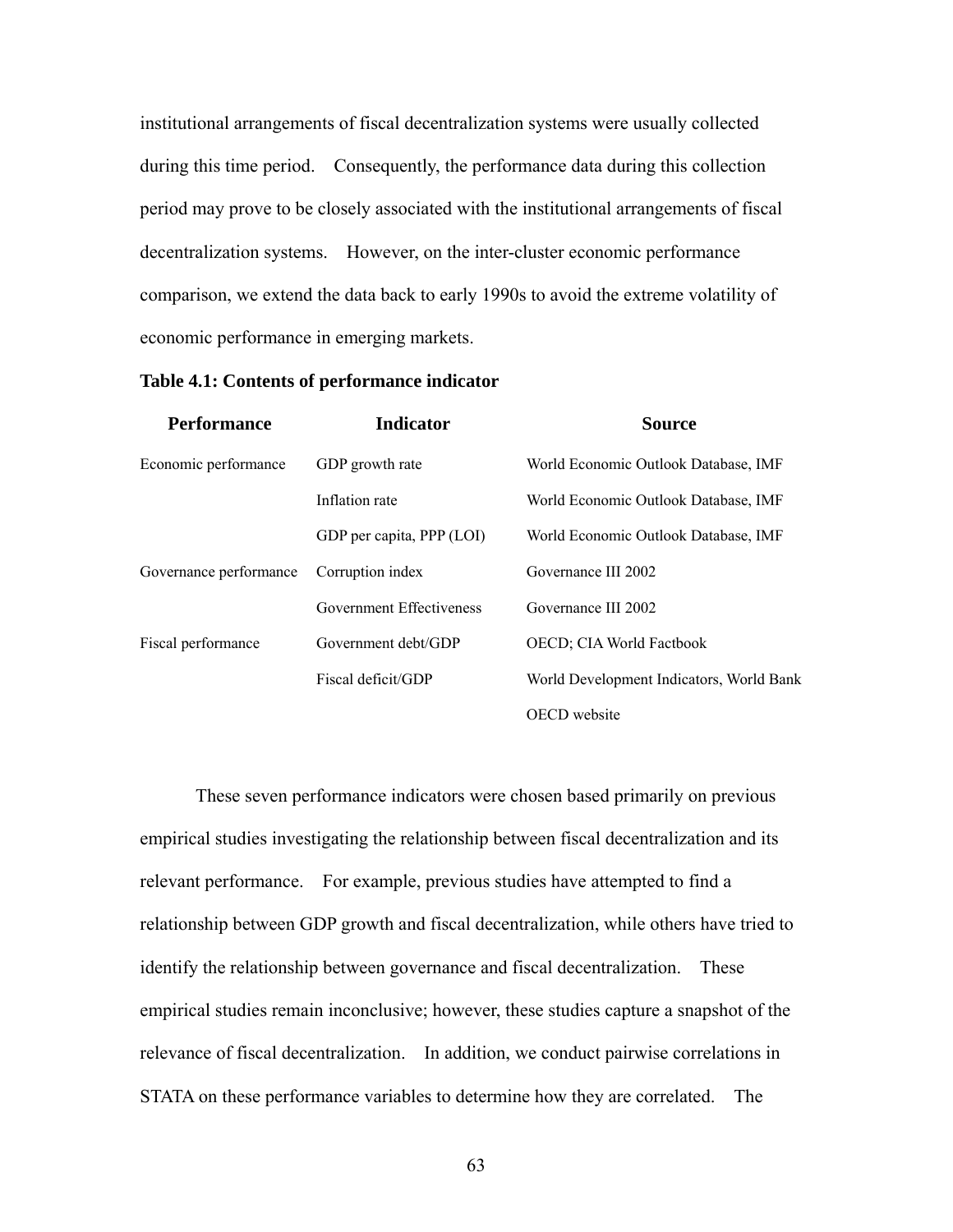institutional arrangements of fiscal decentralization systems were usually collected during this time period. Consequently, the performance data during this collection period may prove to be closely associated with the institutional arrangements of fiscal decentralization systems. However, on the inter-cluster economic performance comparison, we extend the data back to early 1990s to avoid the extreme volatility of economic performance in emerging markets.

**Table 4.1: Contents of performance indicator**

| Performance | Indicator | Source |
|---|---|---|
| Economic performance | GDP growth rate | World Economic Outlook Database, IMF |
| | Inflation rate | World Economic Outlook Database, IMF |
| | GDP per capita, PPP (LOI) | World Economic Outlook Database, IMF |
| Governance performance | Corruption index | Governance III 2002 |
| | Government Effectiveness | Governance III 2002 |
| Fiscal performance | Government debt/GDP | OECD; CIA World Factbook |
| | Fiscal deficit/GDP | World Development Indicators, World Bank |
| | | OECD website |

These seven performance indicators were chosen based primarily on previous empirical studies investigating the relationship between fiscal decentralization and its relevant performance. For example, previous studies have attempted to find a relationship between GDP growth and fiscal decentralization, while others have tried to identify the relationship between governance and fiscal decentralization. These empirical studies remain inconclusive; however, these studies capture a snapshot of the relevance of fiscal decentralization. In addition, we conduct pairwise correlations in STATA on these performance variables to determine how they are correlated. The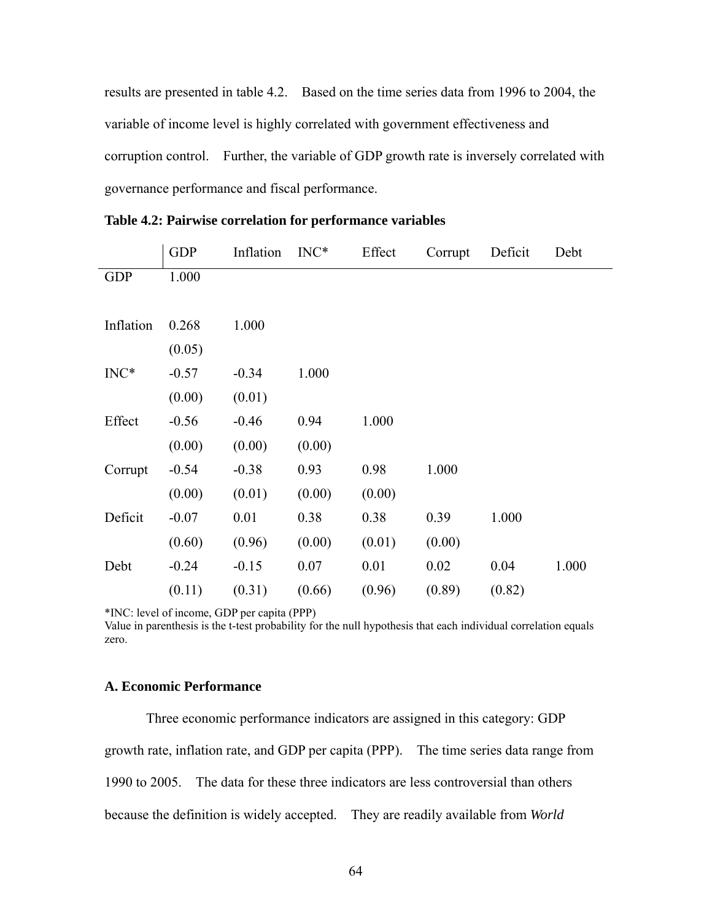results are presented in table 4.2. Based on the time series data from 1996 to 2004, the variable of income level is highly correlated with government effectiveness and corruption control. Further, the variable of GDP growth rate is inversely correlated with governance performance and fiscal performance.

**Table 4.2: Pairwise correlation for performance variables**

| | GDP | Inflation | INC* | Effect | Corrupt | Deficit | Debt |
|---|---|---|---|---|---|---|---|
| GDP | 1.000 | | | | | | |
| | | | | | | | |
| Inflation | 0.268 | 1.000 | | | | | |
| | (0.05) | | | | | | |
| INC* | -0.57 | -0.34 | 1.000 | | | | |
| | (0.00) | (0.01) | | | | | |
| Effect | -0.56 | -0.46 | 0.94 | 1.000 | | | |
| | (0.00) | (0.00) | (0.00) | | | | |
| Corrupt | -0.54 | -0.38 | 0.93 | 0.98 | 1.000 | | |
| | (0.00) | (0.01) | (0.00) | (0.00) | | | |
| Deficit | -0.07 | 0.01 | 0.38 | 0.38 | 0.39 | 1.000 | |
| | (0.60) | (0.96) | (0.00) | (0.01) | (0.00) | | |
| Debt | -0.24 | -0.15 | 0.07 | 0.01 | 0.02 | 0.04 | 1.000 |
| | (0.11) | (0.31) | (0.66) | (0.96) | (0.89) | (0.82) | |

*INC: level of income, GDP per capita (PPP)
Value in parenthesis is the t-test probability for the null hypothesis that each individual correlation equals zero.

### A. Economic Performance

Three economic performance indicators are assigned in this category: GDP growth rate, inflation rate, and GDP per capita (PPP). The time series data range from 1990 to 2005. The data for these three indicators are less controversial than others because the definition is widely accepted. They are readily available from *World*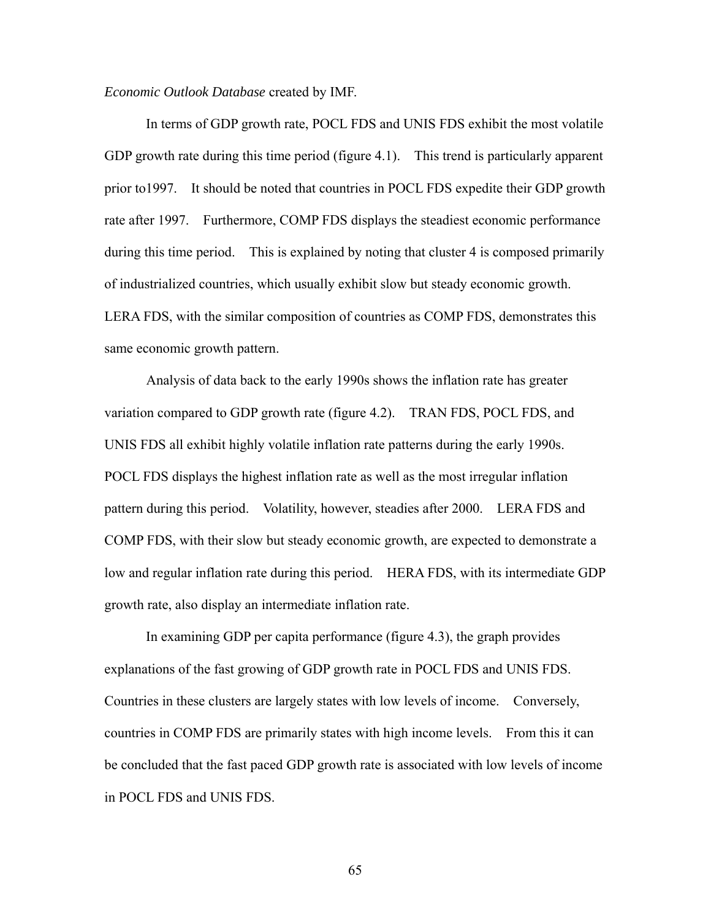*Economic Outlook Database* created by IMF.

In terms of GDP growth rate, POCL FDS and UNIS FDS exhibit the most volatile GDP growth rate during this time period (figure 4.1). This trend is particularly apparent prior to1997. It should be noted that countries in POCL FDS expedite their GDP growth rate after 1997. Furthermore, COMP FDS displays the steadiest economic performance during this time period. This is explained by noting that cluster 4 is composed primarily of industrialized countries, which usually exhibit slow but steady economic growth. LERA FDS, with the similar composition of countries as COMP FDS, demonstrates this same economic growth pattern.

Analysis of data back to the early 1990s shows the inflation rate has greater variation compared to GDP growth rate (figure 4.2). TRAN FDS, POCL FDS, and UNIS FDS all exhibit highly volatile inflation rate patterns during the early 1990s. POCL FDS displays the highest inflation rate as well as the most irregular inflation pattern during this period. Volatility, however, steadies after 2000. LERA FDS and COMP FDS, with their slow but steady economic growth, are expected to demonstrate a low and regular inflation rate during this period. HERA FDS, with its intermediate GDP growth rate, also display an intermediate inflation rate.

In examining GDP per capita performance (figure 4.3), the graph provides explanations of the fast growing of GDP growth rate in POCL FDS and UNIS FDS. Countries in these clusters are largely states with low levels of income. Conversely, countries in COMP FDS are primarily states with high income levels. From this it can be concluded that the fast paced GDP growth rate is associated with low levels of income in POCL FDS and UNIS FDS.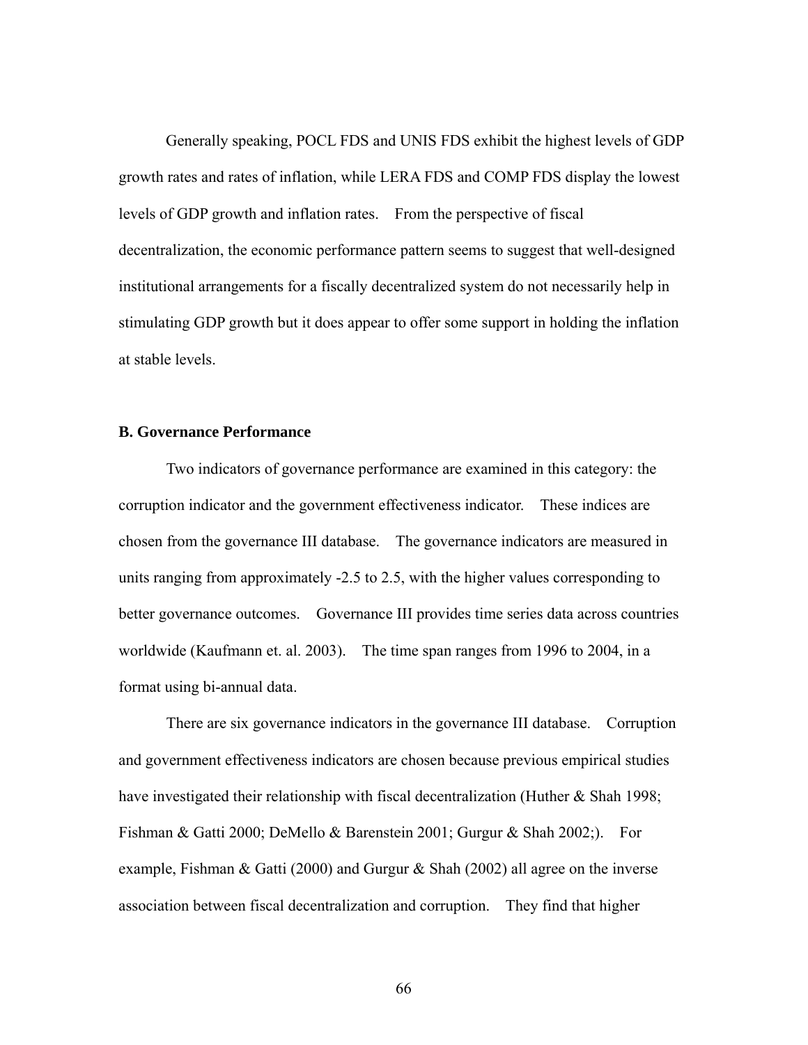Generally speaking, POCL FDS and UNIS FDS exhibit the highest levels of GDP growth rates and rates of inflation, while LERA FDS and COMP FDS display the lowest levels of GDP growth and inflation rates. From the perspective of fiscal decentralization, the economic performance pattern seems to suggest that well-designed institutional arrangements for a fiscally decentralized system do not necessarily help in stimulating GDP growth but it does appear to offer some support in holding the inflation at stable levels.

**B. Governance Performance**

Two indicators of governance performance are examined in this category: the corruption indicator and the government effectiveness indicator. These indices are chosen from the governance III database. The governance indicators are measured in units ranging from approximately -2.5 to 2.5, with the higher values corresponding to better governance outcomes. Governance III provides time series data across countries worldwide (Kaufmann et. al. 2003). The time span ranges from 1996 to 2004, in a format using bi-annual data.

There are six governance indicators in the governance III database. Corruption and government effectiveness indicators are chosen because previous empirical studies have investigated their relationship with fiscal decentralization (Huther & Shah 1998; Fishman & Gatti 2000; DeMello & Barenstein 2001; Gurgur & Shah 2002;). For example, Fishman & Gatti (2000) and Gurgur & Shah (2002) all agree on the inverse association between fiscal decentralization and corruption. They find that higher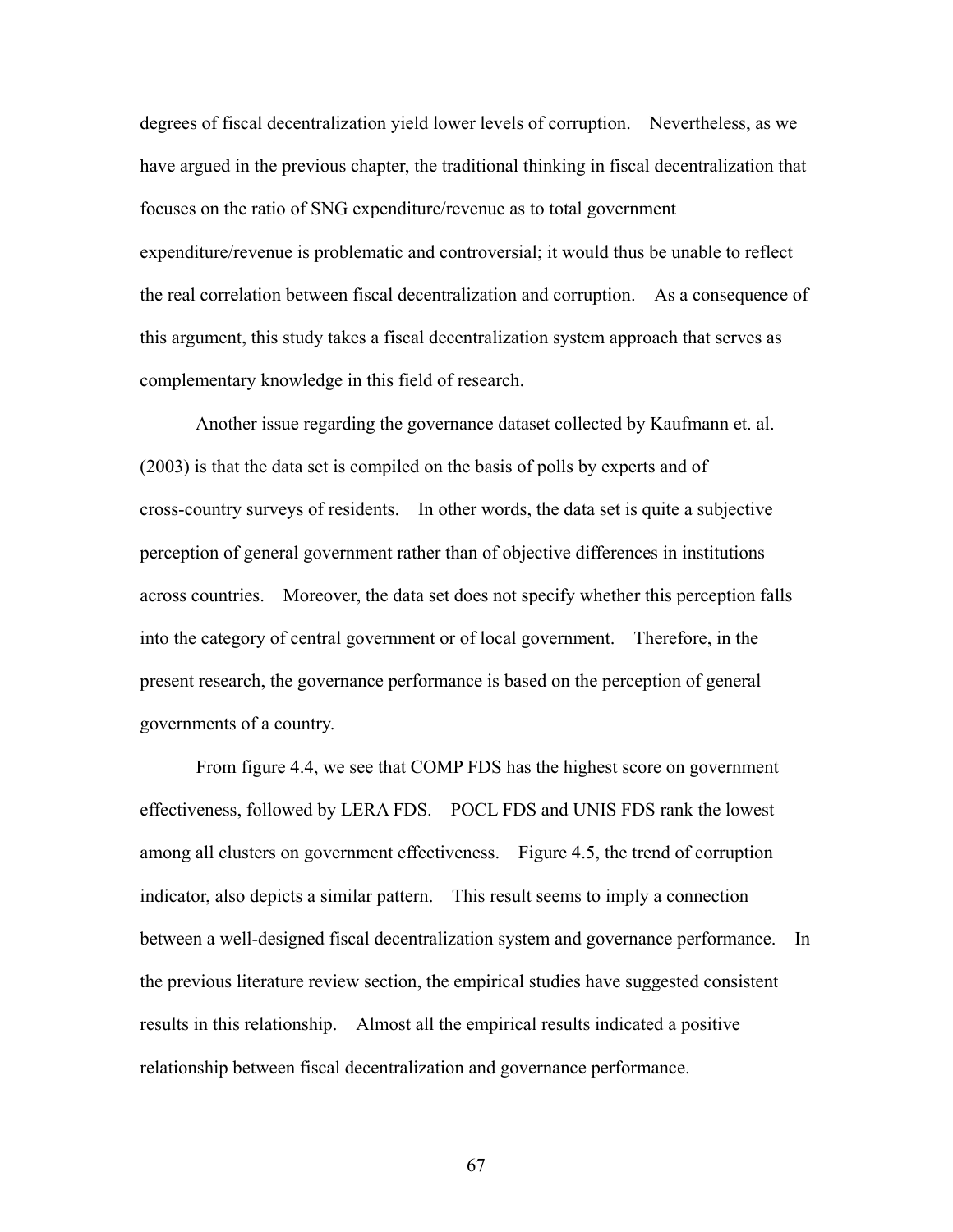degrees of fiscal decentralization yield lower levels of corruption. Nevertheless, as we have argued in the previous chapter, the traditional thinking in fiscal decentralization that focuses on the ratio of SNG expenditure/revenue as to total government expenditure/revenue is problematic and controversial; it would thus be unable to reflect the real correlation between fiscal decentralization and corruption. As a consequence of this argument, this study takes a fiscal decentralization system approach that serves as complementary knowledge in this field of research.

Another issue regarding the governance dataset collected by Kaufmann et. al. (2003) is that the data set is compiled on the basis of polls by experts and of cross-country surveys of residents. In other words, the data set is quite a subjective perception of general government rather than of objective differences in institutions across countries. Moreover, the data set does not specify whether this perception falls into the category of central government or of local government. Therefore, in the present research, the governance performance is based on the perception of general governments of a country.

From figure 4.4, we see that COMP FDS has the highest score on government effectiveness, followed by LERA FDS. POCL FDS and UNIS FDS rank the lowest among all clusters on government effectiveness. Figure 4.5, the trend of corruption indicator, also depicts a similar pattern. This result seems to imply a connection between a well-designed fiscal decentralization system and governance performance. In the previous literature review section, the empirical studies have suggested consistent results in this relationship. Almost all the empirical results indicated a positive relationship between fiscal decentralization and governance performance.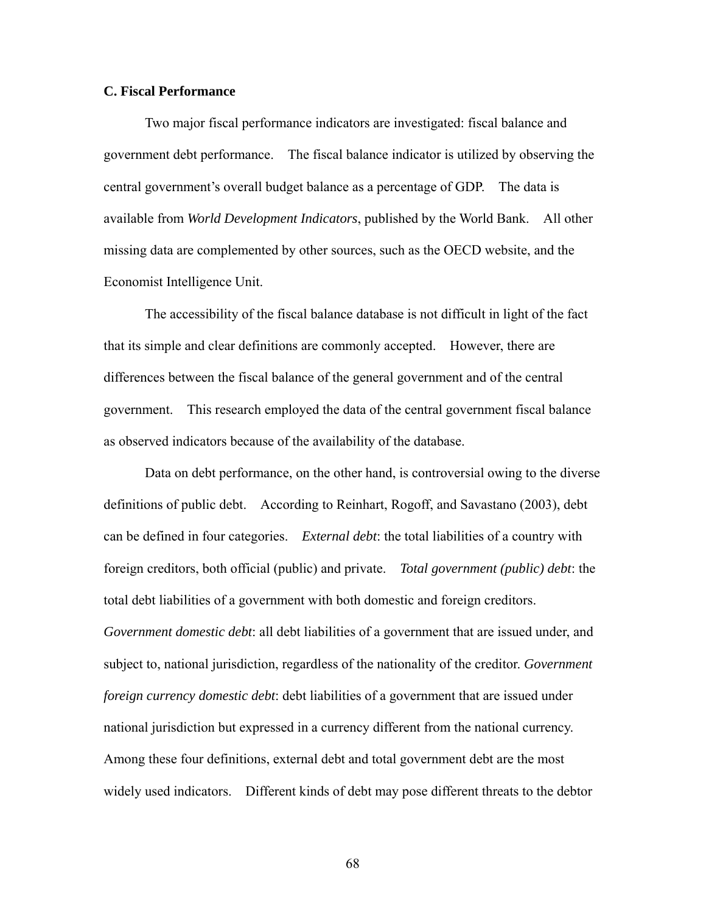### C. Fiscal Performance

Two major fiscal performance indicators are investigated: fiscal balance and government debt performance. The fiscal balance indicator is utilized by observing the central government's overall budget balance as a percentage of GDP. The data is available from *World Development Indicators*, published by the World Bank. All other missing data are complemented by other sources, such as the OECD website, and the Economist Intelligence Unit.

The accessibility of the fiscal balance database is not difficult in light of the fact that its simple and clear definitions are commonly accepted. However, there are differences between the fiscal balance of the general government and of the central government. This research employed the data of the central government fiscal balance as observed indicators because of the availability of the database.

Data on debt performance, on the other hand, is controversial owing to the diverse definitions of public debt. According to Reinhart, Rogoff, and Savastano (2003), debt can be defined in four categories. *External debt*: the total liabilities of a country with foreign creditors, both official (public) and private. *Total government (public) debt*: the total debt liabilities of a government with both domestic and foreign creditors. *Government domestic debt*: all debt liabilities of a government that are issued under, and subject to, national jurisdiction, regardless of the nationality of the creditor. *Government foreign currency domestic debt*: debt liabilities of a government that are issued under national jurisdiction but expressed in a currency different from the national currency. Among these four definitions, external debt and total government debt are the most widely used indicators. Different kinds of debt may pose different threats to the debtor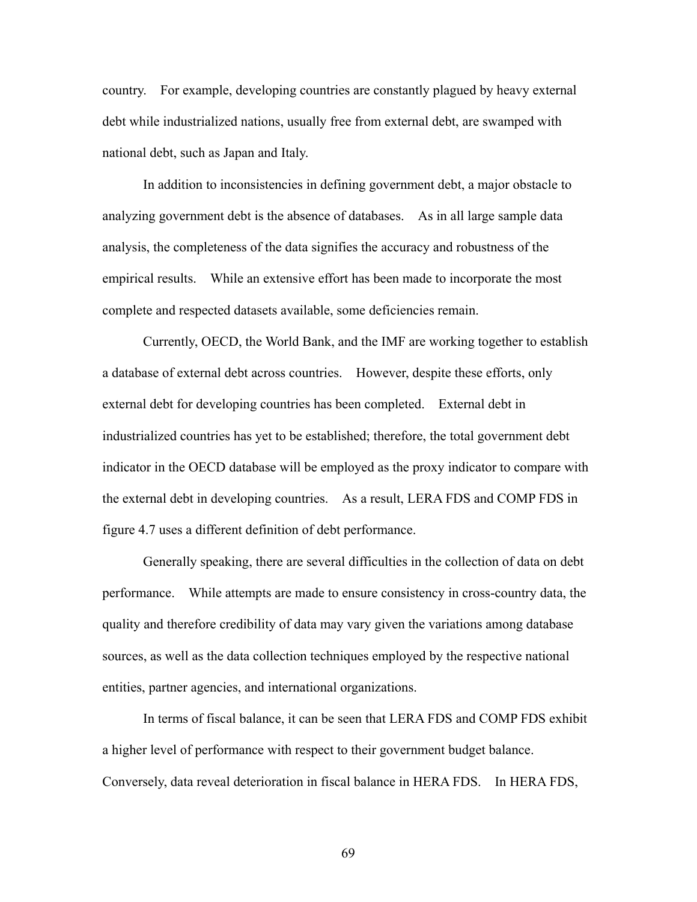country. For example, developing countries are constantly plagued by heavy external debt while industrialized nations, usually free from external debt, are swamped with national debt, such as Japan and Italy.

In addition to inconsistencies in defining government debt, a major obstacle to analyzing government debt is the absence of databases. As in all large sample data analysis, the completeness of the data signifies the accuracy and robustness of the empirical results. While an extensive effort has been made to incorporate the most complete and respected datasets available, some deficiencies remain.

Currently, OECD, the World Bank, and the IMF are working together to establish a database of external debt across countries. However, despite these efforts, only external debt for developing countries has been completed. External debt in industrialized countries has yet to be established; therefore, the total government debt indicator in the OECD database will be employed as the proxy indicator to compare with the external debt in developing countries. As a result, LERA FDS and COMP FDS in figure 4.7 uses a different definition of debt performance.

Generally speaking, there are several difficulties in the collection of data on debt performance. While attempts are made to ensure consistency in cross-country data, the quality and therefore credibility of data may vary given the variations among database sources, as well as the data collection techniques employed by the respective national entities, partner agencies, and international organizations.

In terms of fiscal balance, it can be seen that LERA FDS and COMP FDS exhibit a higher level of performance with respect to their government budget balance. Conversely, data reveal deterioration in fiscal balance in HERA FDS. In HERA FDS,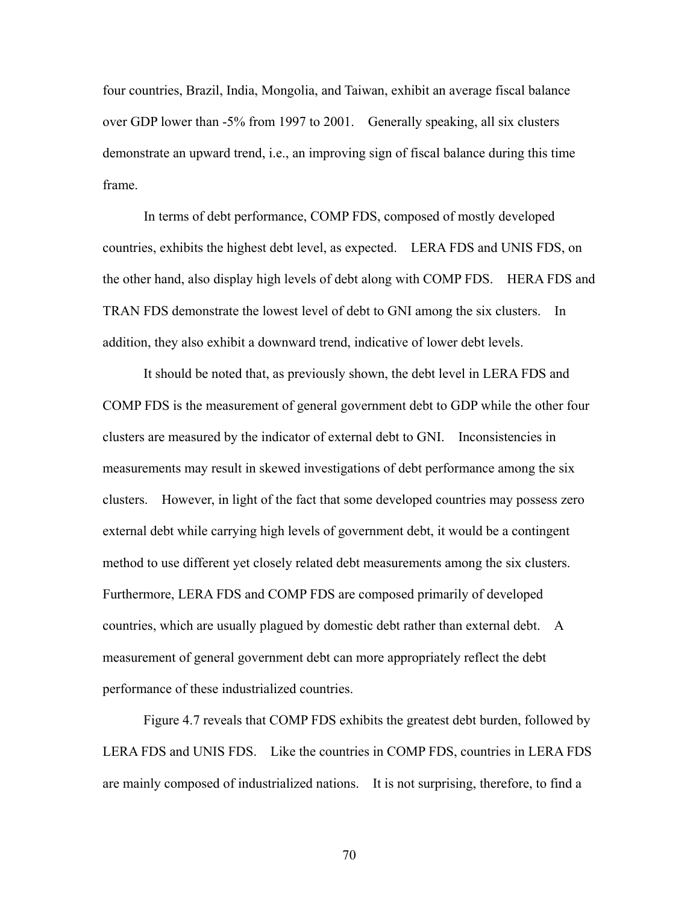four countries, Brazil, India, Mongolia, and Taiwan, exhibit an average fiscal balance over GDP lower than -5% from 1997 to 2001. Generally speaking, all six clusters demonstrate an upward trend, i.e., an improving sign of fiscal balance during this time frame.

In terms of debt performance, COMP FDS, composed of mostly developed countries, exhibits the highest debt level, as expected. LERA FDS and UNIS FDS, on the other hand, also display high levels of debt along with COMP FDS. HERA FDS and TRAN FDS demonstrate the lowest level of debt to GNI among the six clusters. In addition, they also exhibit a downward trend, indicative of lower debt levels.

It should be noted that, as previously shown, the debt level in LERA FDS and COMP FDS is the measurement of general government debt to GDP while the other four clusters are measured by the indicator of external debt to GNI. Inconsistencies in measurements may result in skewed investigations of debt performance among the six clusters. However, in light of the fact that some developed countries may possess zero external debt while carrying high levels of government debt, it would be a contingent method to use different yet closely related debt measurements among the six clusters. Furthermore, LERA FDS and COMP FDS are composed primarily of developed countries, which are usually plagued by domestic debt rather than external debt. A measurement of general government debt can more appropriately reflect the debt performance of these industrialized countries.

Figure 4.7 reveals that COMP FDS exhibits the greatest debt burden, followed by LERA FDS and UNIS FDS. Like the countries in COMP FDS, countries in LERA FDS are mainly composed of industrialized nations. It is not surprising, therefore, to find a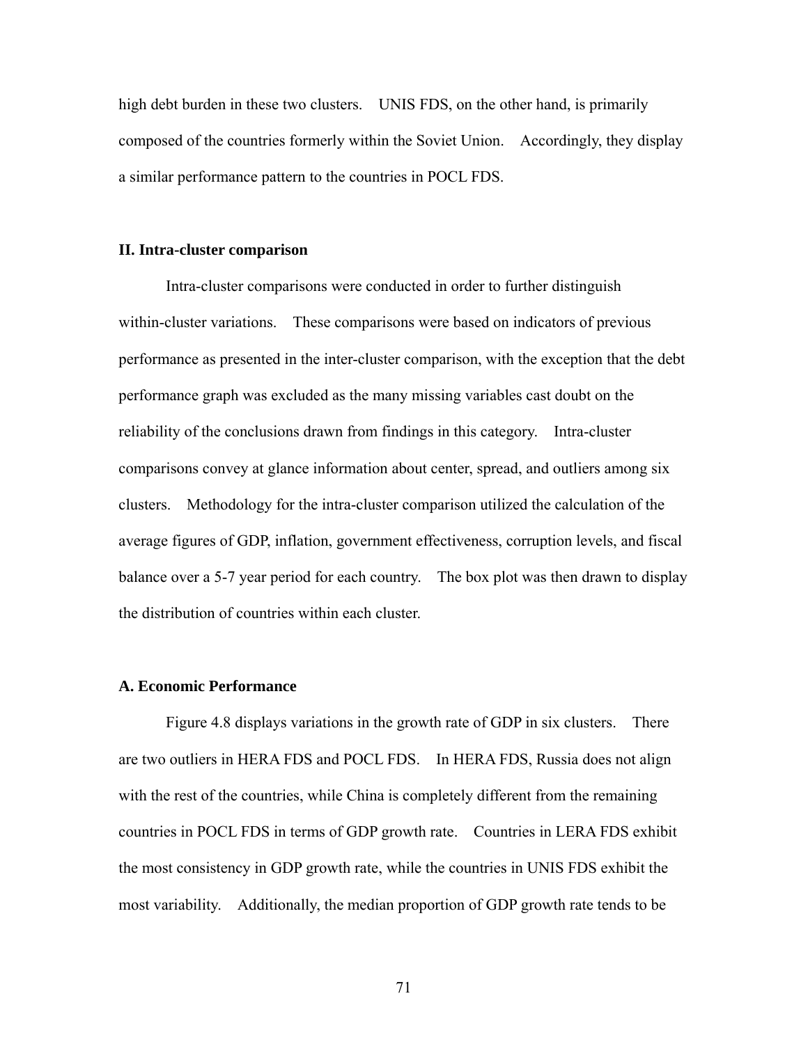high debt burden in these two clusters. UNIS FDS, on the other hand, is primarily composed of the countries formerly within the Soviet Union. Accordingly, they display a similar performance pattern to the countries in POCL FDS.

### II. Intra-cluster comparison

Intra-cluster comparisons were conducted in order to further distinguish within-cluster variations. These comparisons were based on indicators of previous performance as presented in the inter-cluster comparison, with the exception that the debt performance graph was excluded as the many missing variables cast doubt on the reliability of the conclusions drawn from findings in this category. Intra-cluster comparisons convey at glance information about center, spread, and outliers among six clusters. Methodology for the intra-cluster comparison utilized the calculation of the average figures of GDP, inflation, government effectiveness, corruption levels, and fiscal balance over a 5-7 year period for each country. The box plot was then drawn to display the distribution of countries within each cluster.

### A. Economic Performance

Figure 4.8 displays variations in the growth rate of GDP in six clusters. There are two outliers in HERA FDS and POCL FDS. In HERA FDS, Russia does not align with the rest of the countries, while China is completely different from the remaining countries in POCL FDS in terms of GDP growth rate. Countries in LERA FDS exhibit the most consistency in GDP growth rate, while the countries in UNIS FDS exhibit the most variability. Additionally, the median proportion of GDP growth rate tends to be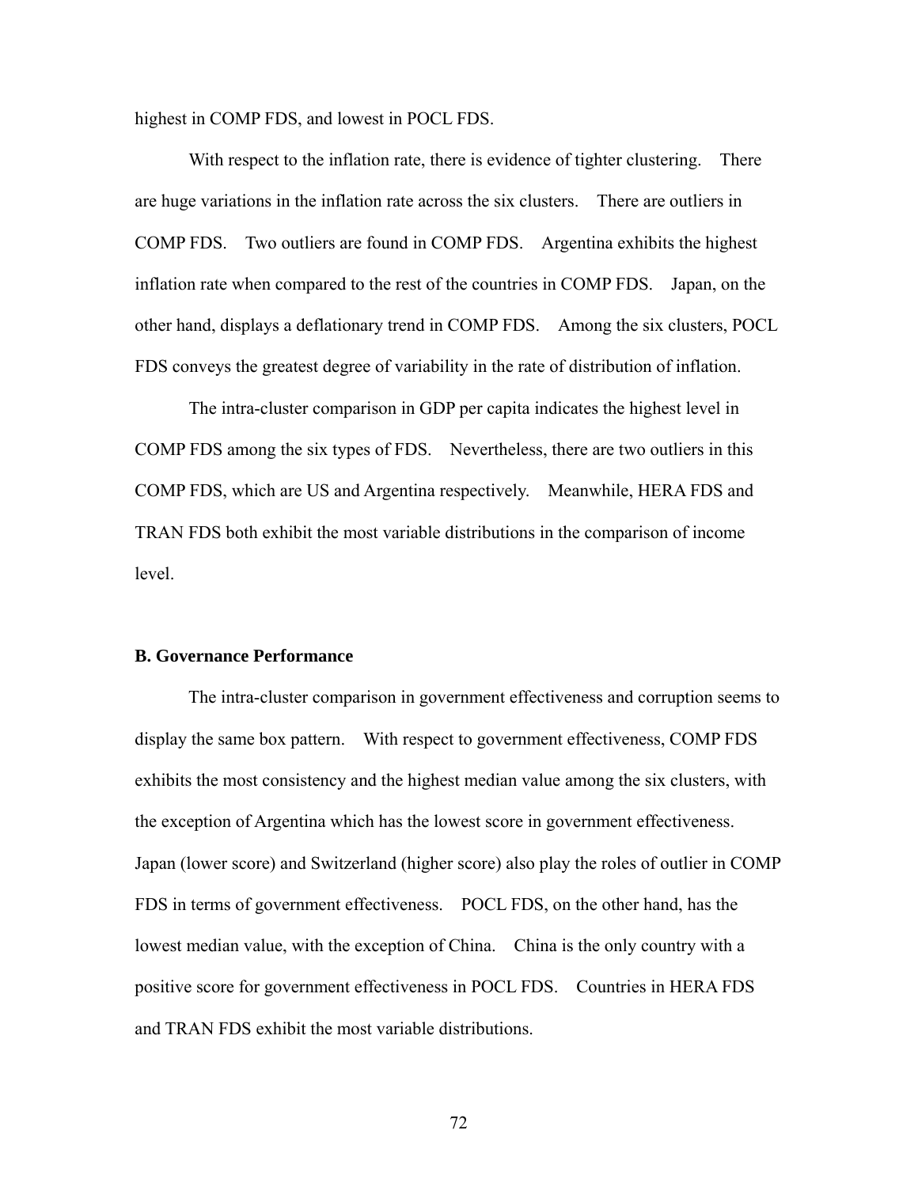highest in COMP FDS, and lowest in POCL FDS.

With respect to the inflation rate, there is evidence of tighter clustering. There are huge variations in the inflation rate across the six clusters. There are outliers in COMP FDS. Two outliers are found in COMP FDS. Argentina exhibits the highest inflation rate when compared to the rest of the countries in COMP FDS. Japan, on the other hand, displays a deflationary trend in COMP FDS. Among the six clusters, POCL FDS conveys the greatest degree of variability in the rate of distribution of inflation.

The intra-cluster comparison in GDP per capita indicates the highest level in COMP FDS among the six types of FDS. Nevertheless, there are two outliers in this COMP FDS, which are US and Argentina respectively. Meanwhile, HERA FDS and TRAN FDS both exhibit the most variable distributions in the comparison of income level.

**B. Governance Performance**

The intra-cluster comparison in government effectiveness and corruption seems to display the same box pattern. With respect to government effectiveness, COMP FDS exhibits the most consistency and the highest median value among the six clusters, with the exception of Argentina which has the lowest score in government effectiveness. Japan (lower score) and Switzerland (higher score) also play the roles of outlier in COMP FDS in terms of government effectiveness. POCL FDS, on the other hand, has the lowest median value, with the exception of China. China is the only country with a positive score for government effectiveness in POCL FDS. Countries in HERA FDS and TRAN FDS exhibit the most variable distributions.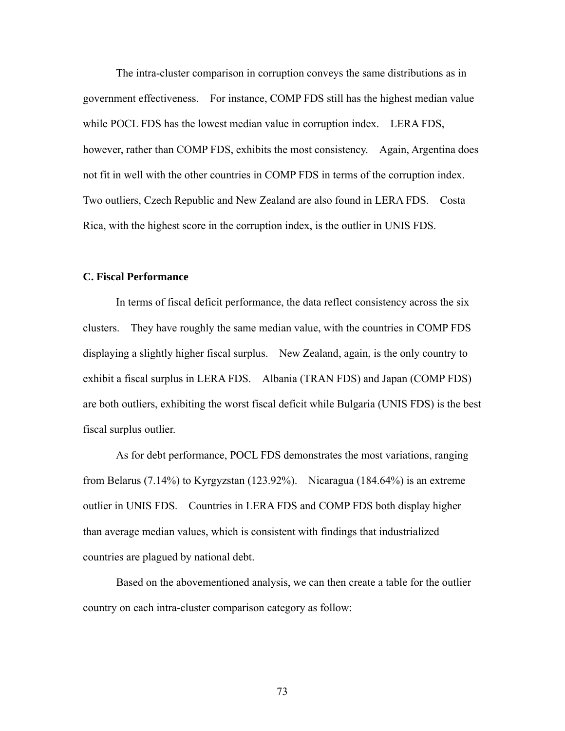The intra-cluster comparison in corruption conveys the same distributions as in government effectiveness. For instance, COMP FDS still has the highest median value while POCL FDS has the lowest median value in corruption index. LERA FDS, however, rather than COMP FDS, exhibits the most consistency. Again, Argentina does not fit in well with the other countries in COMP FDS in terms of the corruption index. Two outliers, Czech Republic and New Zealand are also found in LERA FDS. Costa Rica, with the highest score in the corruption index, is the outlier in UNIS FDS.

**C. Fiscal Performance**

In terms of fiscal deficit performance, the data reflect consistency across the six clusters. They have roughly the same median value, with the countries in COMP FDS displaying a slightly higher fiscal surplus. New Zealand, again, is the only country to exhibit a fiscal surplus in LERA FDS. Albania (TRAN FDS) and Japan (COMP FDS) are both outliers, exhibiting the worst fiscal deficit while Bulgaria (UNIS FDS) is the best fiscal surplus outlier.

As for debt performance, POCL FDS demonstrates the most variations, ranging from Belarus (7.14%) to Kyrgyzstan (123.92%). Nicaragua (184.64%) is an extreme outlier in UNIS FDS. Countries in LERA FDS and COMP FDS both display higher than average median values, which is consistent with findings that industrialized countries are plagued by national debt.

Based on the abovementioned analysis, we can then create a table for the outlier country on each intra-cluster comparison category as follow: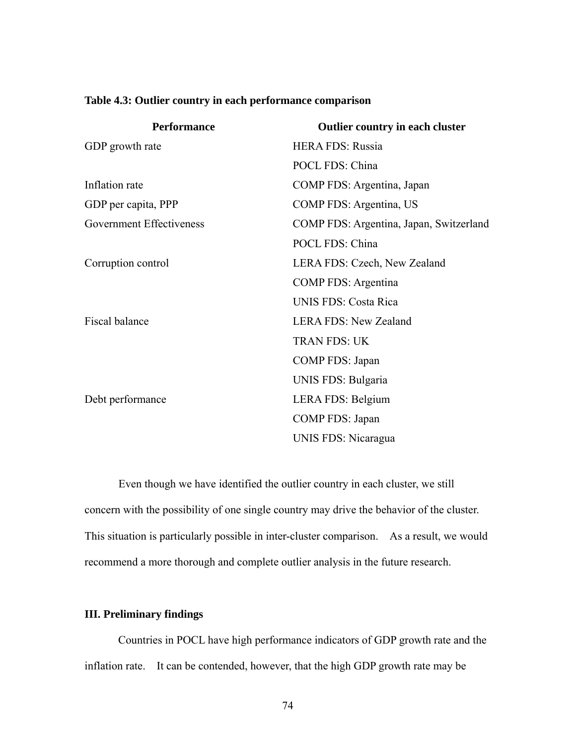**Table 4.3: Outlier country in each performance comparison**

| Performance | Outlier country in each cluster |
|---|---|
| GDP growth rate | HERA FDS: Russia |
| | POCL FDS: China |
| Inflation rate | COMP FDS: Argentina, Japan |
| GDP per capita, PPP | COMP FDS: Argentina, US |
| Government Effectiveness | COMP FDS: Argentina, Japan, Switzerland |
| | POCL FDS: China |
| Corruption control | LERA FDS: Czech, New Zealand |
| | COMP FDS: Argentina |
| | UNIS FDS: Costa Rica |
| Fiscal balance | LERA FDS: New Zealand |
| | TRAN FDS: UK |
| | COMP FDS: Japan |
| | UNIS FDS: Bulgaria |
| Debt performance | LERA FDS: Belgium |
| | COMP FDS: Japan |
| | UNIS FDS: Nicaragua |

Even though we have identified the outlier country in each cluster, we still concern with the possibility of one single country may drive the behavior of the cluster. This situation is particularly possible in inter-cluster comparison. As a result, we would recommend a more thorough and complete outlier analysis in the future research.

### III. Preliminary findings

Countries in POCL have high performance indicators of GDP growth rate and the inflation rate. It can be contended, however, that the high GDP growth rate may be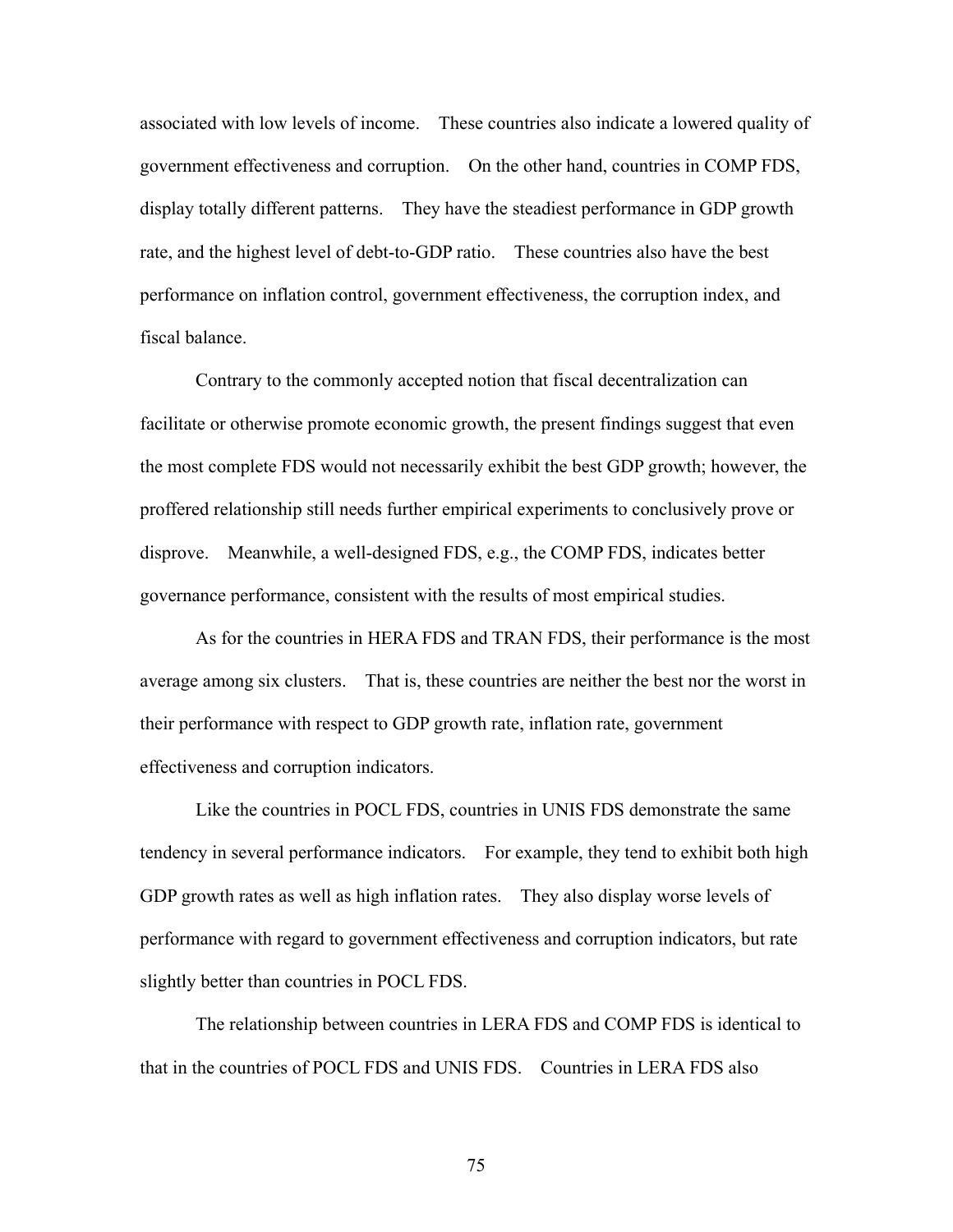associated with low levels of income. These countries also indicate a lowered quality of government effectiveness and corruption. On the other hand, countries in COMP FDS, display totally different patterns. They have the steadiest performance in GDP growth rate, and the highest level of debt-to-GDP ratio. These countries also have the best performance on inflation control, government effectiveness, the corruption index, and fiscal balance.

Contrary to the commonly accepted notion that fiscal decentralization can facilitate or otherwise promote economic growth, the present findings suggest that even the most complete FDS would not necessarily exhibit the best GDP growth; however, the proffered relationship still needs further empirical experiments to conclusively prove or disprove. Meanwhile, a well-designed FDS, e.g., the COMP FDS, indicates better governance performance, consistent with the results of most empirical studies.

As for the countries in HERA FDS and TRAN FDS, their performance is the most average among six clusters. That is, these countries are neither the best nor the worst in their performance with respect to GDP growth rate, inflation rate, government effectiveness and corruption indicators.

Like the countries in POCL FDS, countries in UNIS FDS demonstrate the same tendency in several performance indicators. For example, they tend to exhibit both high GDP growth rates as well as high inflation rates. They also display worse levels of performance with regard to government effectiveness and corruption indicators, but rate slightly better than countries in POCL FDS.

The relationship between countries in LERA FDS and COMP FDS is identical to that in the countries of POCL FDS and UNIS FDS. Countries in LERA FDS also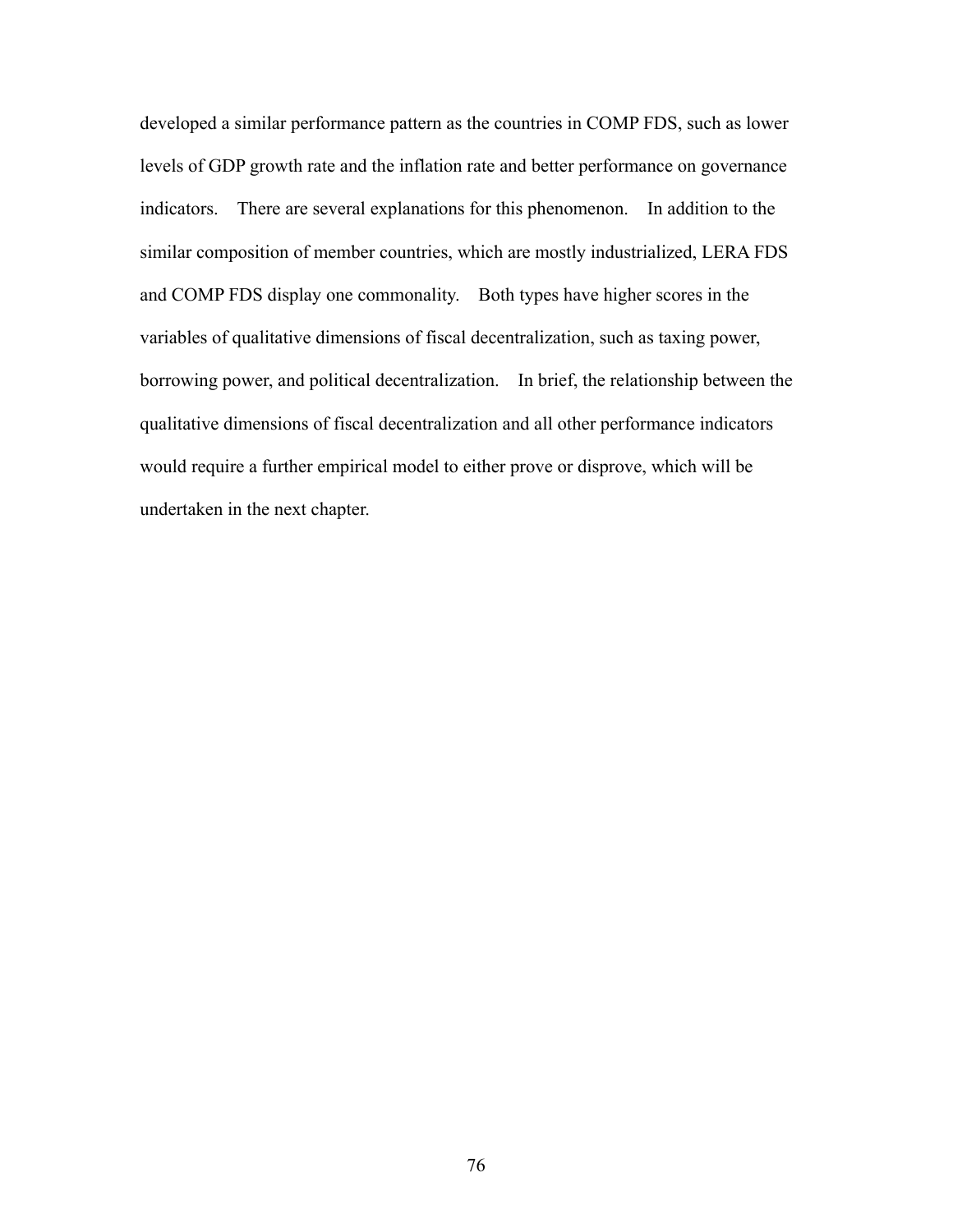developed a similar performance pattern as the countries in COMP FDS, such as lower levels of GDP growth rate and the inflation rate and better performance on governance indicators. There are several explanations for this phenomenon. In addition to the similar composition of member countries, which are mostly industrialized, LERA FDS and COMP FDS display one commonality. Both types have higher scores in the variables of qualitative dimensions of fiscal decentralization, such as taxing power, borrowing power, and political decentralization. In brief, the relationship between the qualitative dimensions of fiscal decentralization and all other performance indicators would require a further empirical model to either prove or disprove, which will be undertaken in the next chapter.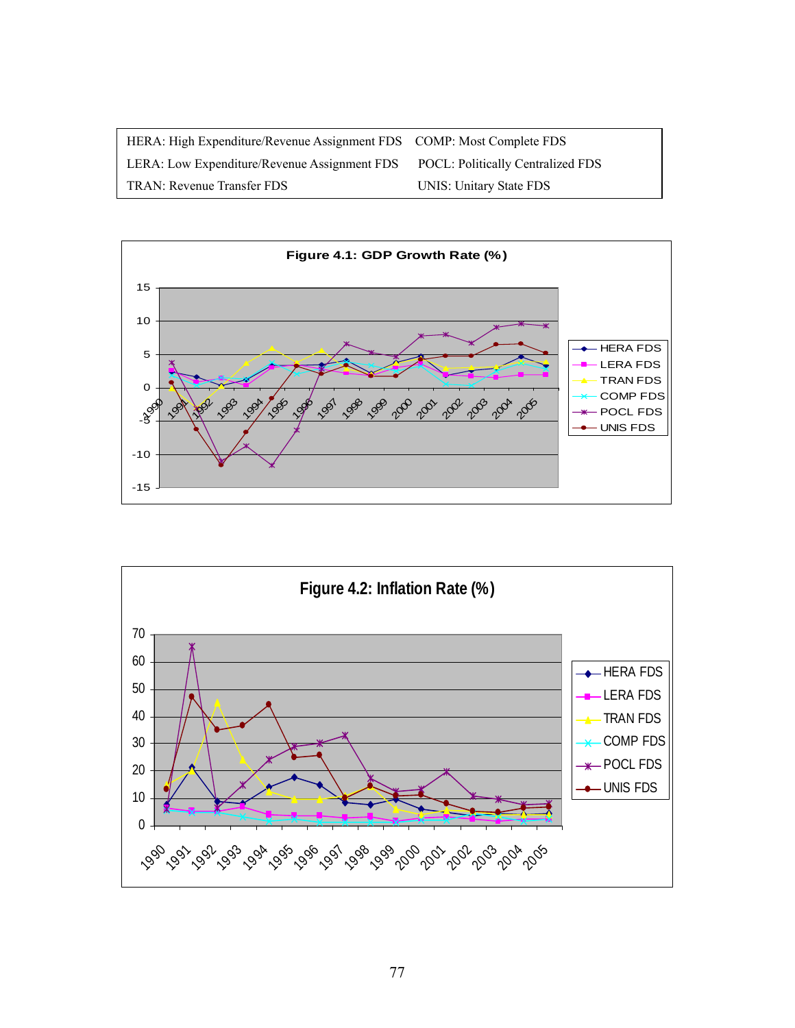| | |
|---|---|
| HERA: High Expenditure/Revenue Assignment FDS | COMP: Most Complete FDS |
| LERA: Low Expenditure/Revenue Assignment FDS | POCL: Politically Centralized FDS |
| TRAN: Revenue Transfer FDS | UNIS: Unitary State FDS |

**Figure 4.1: GDP Growth Rate (%)**

**Figure 4.2: Inflation Rate (%)**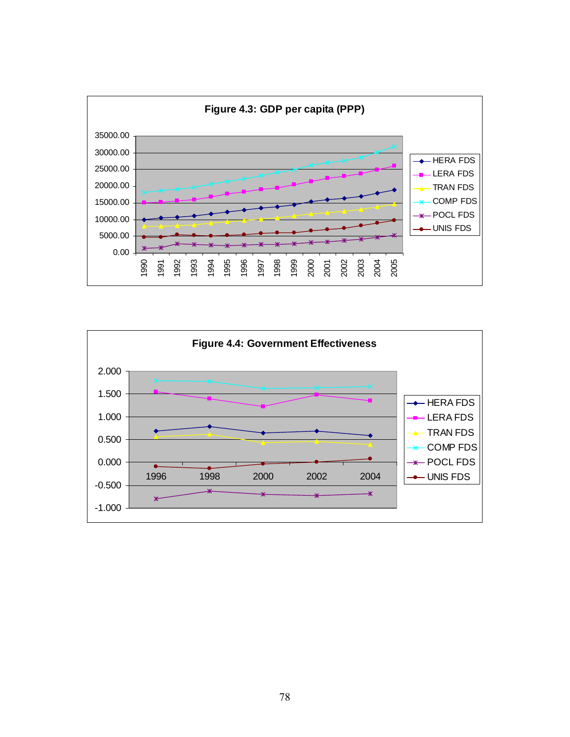**Figure 4.3: GDP per capita (PPP)**

**Figure 4.4: Government Effectiveness**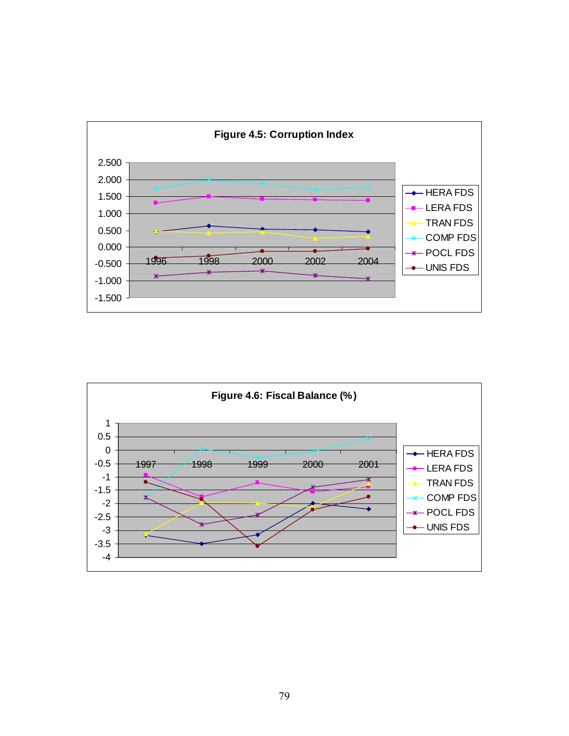**Figure 4.5: Corruption Index**

**Figure 4.6: Fiscal Balance (%)**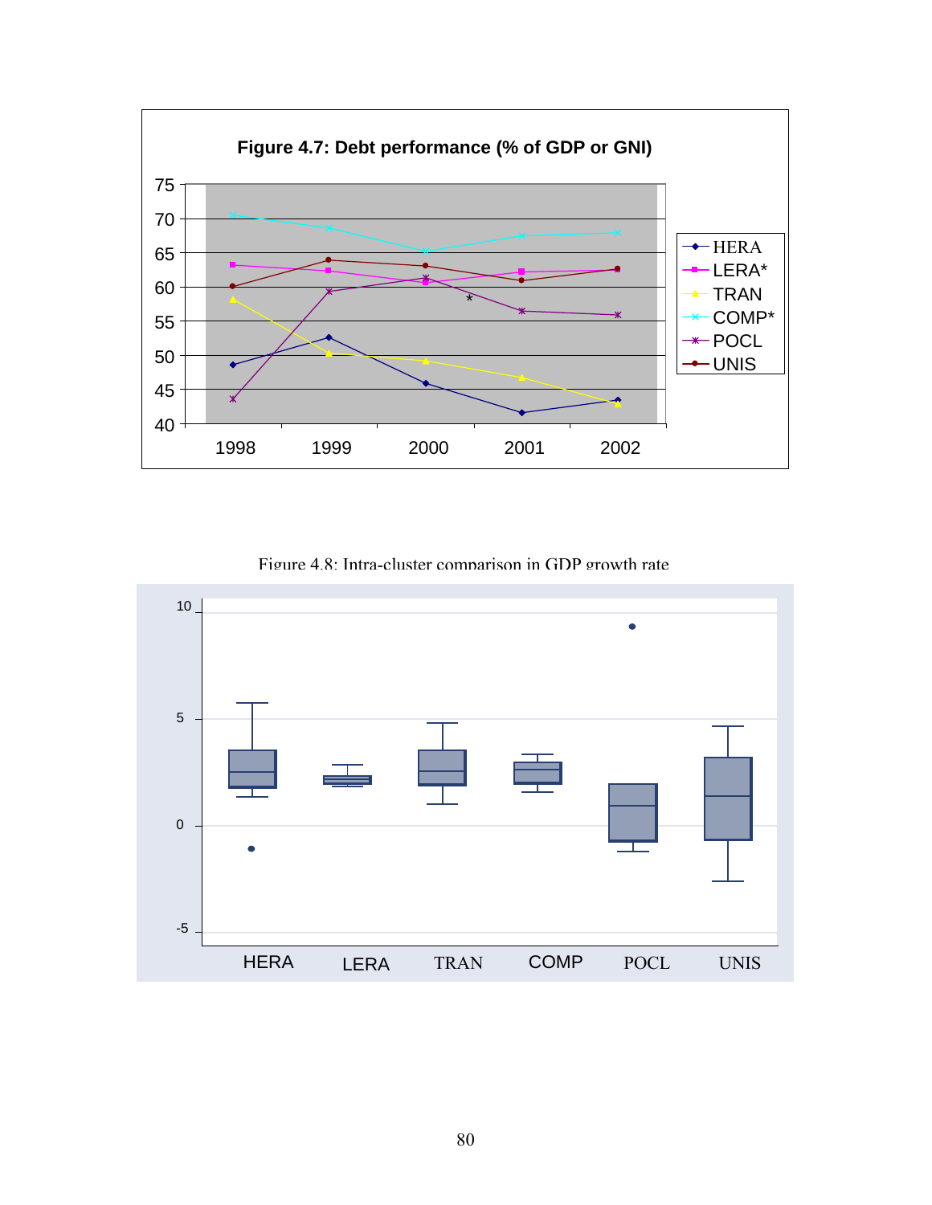Figure 4.7: Debt performance (% of GDP or GNI)

Figure 4.8: Intra-cluster comparison in GDP growth rate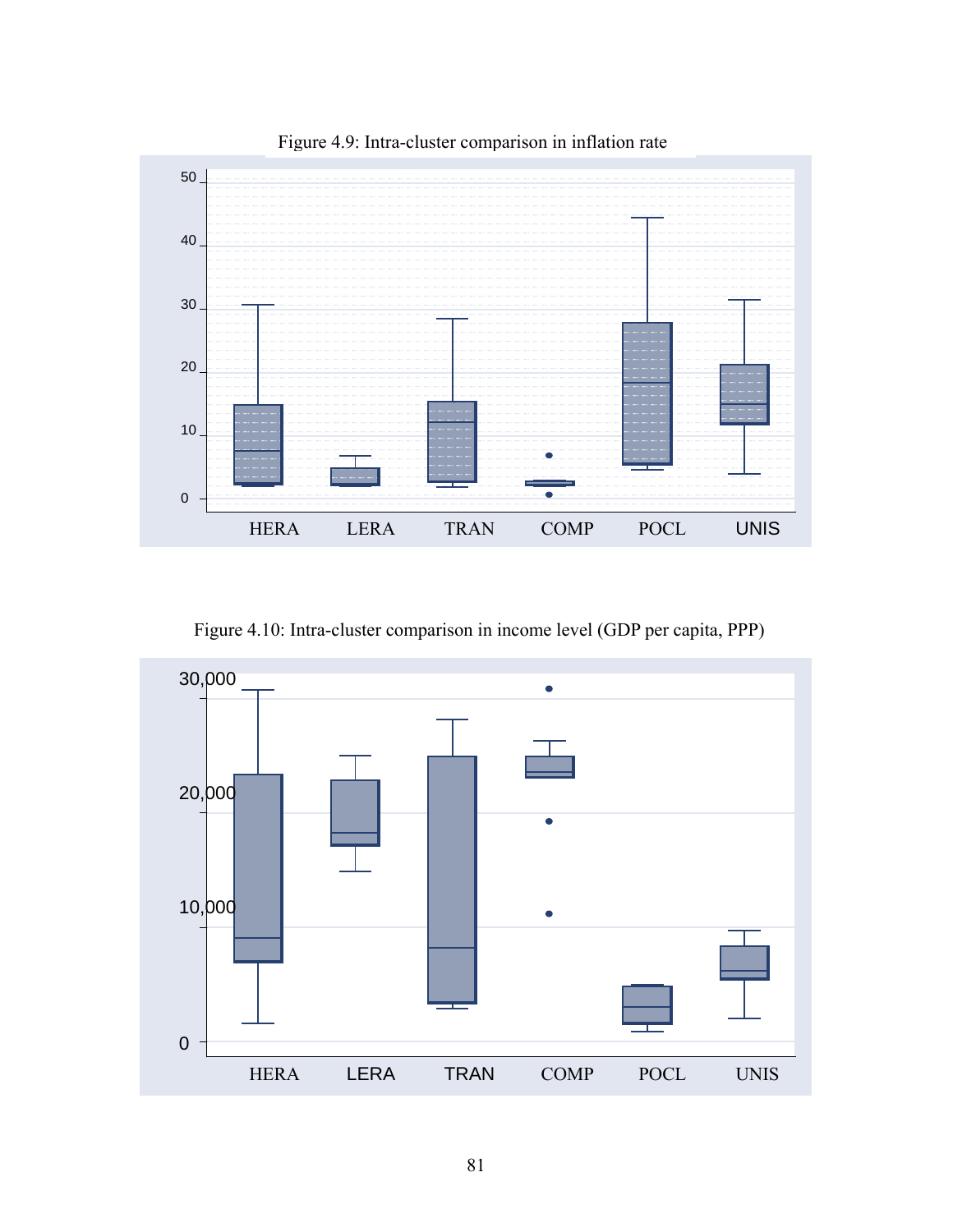Figure 4.9: Intra-cluster comparison in inflation rate

Figure 4.10: Intra-cluster comparison in income level (GDP per capita, PPP)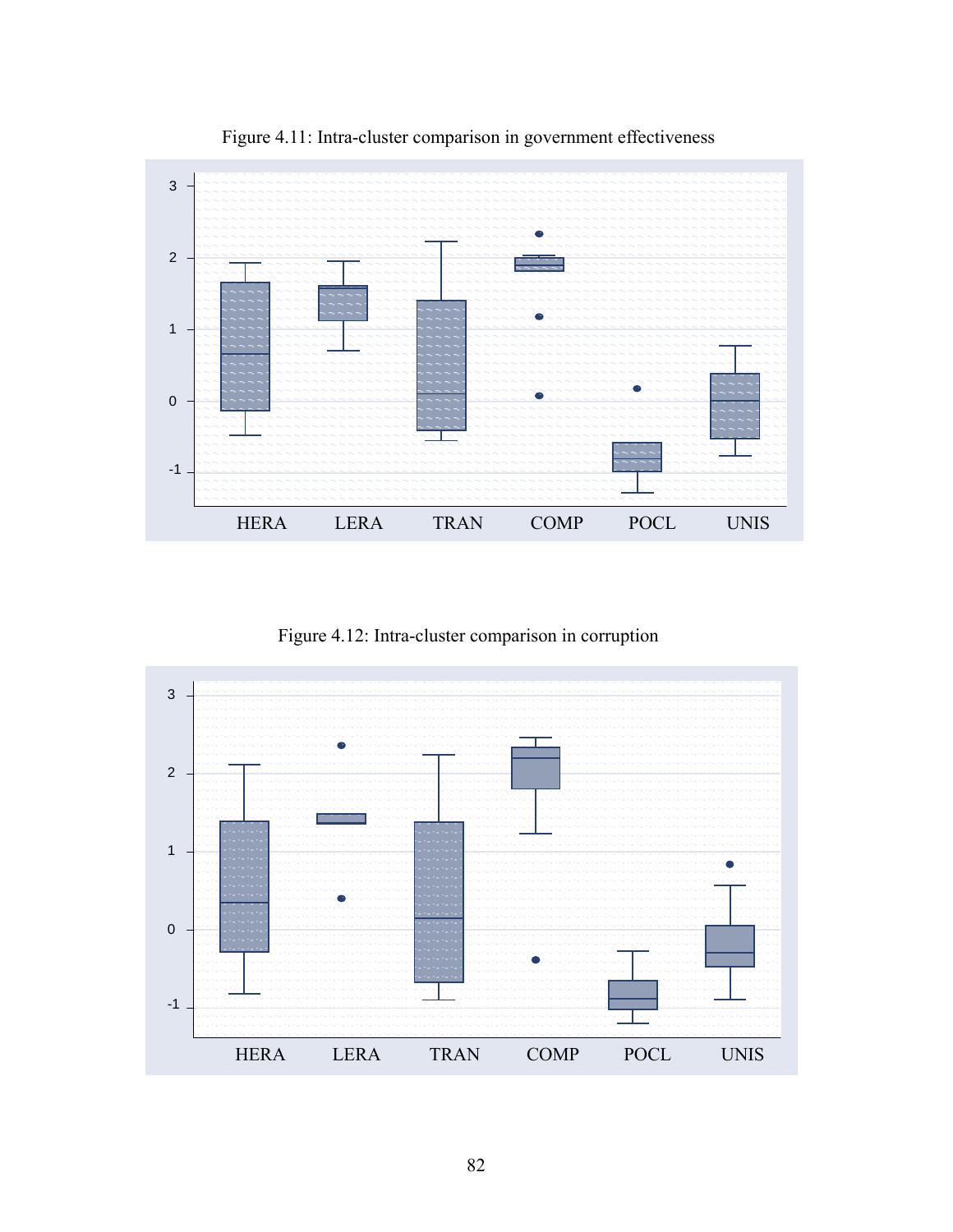Figure 4.11: Intra-cluster comparison in government effectiveness

Figure 4.12: Intra-cluster comparison in corruption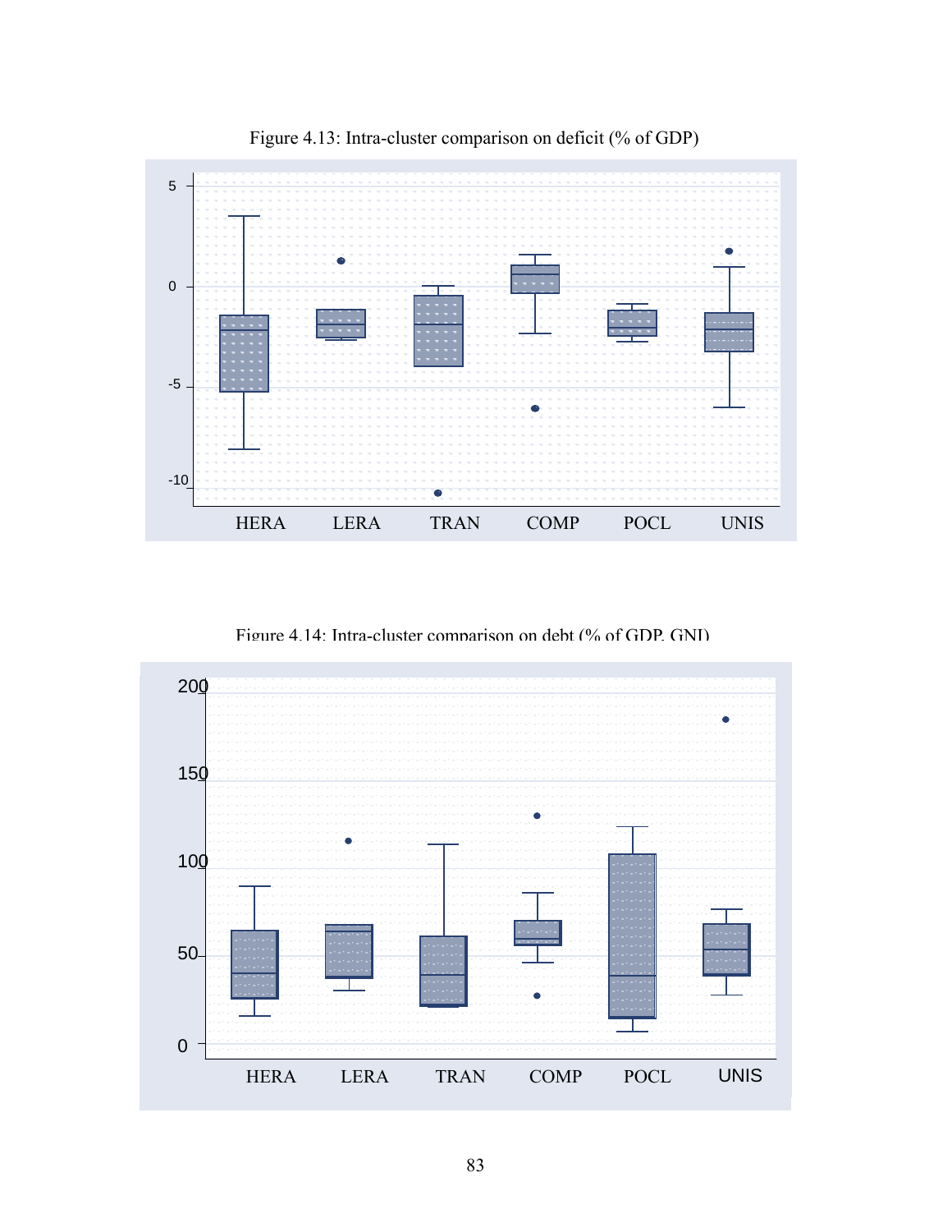Figure 4.13: Intra-cluster comparison on deficit (% of GDP)

Figure 4.14: Intra-cluster comparison on debt (% of GDP, GNI)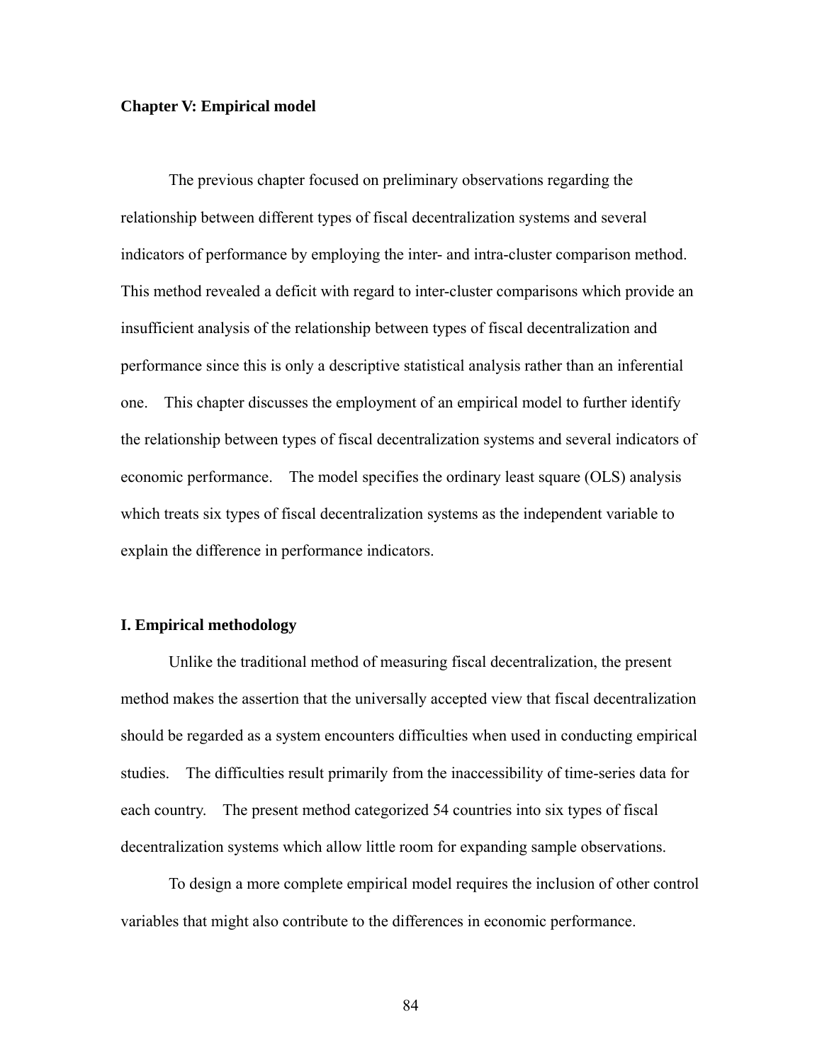## Chapter V: Empirical model

The previous chapter focused on preliminary observations regarding the relationship between different types of fiscal decentralization systems and several indicators of performance by employing the inter- and intra-cluster comparison method. This method revealed a deficit with regard to inter-cluster comparisons which provide an insufficient analysis of the relationship between types of fiscal decentralization and performance since this is only a descriptive statistical analysis rather than an inferential one. This chapter discusses the employment of an empirical model to further identify the relationship between types of fiscal decentralization systems and several indicators of economic performance. The model specifies the ordinary least square (OLS) analysis which treats six types of fiscal decentralization systems as the independent variable to explain the difference in performance indicators.

### I. Empirical methodology

Unlike the traditional method of measuring fiscal decentralization, the present method makes the assertion that the universally accepted view that fiscal decentralization should be regarded as a system encounters difficulties when used in conducting empirical studies. The difficulties result primarily from the inaccessibility of time-series data for each country. The present method categorized 54 countries into six types of fiscal decentralization systems which allow little room for expanding sample observations.

To design a more complete empirical model requires the inclusion of other control variables that might also contribute to the differences in economic performance.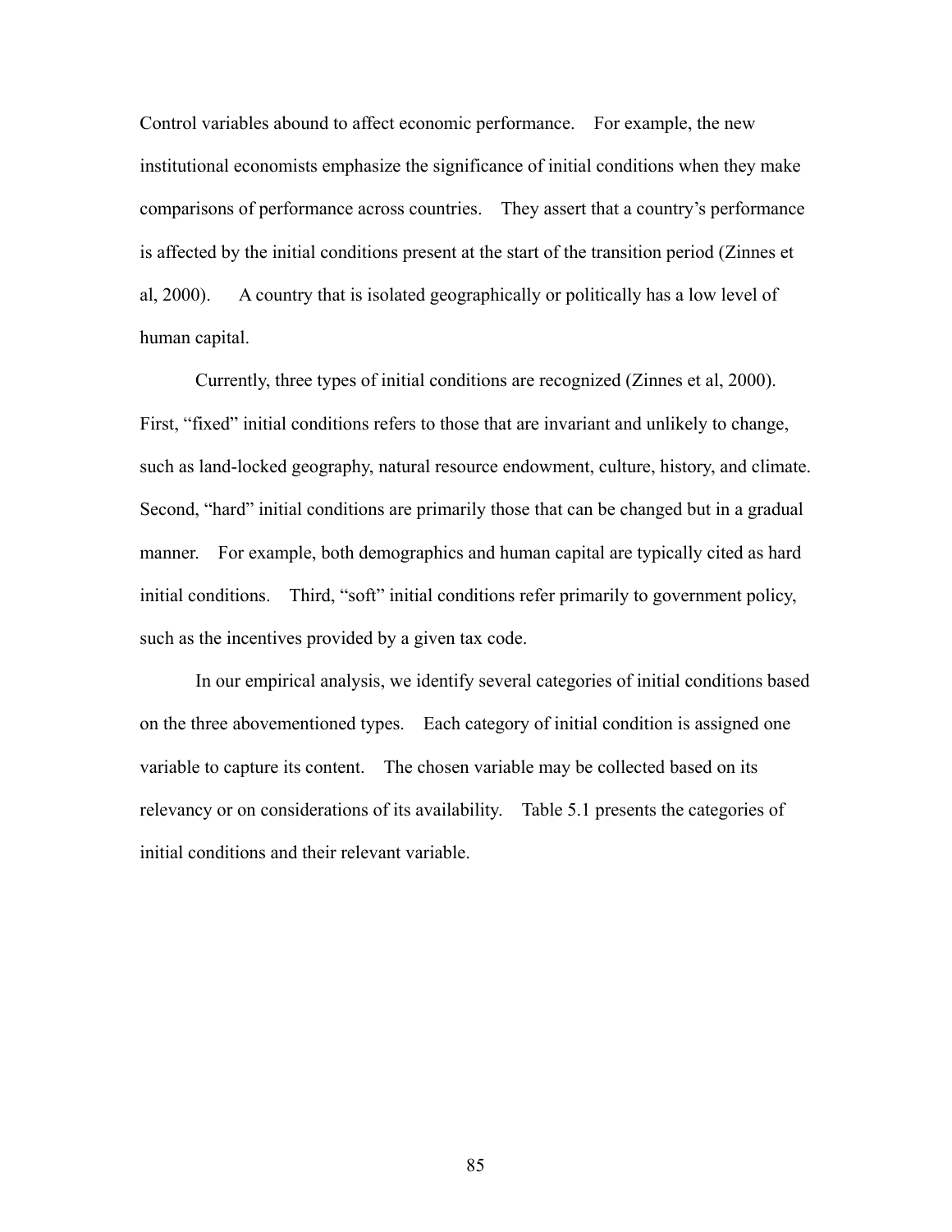Control variables abound to affect economic performance. For example, the new institutional economists emphasize the significance of initial conditions when they make comparisons of performance across countries. They assert that a country's performance is affected by the initial conditions present at the start of the transition period (Zinnes et al, 2000). A country that is isolated geographically or politically has a low level of human capital.

Currently, three types of initial conditions are recognized (Zinnes et al, 2000). First, "fixed" initial conditions refers to those that are invariant and unlikely to change, such as land-locked geography, natural resource endowment, culture, history, and climate. Second, "hard" initial conditions are primarily those that can be changed but in a gradual manner. For example, both demographics and human capital are typically cited as hard initial conditions. Third, "soft" initial conditions refer primarily to government policy, such as the incentives provided by a given tax code.

In our empirical analysis, we identify several categories of initial conditions based on the three abovementioned types. Each category of initial condition is assigned one variable to capture its content. The chosen variable may be collected based on its relevancy or on considerations of its availability. Table 5.1 presents the categories of initial conditions and their relevant variable.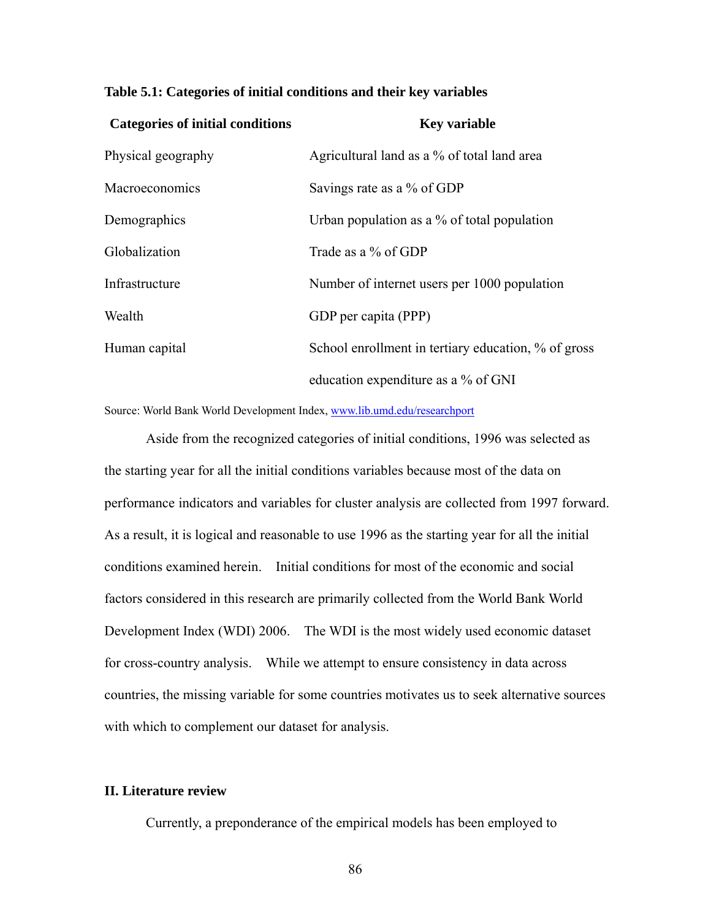**Table 5.1: Categories of initial conditions and their key variables**

| Categories of initial conditions | Key variable |
|---|---|
| Physical geography | Agricultural land as a % of total land area |
| Macroeconomics | Savings rate as a % of GDP |
| Demographics | Urban population as a % of total population |
| Globalization | Trade as a % of GDP |
| Infrastructure | Number of internet users per 1000 population |
| Wealth | GDP per capita (PPP) |
| Human capital | School enrollment in tertiary education, % of gross education expenditure as a % of GNI |

Source: World Bank World Development Index, www.lib.umd.edu/researchport

Aside from the recognized categories of initial conditions, 1996 was selected as the starting year for all the initial conditions variables because most of the data on performance indicators and variables for cluster analysis are collected from 1997 forward. As a result, it is logical and reasonable to use 1996 as the starting year for all the initial conditions examined herein. Initial conditions for most of the economic and social factors considered in this research are primarily collected from the World Bank World Development Index (WDI) 2006. The WDI is the most widely used economic dataset for cross-country analysis. While we attempt to ensure consistency in data across countries, the missing variable for some countries motivates us to seek alternative sources with which to complement our dataset for analysis.

## II. Literature review

Currently, a preponderance of the empirical models has been employed to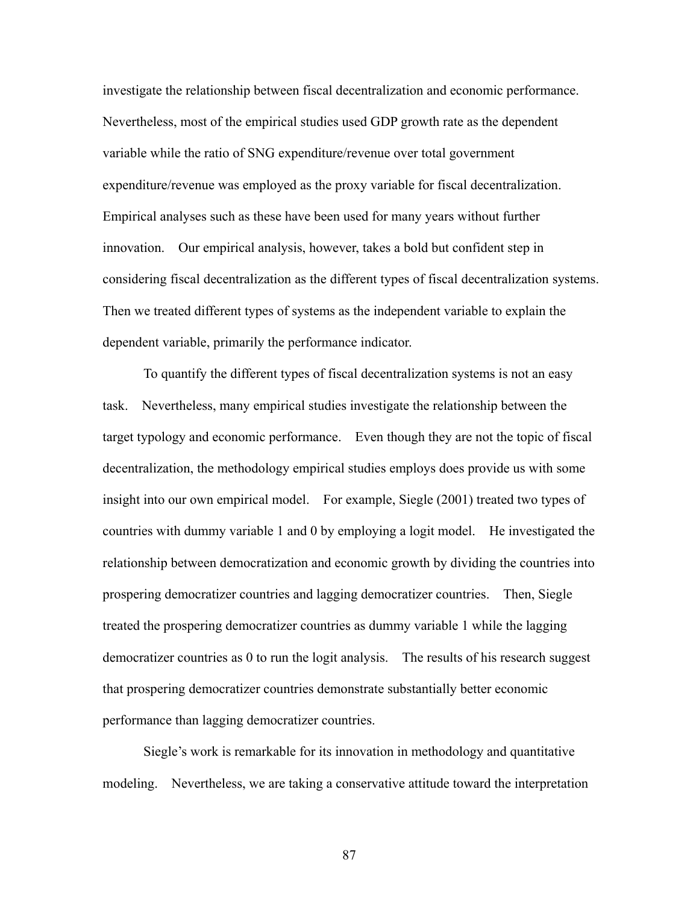investigate the relationship between fiscal decentralization and economic performance. Nevertheless, most of the empirical studies used GDP growth rate as the dependent variable while the ratio of SNG expenditure/revenue over total government expenditure/revenue was employed as the proxy variable for fiscal decentralization. Empirical analyses such as these have been used for many years without further innovation. Our empirical analysis, however, takes a bold but confident step in considering fiscal decentralization as the different types of fiscal decentralization systems. Then we treated different types of systems as the independent variable to explain the dependent variable, primarily the performance indicator.

To quantify the different types of fiscal decentralization systems is not an easy task. Nevertheless, many empirical studies investigate the relationship between the target typology and economic performance. Even though they are not the topic of fiscal decentralization, the methodology empirical studies employs does provide us with some insight into our own empirical model. For example, Siegle (2001) treated two types of countries with dummy variable 1 and 0 by employing a logit model. He investigated the relationship between democratization and economic growth by dividing the countries into prospering democratizer countries and lagging democratizer countries. Then, Siegle treated the prospering democratizer countries as dummy variable 1 while the lagging democratizer countries as 0 to run the logit analysis. The results of his research suggest that prospering democratizer countries demonstrate substantially better economic performance than lagging democratizer countries.

Siegle's work is remarkable for its innovation in methodology and quantitative modeling. Nevertheless, we are taking a conservative attitude toward the interpretation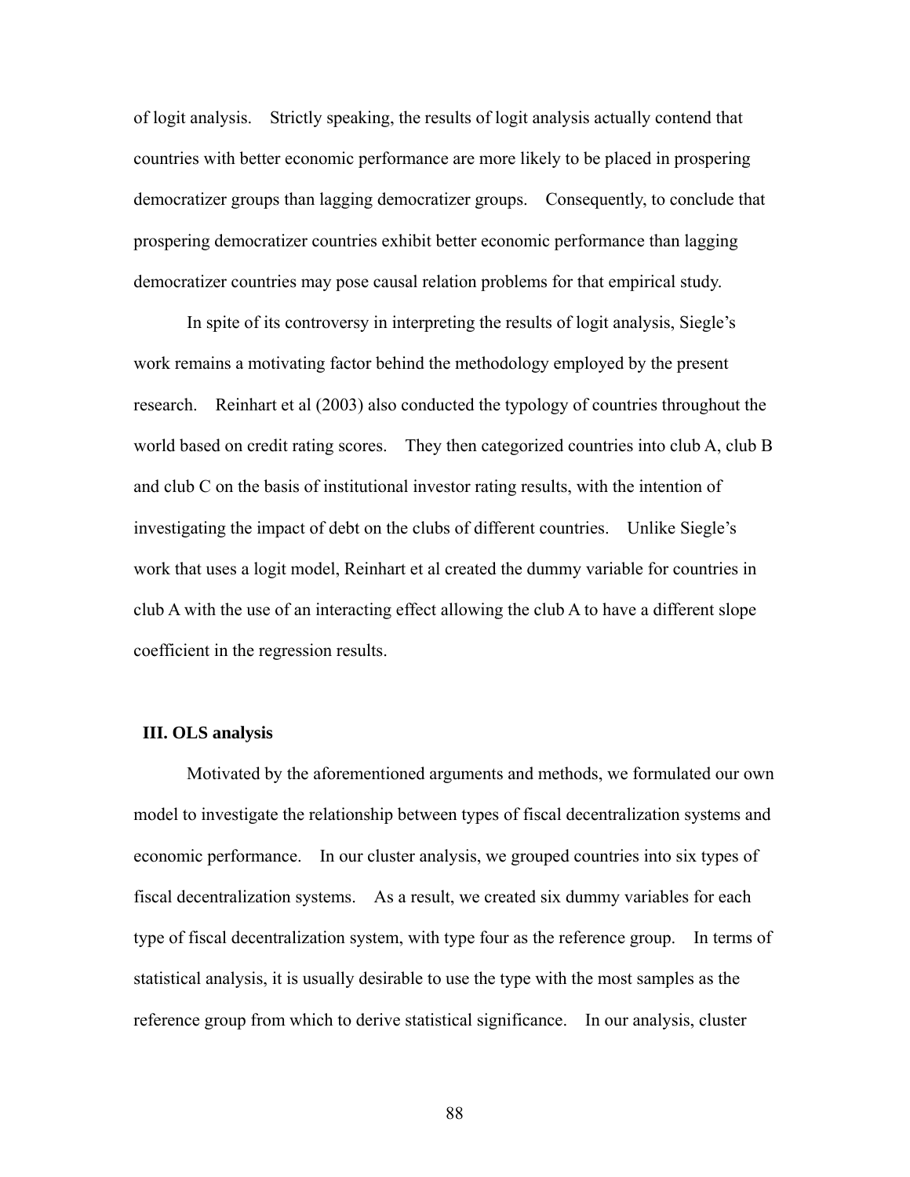of logit analysis. Strictly speaking, the results of logit analysis actually contend that countries with better economic performance are more likely to be placed in prospering democratizer groups than lagging democratizer groups. Consequently, to conclude that prospering democratizer countries exhibit better economic performance than lagging democratizer countries may pose causal relation problems for that empirical study.

In spite of its controversy in interpreting the results of logit analysis, Siegle's work remains a motivating factor behind the methodology employed by the present research. Reinhart et al (2003) also conducted the typology of countries throughout the world based on credit rating scores. They then categorized countries into club A, club B and club C on the basis of institutional investor rating results, with the intention of investigating the impact of debt on the clubs of different countries. Unlike Siegle's work that uses a logit model, Reinhart et al created the dummy variable for countries in club A with the use of an interacting effect allowing the club A to have a different slope coefficient in the regression results.

## III. OLS analysis

Motivated by the aforementioned arguments and methods, we formulated our own model to investigate the relationship between types of fiscal decentralization systems and economic performance. In our cluster analysis, we grouped countries into six types of fiscal decentralization systems. As a result, we created six dummy variables for each type of fiscal decentralization system, with type four as the reference group. In terms of statistical analysis, it is usually desirable to use the type with the most samples as the reference group from which to derive statistical significance. In our analysis, cluster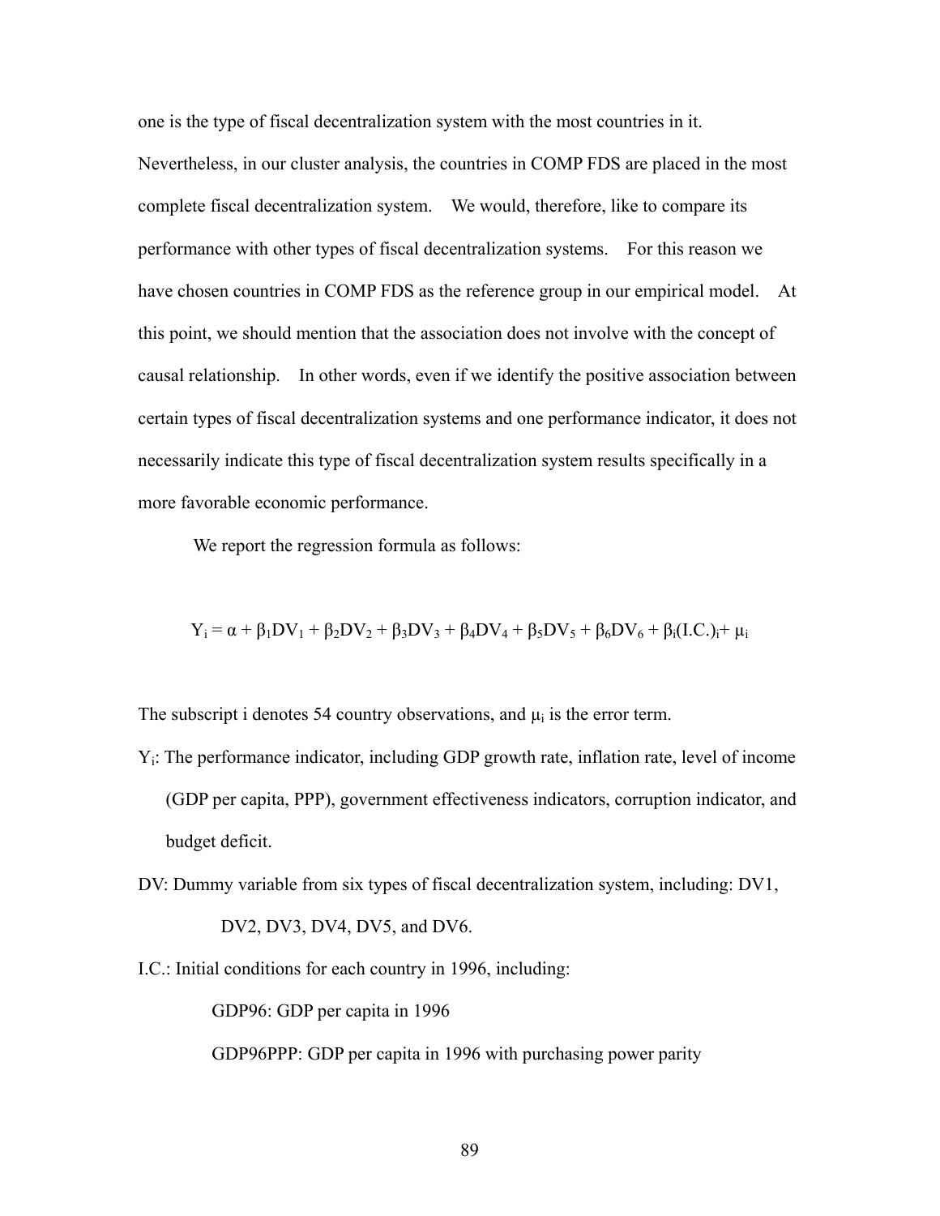one is the type of fiscal decentralization system with the most countries in it. Nevertheless, in our cluster analysis, the countries in COMP FDS are placed in the most complete fiscal decentralization system. We would, therefore, like to compare its performance with other types of fiscal decentralization systems. For this reason we have chosen countries in COMP FDS as the reference group in our empirical model. At this point, we should mention that the association does not involve with the concept of causal relationship. In other words, even if we identify the positive association between certain types of fiscal decentralization systems and one performance indicator, it does not necessarily indicate this type of fiscal decentralization system results specifically in a more favorable economic performance.

We report the regression formula as follows:

$$Y_i = \alpha + \beta_1 DV_1 + \beta_2 DV_2 + \beta_3 DV_3 + \beta_4 DV_4 + \beta_5 DV_5 + \beta_6 DV_6 + \beta_i (I.C.)_i + \mu_i$$

The subscript i denotes 54 country observations, and $\mu_i$ is the error term.

$Y_i$: The performance indicator, including GDP growth rate, inflation rate, level of income (GDP per capita, PPP), government effectiveness indicators, corruption indicator, and budget deficit.

DV: Dummy variable from six types of fiscal decentralization system, including: DV1, DV2, DV3, DV4, DV5, and DV6.

I.C.: Initial conditions for each country in 1996, including:

GDP96: GDP per capita in 1996

GDP96PPP: GDP per capita in 1996 with purchasing power parity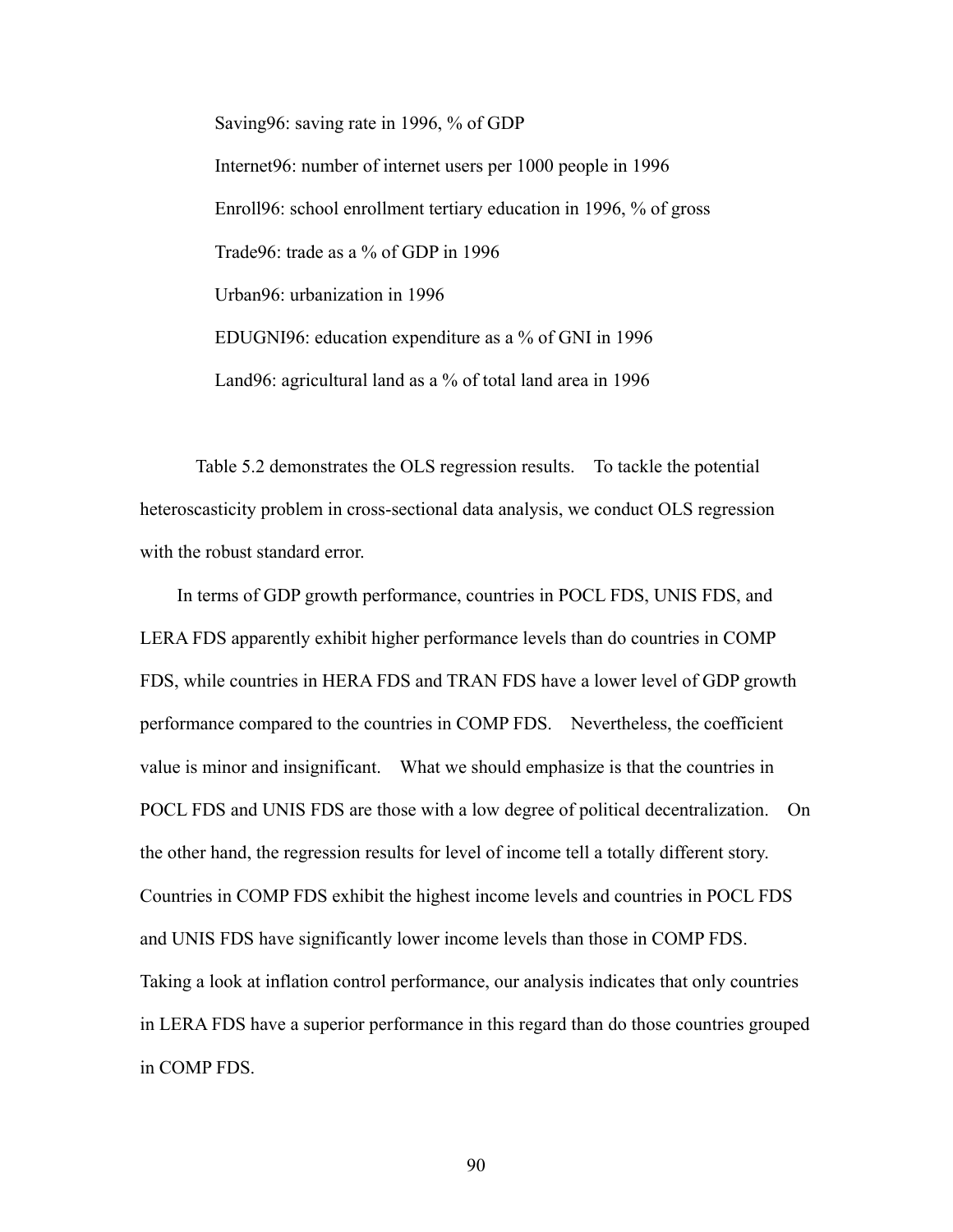Saving96: saving rate in 1996, % of GDP

Internet96: number of internet users per 1000 people in 1996

Enroll96: school enrollment tertiary education in 1996, % of gross

Trade96: trade as a % of GDP in 1996

Urban96: urbanization in 1996

EDUGNI96: education expenditure as a % of GNI in 1996

Land96: agricultural land as a % of total land area in 1996

Table 5.2 demonstrates the OLS regression results. To tackle the potential heteroscasticity problem in cross-sectional data analysis, we conduct OLS regression with the robust standard error.

In terms of GDP growth performance, countries in POCL FDS, UNIS FDS, and LERA FDS apparently exhibit higher performance levels than do countries in COMP FDS, while countries in HERA FDS and TRAN FDS have a lower level of GDP growth performance compared to the countries in COMP FDS. Nevertheless, the coefficient value is minor and insignificant. What we should emphasize is that the countries in POCL FDS and UNIS FDS are those with a low degree of political decentralization. On the other hand, the regression results for level of income tell a totally different story. Countries in COMP FDS exhibit the highest income levels and countries in POCL FDS and UNIS FDS have significantly lower income levels than those in COMP FDS. Taking a look at inflation control performance, our analysis indicates that only countries in LERA FDS have a superior performance in this regard than do those countries grouped in COMP FDS.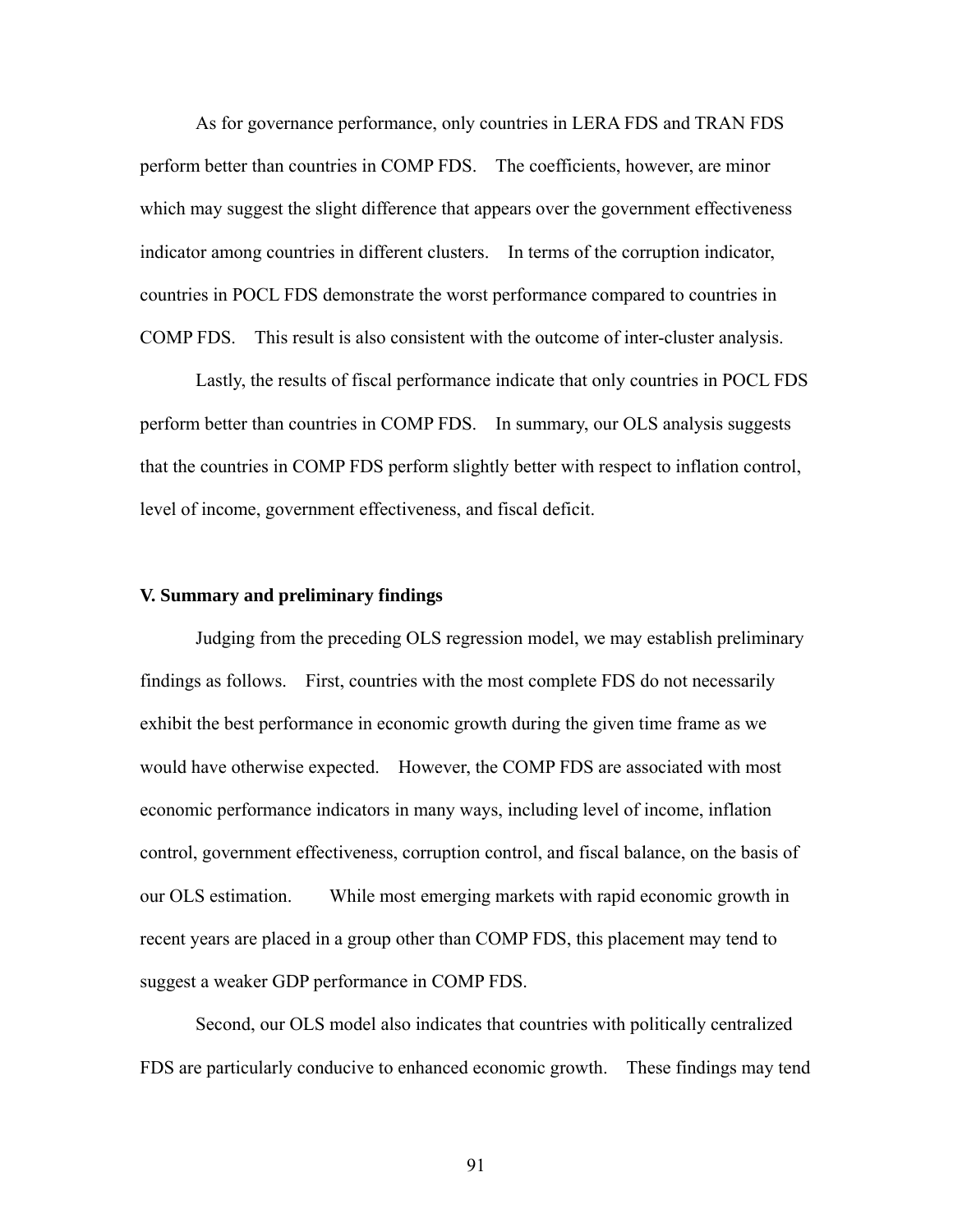As for governance performance, only countries in LERA FDS and TRAN FDS perform better than countries in COMP FDS. The coefficients, however, are minor which may suggest the slight difference that appears over the government effectiveness indicator among countries in different clusters. In terms of the corruption indicator, countries in POCL FDS demonstrate the worst performance compared to countries in COMP FDS. This result is also consistent with the outcome of inter-cluster analysis.

Lastly, the results of fiscal performance indicate that only countries in POCL FDS perform better than countries in COMP FDS. In summary, our OLS analysis suggests that the countries in COMP FDS perform slightly better with respect to inflation control, level of income, government effectiveness, and fiscal deficit.

## V. Summary and preliminary findings

Judging from the preceding OLS regression model, we may establish preliminary findings as follows. First, countries with the most complete FDS do not necessarily exhibit the best performance in economic growth during the given time frame as we would have otherwise expected. However, the COMP FDS are associated with most economic performance indicators in many ways, including level of income, inflation control, government effectiveness, corruption control, and fiscal balance, on the basis of our OLS estimation. While most emerging markets with rapid economic growth in recent years are placed in a group other than COMP FDS, this placement may tend to suggest a weaker GDP performance in COMP FDS.

Second, our OLS model also indicates that countries with politically centralized FDS are particularly conducive to enhanced economic growth. These findings may tend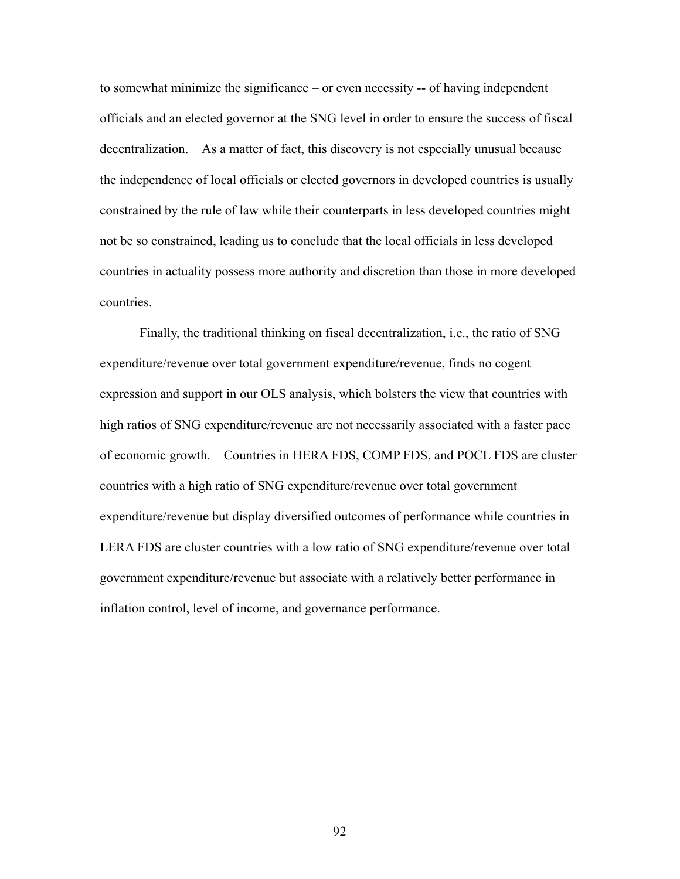to somewhat minimize the significance – or even necessity -- of having independent officials and an elected governor at the SNG level in order to ensure the success of fiscal decentralization. As a matter of fact, this discovery is not especially unusual because the independence of local officials or elected governors in developed countries is usually constrained by the rule of law while their counterparts in less developed countries might not be so constrained, leading us to conclude that the local officials in less developed countries in actuality possess more authority and discretion than those in more developed countries.

Finally, the traditional thinking on fiscal decentralization, i.e., the ratio of SNG expenditure/revenue over total government expenditure/revenue, finds no cogent expression and support in our OLS analysis, which bolsters the view that countries with high ratios of SNG expenditure/revenue are not necessarily associated with a faster pace of economic growth. Countries in HERA FDS, COMP FDS, and POCL FDS are cluster countries with a high ratio of SNG expenditure/revenue over total government expenditure/revenue but display diversified outcomes of performance while countries in LERA FDS are cluster countries with a low ratio of SNG expenditure/revenue over total government expenditure/revenue but associate with a relatively better performance in inflation control, level of income, and governance performance.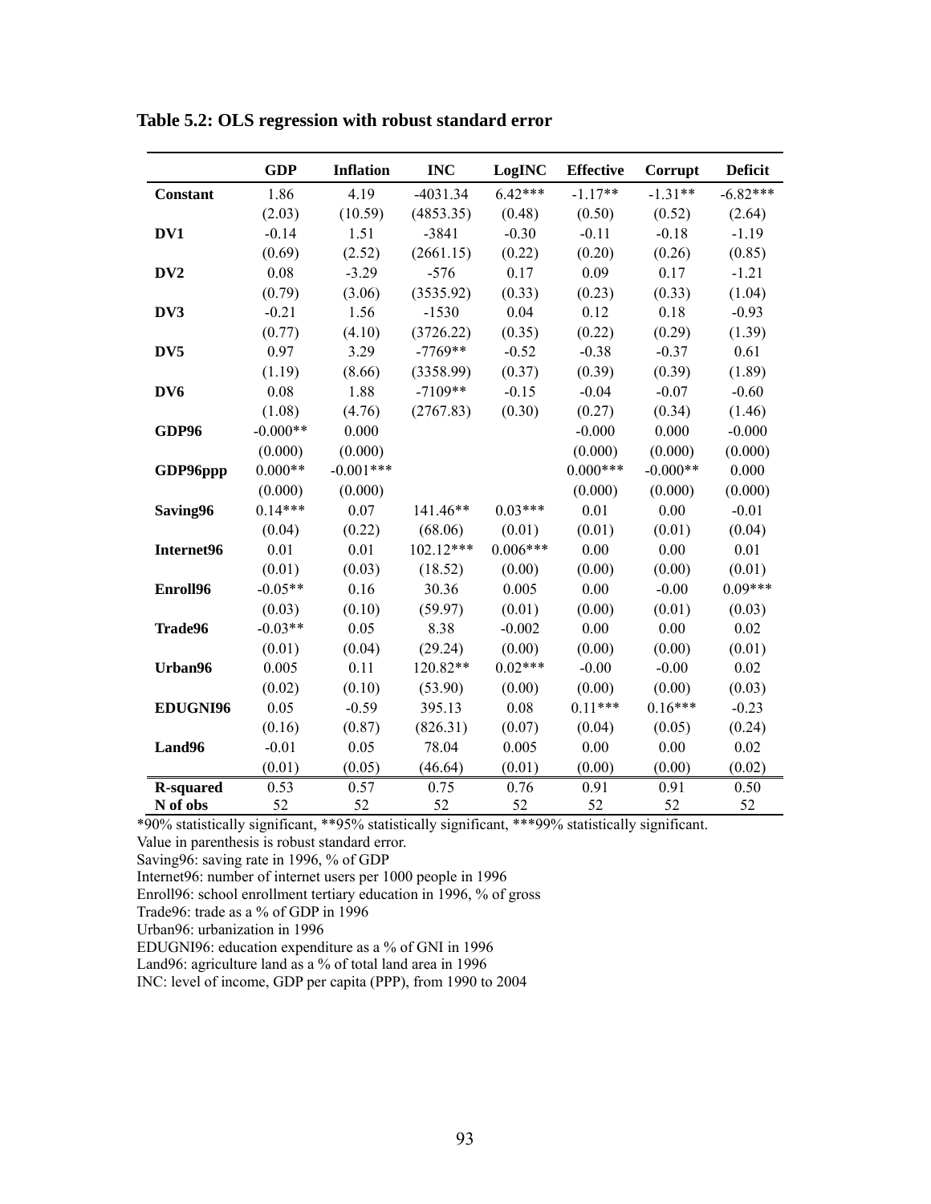**Table 5.2: OLS regression with robust standard error**

| | GDP | Inflation | INC | LogINC | Effective | Corrupt | Deficit |
|---|---|---|---|---|---|---|---|
| **Constant** | 1.86 | 4.19 | -4031.34 | 6.42*** | -1.17** | -1.31** | -6.82*** |
| | (2.03) | (10.59) | (4853.35) | (0.48) | (0.50) | (0.52) | (2.64) |
| **DV1** | -0.14 | 1.51 | -3841 | -0.30 | -0.11 | -0.18 | -1.19 |
| | (0.69) | (2.52) | (2661.15) | (0.22) | (0.20) | (0.26) | (0.85) |
| **DV2** | 0.08 | -3.29 | -576 | 0.17 | 0.09 | 0.17 | -1.21 |
| | (0.79) | (3.06) | (3535.92) | (0.33) | (0.23) | (0.33) | (1.04) |
| **DV3** | -0.21 | 1.56 | -1530 | 0.04 | 0.12 | 0.18 | -0.93 |
| | (0.77) | (4.10) | (3726.22) | (0.35) | (0.22) | (0.29) | (1.39) |
| **DV5** | 0.97 | 3.29 | -7769** | -0.52 | -0.38 | -0.37 | 0.61 |
| | (1.19) | (8.66) | (3358.99) | (0.37) | (0.39) | (0.39) | (1.89) |
| **DV6** | 0.08 | 1.88 | -7109** | -0.15 | -0.04 | -0.07 | -0.60 |
| | (1.08) | (4.76) | (2767.83) | (0.30) | (0.27) | (0.34) | (1.46) |
| **GDP96** | -0.000** | 0.000 | | | -0.000 | 0.000 | -0.000 |
| | (0.000) | (0.000) | | | (0.000) | (0.000) | (0.000) |
| **GDP96ppp** | 0.000** | -0.001*** | | | 0.000*** | -0.000** | 0.000 |
| | (0.000) | (0.000) | | | (0.000) | (0.000) | (0.000) |
| **Saving96** | 0.14*** | 0.07 | 141.46** | 0.03*** | 0.01 | 0.00 | -0.01 |
| | (0.04) | (0.22) | (68.06) | (0.01) | (0.01) | (0.01) | (0.04) |
| **Internet96** | 0.01 | 0.01 | 102.12*** | 0.006*** | 0.00 | 0.00 | 0.01 |
| | (0.01) | (0.03) | (18.52) | (0.00) | (0.00) | (0.00) | (0.01) |
| **Enroll96** | -0.05** | 0.16 | 30.36 | 0.005 | 0.00 | -0.00 | 0.09*** |
| | (0.03) | (0.10) | (59.97) | (0.01) | (0.00) | (0.01) | (0.03) |
| **Trade96** | -0.03** | 0.05 | 8.38 | -0.002 | 0.00 | 0.00 | 0.02 |
| | (0.01) | (0.04) | (29.24) | (0.00) | (0.00) | (0.00) | (0.01) |
| **Urban96** | 0.005 | 0.11 | 120.82** | 0.02*** | -0.00 | -0.00 | 0.02 |
| | (0.02) | (0.10) | (53.90) | (0.00) | (0.00) | (0.00) | (0.03) |
| **EDUGNI96** | 0.05 | -0.59 | 395.13 | 0.08 | 0.11*** | 0.16*** | -0.23 |
| | (0.16) | (0.87) | (826.31) | (0.07) | (0.04) | (0.05) | (0.24) |
| **Land96** | -0.01 | 0.05 | 78.04 | 0.005 | 0.00 | 0.00 | 0.02 |
| | (0.01) | (0.05) | (46.64) | (0.01) | (0.00) | (0.00) | (0.02) |
| **R-squared** | 0.53 | 0.57 | 0.75 | 0.76 | 0.91 | 0.91 | 0.50 |
| **N of obs** | 52 | 52 | 52 | 52 | 52 | 52 | 52 |

*90% statistically significant, **95% statistically significant, ***99% statistically significant.

Value in parenthesis is robust standard error.

Saving96: saving rate in 1996, % of GDP

Internet96: number of internet users per 1000 people in 1996

Enroll96: school enrollment tertiary education in 1996, % of gross

Trade96: trade as a % of GDP in 1996

Urban96: urbanization in 1996

EDUGNI96: education expenditure as a % of GNI in 1996

Land96: agriculture land as a % of total land area in 1996

INC: level of income, GDP per capita (PPP), from 1990 to 2004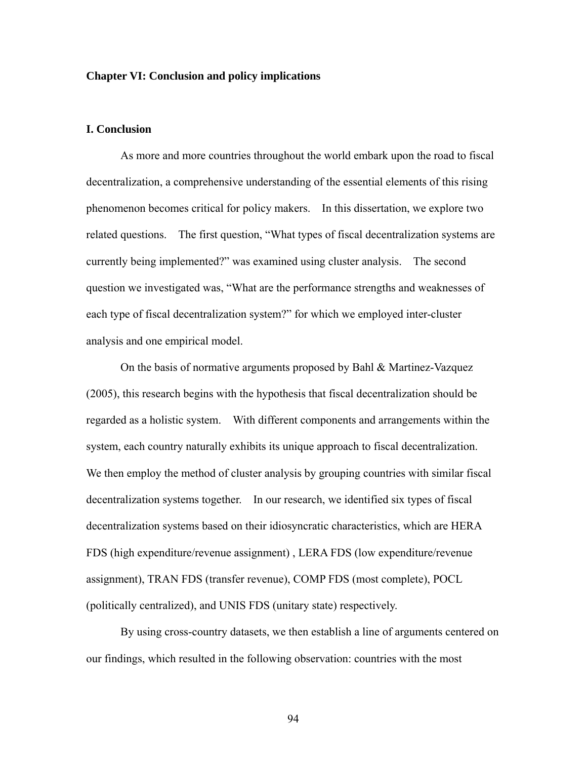## Chapter VI: Conclusion and policy implications

### I. Conclusion

As more and more countries throughout the world embark upon the road to fiscal decentralization, a comprehensive understanding of the essential elements of this rising phenomenon becomes critical for policy makers. In this dissertation, we explore two related questions. The first question, "What types of fiscal decentralization systems are currently being implemented?" was examined using cluster analysis. The second question we investigated was, "What are the performance strengths and weaknesses of each type of fiscal decentralization system?" for which we employed inter-cluster analysis and one empirical model.

On the basis of normative arguments proposed by Bahl & Martinez-Vazquez (2005), this research begins with the hypothesis that fiscal decentralization should be regarded as a holistic system. With different components and arrangements within the system, each country naturally exhibits its unique approach to fiscal decentralization. We then employ the method of cluster analysis by grouping countries with similar fiscal decentralization systems together. In our research, we identified six types of fiscal decentralization systems based on their idiosyncratic characteristics, which are HERA FDS (high expenditure/revenue assignment) , LERA FDS (low expenditure/revenue assignment), TRAN FDS (transfer revenue), COMP FDS (most complete), POCL (politically centralized), and UNIS FDS (unitary state) respectively.

By using cross-country datasets, we then establish a line of arguments centered on our findings, which resulted in the following observation: countries with the most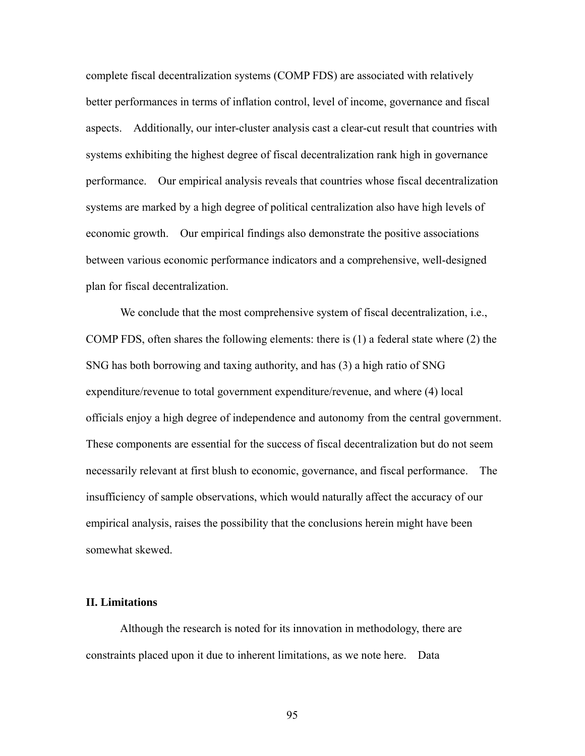complete fiscal decentralization systems (COMP FDS) are associated with relatively better performances in terms of inflation control, level of income, governance and fiscal aspects. Additionally, our inter-cluster analysis cast a clear-cut result that countries with systems exhibiting the highest degree of fiscal decentralization rank high in governance performance. Our empirical analysis reveals that countries whose fiscal decentralization systems are marked by a high degree of political centralization also have high levels of economic growth. Our empirical findings also demonstrate the positive associations between various economic performance indicators and a comprehensive, well-designed plan for fiscal decentralization.

We conclude that the most comprehensive system of fiscal decentralization, i.e., COMP FDS, often shares the following elements: there is (1) a federal state where (2) the SNG has both borrowing and taxing authority, and has (3) a high ratio of SNG expenditure/revenue to total government expenditure/revenue, and where (4) local officials enjoy a high degree of independence and autonomy from the central government. These components are essential for the success of fiscal decentralization but do not seem necessarily relevant at first blush to economic, governance, and fiscal performance. The insufficiency of sample observations, which would naturally affect the accuracy of our empirical analysis, raises the possibility that the conclusions herein might have been somewhat skewed.

## II. Limitations

Although the research is noted for its innovation in methodology, there are constraints placed upon it due to inherent limitations, as we note here. Data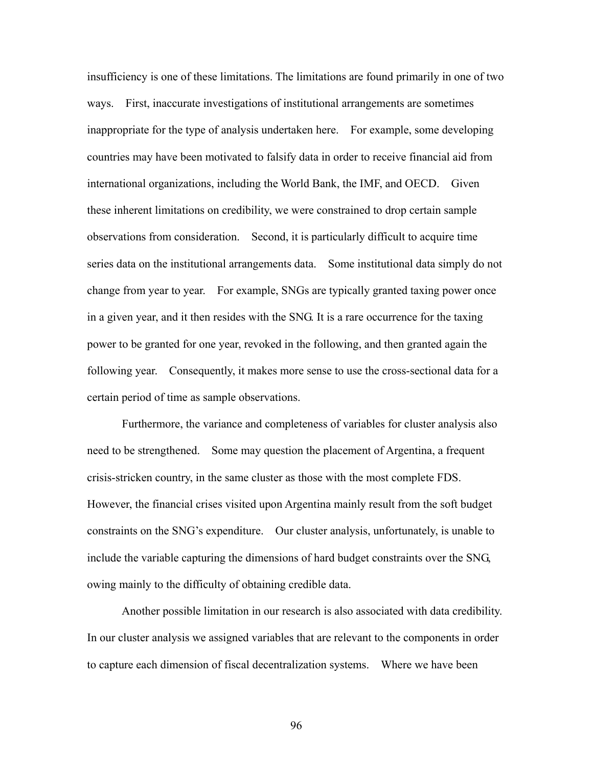insufficiency is one of these limitations. The limitations are found primarily in one of two ways. First, inaccurate investigations of institutional arrangements are sometimes inappropriate for the type of analysis undertaken here. For example, some developing countries may have been motivated to falsify data in order to receive financial aid from international organizations, including the World Bank, the IMF, and OECD. Given these inherent limitations on credibility, we were constrained to drop certain sample observations from consideration. Second, it is particularly difficult to acquire time series data on the institutional arrangements data. Some institutional data simply do not change from year to year. For example, SNGs are typically granted taxing power once in a given year, and it then resides with the SNG. It is a rare occurrence for the taxing power to be granted for one year, revoked in the following, and then granted again the following year. Consequently, it makes more sense to use the cross-sectional data for a certain period of time as sample observations.

Furthermore, the variance and completeness of variables for cluster analysis also need to be strengthened. Some may question the placement of Argentina, a frequent crisis-stricken country, in the same cluster as those with the most complete FDS. However, the financial crises visited upon Argentina mainly result from the soft budget constraints on the SNG's expenditure. Our cluster analysis, unfortunately, is unable to include the variable capturing the dimensions of hard budget constraints over the SNG, owing mainly to the difficulty of obtaining credible data.

Another possible limitation in our research is also associated with data credibility. In our cluster analysis we assigned variables that are relevant to the components in order to capture each dimension of fiscal decentralization systems. Where we have been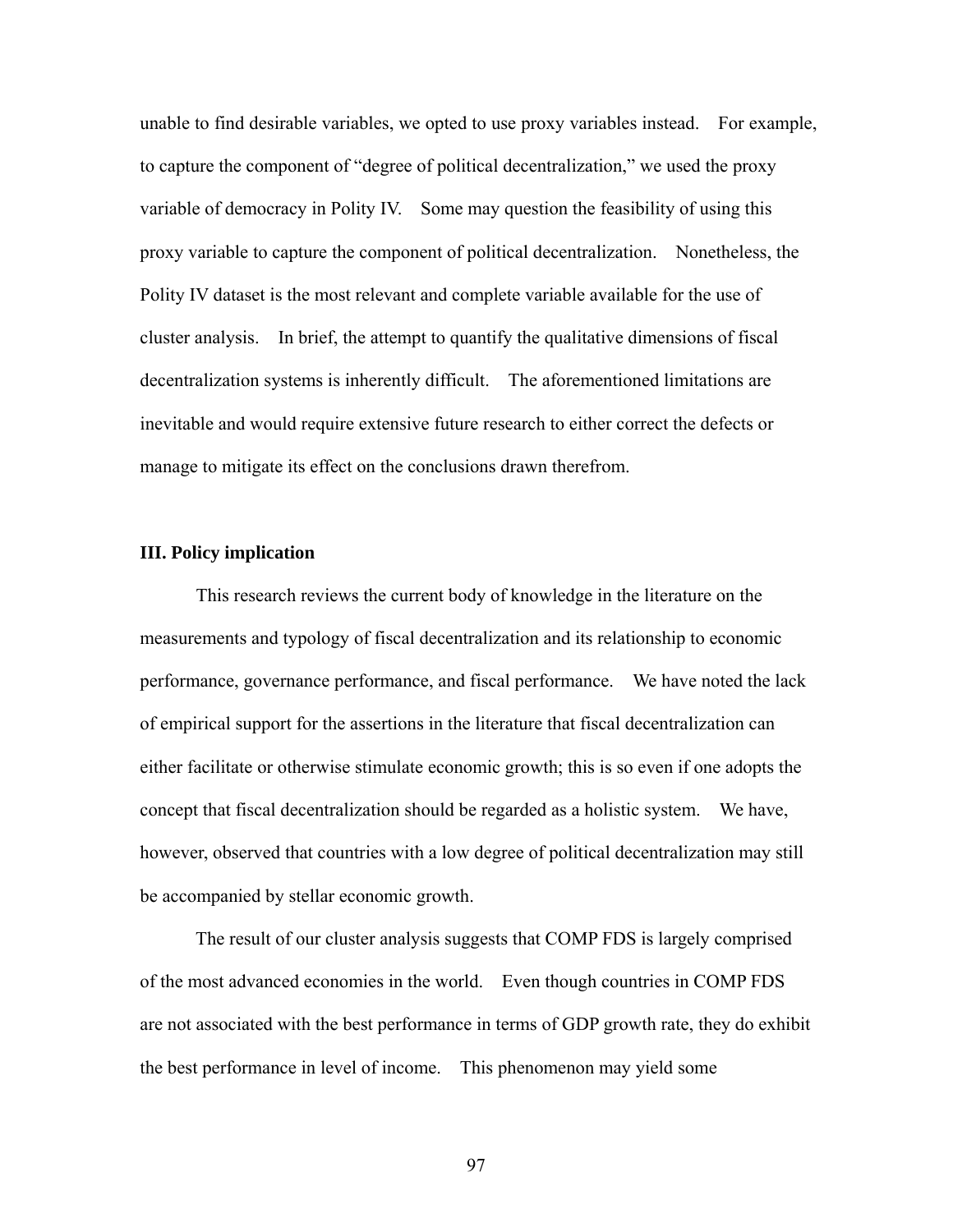unable to find desirable variables, we opted to use proxy variables instead. For example, to capture the component of "degree of political decentralization," we used the proxy variable of democracy in Polity IV. Some may question the feasibility of using this proxy variable to capture the component of political decentralization. Nonetheless, the Polity IV dataset is the most relevant and complete variable available for the use of cluster analysis. In brief, the attempt to quantify the qualitative dimensions of fiscal decentralization systems is inherently difficult. The aforementioned limitations are inevitable and would require extensive future research to either correct the defects or manage to mitigate its effect on the conclusions drawn therefrom.

## III. Policy implication

This research reviews the current body of knowledge in the literature on the measurements and typology of fiscal decentralization and its relationship to economic performance, governance performance, and fiscal performance. We have noted the lack of empirical support for the assertions in the literature that fiscal decentralization can either facilitate or otherwise stimulate economic growth; this is so even if one adopts the concept that fiscal decentralization should be regarded as a holistic system. We have, however, observed that countries with a low degree of political decentralization may still be accompanied by stellar economic growth.

The result of our cluster analysis suggests that COMP FDS is largely comprised of the most advanced economies in the world. Even though countries in COMP FDS are not associated with the best performance in terms of GDP growth rate, they do exhibit the best performance in level of income. This phenomenon may yield some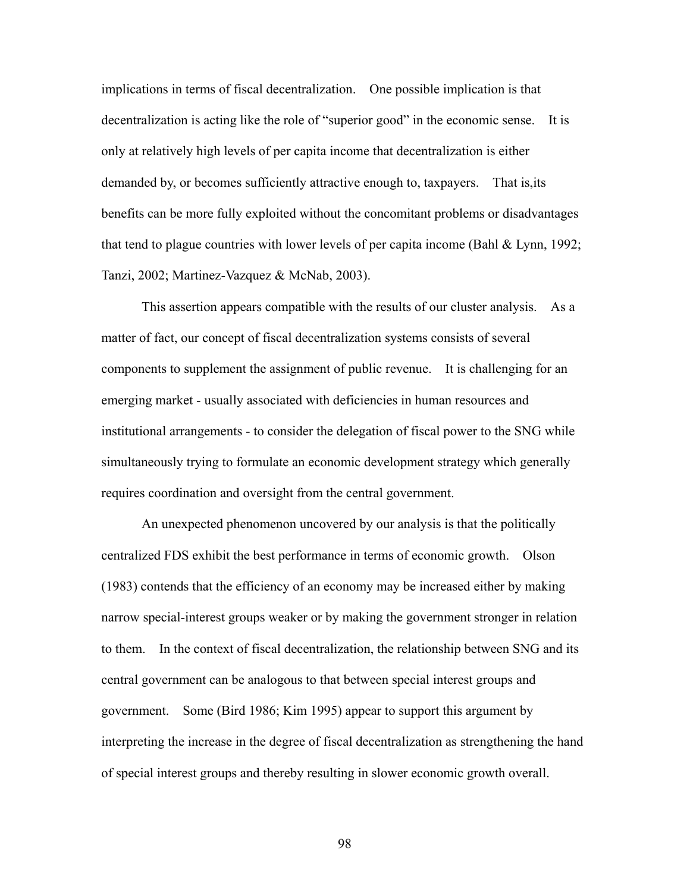implications in terms of fiscal decentralization. One possible implication is that decentralization is acting like the role of "superior good" in the economic sense. It is only at relatively high levels of per capita income that decentralization is either demanded by, or becomes sufficiently attractive enough to, taxpayers. That is,its benefits can be more fully exploited without the concomitant problems or disadvantages that tend to plague countries with lower levels of per capita income (Bahl & Lynn, 1992; Tanzi, 2002; Martinez-Vazquez & McNab, 2003).

This assertion appears compatible with the results of our cluster analysis. As a matter of fact, our concept of fiscal decentralization systems consists of several components to supplement the assignment of public revenue. It is challenging for an emerging market - usually associated with deficiencies in human resources and institutional arrangements - to consider the delegation of fiscal power to the SNG while simultaneously trying to formulate an economic development strategy which generally requires coordination and oversight from the central government.

An unexpected phenomenon uncovered by our analysis is that the politically centralized FDS exhibit the best performance in terms of economic growth. Olson (1983) contends that the efficiency of an economy may be increased either by making narrow special-interest groups weaker or by making the government stronger in relation to them. In the context of fiscal decentralization, the relationship between SNG and its central government can be analogous to that between special interest groups and government. Some (Bird 1986; Kim 1995) appear to support this argument by interpreting the increase in the degree of fiscal decentralization as strengthening the hand of special interest groups and thereby resulting in slower economic growth overall.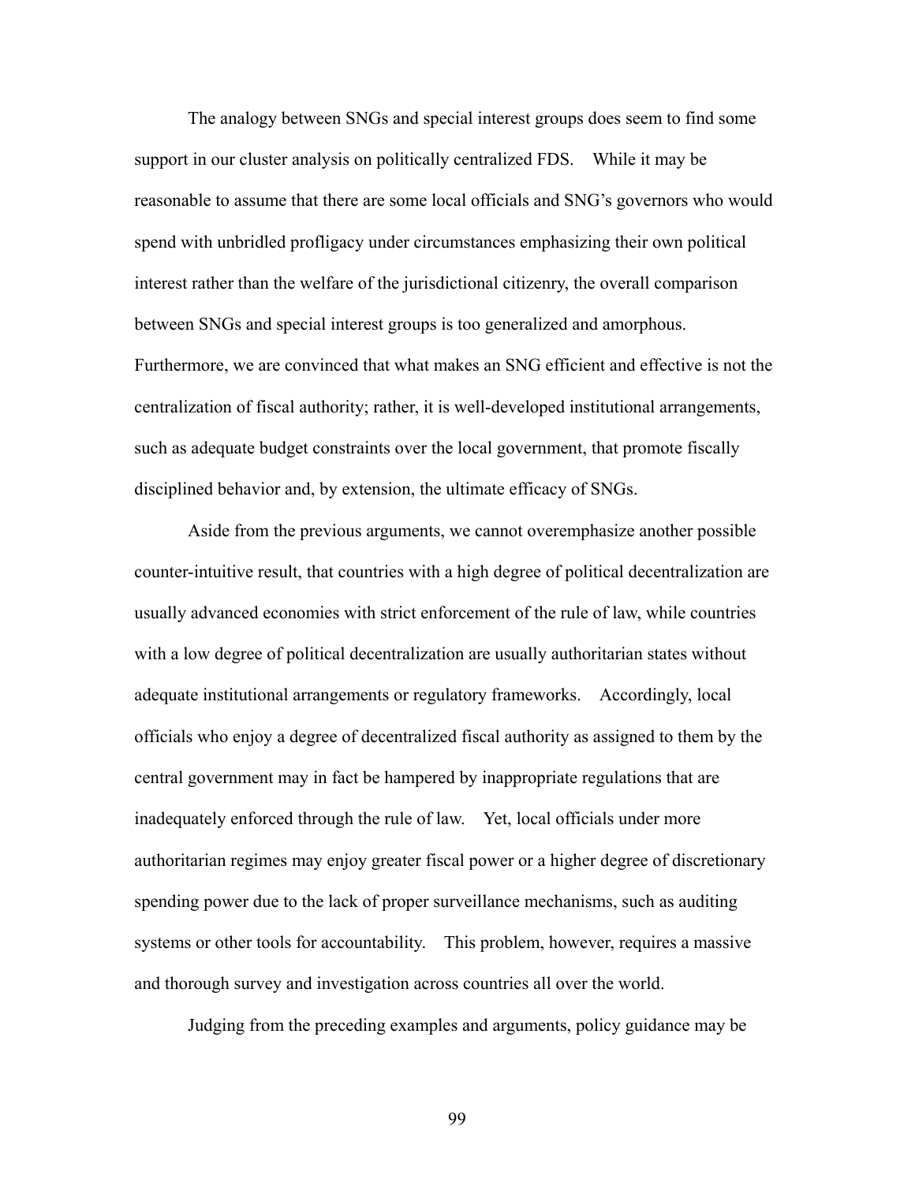The analogy between SNGs and special interest groups does seem to find some support in our cluster analysis on politically centralized FDS. While it may be reasonable to assume that there are some local officials and SNG's governors who would spend with unbridled profligacy under circumstances emphasizing their own political interest rather than the welfare of the jurisdictional citizenry, the overall comparison between SNGs and special interest groups is too generalized and amorphous. Furthermore, we are convinced that what makes an SNG efficient and effective is not the centralization of fiscal authority; rather, it is well-developed institutional arrangements, such as adequate budget constraints over the local government, that promote fiscally disciplined behavior and, by extension, the ultimate efficacy of SNGs.

Aside from the previous arguments, we cannot overemphasize another possible counter-intuitive result, that countries with a high degree of political decentralization are usually advanced economies with strict enforcement of the rule of law, while countries with a low degree of political decentralization are usually authoritarian states without adequate institutional arrangements or regulatory frameworks. Accordingly, local officials who enjoy a degree of decentralized fiscal authority as assigned to them by the central government may in fact be hampered by inappropriate regulations that are inadequately enforced through the rule of law. Yet, local officials under more authoritarian regimes may enjoy greater fiscal power or a higher degree of discretionary spending power due to the lack of proper surveillance mechanisms, such as auditing systems or other tools for accountability. This problem, however, requires a massive and thorough survey and investigation across countries all over the world.

Judging from the preceding examples and arguments, policy guidance may be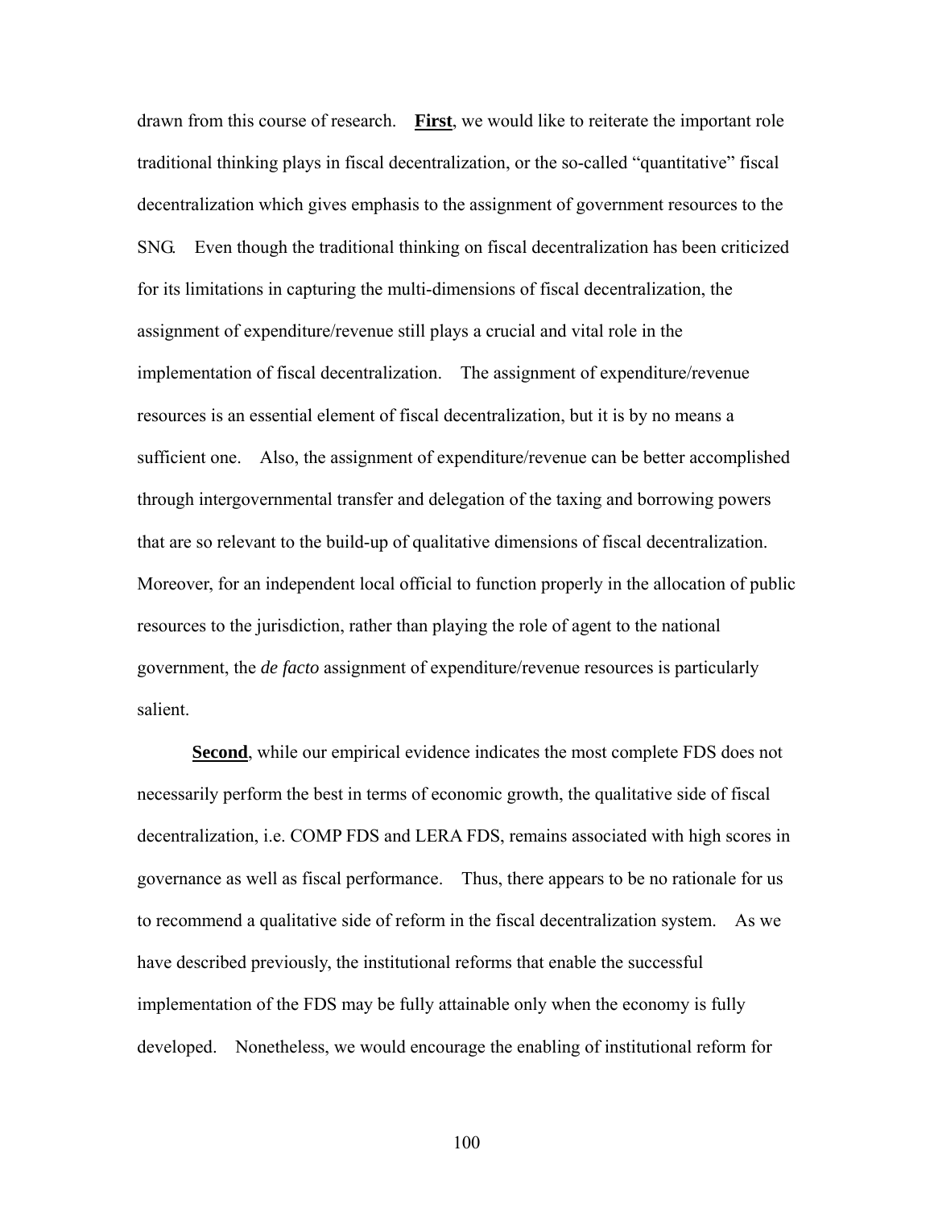drawn from this course of research. **<u>First</u>**, we would like to reiterate the important role traditional thinking plays in fiscal decentralization, or the so-called "quantitative" fiscal decentralization which gives emphasis to the assignment of government resources to the SNG. Even though the traditional thinking on fiscal decentralization has been criticized for its limitations in capturing the multi-dimensions of fiscal decentralization, the assignment of expenditure/revenue still plays a crucial and vital role in the implementation of fiscal decentralization. The assignment of expenditure/revenue resources is an essential element of fiscal decentralization, but it is by no means a sufficient one. Also, the assignment of expenditure/revenue can be better accomplished through intergovernmental transfer and delegation of the taxing and borrowing powers that are so relevant to the build-up of qualitative dimensions of fiscal decentralization. Moreover, for an independent local official to function properly in the allocation of public resources to the jurisdiction, rather than playing the role of agent to the national government, the *de facto* assignment of expenditure/revenue resources is particularly salient.

**<u>Second</u>**, while our empirical evidence indicates the most complete FDS does not necessarily perform the best in terms of economic growth, the qualitative side of fiscal decentralization, i.e. COMP FDS and LERA FDS, remains associated with high scores in governance as well as fiscal performance. Thus, there appears to be no rationale for us to recommend a qualitative side of reform in the fiscal decentralization system. As we have described previously, the institutional reforms that enable the successful implementation of the FDS may be fully attainable only when the economy is fully developed. Nonetheless, we would encourage the enabling of institutional reform for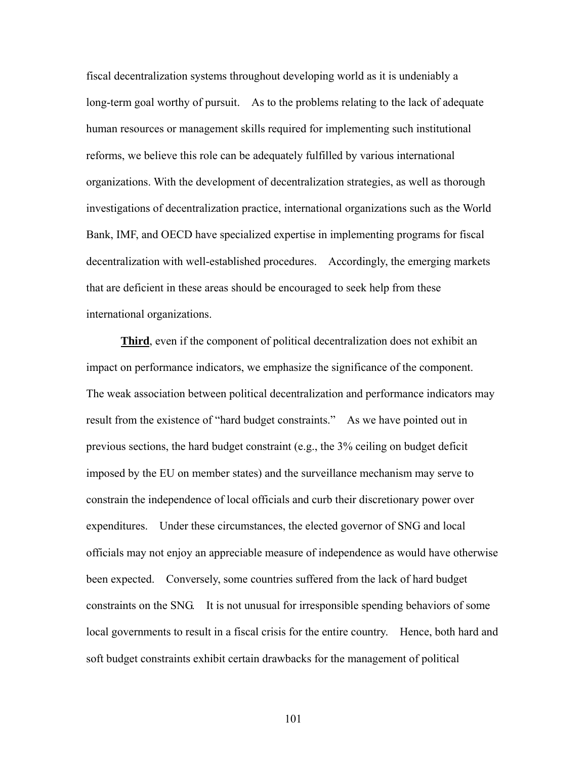fiscal decentralization systems throughout developing world as it is undeniably a long-term goal worthy of pursuit. As to the problems relating to the lack of adequate human resources or management skills required for implementing such institutional reforms, we believe this role can be adequately fulfilled by various international organizations. With the development of decentralization strategies, as well as thorough investigations of decentralization practice, international organizations such as the World Bank, IMF, and OECD have specialized expertise in implementing programs for fiscal decentralization with well-established procedures. Accordingly, the emerging markets that are deficient in these areas should be encouraged to seek help from these international organizations.

**Third**, even if the component of political decentralization does not exhibit an impact on performance indicators, we emphasize the significance of the component. The weak association between political decentralization and performance indicators may result from the existence of "hard budget constraints." As we have pointed out in previous sections, the hard budget constraint (e.g., the 3% ceiling on budget deficit imposed by the EU on member states) and the surveillance mechanism may serve to constrain the independence of local officials and curb their discretionary power over expenditures. Under these circumstances, the elected governor of SNG and local officials may not enjoy an appreciable measure of independence as would have otherwise been expected. Conversely, some countries suffered from the lack of hard budget constraints on the SNG. It is not unusual for irresponsible spending behaviors of some local governments to result in a fiscal crisis for the entire country. Hence, both hard and soft budget constraints exhibit certain drawbacks for the management of political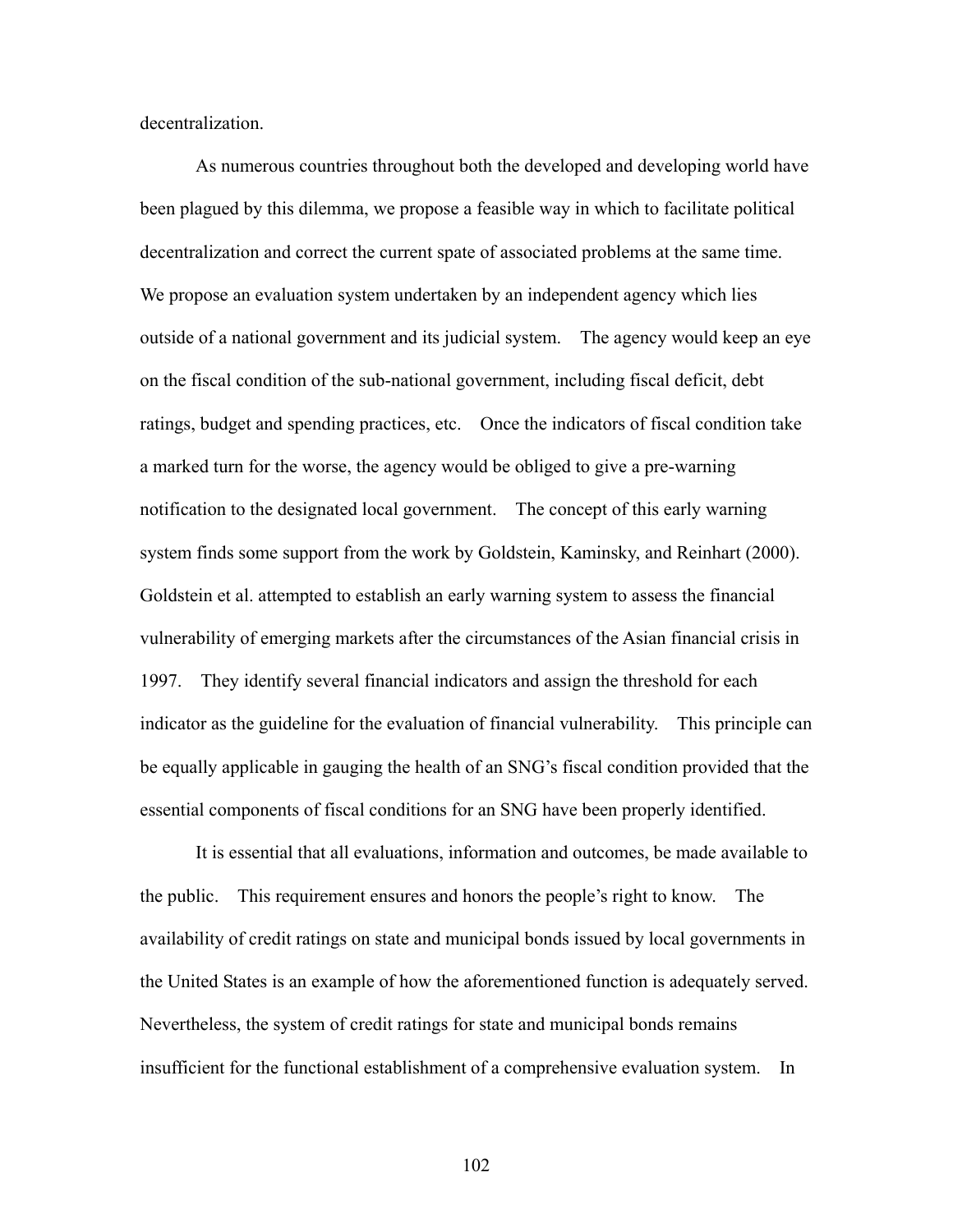decentralization.

As numerous countries throughout both the developed and developing world have been plagued by this dilemma, we propose a feasible way in which to facilitate political decentralization and correct the current spate of associated problems at the same time. We propose an evaluation system undertaken by an independent agency which lies outside of a national government and its judicial system. The agency would keep an eye on the fiscal condition of the sub-national government, including fiscal deficit, debt ratings, budget and spending practices, etc. Once the indicators of fiscal condition take a marked turn for the worse, the agency would be obliged to give a pre-warning notification to the designated local government. The concept of this early warning system finds some support from the work by Goldstein, Kaminsky, and Reinhart (2000). Goldstein et al. attempted to establish an early warning system to assess the financial vulnerability of emerging markets after the circumstances of the Asian financial crisis in 1997. They identify several financial indicators and assign the threshold for each indicator as the guideline for the evaluation of financial vulnerability. This principle can be equally applicable in gauging the health of an SNG's fiscal condition provided that the essential components of fiscal conditions for an SNG have been properly identified.

It is essential that all evaluations, information and outcomes, be made available to the public. This requirement ensures and honors the people's right to know. The availability of credit ratings on state and municipal bonds issued by local governments in the United States is an example of how the aforementioned function is adequately served. Nevertheless, the system of credit ratings for state and municipal bonds remains insufficient for the functional establishment of a comprehensive evaluation system. In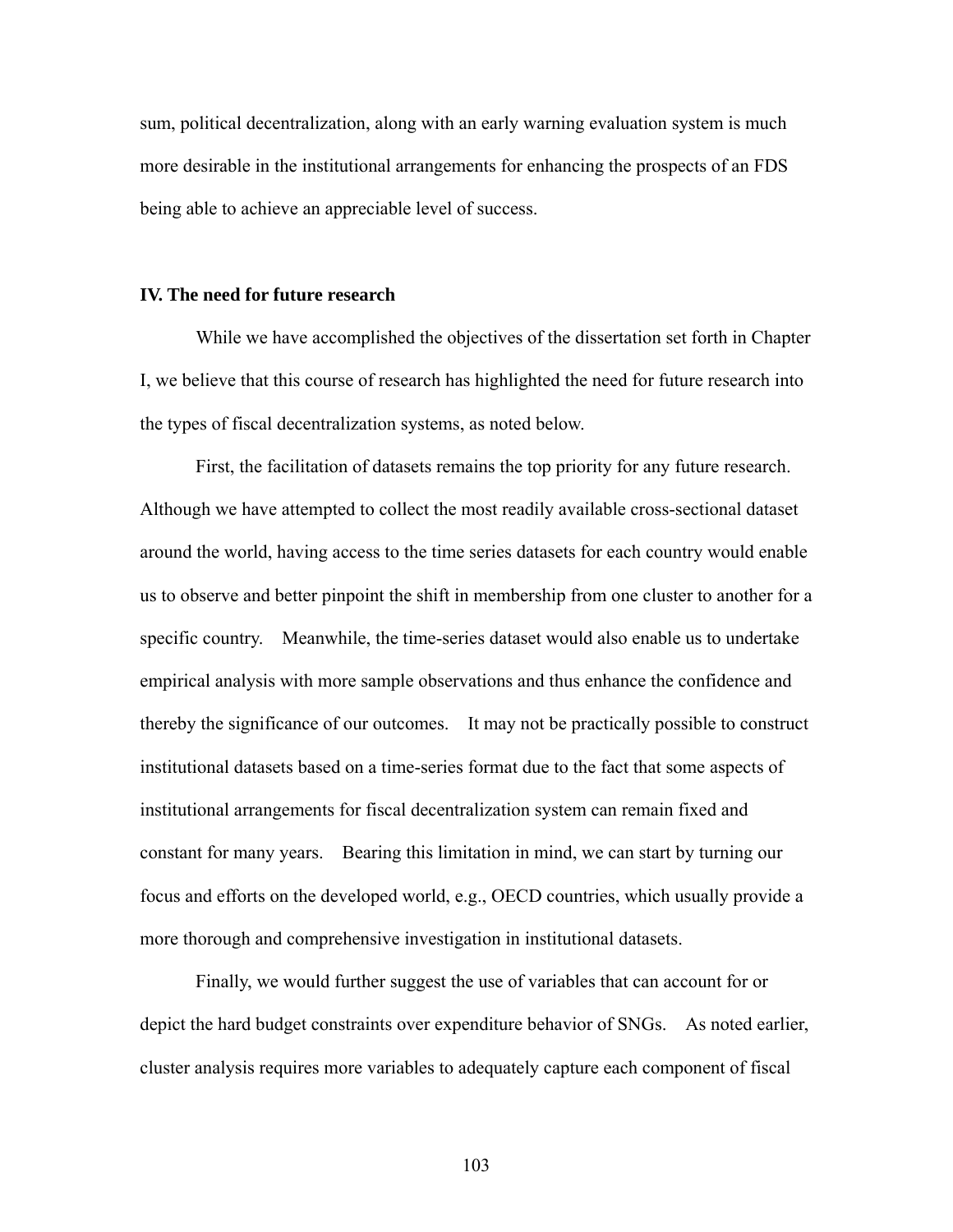sum, political decentralization, along with an early warning evaluation system is much more desirable in the institutional arrangements for enhancing the prospects of an FDS being able to achieve an appreciable level of success.

## IV. The need for future research

While we have accomplished the objectives of the dissertation set forth in Chapter I, we believe that this course of research has highlighted the need for future research into the types of fiscal decentralization systems, as noted below.

First, the facilitation of datasets remains the top priority for any future research. Although we have attempted to collect the most readily available cross-sectional dataset around the world, having access to the time series datasets for each country would enable us to observe and better pinpoint the shift in membership from one cluster to another for a specific country. Meanwhile, the time-series dataset would also enable us to undertake empirical analysis with more sample observations and thus enhance the confidence and thereby the significance of our outcomes. It may not be practically possible to construct institutional datasets based on a time-series format due to the fact that some aspects of institutional arrangements for fiscal decentralization system can remain fixed and constant for many years. Bearing this limitation in mind, we can start by turning our focus and efforts on the developed world, e.g., OECD countries, which usually provide a more thorough and comprehensive investigation in institutional datasets.

Finally, we would further suggest the use of variables that can account for or depict the hard budget constraints over expenditure behavior of SNGs. As noted earlier, cluster analysis requires more variables to adequately capture each component of fiscal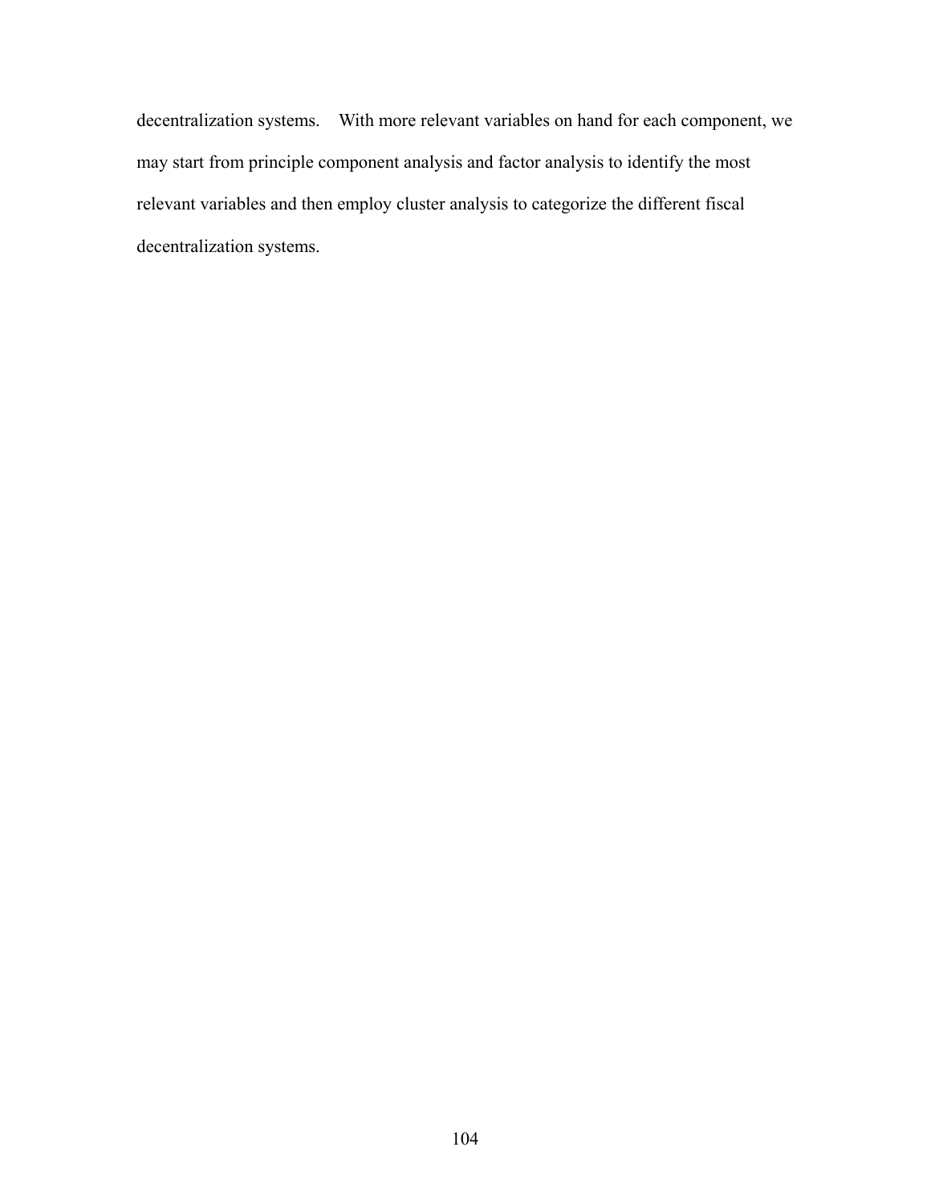decentralization systems. With more relevant variables on hand for each component, we may start from principle component analysis and factor analysis to identify the most relevant variables and then employ cluster analysis to categorize the different fiscal decentralization systems.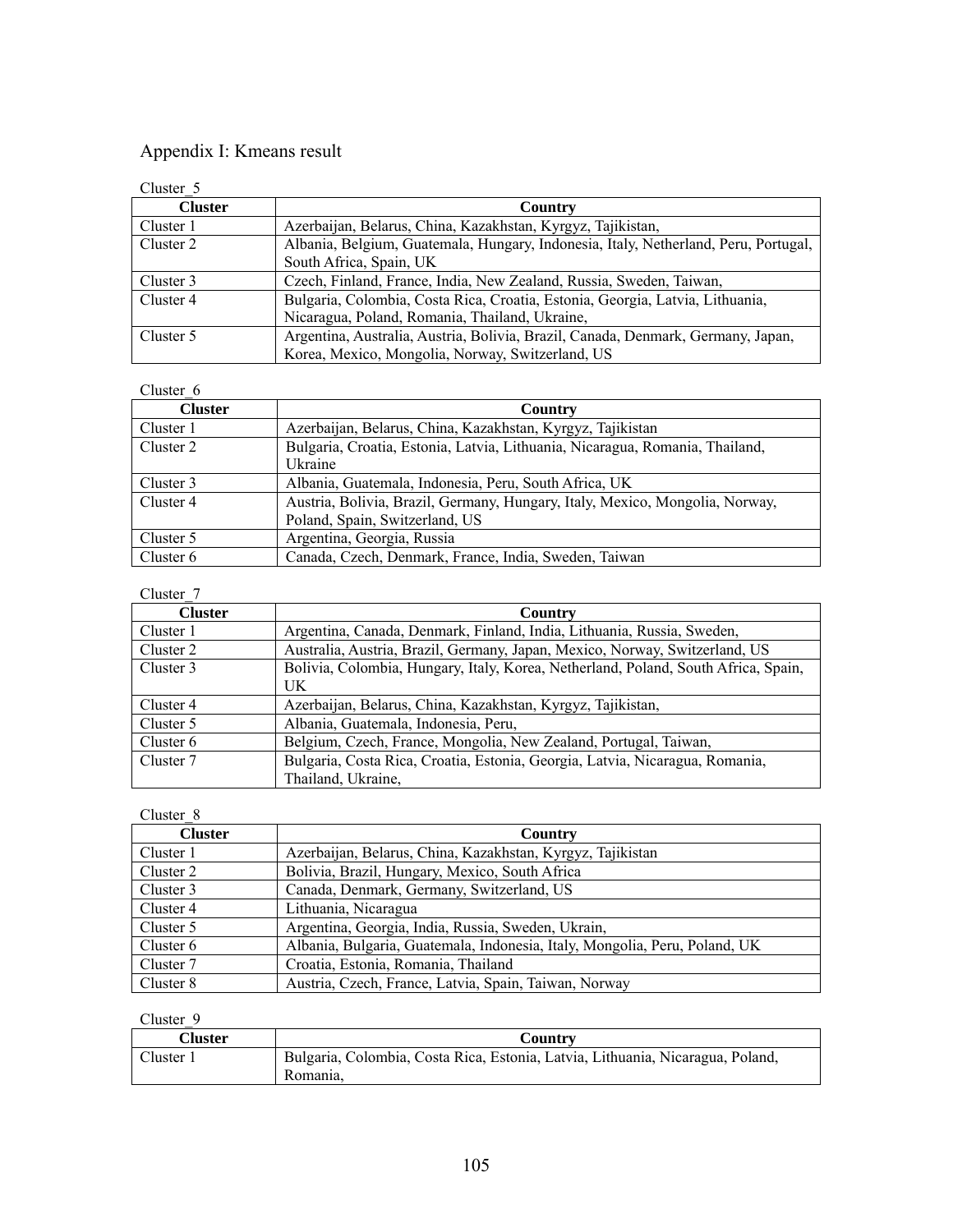# Appendix I: Kmeans result

Cluster_5

| Cluster | Country |
|---|---|
| Cluster 1 | Azerbaijan, Belarus, China, Kazakhstan, Kyrgyz, Tajikistan, |
| Cluster 2 | Albania, Belgium, Guatemala, Hungary, Indonesia, Italy, Netherland, Peru, Portugal, South Africa, Spain, UK |
| Cluster 3 | Czech, Finland, France, India, New Zealand, Russia, Sweden, Taiwan, |
| Cluster 4 | Bulgaria, Colombia, Costa Rica, Croatia, Estonia, Georgia, Latvia, Lithuania, Nicaragua, Poland, Romania, Thailand, Ukraine, |
| Cluster 5 | Argentina, Australia, Austria, Bolivia, Brazil, Canada, Denmark, Germany, Japan, Korea, Mexico, Mongolia, Norway, Switzerland, US |

Cluster_6

| Cluster | Country |
|---|---|
| Cluster 1 | Azerbaijan, Belarus, China, Kazakhstan, Kyrgyz, Tajikistan |
| Cluster 2 | Bulgaria, Croatia, Estonia, Latvia, Lithuania, Nicaragua, Romania, Thailand, Ukraine |
| Cluster 3 | Albania, Guatemala, Indonesia, Peru, South Africa, UK |
| Cluster 4 | Austria, Bolivia, Brazil, Germany, Hungary, Italy, Mexico, Mongolia, Norway, Poland, Spain, Switzerland, US |
| Cluster 5 | Argentina, Georgia, Russia |
| Cluster 6 | Canada, Czech, Denmark, France, India, Sweden, Taiwan |

Cluster_7

| Cluster | Country |
|---|---|
| Cluster 1 | Argentina, Canada, Denmark, Finland, India, Lithuania, Russia, Sweden, |
| Cluster 2 | Australia, Austria, Brazil, Germany, Japan, Mexico, Norway, Switzerland, US |
| Cluster 3 | Bolivia, Colombia, Hungary, Italy, Korea, Netherland, Poland, South Africa, Spain, UK |
| Cluster 4 | Azerbaijan, Belarus, China, Kazakhstan, Kyrgyz, Tajikistan, |
| Cluster 5 | Albania, Guatemala, Indonesia, Peru, |
| Cluster 6 | Belgium, Czech, France, Mongolia, New Zealand, Portugal, Taiwan, |
| Cluster 7 | Bulgaria, Costa Rica, Croatia, Estonia, Georgia, Latvia, Nicaragua, Romania, Thailand, Ukraine, |

Cluster_8

| Cluster | Country |
|---|---|
| Cluster 1 | Azerbaijan, Belarus, China, Kazakhstan, Kyrgyz, Tajikistan |
| Cluster 2 | Bolivia, Brazil, Hungary, Mexico, South Africa |
| Cluster 3 | Canada, Denmark, Germany, Switzerland, US |
| Cluster 4 | Lithuania, Nicaragua |
| Cluster 5 | Argentina, Georgia, India, Russia, Sweden, Ukrain, |
| Cluster 6 | Albania, Bulgaria, Guatemala, Indonesia, Italy, Mongolia, Peru, Poland, UK |
| Cluster 7 | Croatia, Estonia, Romania, Thailand |
| Cluster 8 | Austria, Czech, France, Latvia, Spain, Taiwan, Norway |

Cluster_9

| Cluster | Country |
|---|---|
| Cluster 1 | Bulgaria, Colombia, Costa Rica, Estonia, Latvia, Lithuania, Nicaragua, Poland, Romania, |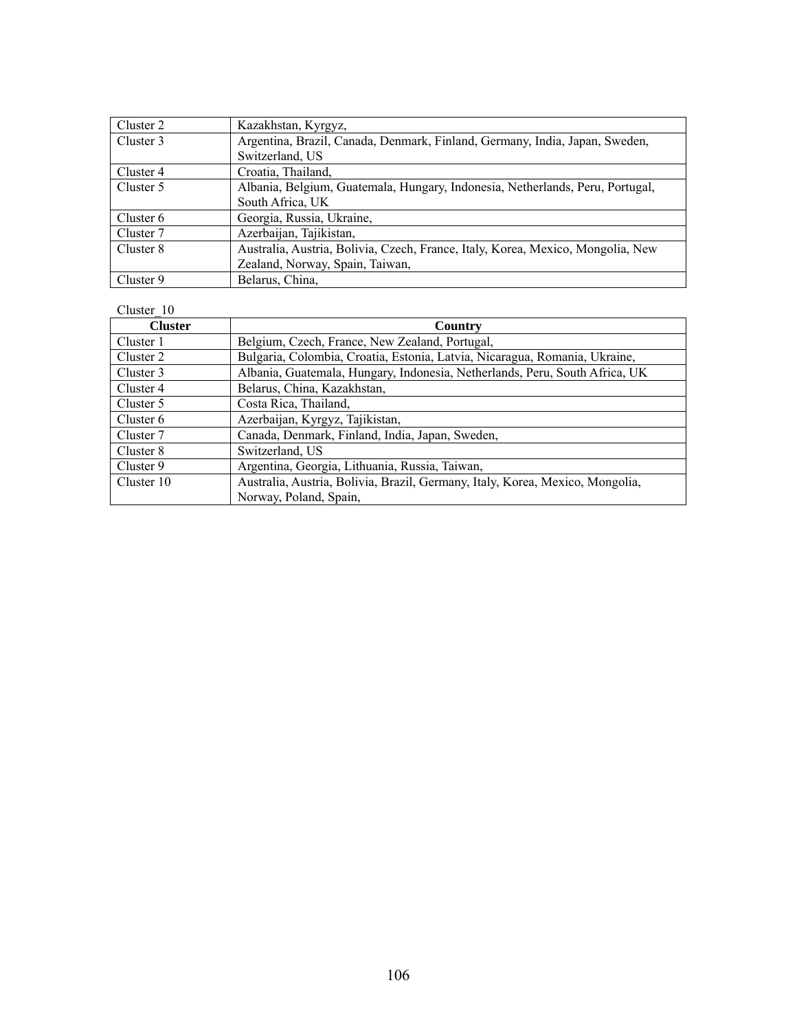| Cluster | Country |
|---|---|
| Cluster 2 | Kazakhstan, Kyrgyz, |
| Cluster 3 | Argentina, Brazil, Canada, Denmark, Finland, Germany, India, Japan, Sweden, Switzerland, US |
| Cluster 4 | Croatia, Thailand, |
| Cluster 5 | Albania, Belgium, Guatemala, Hungary, Indonesia, Netherlands, Peru, Portugal, South Africa, UK |
| Cluster 6 | Georgia, Russia, Ukraine, |
| Cluster 7 | Azerbaijan, Tajikistan, |
| Cluster 8 | Australia, Austria, Bolivia, Czech, France, Italy, Korea, Mexico, Mongolia, New Zealand, Norway, Spain, Taiwan, |
| Cluster 9 | Belarus, China, |

Cluster_10

| Cluster | Country |
|---|---|
| Cluster 1 | Belgium, Czech, France, New Zealand, Portugal, |
| Cluster 2 | Bulgaria, Colombia, Croatia, Estonia, Latvia, Nicaragua, Romania, Ukraine, |
| Cluster 3 | Albania, Guatemala, Hungary, Indonesia, Netherlands, Peru, South Africa, UK |
| Cluster 4 | Belarus, China, Kazakhstan, |
| Cluster 5 | Costa Rica, Thailand, |
| Cluster 6 | Azerbaijan, Kyrgyz, Tajikistan, |
| Cluster 7 | Canada, Denmark, Finland, India, Japan, Sweden, |
| Cluster 8 | Switzerland, US |
| Cluster 9 | Argentina, Georgia, Lithuania, Russia, Taiwan, |
| Cluster 10 | Australia, Austria, Bolivia, Brazil, Germany, Italy, Korea, Mexico, Mongolia, Norway, Poland, Spain, |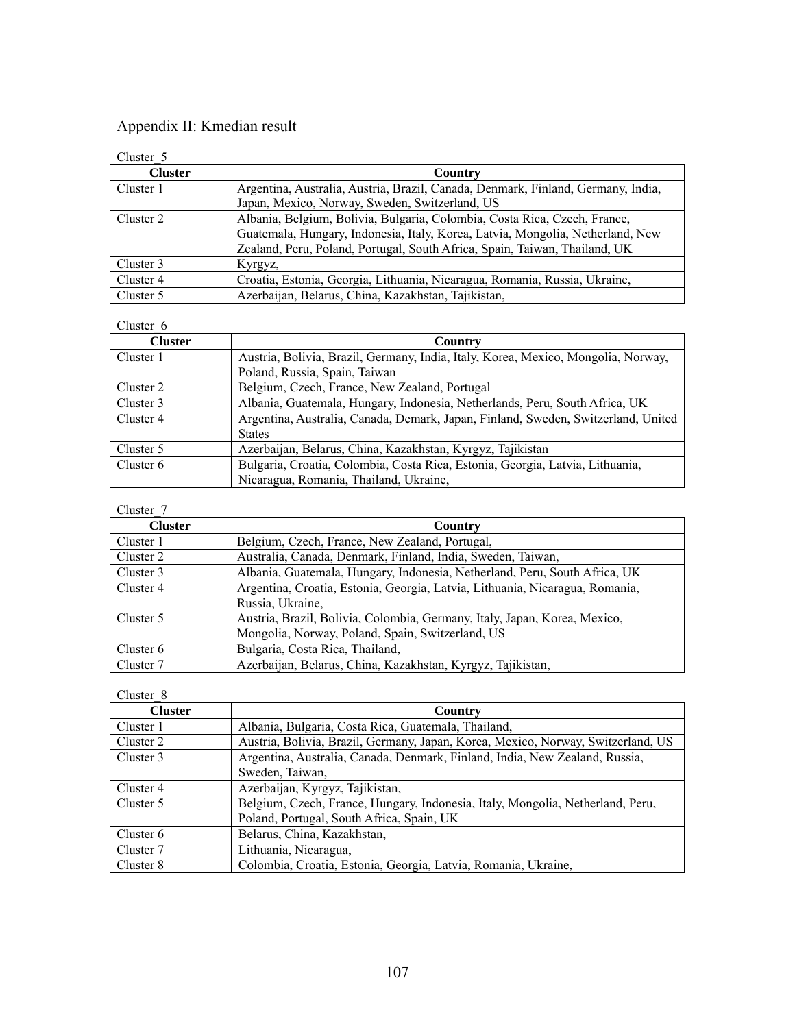Appendix II: Kmedian result

Cluster_5

| Cluster | Country |
| --- | --- |
| Cluster 1 | Argentina, Australia, Austria, Brazil, Canada, Denmark, Finland, Germany, India, Japan, Mexico, Norway, Sweden, Switzerland, US |
| Cluster 2 | Albania, Belgium, Bolivia, Bulgaria, Colombia, Costa Rica, Czech, France, Guatemala, Hungary, Indonesia, Italy, Korea, Latvia, Mongolia, Netherland, New Zealand, Peru, Poland, Portugal, South Africa, Spain, Taiwan, Thailand, UK |
| Cluster 3 | Kyrgyz, |
| Cluster 4 | Croatia, Estonia, Georgia, Lithuania, Nicaragua, Romania, Russia, Ukraine, |
| Cluster 5 | Azerbaijan, Belarus, China, Kazakhstan, Tajikistan, |

Cluster_6

| Cluster | Country |
| --- | --- |
| Cluster 1 | Austria, Bolivia, Brazil, Germany, India, Italy, Korea, Mexico, Mongolia, Norway, Poland, Russia, Spain, Taiwan |
| Cluster 2 | Belgium, Czech, France, New Zealand, Portugal |
| Cluster 3 | Albania, Guatemala, Hungary, Indonesia, Netherlands, Peru, South Africa, UK |
| Cluster 4 | Argentina, Australia, Canada, Demark, Japan, Finland, Sweden, Switzerland, United States |
| Cluster 5 | Azerbaijan, Belarus, China, Kazakhstan, Kyrgyz, Tajikistan |
| Cluster 6 | Bulgaria, Croatia, Colombia, Costa Rica, Estonia, Georgia, Latvia, Lithuania, Nicaragua, Romania, Thailand, Ukraine, |

Cluster_7

| Cluster | Country |
| --- | --- |
| Cluster 1 | Belgium, Czech, France, New Zealand, Portugal, |
| Cluster 2 | Australia, Canada, Denmark, Finland, India, Sweden, Taiwan, |
| Cluster 3 | Albania, Guatemala, Hungary, Indonesia, Netherland, Peru, South Africa, UK |
| Cluster 4 | Argentina, Croatia, Estonia, Georgia, Latvia, Lithuania, Nicaragua, Romania, Russia, Ukraine, |
| Cluster 5 | Austria, Brazil, Bolivia, Colombia, Germany, Italy, Japan, Korea, Mexico, Mongolia, Norway, Poland, Spain, Switzerland, US |
| Cluster 6 | Bulgaria, Costa Rica, Thailand, |
| Cluster 7 | Azerbaijan, Belarus, China, Kazakhstan, Kyrgyz, Tajikistan, |

Cluster_8

| Cluster | Country |
| --- | --- |
| Cluster 1 | Albania, Bulgaria, Costa Rica, Guatemala, Thailand, |
| Cluster 2 | Austria, Bolivia, Brazil, Germany, Japan, Korea, Mexico, Norway, Switzerland, US |
| Cluster 3 | Argentina, Australia, Canada, Denmark, Finland, India, New Zealand, Russia, Sweden, Taiwan, |
| Cluster 4 | Azerbaijan, Kyrgyz, Tajikistan, |
| Cluster 5 | Belgium, Czech, France, Hungary, Indonesia, Italy, Mongolia, Netherland, Peru, Poland, Portugal, South Africa, Spain, UK |
| Cluster 6 | Belarus, China, Kazakhstan, |
| Cluster 7 | Lithuania, Nicaragua, |
| Cluster 8 | Colombia, Croatia, Estonia, Georgia, Latvia, Romania, Ukraine, |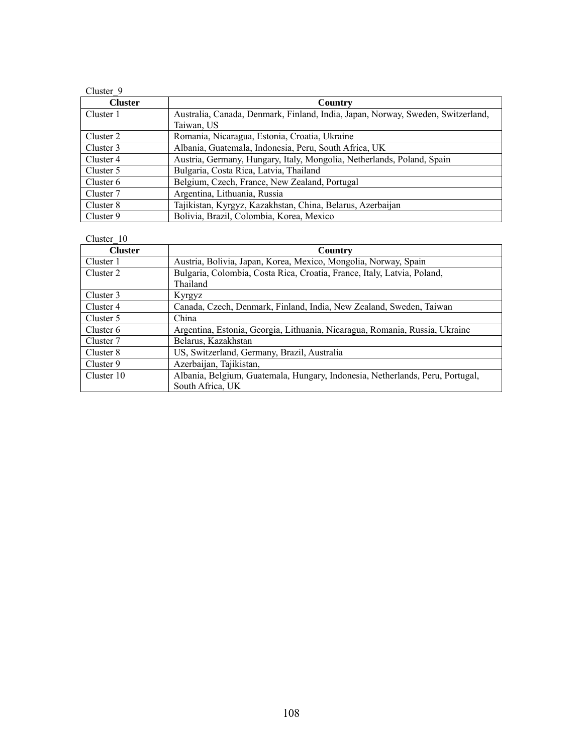Cluster_9

| Cluster | Country |
|---|---|
| Cluster 1 | Australia, Canada, Denmark, Finland, India, Japan, Norway, Sweden, Switzerland, Taiwan, US |
| Cluster 2 | Romania, Nicaragua, Estonia, Croatia, Ukraine |
| Cluster 3 | Albania, Guatemala, Indonesia, Peru, South Africa, UK |
| Cluster 4 | Austria, Germany, Hungary, Italy, Mongolia, Netherlands, Poland, Spain |
| Cluster 5 | Bulgaria, Costa Rica, Latvia, Thailand |
| Cluster 6 | Belgium, Czech, France, New Zealand, Portugal |
| Cluster 7 | Argentina, Lithuania, Russia |
| Cluster 8 | Tajikistan, Kyrgyz, Kazakhstan, China, Belarus, Azerbaijan |
| Cluster 9 | Bolivia, Brazil, Colombia, Korea, Mexico |

Cluster_10

| Cluster | Country |
|---|---|
| Cluster 1 | Austria, Bolivia, Japan, Korea, Mexico, Mongolia, Norway, Spain |
| Cluster 2 | Bulgaria, Colombia, Costa Rica, Croatia, France, Italy, Latvia, Poland, Thailand |
| Cluster 3 | Kyrgyz |
| Cluster 4 | Canada, Czech, Denmark, Finland, India, New Zealand, Sweden, Taiwan |
| Cluster 5 | China |
| Cluster 6 | Argentina, Estonia, Georgia, Lithuania, Nicaragua, Romania, Russia, Ukraine |
| Cluster 7 | Belarus, Kazakhstan |
| Cluster 8 | US, Switzerland, Germany, Brazil, Australia |
| Cluster 9 | Azerbaijan, Tajikistan, |
| Cluster 10 | Albania, Belgium, Guatemala, Hungary, Indonesia, Netherlands, Peru, Portugal, South Africa, UK |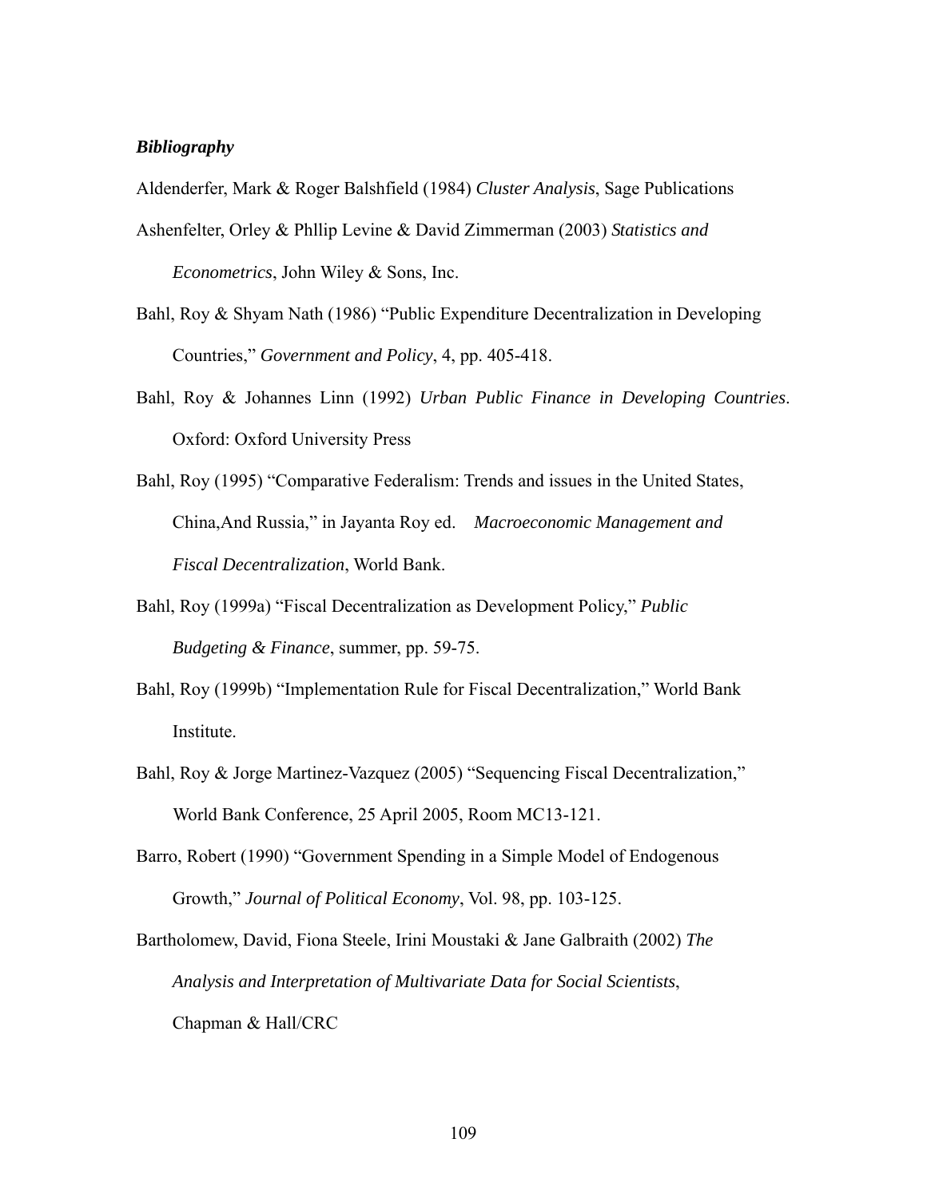***Bibliography***

Aldenderfer, Mark & Roger Balshfield (1984) *Cluster Analysis*, Sage Publications

Ashenfelter, Orley & Phllip Levine & David Zimmerman (2003) *Statistics and Econometrics*, John Wiley & Sons, Inc.

Bahl, Roy & Shyam Nath (1986) "Public Expenditure Decentralization in Developing Countries," *Government and Policy*, 4, pp. 405-418.

Bahl, Roy & Johannes Linn (1992) *Urban Public Finance in Developing Countries*. Oxford: Oxford University Press

Bahl, Roy (1995) "Comparative Federalism: Trends and issues in the United States, China,And Russia," in Jayanta Roy ed. *Macroeconomic Management and Fiscal Decentralization*, World Bank.

Bahl, Roy (1999a) "Fiscal Decentralization as Development Policy," *Public Budgeting & Finance*, summer, pp. 59-75.

Bahl, Roy (1999b) "Implementation Rule for Fiscal Decentralization," World Bank Institute.

Bahl, Roy & Jorge Martinez-Vazquez (2005) "Sequencing Fiscal Decentralization," World Bank Conference, 25 April 2005, Room MC13-121.

Barro, Robert (1990) "Government Spending in a Simple Model of Endogenous Growth," *Journal of Political Economy*, Vol. 98, pp. 103-125.

Bartholomew, David, Fiona Steele, Irini Moustaki & Jane Galbraith (2002) *The Analysis and Interpretation of Multivariate Data for Social Scientists*, Chapman & Hall/CRC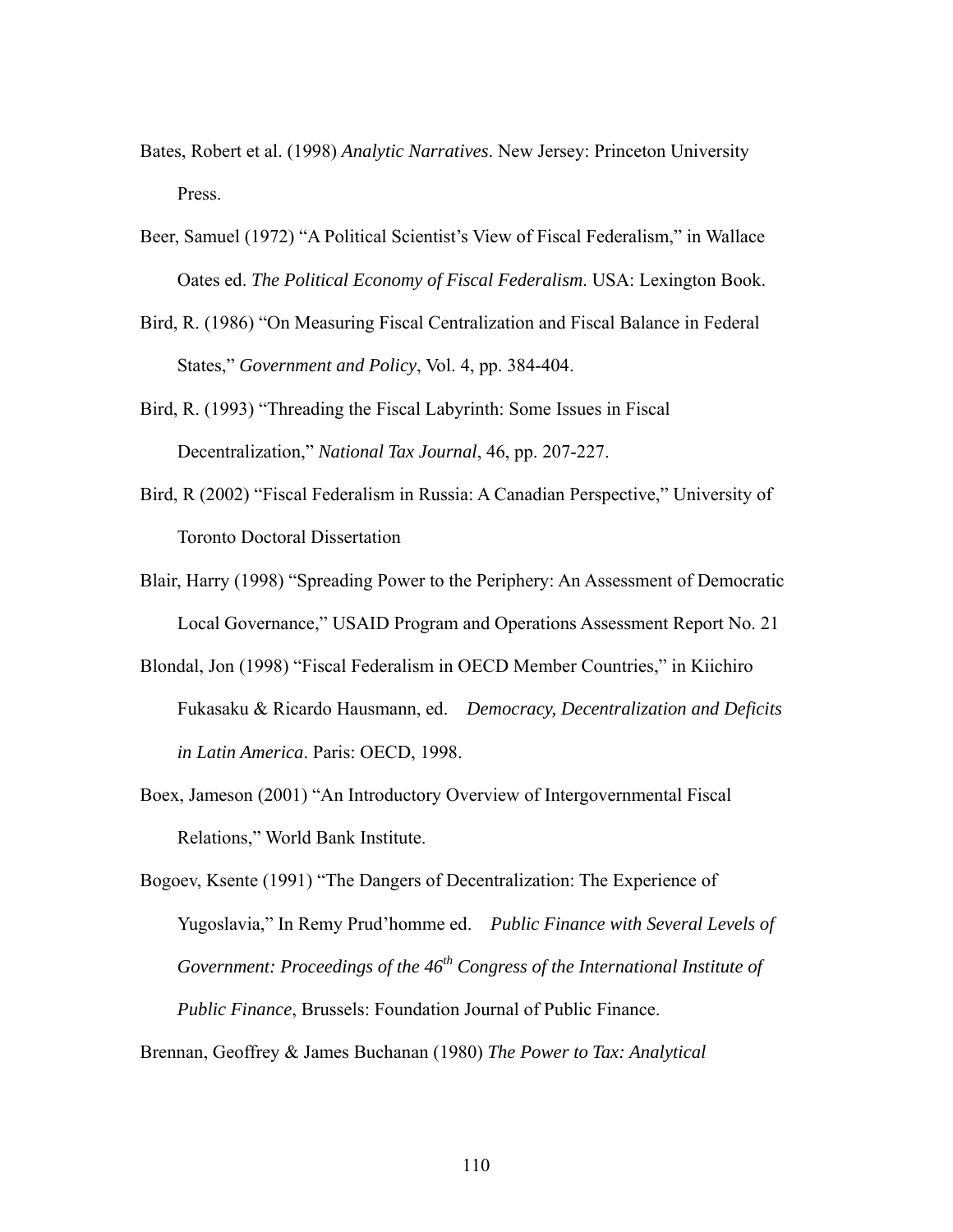Bates, Robert et al. (1998) *Analytic Narratives*. New Jersey: Princeton University Press.

Beer, Samuel (1972) "A Political Scientist's View of Fiscal Federalism," in Wallace Oates ed. *The Political Economy of Fiscal Federalism*. USA: Lexington Book.

Bird, R. (1986) "On Measuring Fiscal Centralization and Fiscal Balance in Federal States," *Government and Policy*, Vol. 4, pp. 384-404.

Bird, R. (1993) "Threading the Fiscal Labyrinth: Some Issues in Fiscal Decentralization," *National Tax Journal*, 46, pp. 207-227.

Bird, R (2002) "Fiscal Federalism in Russia: A Canadian Perspective," University of Toronto Doctoral Dissertation

Blair, Harry (1998) "Spreading Power to the Periphery: An Assessment of Democratic Local Governance," USAID Program and Operations Assessment Report No. 21

Blondal, Jon (1998) "Fiscal Federalism in OECD Member Countries," in Kiichiro Fukasaku & Ricardo Hausmann, ed. *Democracy, Decentralization and Deficits in Latin America*. Paris: OECD, 1998.

Boex, Jameson (2001) "An Introductory Overview of Intergovernmental Fiscal Relations," World Bank Institute.

Bogoev, Ksente (1991) "The Dangers of Decentralization: The Experience of Yugoslavia," In Remy Prud'homme ed. *Public Finance with Several Levels of Government: Proceedings of the 46th Congress of the International Institute of Public Finance*, Brussels: Foundation Journal of Public Finance.

Brennan, Geoffrey & James Buchanan (1980) *The Power to Tax: Analytical*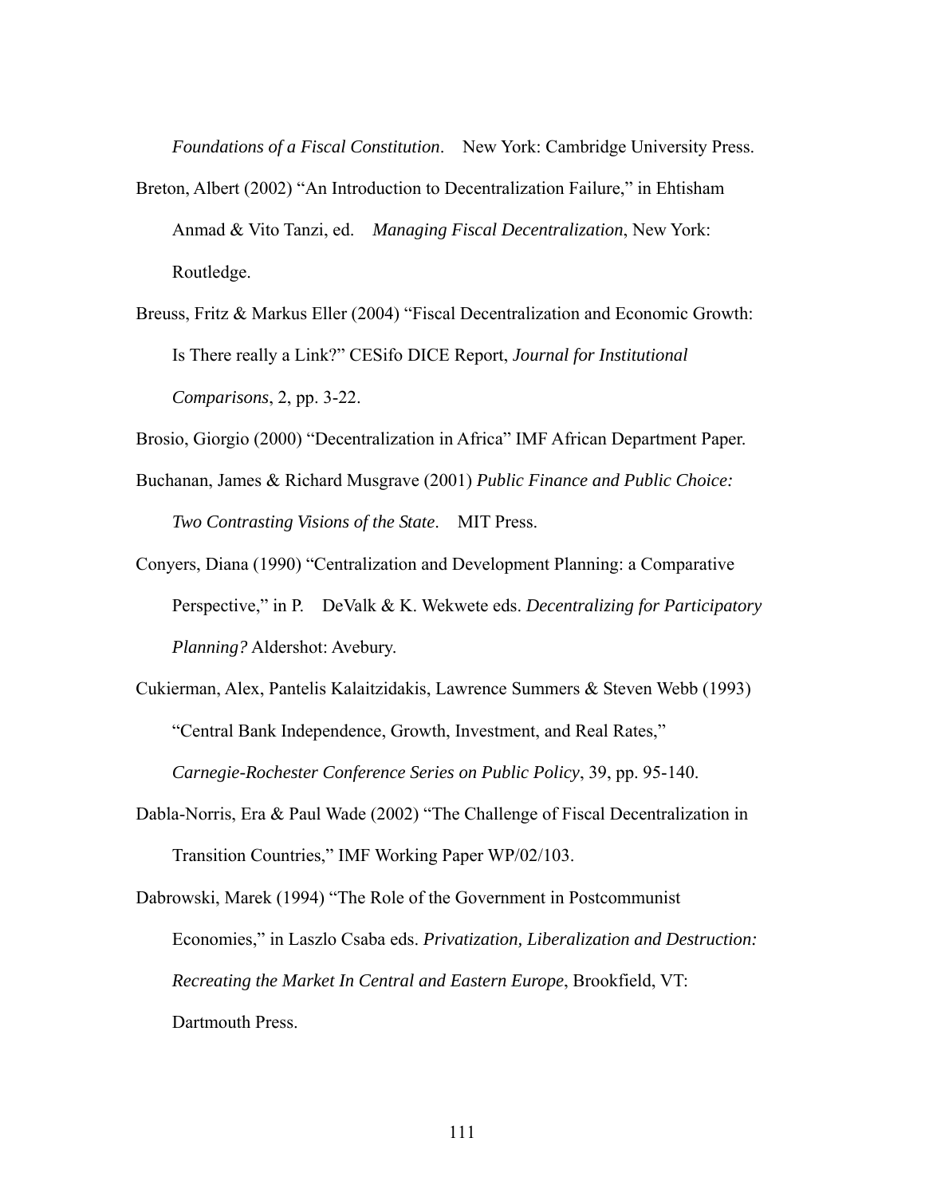*Foundations of a Fiscal Constitution*. New York: Cambridge University Press.

Breton, Albert (2002) "An Introduction to Decentralization Failure," in Ehtisham Anmad & Vito Tanzi, ed. *Managing Fiscal Decentralization*, New York: Routledge.

Breuss, Fritz & Markus Eller (2004) "Fiscal Decentralization and Economic Growth: Is There really a Link?" CESifo DICE Report, *Journal for Institutional Comparisons*, 2, pp. 3-22.

Brosio, Giorgio (2000) "Decentralization in Africa" IMF African Department Paper.

Buchanan, James & Richard Musgrave (2001) *Public Finance and Public Choice: Two Contrasting Visions of the State*. MIT Press.

Conyers, Diana (1990) "Centralization and Development Planning: a Comparative Perspective," in P. DeValk & K. Wekwete eds. *Decentralizing for Participatory Planning?* Aldershot: Avebury.

Cukierman, Alex, Pantelis Kalaitzidakis, Lawrence Summers & Steven Webb (1993) "Central Bank Independence, Growth, Investment, and Real Rates," *Carnegie-Rochester Conference Series on Public Policy*, 39, pp. 95-140.

Dabla-Norris, Era & Paul Wade (2002) "The Challenge of Fiscal Decentralization in Transition Countries," IMF Working Paper WP/02/103.

Dabrowski, Marek (1994) "The Role of the Government in Postcommunist Economies," in Laszlo Csaba eds. *Privatization, Liberalization and Destruction: Recreating the Market In Central and Eastern Europe*, Brookfield, VT: Dartmouth Press.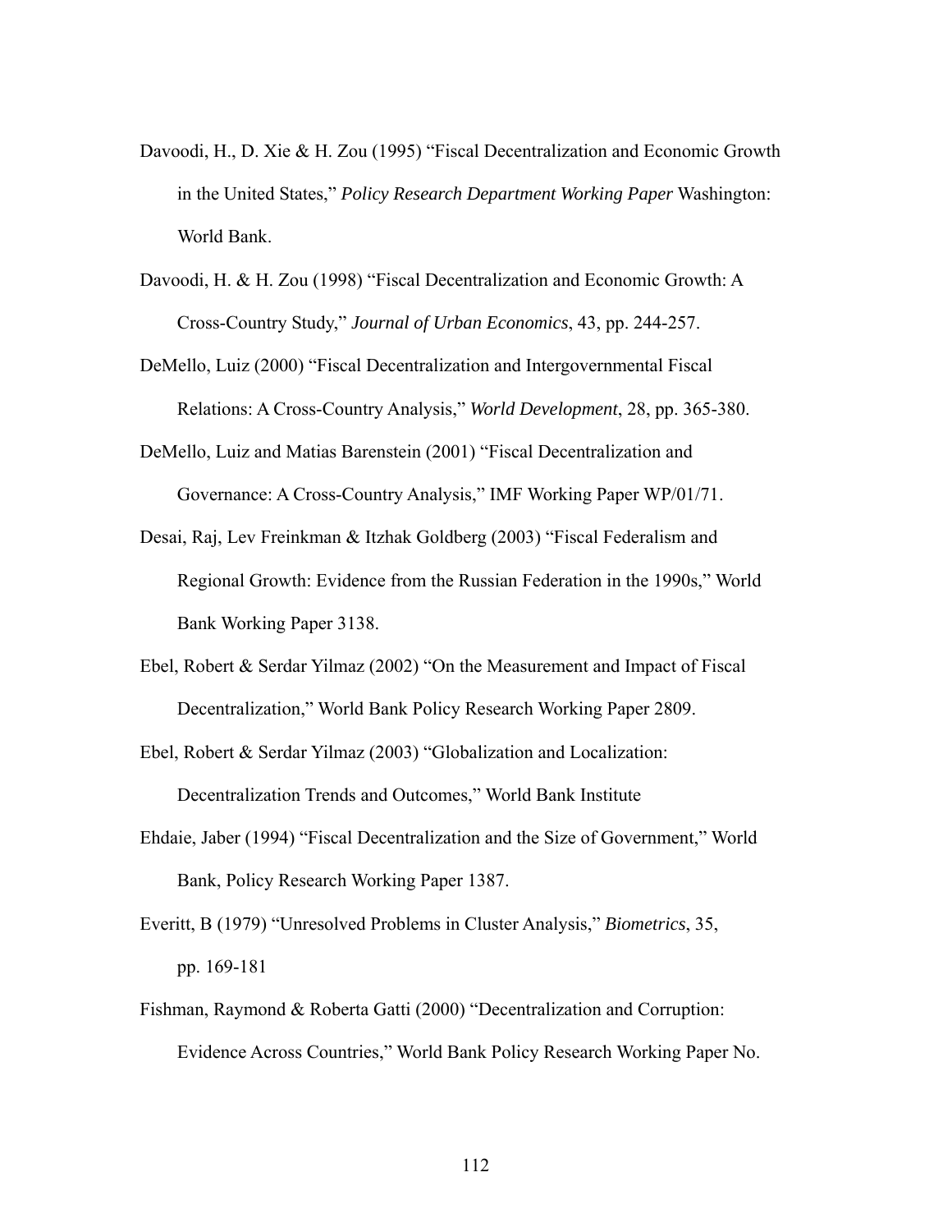Davoodi, H., D. Xie & H. Zou (1995) "Fiscal Decentralization and Economic Growth in the United States," *Policy Research Department Working Paper* Washington: World Bank.

Davoodi, H. & H. Zou (1998) "Fiscal Decentralization and Economic Growth: A Cross-Country Study," *Journal of Urban Economics*, 43, pp. 244-257.

DeMello, Luiz (2000) "Fiscal Decentralization and Intergovernmental Fiscal Relations: A Cross-Country Analysis," *World Development*, 28, pp. 365-380.

DeMello, Luiz and Matias Barenstein (2001) "Fiscal Decentralization and Governance: A Cross-Country Analysis," IMF Working Paper WP/01/71.

Desai, Raj, Lev Freinkman & Itzhak Goldberg (2003) "Fiscal Federalism and Regional Growth: Evidence from the Russian Federation in the 1990s," World Bank Working Paper 3138.

Ebel, Robert & Serdar Yilmaz (2002) "On the Measurement and Impact of Fiscal Decentralization," World Bank Policy Research Working Paper 2809.

Ebel, Robert & Serdar Yilmaz (2003) "Globalization and Localization: Decentralization Trends and Outcomes," World Bank Institute

Ehdaie, Jaber (1994) "Fiscal Decentralization and the Size of Government," World Bank, Policy Research Working Paper 1387.

Everitt, B (1979) "Unresolved Problems in Cluster Analysis," *Biometrics*, 35, pp. 169-181

Fishman, Raymond & Roberta Gatti (2000) "Decentralization and Corruption: Evidence Across Countries," World Bank Policy Research Working Paper No.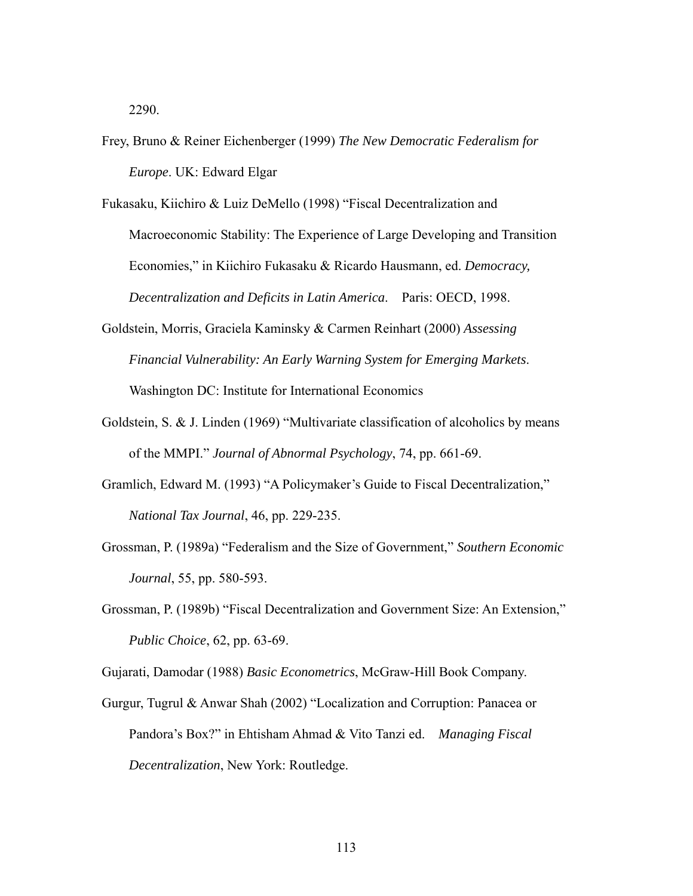2290.

Frey, Bruno & Reiner Eichenberger (1999) *The New Democratic Federalism for Europe*. UK: Edward Elgar

Fukasaku, Kiichiro & Luiz DeMello (1998) "Fiscal Decentralization and Macroeconomic Stability: The Experience of Large Developing and Transition Economies," in Kiichiro Fukasaku & Ricardo Hausmann, ed. *Democracy, Decentralization and Deficits in Latin America*. Paris: OECD, 1998.

Goldstein, Morris, Graciela Kaminsky & Carmen Reinhart (2000) *Assessing Financial Vulnerability: An Early Warning System for Emerging Markets*. Washington DC: Institute for International Economics

Goldstein, S. & J. Linden (1969) "Multivariate classification of alcoholics by means of the MMPI." *Journal of Abnormal Psychology*, 74, pp. 661-69.

Gramlich, Edward M. (1993) "A Policymaker's Guide to Fiscal Decentralization," *National Tax Journal*, 46, pp. 229-235.

Grossman, P. (1989a) "Federalism and the Size of Government," *Southern Economic Journal*, 55, pp. 580-593.

Grossman, P. (1989b) "Fiscal Decentralization and Government Size: An Extension," *Public Choice*, 62, pp. 63-69.

Gujarati, Damodar (1988) *Basic Econometrics*, McGraw-Hill Book Company.

Gurgur, Tugrul & Anwar Shah (2002) "Localization and Corruption: Panacea or Pandora's Box?" in Ehtisham Ahmad & Vito Tanzi ed. *Managing Fiscal Decentralization*, New York: Routledge.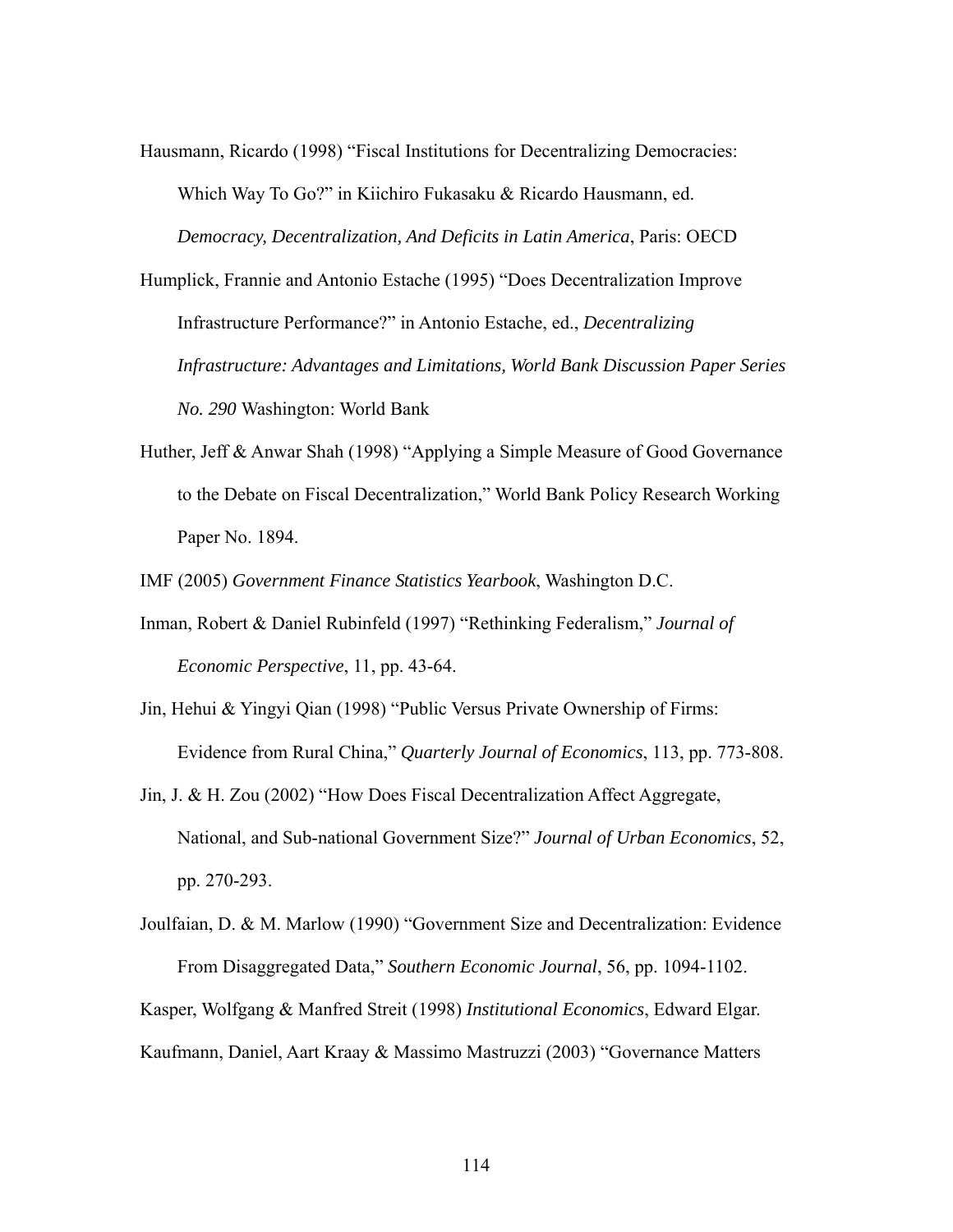Hausmann, Ricardo (1998) "Fiscal Institutions for Decentralizing Democracies: Which Way To Go?" in Kiichiro Fukasaku & Ricardo Hausmann, ed. *Democracy, Decentralization, And Deficits in Latin America*, Paris: OECD

Humplick, Frannie and Antonio Estache (1995) "Does Decentralization Improve Infrastructure Performance?" in Antonio Estache, ed., *Decentralizing Infrastructure: Advantages and Limitations, World Bank Discussion Paper Series No. 290* Washington: World Bank

Huther, Jeff & Anwar Shah (1998) "Applying a Simple Measure of Good Governance to the Debate on Fiscal Decentralization," World Bank Policy Research Working Paper No. 1894.

IMF (2005) *Government Finance Statistics Yearbook*, Washington D.C.

Inman, Robert & Daniel Rubinfeld (1997) "Rethinking Federalism," *Journal of Economic Perspective*, 11, pp. 43-64.

Jin, Hehui & Yingyi Qian (1998) "Public Versus Private Ownership of Firms: Evidence from Rural China," *Quarterly Journal of Economics*, 113, pp. 773-808.

Jin, J. & H. Zou (2002) "How Does Fiscal Decentralization Affect Aggregate, National, and Sub-national Government Size?" *Journal of Urban Economics*, 52, pp. 270-293.

Joulfaian, D. & M. Marlow (1990) "Government Size and Decentralization: Evidence From Disaggregated Data," *Southern Economic Journal*, 56, pp. 1094-1102.

Kasper, Wolfgang & Manfred Streit (1998) *Institutional Economics*, Edward Elgar.

Kaufmann, Daniel, Aart Kraay & Massimo Mastruzzi (2003) "Governance Matters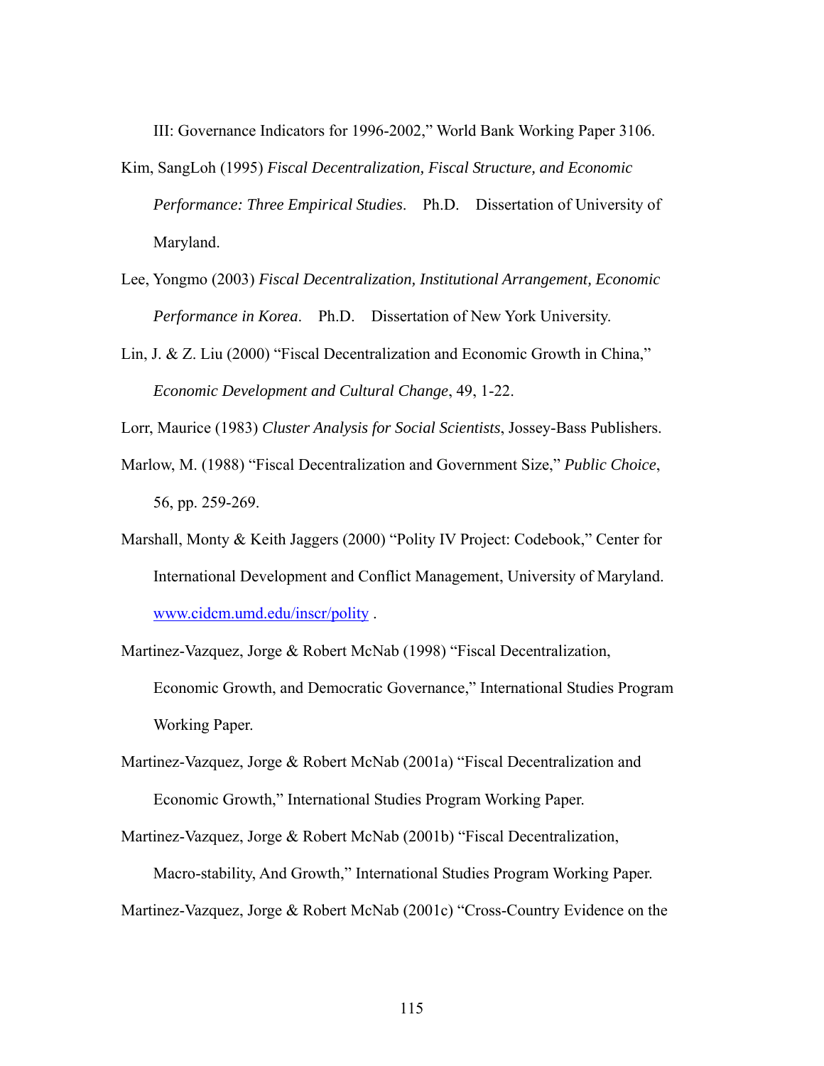III: Governance Indicators for 1996-2002," World Bank Working Paper 3106.

Kim, SangLoh (1995) *Fiscal Decentralization, Fiscal Structure, and Economic Performance: Three Empirical Studies*. Ph.D. Dissertation of University of Maryland.

Lee, Yongmo (2003) *Fiscal Decentralization, Institutional Arrangement, Economic Performance in Korea*. Ph.D. Dissertation of New York University.

Lin, J. & Z. Liu (2000) "Fiscal Decentralization and Economic Growth in China," *Economic Development and Cultural Change*, 49, 1-22.

Lorr, Maurice (1983) *Cluster Analysis for Social Scientists*, Jossey-Bass Publishers.

Marlow, M. (1988) "Fiscal Decentralization and Government Size," *Public Choice*, 56, pp. 259-269.

Marshall, Monty & Keith Jaggers (2000) "Polity IV Project: Codebook," Center for International Development and Conflict Management, University of Maryland. [www.cidcm.umd.edu/inscr/polity](www.cidcm.umd.edu/inscr/polity) .

Martinez-Vazquez, Jorge & Robert McNab (1998) "Fiscal Decentralization, Economic Growth, and Democratic Governance," International Studies Program Working Paper.

Martinez-Vazquez, Jorge & Robert McNab (2001a) "Fiscal Decentralization and Economic Growth," International Studies Program Working Paper.

Martinez-Vazquez, Jorge & Robert McNab (2001b) "Fiscal Decentralization, Macro-stability, And Growth," International Studies Program Working Paper.

Martinez-Vazquez, Jorge & Robert McNab (2001c) "Cross-Country Evidence on the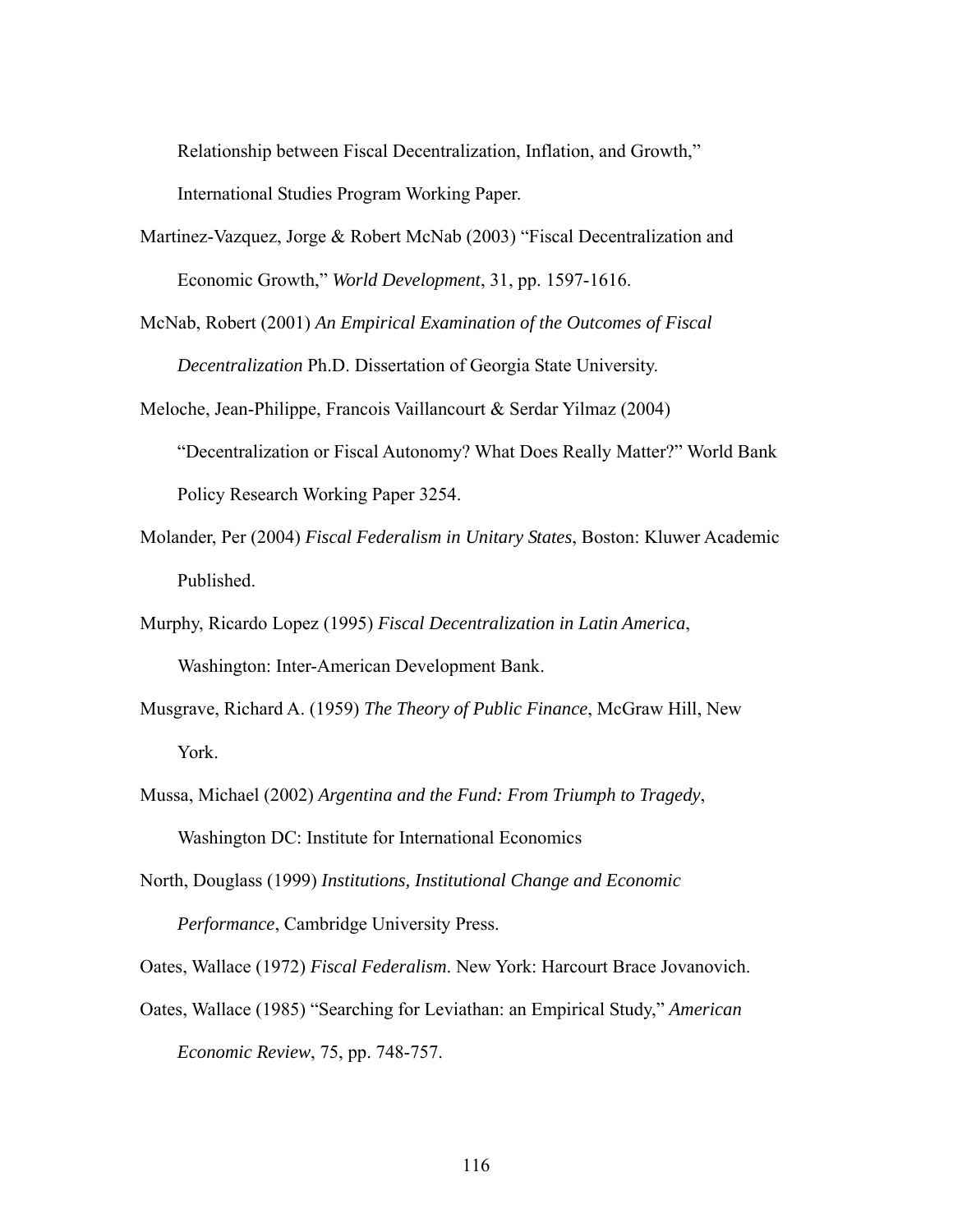Relationship between Fiscal Decentralization, Inflation, and Growth," International Studies Program Working Paper.

Martinez-Vazquez, Jorge & Robert McNab (2003) "Fiscal Decentralization and Economic Growth," *World Development*, 31, pp. 1597-1616.

McNab, Robert (2001) *An Empirical Examination of the Outcomes of Fiscal Decentralization* Ph.D. Dissertation of Georgia State University.

Meloche, Jean-Philippe, Francois Vaillancourt & Serdar Yilmaz (2004) "Decentralization or Fiscal Autonomy? What Does Really Matter?" World Bank Policy Research Working Paper 3254.

Molander, Per (2004) *Fiscal Federalism in Unitary States*, Boston: Kluwer Academic Published.

Murphy, Ricardo Lopez (1995) *Fiscal Decentralization in Latin America*, Washington: Inter-American Development Bank.

Musgrave, Richard A. (1959) *The Theory of Public Finance*, McGraw Hill, New York.

Mussa, Michael (2002) *Argentina and the Fund: From Triumph to Tragedy*, Washington DC: Institute for International Economics

North, Douglass (1999) *Institutions, Institutional Change and Economic Performance*, Cambridge University Press.

Oates, Wallace (1972) *Fiscal Federalism*. New York: Harcourt Brace Jovanovich.

Oates, Wallace (1985) "Searching for Leviathan: an Empirical Study," *American Economic Review*, 75, pp. 748-757.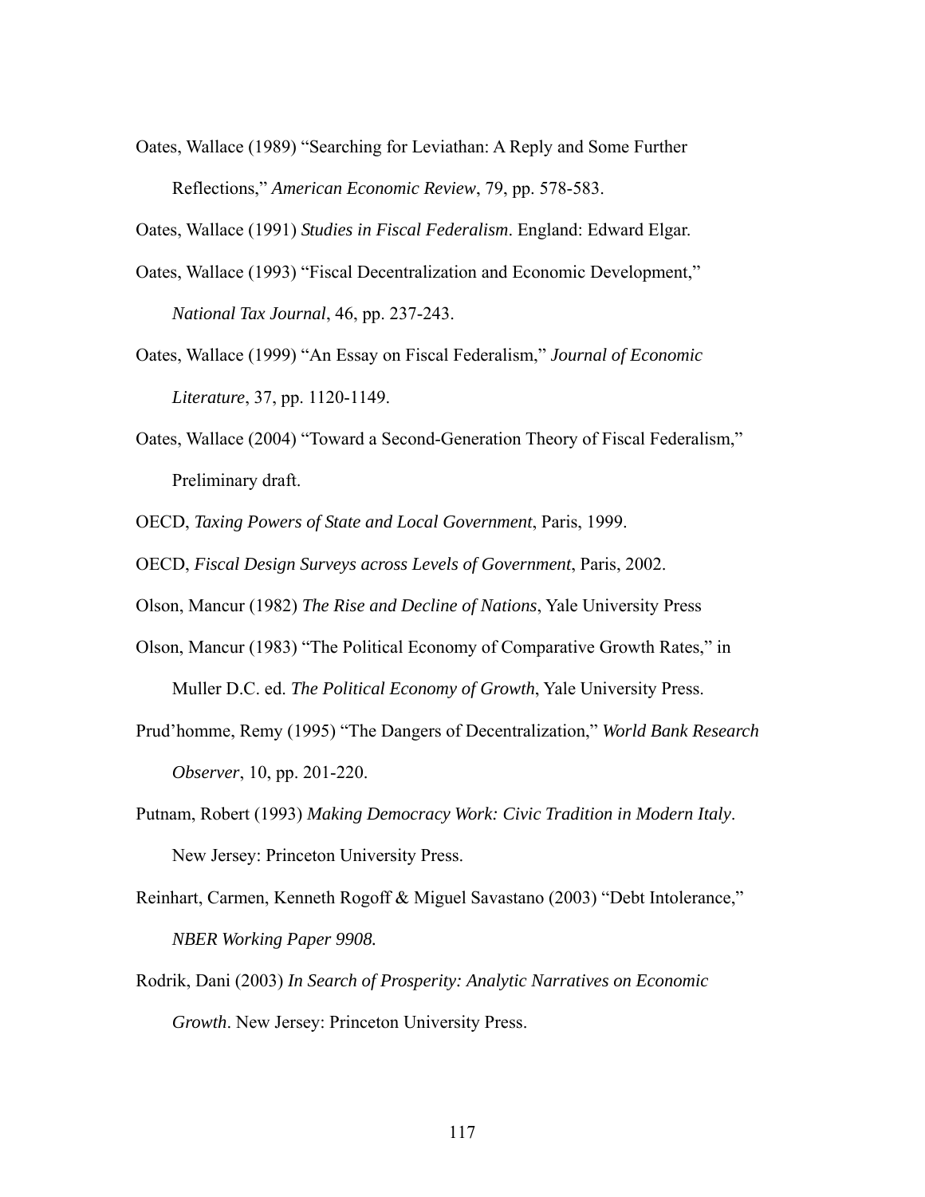Oates, Wallace (1989) "Searching for Leviathan: A Reply and Some Further Reflections," *American Economic Review*, 79, pp. 578-583.

Oates, Wallace (1991) *Studies in Fiscal Federalism*. England: Edward Elgar.

Oates, Wallace (1993) "Fiscal Decentralization and Economic Development," *National Tax Journal*, 46, pp. 237-243.

Oates, Wallace (1999) "An Essay on Fiscal Federalism," *Journal of Economic Literature*, 37, pp. 1120-1149.

Oates, Wallace (2004) "Toward a Second-Generation Theory of Fiscal Federalism," Preliminary draft.

OECD, *Taxing Powers of State and Local Government*, Paris, 1999.

OECD, *Fiscal Design Surveys across Levels of Government*, Paris, 2002.

Olson, Mancur (1982) *The Rise and Decline of Nations*, Yale University Press

Olson, Mancur (1983) "The Political Economy of Comparative Growth Rates," in Muller D.C. ed. *The Political Economy of Growth*, Yale University Press.

Prud'homme, Remy (1995) "The Dangers of Decentralization," *World Bank Research Observer*, 10, pp. 201-220.

Putnam, Robert (1993) *Making Democracy Work: Civic Tradition in Modern Italy*. New Jersey: Princeton University Press.

Reinhart, Carmen, Kenneth Rogoff & Miguel Savastano (2003) "Debt Intolerance," *NBER Working Paper 9908.*

Rodrik, Dani (2003) *In Search of Prosperity: Analytic Narratives on Economic Growth*. New Jersey: Princeton University Press.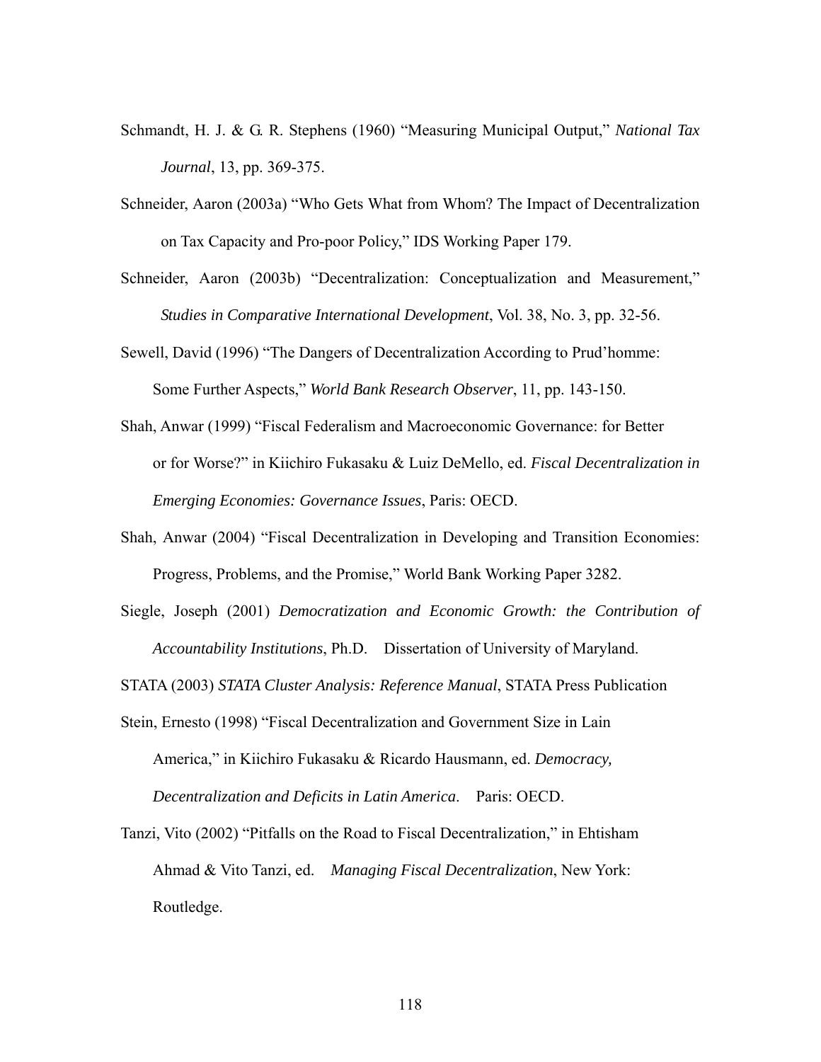Schmandt, H. J. & G. R. Stephens (1960) "Measuring Municipal Output," *National Tax Journal*, 13, pp. 369-375.

Schneider, Aaron (2003a) "Who Gets What from Whom? The Impact of Decentralization on Tax Capacity and Pro-poor Policy," IDS Working Paper 179.

Schneider, Aaron (2003b) "Decentralization: Conceptualization and Measurement," *Studies in Comparative International Development*, Vol. 38, No. 3, pp. 32-56.

Sewell, David (1996) "The Dangers of Decentralization According to Prud'homme: Some Further Aspects," *World Bank Research Observer*, 11, pp. 143-150.

Shah, Anwar (1999) "Fiscal Federalism and Macroeconomic Governance: for Better or for Worse?" in Kiichiro Fukasaku & Luiz DeMello, ed. *Fiscal Decentralization in Emerging Economies: Governance Issues*, Paris: OECD.

Shah, Anwar (2004) "Fiscal Decentralization in Developing and Transition Economies: Progress, Problems, and the Promise," World Bank Working Paper 3282.

Siegle, Joseph (2001) *Democratization and Economic Growth: the Contribution of Accountability Institutions*, Ph.D. Dissertation of University of Maryland.

STATA (2003) *STATA Cluster Analysis: Reference Manual*, STATA Press Publication

Stein, Ernesto (1998) "Fiscal Decentralization and Government Size in Lain America," in Kiichiro Fukasaku & Ricardo Hausmann, ed. *Democracy, Decentralization and Deficits in Latin America*. Paris: OECD.

Tanzi, Vito (2002) "Pitfalls on the Road to Fiscal Decentralization," in Ehtisham Ahmad & Vito Tanzi, ed. *Managing Fiscal Decentralization*, New York: Routledge.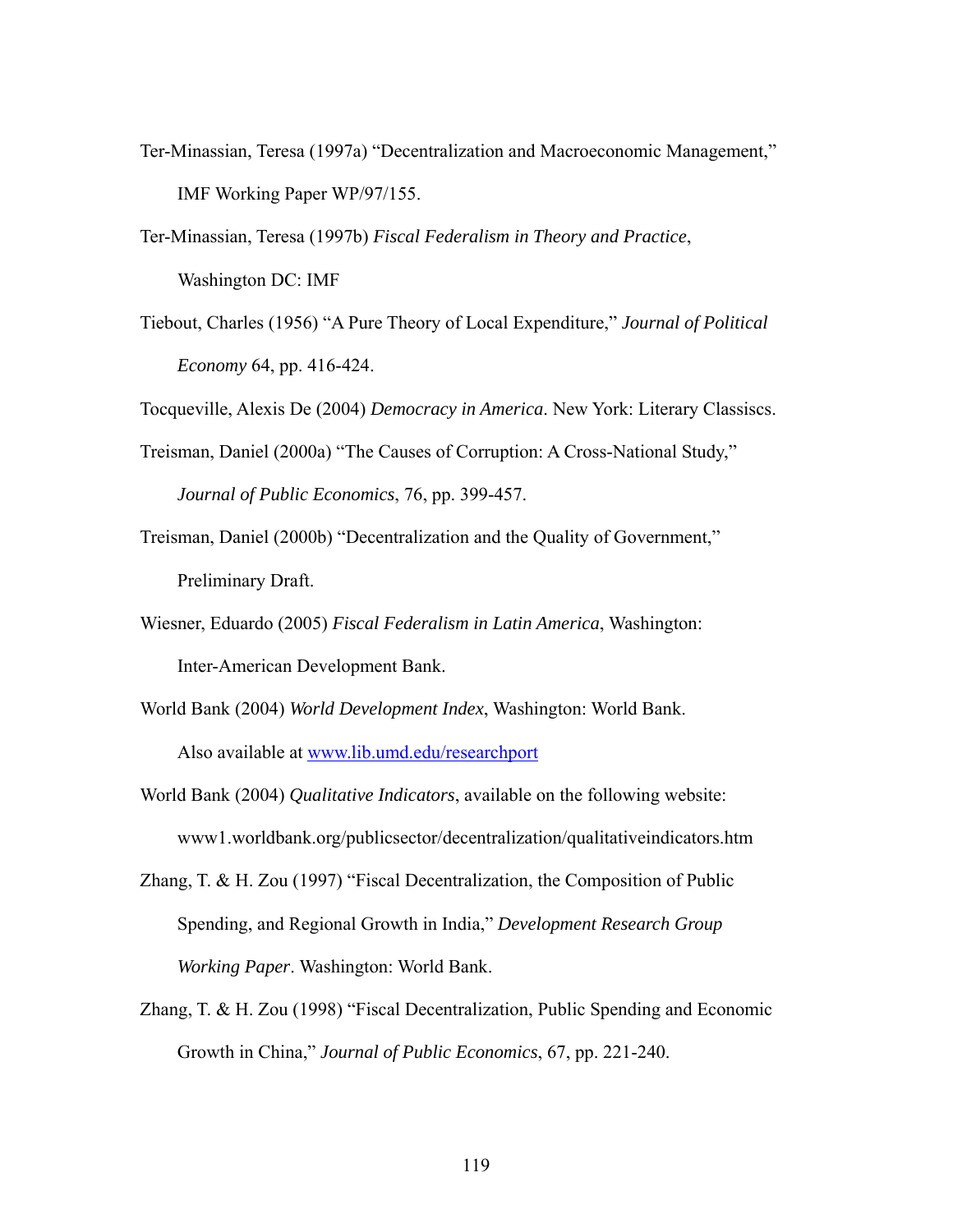Ter-Minassian, Teresa (1997a) "Decentralization and Macroeconomic Management," IMF Working Paper WP/97/155.

Ter-Minassian, Teresa (1997b) *Fiscal Federalism in Theory and Practice*, Washington DC: IMF

Tiebout, Charles (1956) "A Pure Theory of Local Expenditure," *Journal of Political Economy* 64, pp. 416-424.

Tocqueville, Alexis De (2004) *Democracy in America*. New York: Literary Classiscs.

Treisman, Daniel (2000a) "The Causes of Corruption: A Cross-National Study," *Journal of Public Economics*, 76, pp. 399-457.

Treisman, Daniel (2000b) "Decentralization and the Quality of Government," Preliminary Draft.

Wiesner, Eduardo (2005) *Fiscal Federalism in Latin America*, Washington: Inter-American Development Bank.

World Bank (2004) *World Development Index*, Washington: World Bank. Also available at [www.lib.umd.edu/researchport](www.lib.umd.edu/researchport)

World Bank (2004) *Qualitative Indicators*, available on the following website: www1.worldbank.org/publicsector/decentralization/qualitativeindicators.htm

Zhang, T. & H. Zou (1997) "Fiscal Decentralization, the Composition of Public Spending, and Regional Growth in India," *Development Research Group Working Paper*. Washington: World Bank.

Zhang, T. & H. Zou (1998) "Fiscal Decentralization, Public Spending and Economic Growth in China," *Journal of Public Economics*, 67, pp. 221-240.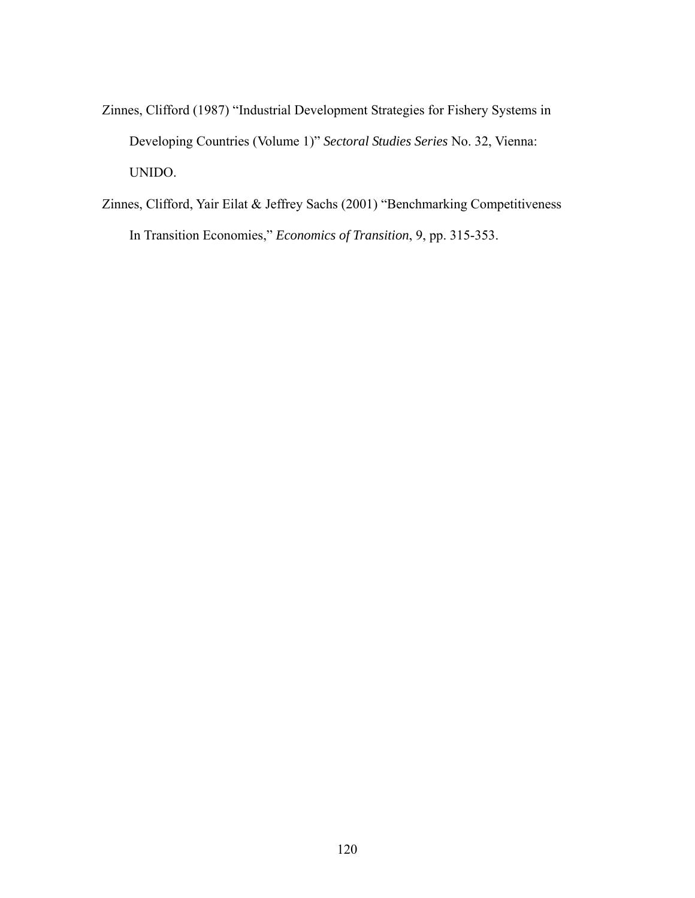Zinnes, Clifford (1987) "Industrial Development Strategies for Fishery Systems in Developing Countries (Volume 1)" *Sectoral Studies Series* No. 32, Vienna: UNIDO.

Zinnes, Clifford, Yair Eilat & Jeffrey Sachs (2001) "Benchmarking Competitiveness In Transition Economies," *Economics of Transition*, 9, pp. 315-353.